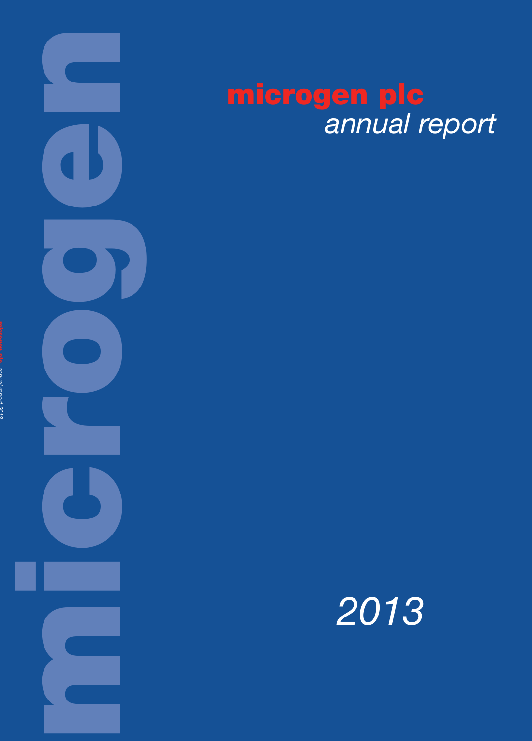# microgen plc

*annual report*

*2013*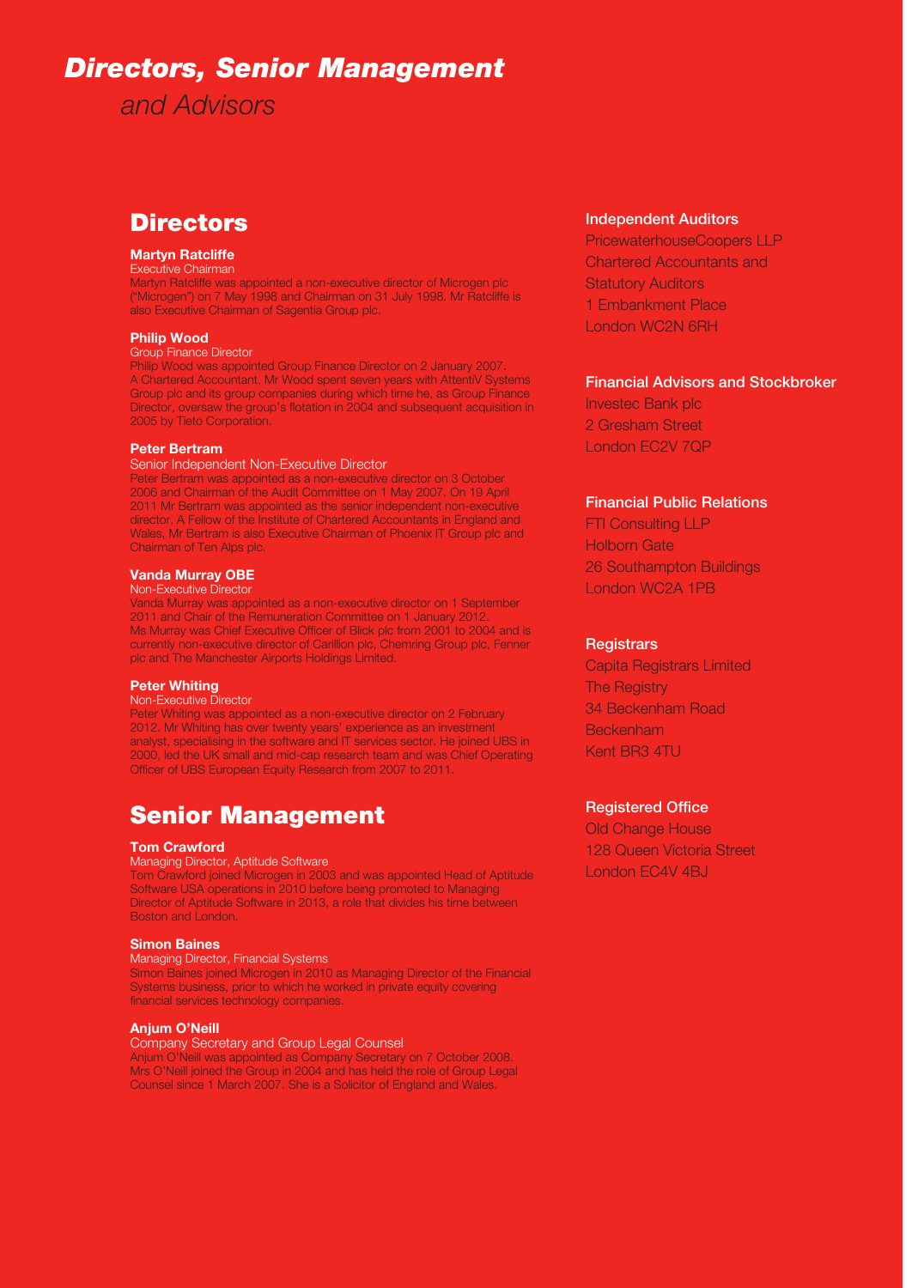# *Directors, Senior Management*
*and Advisors*

## Directors

**Martyn Ratcliffe**
Executive Chairman
Martyn Ratcliffe was appointed a non-executive director of Microgen plc ("Microgen") on 7 May 1998 and Chairman on 31 July 1998. Mr Ratcliffe is also Executive Chairman of Sagentia Group plc.

**Philip Wood**
Group Finance Director
Philip Wood was appointed Group Finance Director on 2 January 2007. A Chartered Accountant, Mr Wood spent seven years with AttentiV Systems Group plc and its group companies during which time he, as Group Finance Director, oversaw the group's flotation in 2004 and subsequent acquisition in 2005 by Tieto Corporation.

**Peter Bertram**
Senior Independent Non-Executive Director
Peter Bertram was appointed as a non-executive director on 3 October 2006 and Chairman of the Audit Committee on 1 May 2007. On 19 April 2011 Mr Bertram was appointed as the senior independent non-executive director. A Fellow of the Institute of Chartered Accountants in England and Wales, Mr Bertram is also Executive Chairman of Phoenix IT Group plc and Chairman of Ten Alps plc.

**Vanda Murray OBE**
Non-Executive Director
Vanda Murray was appointed as a non-executive director on 1 September 2011 and Chair of the Remuneration Committee on 1 January 2012. Ms Murray was Chief Executive Officer of Blick plc from 2001 to 2004 and is currently non-executive director of Carillion plc, Chemring Group plc, Fenner plc and The Manchester Airports Holdings Limited.

**Peter Whiting**
Non-Executive Director
Peter Whiting was appointed as a non-executive director on 2 February 2012. Mr Whiting has over twenty years' experience as an investment analyst, specialising in the software and IT services sector. He joined UBS in 2000, led the UK small and mid-cap research team and was Chief Operating Officer of UBS European Equity Research from 2007 to 2011.

## Senior Management

**Tom Crawford**
Managing Director, Aptitude Software
Tom Crawford joined Microgen in 2003 and was appointed Head of Aptitude Software USA operations in 2010 before being promoted to Managing Director of Aptitude Software in 2013, a role that divides his time between Boston and London.

**Simon Baines**
Managing Director, Financial Systems
Simon Baines joined Microgen in 2010 as Managing Director of the Financial Systems business, prior to which he worked in private equity covering financial services technology companies.

**Anjum O'Neill**
Company Secretary and Group Legal Counsel
Anjum O'Neill was appointed as Company Secretary on 7 October 2008. Mrs O'Neill joined the Group in 2004 and has held the role of Group Legal Counsel since 1 March 2007. She is a Solicitor of England and Wales.

### Independent Auditors
PricewaterhouseCoopers LLP
Chartered Accountants and
Statutory Auditors
1 Embankment Place
London WC2N 6RH

### Financial Advisors and Stockbroker
Investec Bank plc
2 Gresham Street
London EC2V 7QP

### Financial Public Relations
FTI Consulting LLP
Holborn Gate
26 Southampton Buildings
London WC2A 1PB

### Registrars
Capita Registrars Limited
The Registry
34 Beckenham Road
Beckenham
Kent BR3 4TU

### Registered Office
Old Change House
128 Queen Victoria Street
London EC4V 4BJ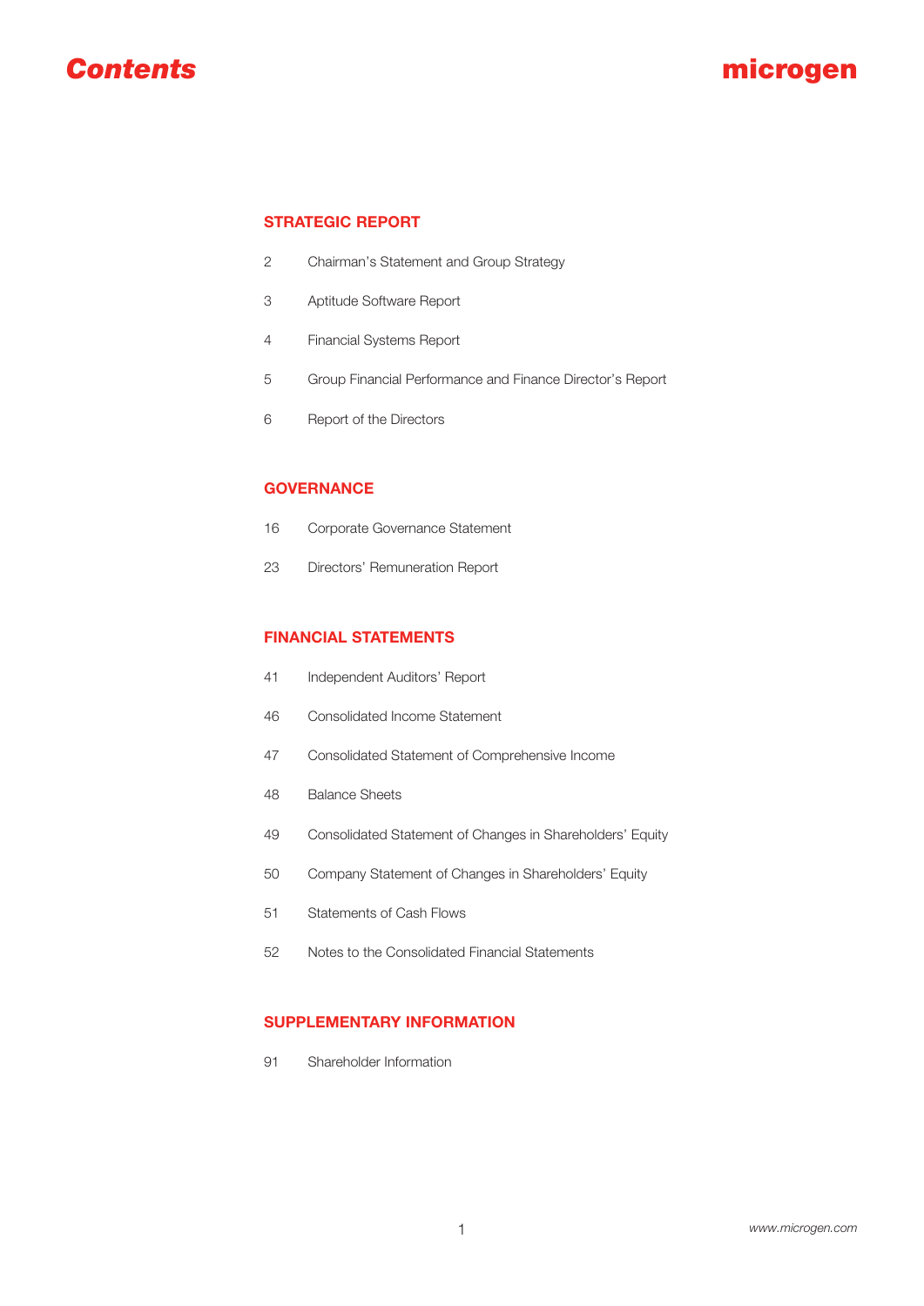# Contents

microgen

## STRATEGIC REPORT

| | |
|---|---|
| 2 | Chairman's Statement and Group Strategy |
| 3 | Aptitude Software Report |
| 4 | Financial Systems Report |
| 5 | Group Financial Performance and Finance Director's Report |
| 6 | Report of the Directors |

## GOVERNANCE

| | |
|---|---|
| 16 | Corporate Governance Statement |
| 23 | Directors' Remuneration Report |

## FINANCIAL STATEMENTS

| | |
|---|---|
| 41 | Independent Auditors' Report |
| 46 | Consolidated Income Statement |
| 47 | Consolidated Statement of Comprehensive Income |
| 48 | Balance Sheets |
| 49 | Consolidated Statement of Changes in Shareholders' Equity |
| 50 | Company Statement of Changes in Shareholders' Equity |
| 51 | Statements of Cash Flows |
| 52 | Notes to the Consolidated Financial Statements |

## SUPPLEMENTARY INFORMATION

| | |
|---|---|
| 91 | Shareholder Information |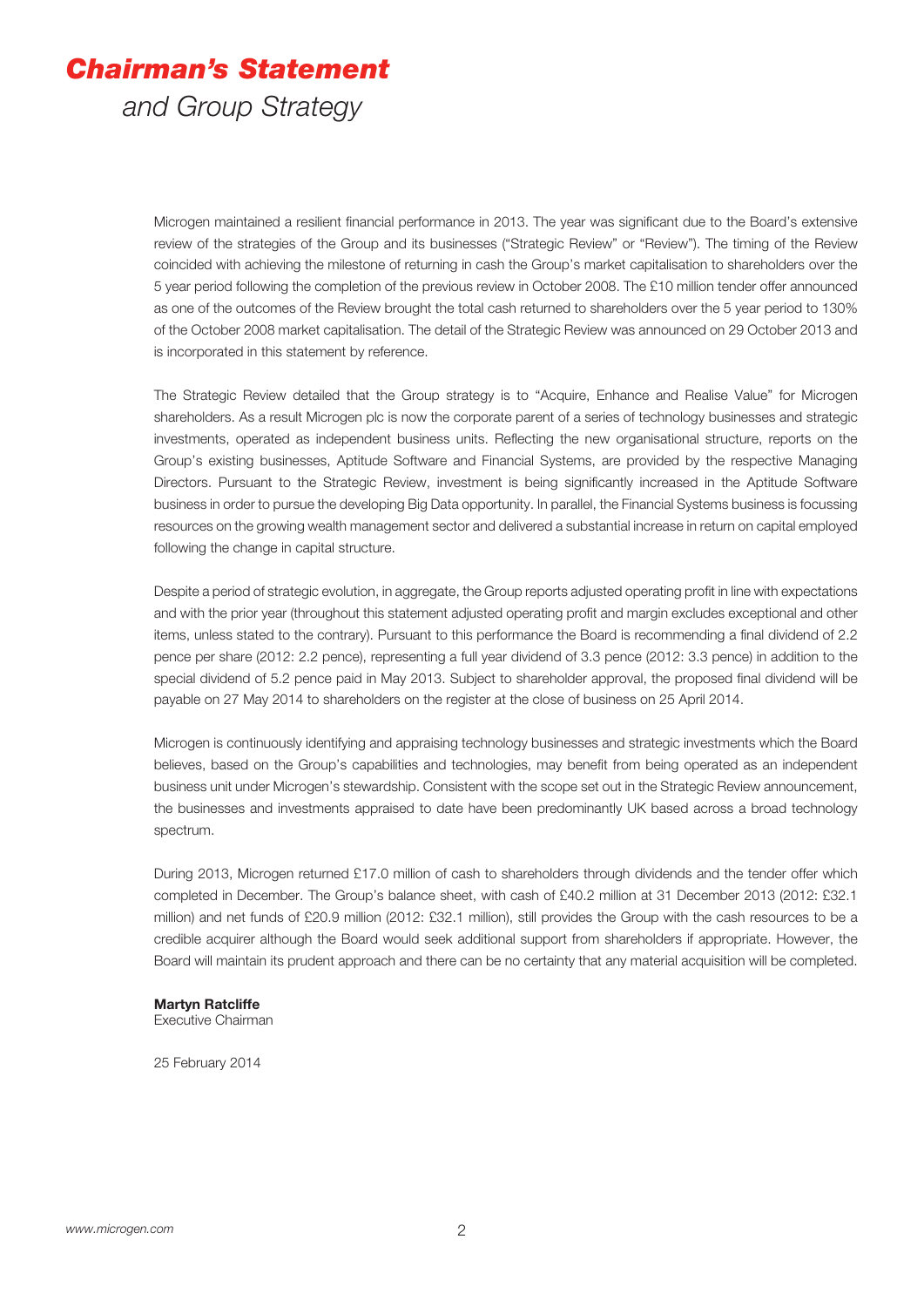# *Chairman's Statement*

## *and Group Strategy*

Microgen maintained a resilient financial performance in 2013. The year was significant due to the Board's extensive review of the strategies of the Group and its businesses ("Strategic Review" or "Review"). The timing of the Review coincided with achieving the milestone of returning in cash the Group's market capitalisation to shareholders over the 5 year period following the completion of the previous review in October 2008. The £10 million tender offer announced as one of the outcomes of the Review brought the total cash returned to shareholders over the 5 year period to 130% of the October 2008 market capitalisation. The detail of the Strategic Review was announced on 29 October 2013 and is incorporated in this statement by reference.

The Strategic Review detailed that the Group strategy is to "Acquire, Enhance and Realise Value" for Microgen shareholders. As a result Microgen plc is now the corporate parent of a series of technology businesses and strategic investments, operated as independent business units. Reflecting the new organisational structure, reports on the Group's existing businesses, Aptitude Software and Financial Systems, are provided by the respective Managing Directors. Pursuant to the Strategic Review, investment is being significantly increased in the Aptitude Software business in order to pursue the developing Big Data opportunity. In parallel, the Financial Systems business is focussing resources on the growing wealth management sector and delivered a substantial increase in return on capital employed following the change in capital structure.

Despite a period of strategic evolution, in aggregate, the Group reports adjusted operating profit in line with expectations and with the prior year (throughout this statement adjusted operating profit and margin excludes exceptional and other items, unless stated to the contrary). Pursuant to this performance the Board is recommending a final dividend of 2.2 pence per share (2012: 2.2 pence), representing a full year dividend of 3.3 pence (2012: 3.3 pence) in addition to the special dividend of 5.2 pence paid in May 2013. Subject to shareholder approval, the proposed final dividend will be payable on 27 May 2014 to shareholders on the register at the close of business on 25 April 2014.

Microgen is continuously identifying and appraising technology businesses and strategic investments which the Board believes, based on the Group's capabilities and technologies, may benefit from being operated as an independent business unit under Microgen's stewardship. Consistent with the scope set out in the Strategic Review announcement, the businesses and investments appraised to date have been predominantly UK based across a broad technology spectrum.

During 2013, Microgen returned £17.0 million of cash to shareholders through dividends and the tender offer which completed in December. The Group's balance sheet, with cash of £40.2 million at 31 December 2013 (2012: £32.1 million) and net funds of £20.9 million (2012: £32.1 million), still provides the Group with the cash resources to be a credible acquirer although the Board would seek additional support from shareholders if appropriate. However, the Board will maintain its prudent approach and there can be no certainty that any material acquisition will be completed.

**Martyn Ratcliffe**
Executive Chairman

25 February 2014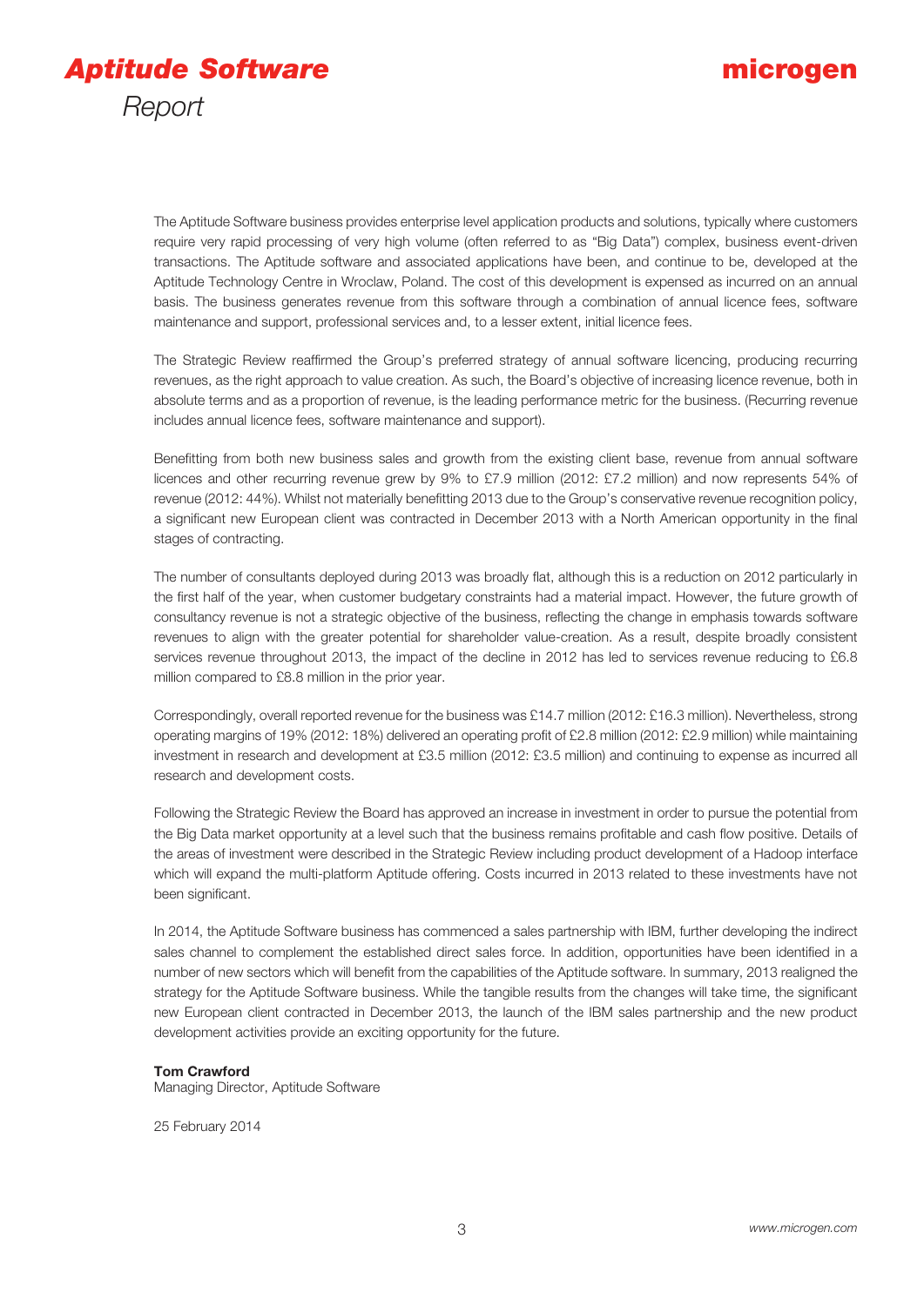# Aptitude Software Report

The Aptitude Software business provides enterprise level application products and solutions, typically where customers require very rapid processing of very high volume (often referred to as "Big Data") complex, business event-driven transactions. The Aptitude software and associated applications have been, and continue to be, developed at the Aptitude Technology Centre in Wroclaw, Poland. The cost of this development is expensed as incurred on an annual basis. The business generates revenue from this software through a combination of annual licence fees, software maintenance and support, professional services and, to a lesser extent, initial licence fees.

The Strategic Review reaffirmed the Group's preferred strategy of annual software licencing, producing recurring revenues, as the right approach to value creation. As such, the Board's objective of increasing licence revenue, both in absolute terms and as a proportion of revenue, is the leading performance metric for the business. (Recurring revenue includes annual licence fees, software maintenance and support).

Benefitting from both new business sales and growth from the existing client base, revenue from annual software licences and other recurring revenue grew by 9% to £7.9 million (2012: £7.2 million) and now represents 54% of revenue (2012: 44%). Whilst not materially benefitting 2013 due to the Group's conservative revenue recognition policy, a significant new European client was contracted in December 2013 with a North American opportunity in the final stages of contracting.

The number of consultants deployed during 2013 was broadly flat, although this is a reduction on 2012 particularly in the first half of the year, when customer budgetary constraints had a material impact. However, the future growth of consultancy revenue is not a strategic objective of the business, reflecting the change in emphasis towards software revenues to align with the greater potential for shareholder value-creation. As a result, despite broadly consistent services revenue throughout 2013, the impact of the decline in 2012 has led to services revenue reducing to £6.8 million compared to £8.8 million in the prior year.

Correspondingly, overall reported revenue for the business was £14.7 million (2012: £16.3 million). Nevertheless, strong operating margins of 19% (2012: 18%) delivered an operating profit of £2.8 million (2012: £2.9 million) while maintaining investment in research and development at £3.5 million (2012: £3.5 million) and continuing to expense as incurred all research and development costs.

Following the Strategic Review the Board has approved an increase in investment in order to pursue the potential from the Big Data market opportunity at a level such that the business remains profitable and cash flow positive. Details of the areas of investment were described in the Strategic Review including product development of a Hadoop interface which will expand the multi-platform Aptitude offering. Costs incurred in 2013 related to these investments have not been significant.

In 2014, the Aptitude Software business has commenced a sales partnership with IBM, further developing the indirect sales channel to complement the established direct sales force. In addition, opportunities have been identified in a number of new sectors which will benefit from the capabilities of the Aptitude software. In summary, 2013 realigned the strategy for the Aptitude Software business. While the tangible results from the changes will take time, the significant new European client contracted in December 2013, the launch of the IBM sales partnership and the new product development activities provide an exciting opportunity for the future.

**Tom Crawford**
Managing Director, Aptitude Software

25 February 2014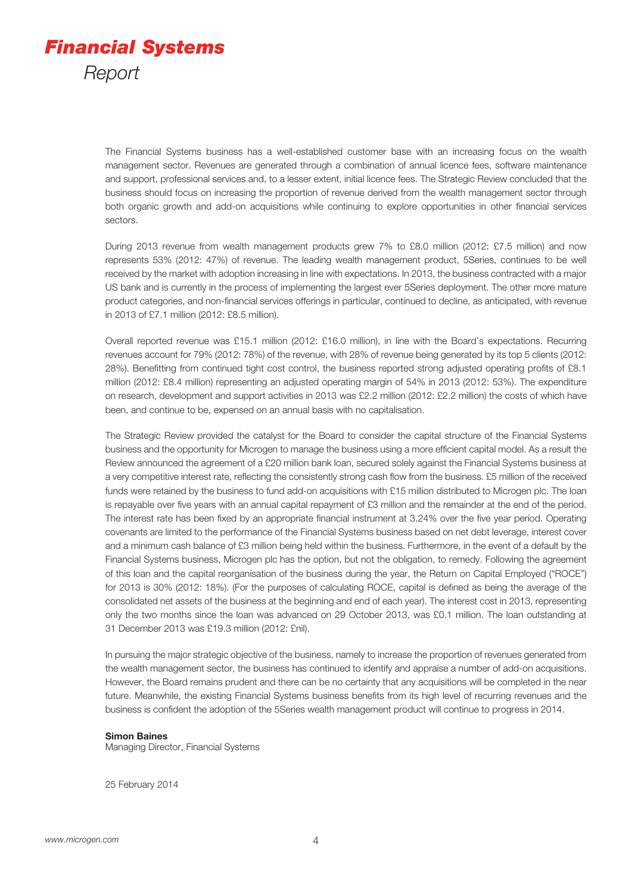# *Financial Systems*

*Report*

The Financial Systems business has a well-established customer base with an increasing focus on the wealth management sector. Revenues are generated through a combination of annual licence fees, software maintenance and support, professional services and, to a lesser extent, initial licence fees. The Strategic Review concluded that the business should focus on increasing the proportion of revenue derived from the wealth management sector through both organic growth and add-on acquisitions while continuing to explore opportunities in other financial services sectors.

During 2013 revenue from wealth management products grew 7% to £8.0 million (2012: £7.5 million) and now represents 53% (2012: 47%) of revenue. The leading wealth management product, 5Series, continues to be well received by the market with adoption increasing in line with expectations. In 2013, the business contracted with a major US bank and is currently in the process of implementing the largest ever 5Series deployment. The other more mature product categories, and non-financial services offerings in particular, continued to decline, as anticipated, with revenue in 2013 of £7.1 million (2012: £8.5 million).

Overall reported revenue was £15.1 million (2012: £16.0 million), in line with the Board's expectations. Recurring revenues account for 79% (2012: 78%) of the revenue, with 28% of revenue being generated by its top 5 clients (2012: 28%). Benefitting from continued tight cost control, the business reported strong adjusted operating profits of £8.1 million (2012: £8.4 million) representing an adjusted operating margin of 54% in 2013 (2012: 53%). The expenditure on research, development and support activities in 2013 was £2.2 million (2012: £2.2 million) the costs of which have been, and continue to be, expensed on an annual basis with no capitalisation.

The Strategic Review provided the catalyst for the Board to consider the capital structure of the Financial Systems business and the opportunity for Microgen to manage the business using a more efficient capital model. As a result the Review announced the agreement of a £20 million bank loan, secured solely against the Financial Systems business at a very competitive interest rate, reflecting the consistently strong cash flow from the business. £5 million of the received funds were retained by the business to fund add-on acquisitions with £15 million distributed to Microgen plc. The loan is repayable over five years with an annual capital repayment of £3 million and the remainder at the end of the period. The interest rate has been fixed by an appropriate financial instrument at 3.24% over the five year period. Operating covenants are limited to the performance of the Financial Systems business based on net debt leverage, interest cover and a minimum cash balance of £3 million being held within the business. Furthermore, in the event of a default by the Financial Systems business, Microgen plc has the option, but not the obligation, to remedy. Following the agreement of this loan and the capital reorganisation of the business during the year, the Return on Capital Employed ("ROCE") for 2013 is 30% (2012: 18%). (For the purposes of calculating ROCE, capital is defined as being the average of the consolidated net assets of the business at the beginning and end of each year). The interest cost in 2013, representing only the two months since the loan was advanced on 29 October 2013, was £0.1 million. The loan outstanding at 31 December 2013 was £19.3 million (2012: £nil).

In pursuing the major strategic objective of the business, namely to increase the proportion of revenues generated from the wealth management sector, the business has continued to identify and appraise a number of add-on acquisitions. However, the Board remains prudent and there can be no certainty that any acquisitions will be completed in the near future. Meanwhile, the existing Financial Systems business benefits from its high level of recurring revenues and the business is confident the adoption of the 5Series wealth management product will continue to progress in 2014.

**Simon Baines**
Managing Director, Financial Systems

25 February 2014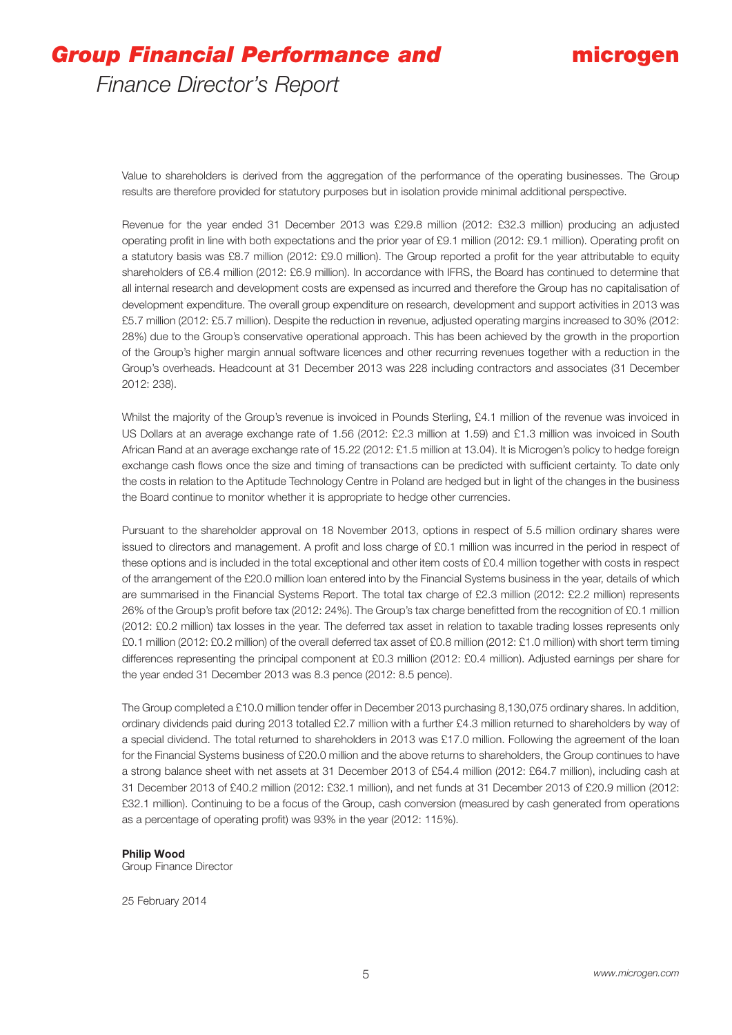# ***Group Financial Performance and*** *Finance Director's Report*

Value to shareholders is derived from the aggregation of the performance of the operating businesses. The Group results are therefore provided for statutory purposes but in isolation provide minimal additional perspective.

Revenue for the year ended 31 December 2013 was £29.8 million (2012: £32.3 million) producing an adjusted operating profit in line with both expectations and the prior year of £9.1 million (2012: £9.1 million). Operating profit on a statutory basis was £8.7 million (2012: £9.0 million). The Group reported a profit for the year attributable to equity shareholders of £6.4 million (2012: £6.9 million). In accordance with IFRS, the Board has continued to determine that all internal research and development costs are expensed as incurred and therefore the Group has no capitalisation of development expenditure. The overall group expenditure on research, development and support activities in 2013 was £5.7 million (2012: £5.7 million). Despite the reduction in revenue, adjusted operating margins increased to 30% (2012: 28%) due to the Group's conservative operational approach. This has been achieved by the growth in the proportion of the Group's higher margin annual software licences and other recurring revenues together with a reduction in the Group's overheads. Headcount at 31 December 2013 was 228 including contractors and associates (31 December 2012: 238).

Whilst the majority of the Group's revenue is invoiced in Pounds Sterling, £4.1 million of the revenue was invoiced in US Dollars at an average exchange rate of 1.56 (2012: £2.3 million at 1.59) and £1.3 million was invoiced in South African Rand at an average exchange rate of 15.22 (2012: £1.5 million at 13.04). It is Microgen's policy to hedge foreign exchange cash flows once the size and timing of transactions can be predicted with sufficient certainty. To date only the costs in relation to the Aptitude Technology Centre in Poland are hedged but in light of the changes in the business the Board continue to monitor whether it is appropriate to hedge other currencies.

Pursuant to the shareholder approval on 18 November 2013, options in respect of 5.5 million ordinary shares were issued to directors and management. A profit and loss charge of £0.1 million was incurred in the period in respect of these options and is included in the total exceptional and other item costs of £0.4 million together with costs in respect of the arrangement of the £20.0 million loan entered into by the Financial Systems business in the year, details of which are summarised in the Financial Systems Report. The total tax charge of £2.3 million (2012: £2.2 million) represents 26% of the Group's profit before tax (2012: 24%). The Group's tax charge benefitted from the recognition of £0.1 million (2012: £0.2 million) tax losses in the year. The deferred tax asset in relation to taxable trading losses represents only £0.1 million (2012: £0.2 million) of the overall deferred tax asset of £0.8 million (2012: £1.0 million) with short term timing differences representing the principal component at £0.3 million (2012: £0.4 million). Adjusted earnings per share for the year ended 31 December 2013 was 8.3 pence (2012: 8.5 pence).

The Group completed a £10.0 million tender offer in December 2013 purchasing 8,130,075 ordinary shares. In addition, ordinary dividends paid during 2013 totalled £2.7 million with a further £4.3 million returned to shareholders by way of a special dividend. The total returned to shareholders in 2013 was £17.0 million. Following the agreement of the loan for the Financial Systems business of £20.0 million and the above returns to shareholders, the Group continues to have a strong balance sheet with net assets at 31 December 2013 of £54.4 million (2012: £64.7 million), including cash at 31 December 2013 of £40.2 million (2012: £32.1 million), and net funds at 31 December 2013 of £20.9 million (2012: £32.1 million). Continuing to be a focus of the Group, cash conversion (measured by cash generated from operations as a percentage of operating profit) was 93% in the year (2012: 115%).

**Philip Wood**
Group Finance Director

25 February 2014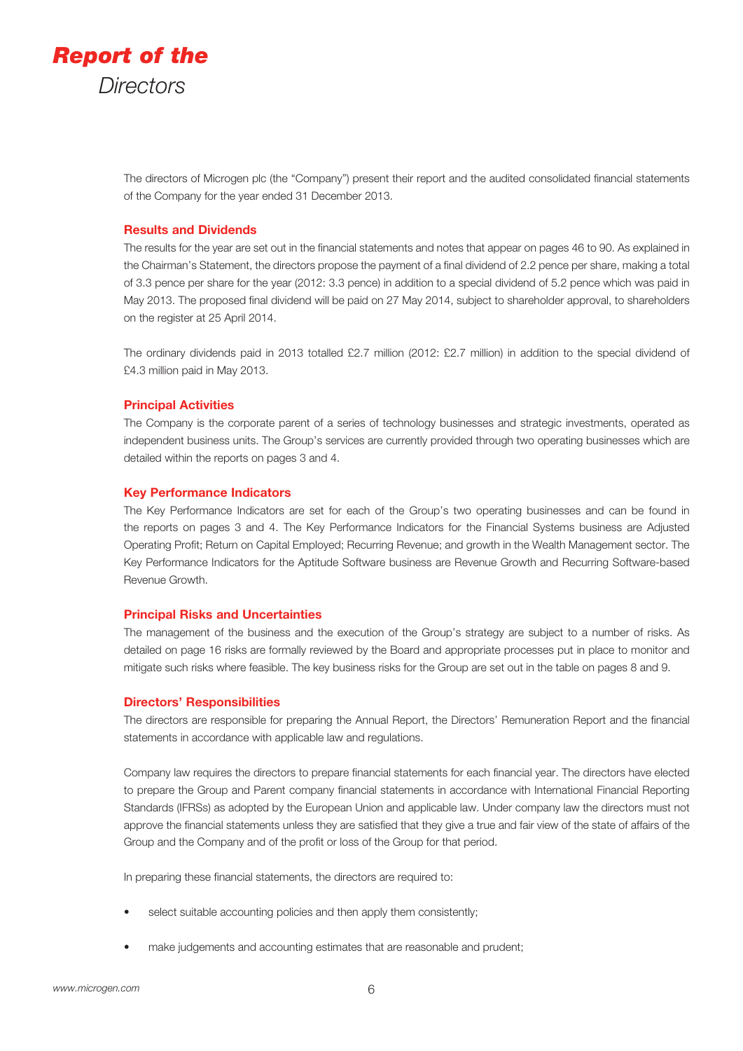# *Report of the Directors*

The directors of Microgen plc (the "Company") present their report and the audited consolidated financial statements of the Company for the year ended 31 December 2013.

## Results and Dividends

The results for the year are set out in the financial statements and notes that appear on pages 46 to 90. As explained in the Chairman's Statement, the directors propose the payment of a final dividend of 2.2 pence per share, making a total of 3.3 pence per share for the year (2012: 3.3 pence) in addition to a special dividend of 5.2 pence which was paid in May 2013. The proposed final dividend will be paid on 27 May 2014, subject to shareholder approval, to shareholders on the register at 25 April 2014.

The ordinary dividends paid in 2013 totalled £2.7 million (2012: £2.7 million) in addition to the special dividend of £4.3 million paid in May 2013.

## Principal Activities

The Company is the corporate parent of a series of technology businesses and strategic investments, operated as independent business units. The Group's services are currently provided through two operating businesses which are detailed within the reports on pages 3 and 4.

## Key Performance Indicators

The Key Performance Indicators are set for each of the Group's two operating businesses and can be found in the reports on pages 3 and 4. The Key Performance Indicators for the Financial Systems business are Adjusted Operating Profit; Return on Capital Employed; Recurring Revenue; and growth in the Wealth Management sector. The Key Performance Indicators for the Aptitude Software business are Revenue Growth and Recurring Software-based Revenue Growth.

## Principal Risks and Uncertainties

The management of the business and the execution of the Group's strategy are subject to a number of risks. As detailed on page 16 risks are formally reviewed by the Board and appropriate processes put in place to monitor and mitigate such risks where feasible. The key business risks for the Group are set out in the table on pages 8 and 9.

## Directors' Responsibilities

The directors are responsible for preparing the Annual Report, the Directors' Remuneration Report and the financial statements in accordance with applicable law and regulations.

Company law requires the directors to prepare financial statements for each financial year. The directors have elected to prepare the Group and Parent company financial statements in accordance with International Financial Reporting Standards (IFRSs) as adopted by the European Union and applicable law. Under company law the directors must not approve the financial statements unless they are satisfied that they give a true and fair view of the state of affairs of the Group and the Company and of the profit or loss of the Group for that period.

In preparing these financial statements, the directors are required to:

- select suitable accounting policies and then apply them consistently;
- make judgements and accounting estimates that are reasonable and prudent;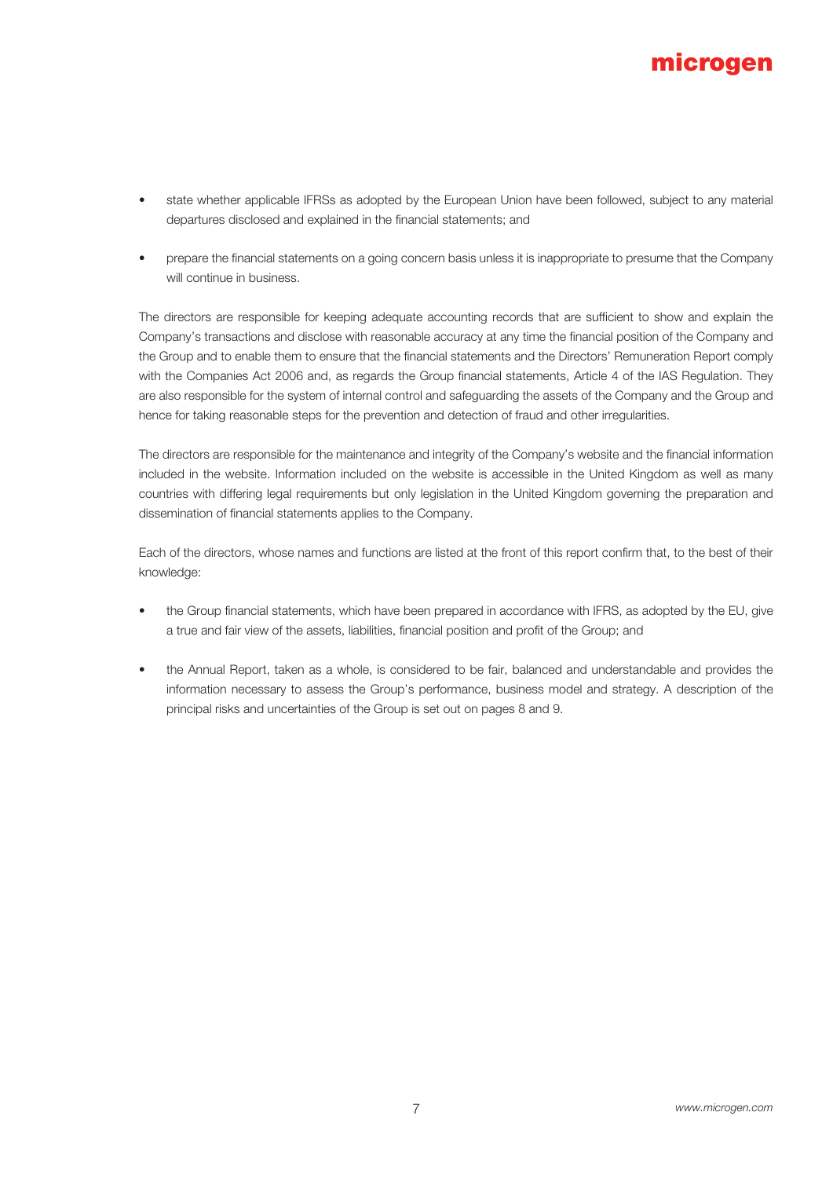- state whether applicable IFRSs as adopted by the European Union have been followed, subject to any material departures disclosed and explained in the financial statements; and
- prepare the financial statements on a going concern basis unless it is inappropriate to presume that the Company will continue in business.

The directors are responsible for keeping adequate accounting records that are sufficient to show and explain the Company's transactions and disclose with reasonable accuracy at any time the financial position of the Company and the Group and to enable them to ensure that the financial statements and the Directors' Remuneration Report comply with the Companies Act 2006 and, as regards the Group financial statements, Article 4 of the IAS Regulation. They are also responsible for the system of internal control and safeguarding the assets of the Company and the Group and hence for taking reasonable steps for the prevention and detection of fraud and other irregularities.

The directors are responsible for the maintenance and integrity of the Company's website and the financial information included in the website. Information included on the website is accessible in the United Kingdom as well as many countries with differing legal requirements but only legislation in the United Kingdom governing the preparation and dissemination of financial statements applies to the Company.

Each of the directors, whose names and functions are listed at the front of this report confirm that, to the best of their knowledge:

- the Group financial statements, which have been prepared in accordance with IFRS, as adopted by the EU, give a true and fair view of the assets, liabilities, financial position and profit of the Group; and
- the Annual Report, taken as a whole, is considered to be fair, balanced and understandable and provides the information necessary to assess the Group's performance, business model and strategy. A description of the principal risks and uncertainties of the Group is set out on pages 8 and 9.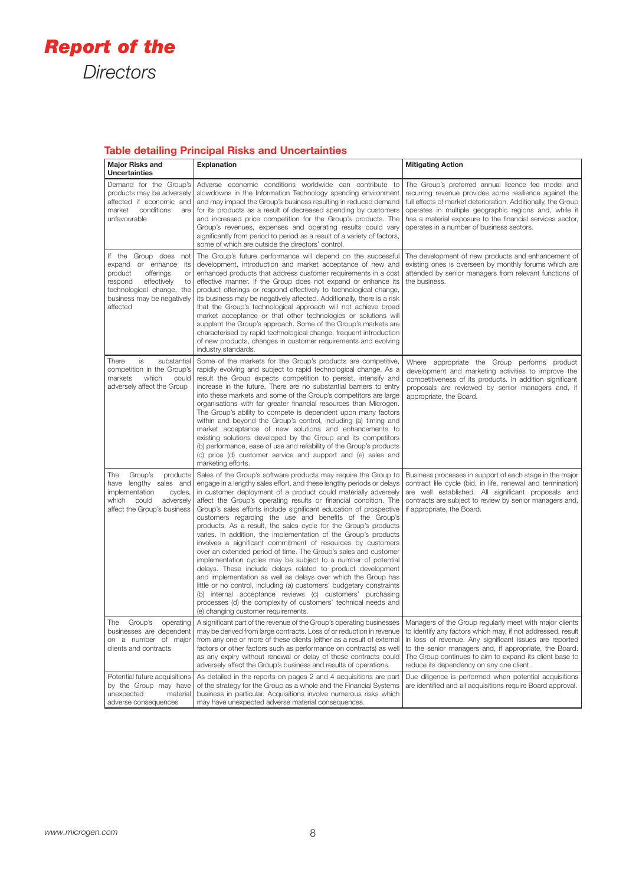# *Report of the*

*Directors*

## Table detailing Principal Risks and Uncertainties

| Major Risks and Uncertainties | Explanation | Mitigating Action |
|---|---|---|
| Demand for the Group's products may be adversely affected if economic and market conditions are unfavourable | Adverse economic conditions worldwide can contribute to slowdowns in the Information Technology spending environment and may impact the Group's business resulting in reduced demand for its products as a result of decreased spending by customers and increased price competition for the Group's products. The Group's revenues, expenses and operating results could vary significantly from period to period as a result of a variety of factors, some of which are outside the directors' control. | The Group's preferred annual licence fee model and recurring revenue provides some resilience against the full effects of market deterioration. Additionally, the Group operates in multiple geographic regions and, while it has a material exposure to the financial services sector, operates in a number of business sectors. |
| If the Group does not expand or enhance its product offerings or respond effectively to technological change, the business may be negatively affected | The Group's future performance will depend on the successful development, introduction and market acceptance of new and enhanced products that address customer requirements in a cost effective manner. If the Group does not expand or enhance its product offerings or respond effectively to technological change, its business may be negatively affected. Additionally, there is a risk that the Group's technological approach will not achieve broad market acceptance or that other technologies or solutions will supplant the Group's approach. Some of the Group's markets are characterised by rapid technological change, frequent introduction of new products, changes in customer requirements and evolving industry standards. | The development of new products and enhancement of existing ones is overseen by monthly forums which are attended by senior managers from relevant functions of the business. |
| There is substantial competition in the Group's markets which could adversely affect the Group | Some of the markets for the Group's products are competitive, rapidly evolving and subject to rapid technological change. As a result the Group expects competition to persist, intensify and increase in the future. There are no substantial barriers to entry into these markets and some of the Group's competitors are large organisations with far greater financial resources than Microgen. The Group's ability to compete is dependent upon many factors within and beyond the Group's control, including (a) timing and market acceptance of new solutions and enhancements to existing solutions developed by the Group and its competitors (b) performance, ease of use and reliability of the Group's products (c) price (d) customer service and support and (e) sales and marketing efforts. | Where appropriate the Group performs product development and marketing activities to improve the competitiveness of its products. In addition significant proposals are reviewed by senior managers and, if appropriate, the Board. |
| The Group's products have lengthy sales and implementation cycles, which could adversely affect the Group's business | Sales of the Group's software products may require the Group to engage in a lengthy sales effort, and these lengthy periods or delays in customer deployment of a product could materially adversely affect the Group's operating results or financial condition. The Group's sales efforts include significant education of prospective customers regarding the use and benefits of the Group's products. As a result, the sales cycle for the Group's products varies. In addition, the implementation of the Group's products involves a significant commitment of resources by customers over an extended period of time. The Group's sales and customer implementation cycles may be subject to a number of potential delays. These include delays related to product development and implementation as well as delays over which the Group has little or no control, including (a) customers' budgetary constraints (b) internal acceptance reviews (c) customers' purchasing processes (d) the complexity of customers' technical needs and (e) changing customer requirements. | Business processes in support of each stage in the major contract life cycle (bid, in life, renewal and termination) are well established. All significant proposals and contracts are subject to review by senior managers and, if appropriate, the Board. |
| The Group's operating businesses are dependent on a number of major clients and contracts | A significant part of the revenue of the Group's operating businesses may be derived from large contracts. Loss of or reduction in revenue from any one or more of these clients (either as a result of external factors or other factors such as performance on contracts) as well as any expiry without renewal or delay of these contracts could adversely affect the Group's business and results of operations. | Managers of the Group regularly meet with major clients to identify any factors which may, if not addressed, result in loss of revenue. Any significant issues are reported to the senior managers and, if appropriate, the Board. The Group continues to aim to expand its client base to reduce its dependency on any one client. |
| Potential future acquisitions by the Group may have unexpected material adverse consequences | As detailed in the reports on pages 2 and 4 acquisitions are part of the strategy for the Group as a whole and the Financial Systems business in particular. Acquisitions involve numerous risks which may have unexpected adverse material consequences. | Due diligence is performed when potential acquisitions are identified and all acquisitions require Board approval. |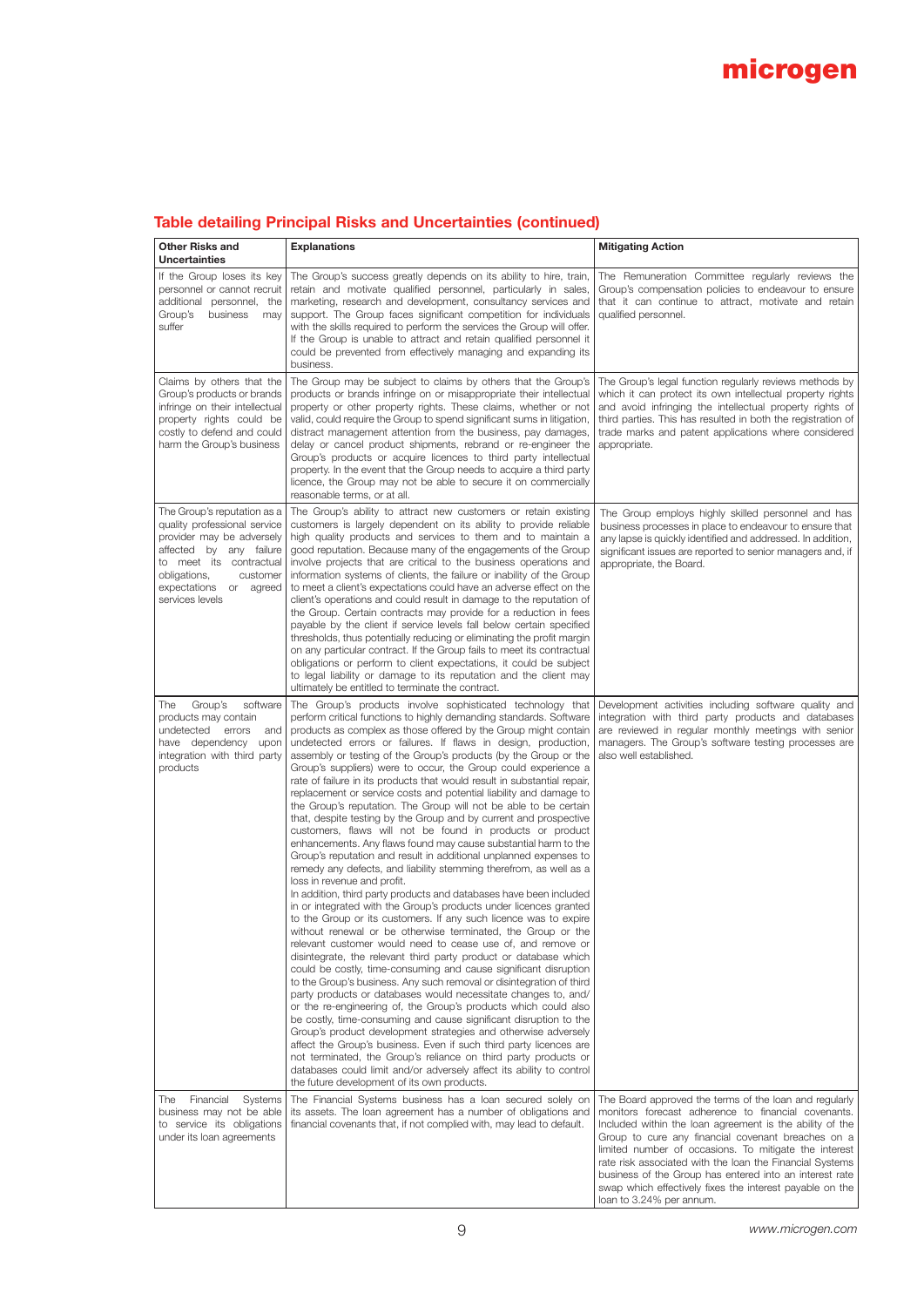## Table detailing Principal Risks and Uncertainties (continued)

| Other Risks and Uncertainties | Explanations | Mitigating Action |
|---|---|---|
| If the Group loses its key personnel or cannot recruit additional personnel, the Group's business may suffer | The Group's success greatly depends on its ability to hire, train, retain and motivate qualified personnel, particularly in sales, marketing, research and development, consultancy services and support. The Group faces significant competition for individuals with the skills required to perform the services the Group will offer. If the Group is unable to attract and retain qualified personnel it could be prevented from effectively managing and expanding its business. | The Remuneration Committee regularly reviews the Group's compensation policies to endeavour to ensure that it can continue to attract, motivate and retain qualified personnel. |
| Claims by others that the Group's products or brands infringe on their intellectual property rights could be costly to defend and could harm the Group's business | The Group may be subject to claims by others that the Group's products or brands infringe on or misappropriate their intellectual property or other property rights. These claims, whether or not valid, could require the Group to spend significant sums in litigation, distract management attention from the business, pay damages, delay or cancel product shipments, rebrand or re-engineer the Group's products or acquire licences to third party intellectual property. In the event that the Group needs to acquire a third party licence, the Group may not be able to secure it on commercially reasonable terms, or at all. | The Group's legal function regularly reviews methods by which it can protect its own intellectual property rights and avoid infringing the intellectual property rights of third parties. This has resulted in both the registration of trade marks and patent applications where considered appropriate. |
| The Group's reputation as a quality professional service provider may be adversely affected by any failure to meet its contractual obligations, customer expectations or agreed services levels | The Group's ability to attract new customers or retain existing customers is largely dependent on its ability to provide reliable high quality products and services to them and to maintain a good reputation. Because many of the engagements of the Group involve projects that are critical to the business operations and information systems of clients, the failure or inability of the Group to meet a client's expectations could have an adverse effect on the client's operations and could result in damage to the reputation of the Group. Certain contracts may provide for a reduction in fees payable by the client if service levels fall below certain specified thresholds, thus potentially reducing or eliminating the profit margin on any particular contract. If the Group fails to meet its contractual obligations or perform to client expectations, it could be subject to legal liability or damage to its reputation and the client may ultimately be entitled to terminate the contract. | The Group employs highly skilled personnel and has business processes in place to endeavour to ensure that any lapse is quickly identified and addressed. In addition, significant issues are reported to senior managers and, if appropriate, the Board. |
| The Group's software products may contain undetected errors and have dependency upon integration with third party products | The Group's products involve sophisticated technology that perform critical functions to highly demanding standards. Software products as complex as those offered by the Group might contain undetected errors or failures. If flaws in design, production, assembly or testing of the Group's products (by the Group or the Group's suppliers) were to occur, the Group could experience a rate of failure in its products that would result in substantial repair, replacement or service costs and potential liability and damage to the Group's reputation. The Group will not be able to be certain that, despite testing by the Group and by current and prospective customers, flaws will not be found in products or product enhancements. Any flaws found may cause substantial harm to the Group's reputation and result in additional unplanned expenses to remedy any defects, and liability stemming therefrom, as well as a loss in revenue and profit.<br>In addition, third party products and databases have been included in or integrated with the Group's products under licences granted to the Group or its customers. If any such licence was to expire without renewal or be otherwise terminated, the Group or the relevant customer would need to cease use of, and remove or disintegrate, the relevant third party product or database which could be costly, time-consuming and cause significant disruption to the Group's business. Any such removal or disintegration of third party products or databases would necessitate changes to, and/or the re-engineering of, the Group's products which could also be costly, time-consuming and cause significant disruption to the Group's product development strategies and otherwise adversely affect the Group's business. Even if such third party licences are not terminated, the Group's reliance on third party products or databases could limit and/or adversely affect its ability to control the future development of its own products. | Development activities including software quality and integration with third party products and databases are reviewed in regular monthly meetings with senior managers. The Group's software testing processes are also well established. |
| The Financial Systems business may not be able to service its obligations under its loan agreements | The Financial Systems business has a loan secured solely on its assets. The loan agreement has a number of obligations and financial covenants that, if not complied with, may lead to default. | The Board approved the terms of the loan and regularly monitors forecast adherence to financial covenants. Included within the loan agreement is the ability of the Group to cure any financial covenant breaches on a limited number of occasions. To mitigate the interest rate risk associated with the loan the Financial Systems business of the Group has entered into an interest rate swap which effectively fixes the interest payable on the loan to 3.24% per annum. |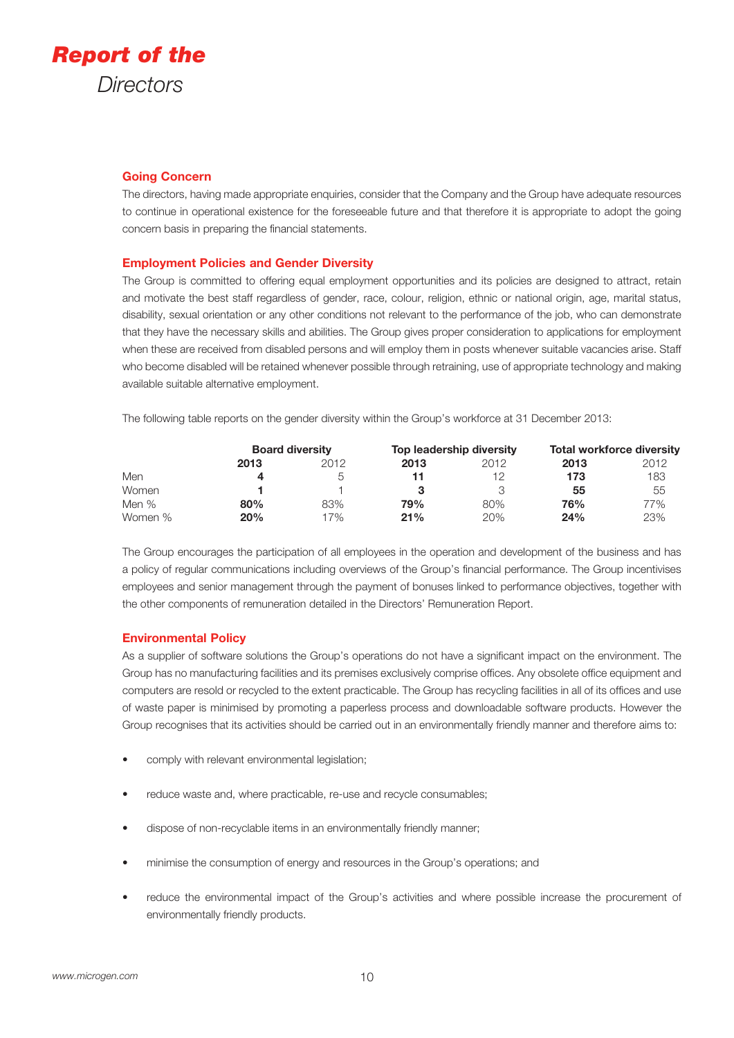# Report of the Directors

## Going Concern

The directors, having made appropriate enquiries, consider that the Company and the Group have adequate resources to continue in operational existence for the foreseeable future and that therefore it is appropriate to adopt the going concern basis in preparing the financial statements.

## Employment Policies and Gender Diversity

The Group is committed to offering equal employment opportunities and its policies are designed to attract, retain and motivate the best staff regardless of gender, race, colour, religion, ethnic or national origin, age, marital status, disability, sexual orientation or any other conditions not relevant to the performance of the job, who can demonstrate that they have the necessary skills and abilities. The Group gives proper consideration to applications for employment when these are received from disabled persons and will employ them in posts whenever suitable vacancies arise. Staff who become disabled will be retained whenever possible through retraining, use of appropriate technology and making available suitable alternative employment.

The following table reports on the gender diversity within the Group's workforce at 31 December 2013:

| | **Board diversity** | | **Top leadership diversity** | | **Total workforce diversity** | |
|---|---|---|---|---|---|---|
| | **2013** | 2012 | **2013** | 2012 | **2013** | 2012 |
| Men | **4** | 5 | **11** | 12 | **173** | 183 |
| Women | **1** | 1 | **3** | 3 | **55** | 55 |
| Men % | **80%** | 83% | **79%** | 80% | **76%** | 77% |
| Women % | **20%** | 17% | **21%** | 20% | **24%** | 23% |

The Group encourages the participation of all employees in the operation and development of the business and has a policy of regular communications including overviews of the Group's financial performance. The Group incentivises employees and senior management through the payment of bonuses linked to performance objectives, together with the other components of remuneration detailed in the Directors' Remuneration Report.

## Environmental Policy

As a supplier of software solutions the Group's operations do not have a significant impact on the environment. The Group has no manufacturing facilities and its premises exclusively comprise offices. Any obsolete office equipment and computers are resold or recycled to the extent practicable. The Group has recycling facilities in all of its offices and use of waste paper is minimised by promoting a paperless process and downloadable software products. However the Group recognises that its activities should be carried out in an environmentally friendly manner and therefore aims to:

- comply with relevant environmental legislation;
- reduce waste and, where practicable, re-use and recycle consumables;
- dispose of non-recyclable items in an environmentally friendly manner;
- minimise the consumption of energy and resources in the Group's operations; and
- reduce the environmental impact of the Group's activities and where possible increase the procurement of environmentally friendly products.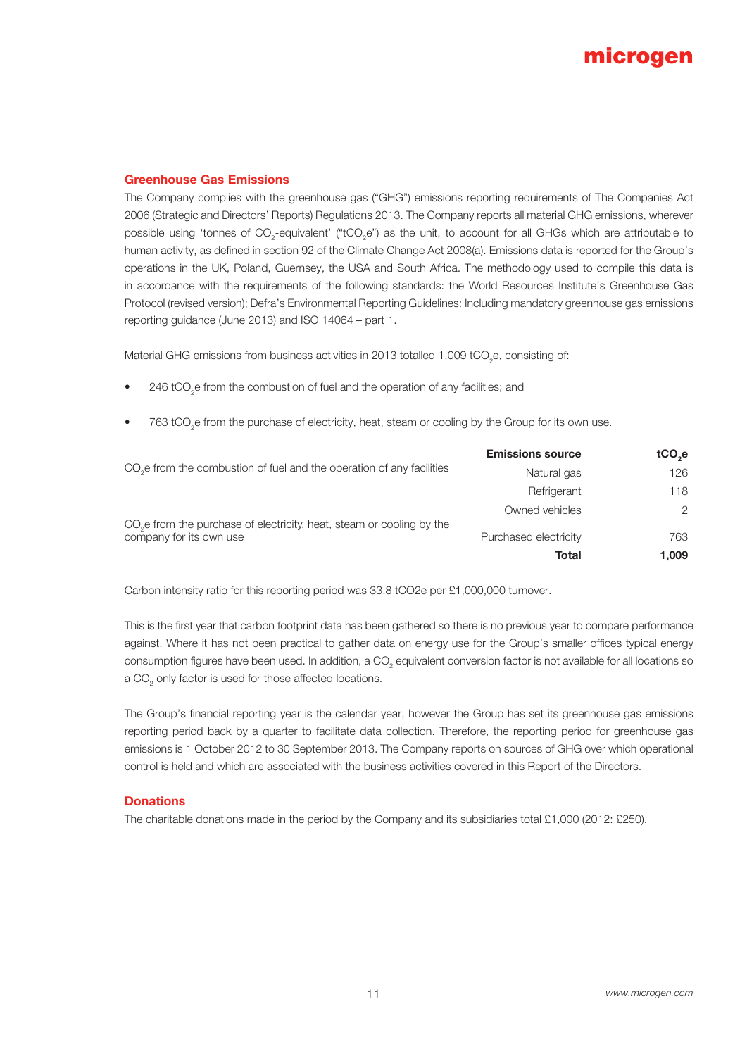## Greenhouse Gas Emissions

The Company complies with the greenhouse gas ("GHG") emissions reporting requirements of The Companies Act 2006 (Strategic and Directors' Reports) Regulations 2013. The Company reports all material GHG emissions, wherever possible using 'tonnes of $CO_2$-equivalent' ("$tCO_2e$") as the unit, to account for all GHGs which are attributable to human activity, as defined in section 92 of the Climate Change Act 2008(a). Emissions data is reported for the Group's operations in the UK, Poland, Guernsey, the USA and South Africa. The methodology used to compile this data is in accordance with the requirements of the following standards: the World Resources Institute's Greenhouse Gas Protocol (revised version); Defra's Environmental Reporting Guidelines: Including mandatory greenhouse gas emissions reporting guidance (June 2013) and ISO 14064 – part 1.

Material GHG emissions from business activities in 2013 totalled 1,009 $tCO_2e$, consisting of:

- 246 $tCO_2e$ from the combustion of fuel and the operation of any facilities; and
- 763 $tCO_2e$ from the purchase of electricity, heat, steam or cooling by the Group for its own use.

| | **Emissions source** | **$tCO_2e$** |
|---|---|---|
| $CO_2e$ from the combustion of fuel and the operation of any facilities | Natural gas | 126 |
| | Refrigerant | 118 |
| | Owned vehicles | 2 |
| $CO_2e$ from the purchase of electricity, heat, steam or cooling by the company for its own use | Purchased electricity | 763 |
| | **Total** | **1,009** |

Carbon intensity ratio for this reporting period was 33.8 $tCO_2e$ per £1,000,000 turnover.

This is the first year that carbon footprint data has been gathered so there is no previous year to compare performance against. Where it has not been practical to gather data on energy use for the Group's smaller offices typical energy consumption figures have been used. In addition, a $CO_2$ equivalent conversion factor is not available for all locations so a $CO_2$ only factor is used for those affected locations.

The Group's financial reporting year is the calendar year, however the Group has set its greenhouse gas emissions reporting period back by a quarter to facilitate data collection. Therefore, the reporting period for greenhouse gas emissions is 1 October 2012 to 30 September 2013. The Company reports on sources of GHG over which operational control is held and which are associated with the business activities covered in this Report of the Directors.

## Donations

The charitable donations made in the period by the Company and its subsidiaries total £1,000 (2012: £250).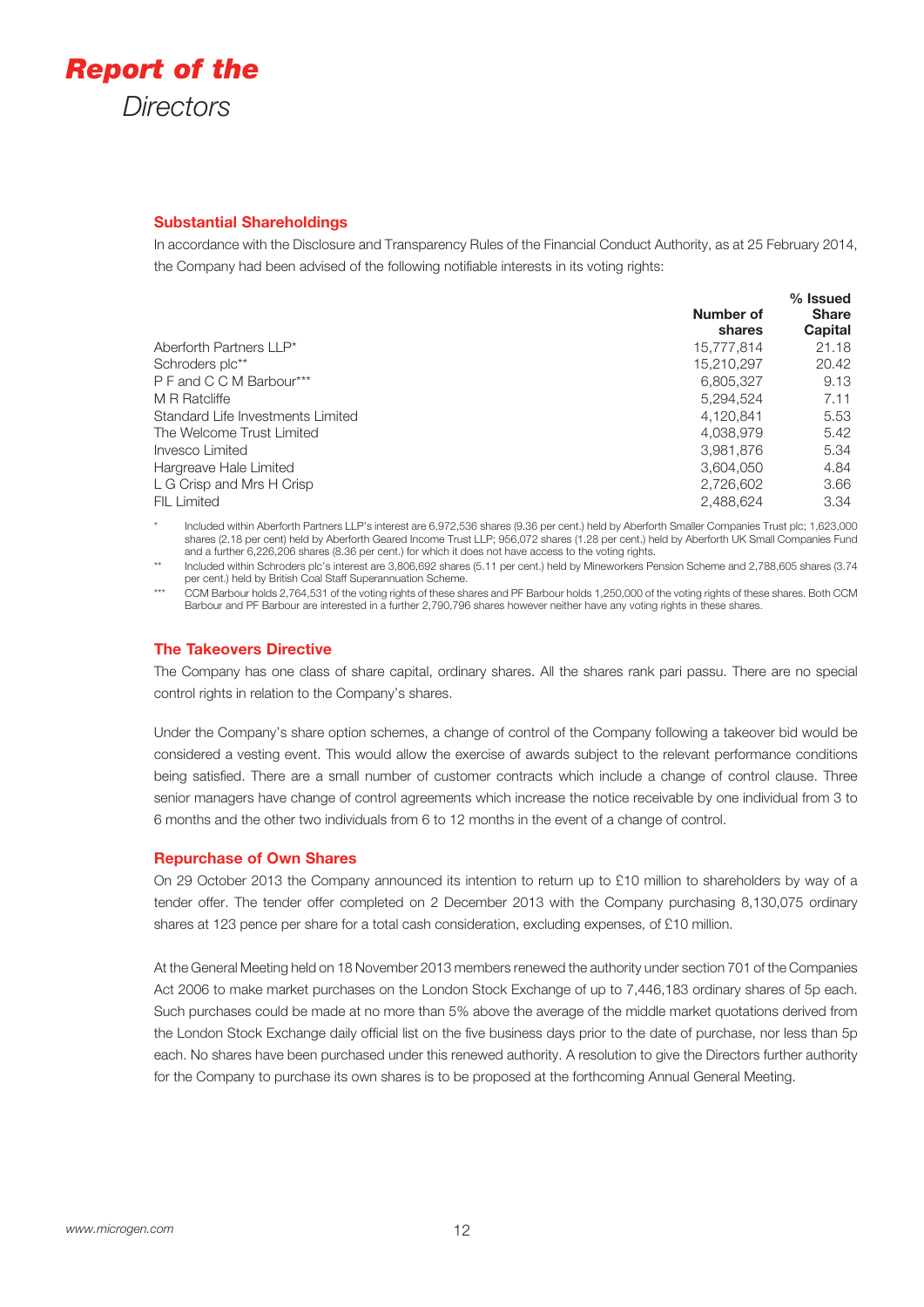# Report of the *Directors*

## Substantial Shareholdings

In accordance with the Disclosure and Transparency Rules of the Financial Conduct Authority, as at 25 February 2014, the Company had been advised of the following notifiable interests in its voting rights:

| | Number of shares | % Issued Share Capital |
|---|---|---|
| Aberforth Partners LLP* | 15,777,814 | 21.18 |
| Schroders plc** | 15,210,297 | 20.42 |
| P F and C C M Barbour*** | 6,805,327 | 9.13 |
| M R Ratcliffe | 5,294,524 | 7.11 |
| Standard Life Investments Limited | 4,120,841 | 5.53 |
| The Welcome Trust Limited | 4,038,979 | 5.42 |
| Invesco Limited | 3,981,876 | 5.34 |
| Hargreave Hale Limited | 3,604,050 | 4.84 |
| L G Crisp and Mrs H Crisp | 2,726,602 | 3.66 |
| FIL Limited | 2,488,624 | 3.34 |

\* Included within Aberforth Partners LLP's interest are 6,972,536 shares (9.36 per cent.) held by Aberforth Smaller Companies Trust plc; 1,623,000 shares (2.18 per cent) held by Aberforth Geared Income Trust LLP; 956,072 shares (1.28 per cent.) held by Aberforth UK Small Companies Fund and a further 6,226,206 shares (8.36 per cent.) for which it does not have access to the voting rights.

\** Included within Schroders plc's interest are 3,806,692 shares (5.11 per cent.) held by Mineworkers Pension Scheme and 2,788,605 shares (3.74 per cent.) held by British Coal Staff Superannuation Scheme.

\*** CCM Barbour holds 2,764,531 of the voting rights of these shares and PF Barbour holds 1,250,000 of the voting rights of these shares. Both CCM Barbour and PF Barbour are interested in a further 2,790,796 shares however neither have any voting rights in these shares.

## The Takeovers Directive

The Company has one class of share capital, ordinary shares. All the shares rank pari passu. There are no special control rights in relation to the Company's shares.

Under the Company's share option schemes, a change of control of the Company following a takeover bid would be considered a vesting event. This would allow the exercise of awards subject to the relevant performance conditions being satisfied. There are a small number of customer contracts which include a change of control clause. Three senior managers have change of control agreements which increase the notice receivable by one individual from 3 to 6 months and the other two individuals from 6 to 12 months in the event of a change of control.

## Repurchase of Own Shares

On 29 October 2013 the Company announced its intention to return up to £10 million to shareholders by way of a tender offer. The tender offer completed on 2 December 2013 with the Company purchasing 8,130,075 ordinary shares at 123 pence per share for a total cash consideration, excluding expenses, of £10 million.

At the General Meeting held on 18 November 2013 members renewed the authority under section 701 of the Companies Act 2006 to make market purchases on the London Stock Exchange of up to 7,446,183 ordinary shares of 5p each. Such purchases could be made at no more than 5% above the average of the middle market quotations derived from the London Stock Exchange daily official list on the five business days prior to the date of purchase, nor less than 5p each. No shares have been purchased under this renewed authority. A resolution to give the Directors further authority for the Company to purchase its own shares is to be proposed at the forthcoming Annual General Meeting.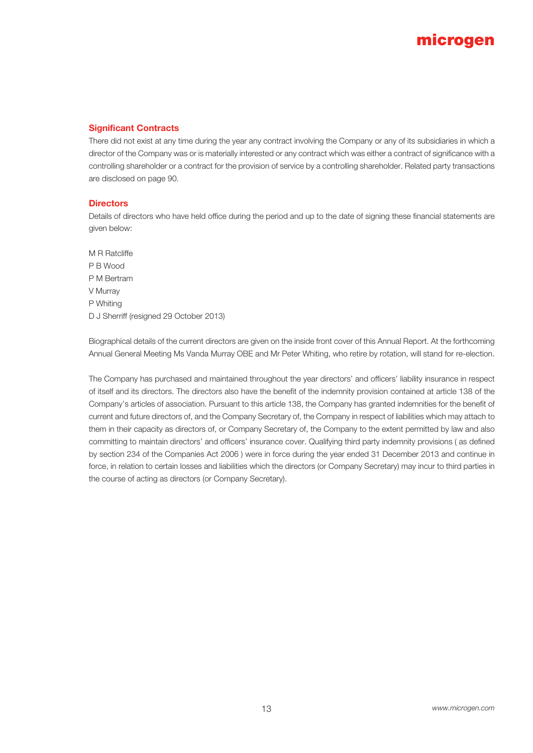## Significant Contracts

There did not exist at any time during the year any contract involving the Company or any of its subsidiaries in which a director of the Company was or is materially interested or any contract which was either a contract of significance with a controlling shareholder or a contract for the provision of service by a controlling shareholder. Related party transactions are disclosed on page 90.

## Directors

Details of directors who have held office during the period and up to the date of signing these financial statements are given below:

M R Ratcliffe  
P B Wood  
P M Bertram  
V Murray  
P Whiting  
D J Sherriff (resigned 29 October 2013)

Biographical details of the current directors are given on the inside front cover of this Annual Report. At the forthcoming Annual General Meeting Ms Vanda Murray OBE and Mr Peter Whiting, who retire by rotation, will stand for re-election.

The Company has purchased and maintained throughout the year directors' and officers' liability insurance in respect of itself and its directors. The directors also have the benefit of the indemnity provision contained at article 138 of the Company's articles of association. Pursuant to this article 138, the Company has granted indemnities for the benefit of current and future directors of, and the Company Secretary of, the Company in respect of liabilities which may attach to them in their capacity as directors of, or Company Secretary of, the Company to the extent permitted by law and also committing to maintain directors' and officers' insurance cover. Qualifying third party indemnity provisions ( as defined by section 234 of the Companies Act 2006 ) were in force during the year ended 31 December 2013 and continue in force, in relation to certain losses and liabilities which the directors (or Company Secretary) may incur to third parties in the course of acting as directors (or Company Secretary).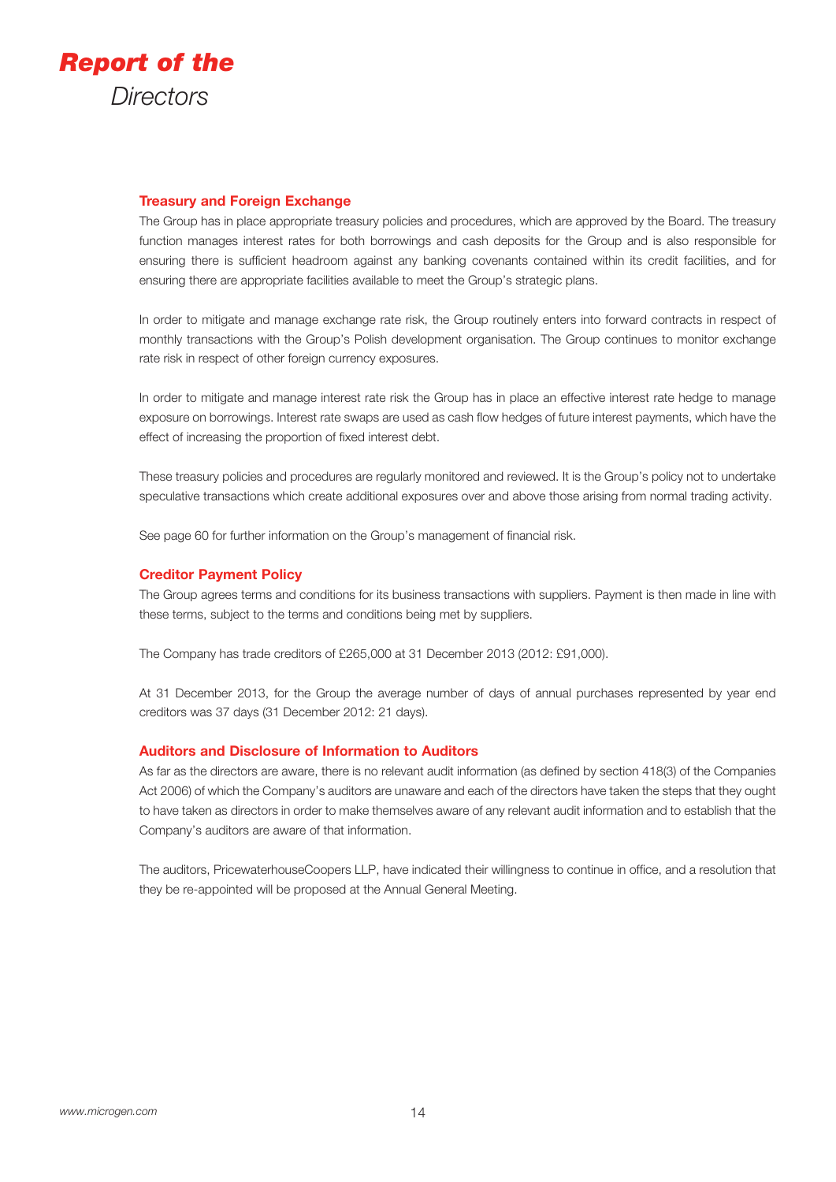# Report of the Directors

## Treasury and Foreign Exchange

The Group has in place appropriate treasury policies and procedures, which are approved by the Board. The treasury function manages interest rates for both borrowings and cash deposits for the Group and is also responsible for ensuring there is sufficient headroom against any banking covenants contained within its credit facilities, and for ensuring there are appropriate facilities available to meet the Group's strategic plans.

In order to mitigate and manage exchange rate risk, the Group routinely enters into forward contracts in respect of monthly transactions with the Group's Polish development organisation. The Group continues to monitor exchange rate risk in respect of other foreign currency exposures.

In order to mitigate and manage interest rate risk the Group has in place an effective interest rate hedge to manage exposure on borrowings. Interest rate swaps are used as cash flow hedges of future interest payments, which have the effect of increasing the proportion of fixed interest debt.

These treasury policies and procedures are regularly monitored and reviewed. It is the Group's policy not to undertake speculative transactions which create additional exposures over and above those arising from normal trading activity.

See page 60 for further information on the Group's management of financial risk.

## Creditor Payment Policy

The Group agrees terms and conditions for its business transactions with suppliers. Payment is then made in line with these terms, subject to the terms and conditions being met by suppliers.

The Company has trade creditors of £265,000 at 31 December 2013 (2012: £91,000).

At 31 December 2013, for the Group the average number of days of annual purchases represented by year end creditors was 37 days (31 December 2012: 21 days).

## Auditors and Disclosure of Information to Auditors

As far as the directors are aware, there is no relevant audit information (as defined by section 418(3) of the Companies Act 2006) of which the Company's auditors are unaware and each of the directors have taken the steps that they ought to have taken as directors in order to make themselves aware of any relevant audit information and to establish that the Company's auditors are aware of that information.

The auditors, PricewaterhouseCoopers LLP, have indicated their willingness to continue in office, and a resolution that they be re-appointed will be proposed at the Annual General Meeting.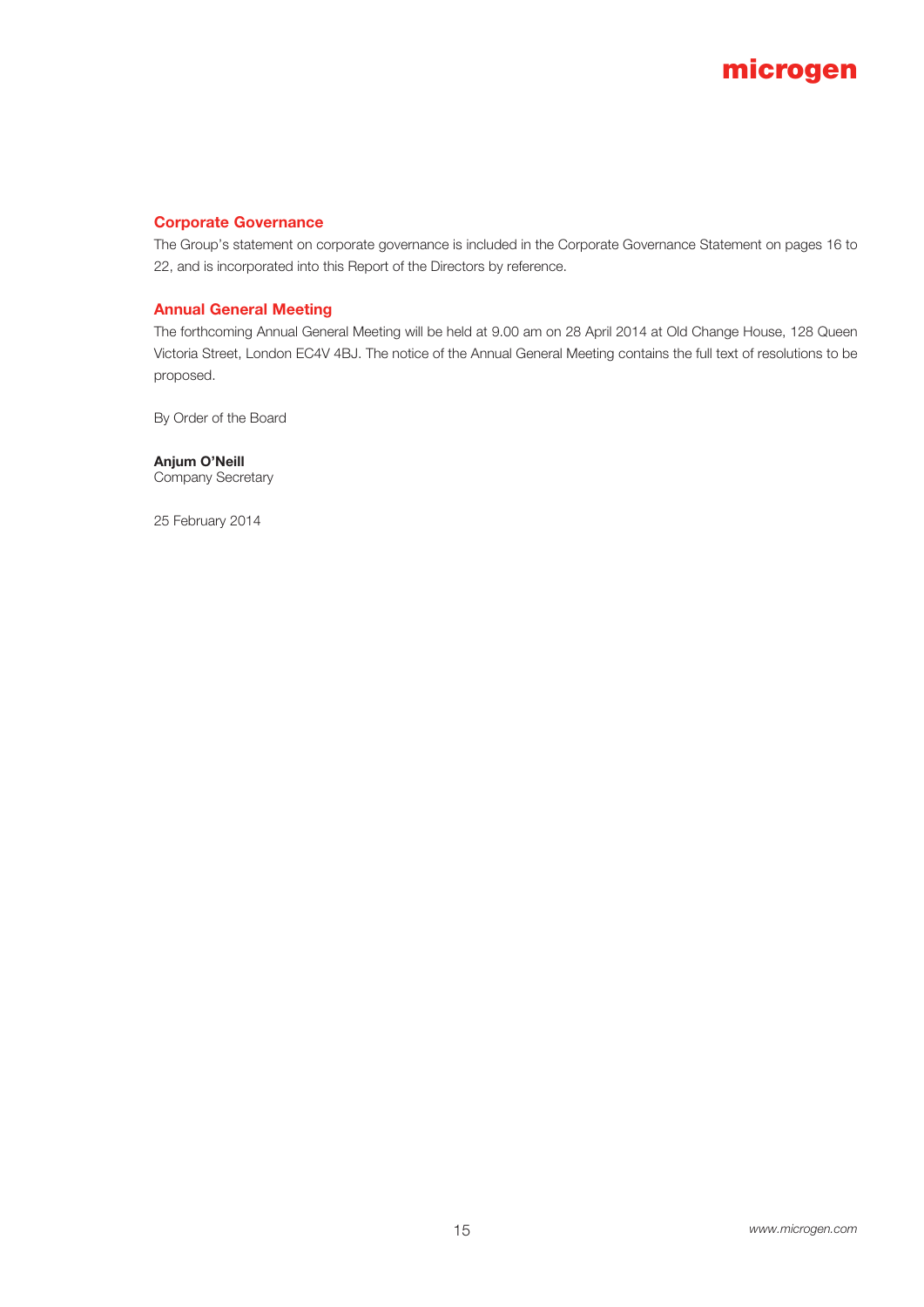## Corporate Governance

The Group's statement on corporate governance is included in the Corporate Governance Statement on pages 16 to 22, and is incorporated into this Report of the Directors by reference.

## Annual General Meeting

The forthcoming Annual General Meeting will be held at 9.00 am on 28 April 2014 at Old Change House, 128 Queen Victoria Street, London EC4V 4BJ. The notice of the Annual General Meeting contains the full text of resolutions to be proposed.

By Order of the Board

**Anjum O'Neill**
Company Secretary

25 February 2014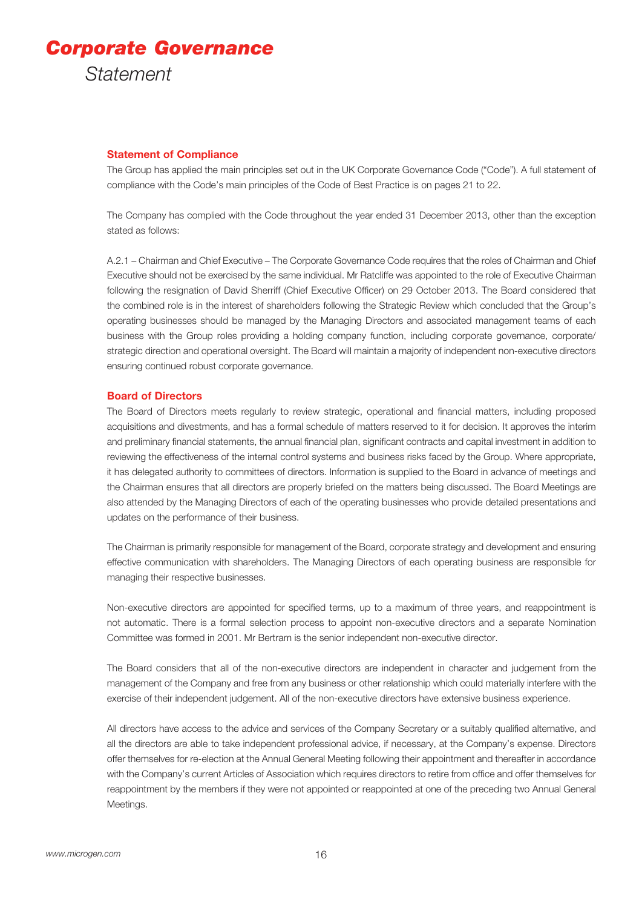# *Corporate Governance*

*Statement*

## Statement of Compliance

The Group has applied the main principles set out in the UK Corporate Governance Code ("Code"). A full statement of compliance with the Code's main principles of the Code of Best Practice is on pages 21 to 22.

The Company has complied with the Code throughout the year ended 31 December 2013, other than the exception stated as follows:

A.2.1 – Chairman and Chief Executive – The Corporate Governance Code requires that the roles of Chairman and Chief Executive should not be exercised by the same individual. Mr Ratcliffe was appointed to the role of Executive Chairman following the resignation of David Sherriff (Chief Executive Officer) on 29 October 2013. The Board considered that the combined role is in the interest of shareholders following the Strategic Review which concluded that the Group's operating businesses should be managed by the Managing Directors and associated management teams of each business with the Group roles providing a holding company function, including corporate governance, corporate/strategic direction and operational oversight. The Board will maintain a majority of independent non-executive directors ensuring continued robust corporate governance.

## Board of Directors

The Board of Directors meets regularly to review strategic, operational and financial matters, including proposed acquisitions and divestments, and has a formal schedule of matters reserved to it for decision. It approves the interim and preliminary financial statements, the annual financial plan, significant contracts and capital investment in addition to reviewing the effectiveness of the internal control systems and business risks faced by the Group. Where appropriate, it has delegated authority to committees of directors. Information is supplied to the Board in advance of meetings and the Chairman ensures that all directors are properly briefed on the matters being discussed. The Board Meetings are also attended by the Managing Directors of each of the operating businesses who provide detailed presentations and updates on the performance of their business.

The Chairman is primarily responsible for management of the Board, corporate strategy and development and ensuring effective communication with shareholders. The Managing Directors of each operating business are responsible for managing their respective businesses.

Non-executive directors are appointed for specified terms, up to a maximum of three years, and reappointment is not automatic. There is a formal selection process to appoint non-executive directors and a separate Nomination Committee was formed in 2001. Mr Bertram is the senior independent non-executive director.

The Board considers that all of the non-executive directors are independent in character and judgement from the management of the Company and free from any business or other relationship which could materially interfere with the exercise of their independent judgement. All of the non-executive directors have extensive business experience.

All directors have access to the advice and services of the Company Secretary or a suitably qualified alternative, and all the directors are able to take independent professional advice, if necessary, at the Company's expense. Directors offer themselves for re-election at the Annual General Meeting following their appointment and thereafter in accordance with the Company's current Articles of Association which requires directors to retire from office and offer themselves for reappointment by the members if they were not appointed or reappointed at one of the preceding two Annual General Meetings.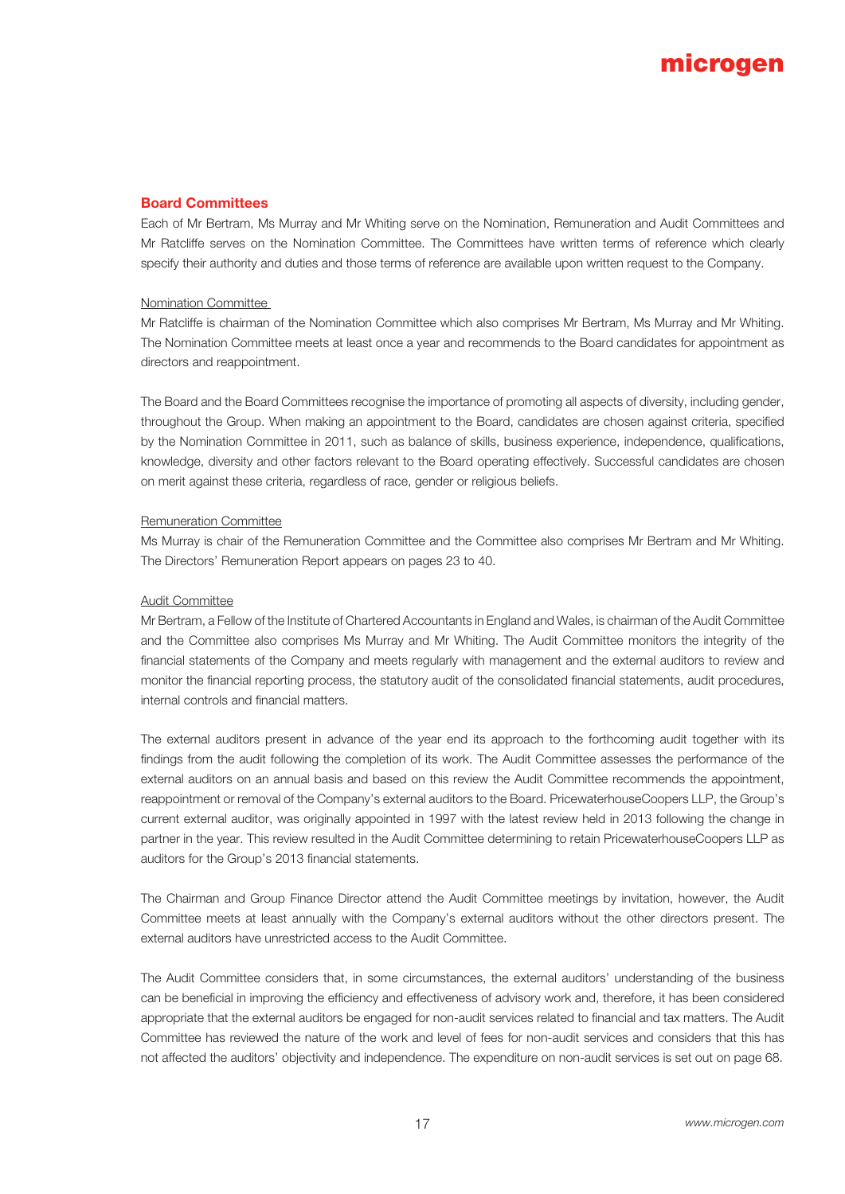## Board Committees

Each of Mr Bertram, Ms Murray and Mr Whiting serve on the Nomination, Remuneration and Audit Committees and Mr Ratcliffe serves on the Nomination Committee. The Committees have written terms of reference which clearly specify their authority and duties and those terms of reference are available upon written request to the Company.

### Nomination Committee

Mr Ratcliffe is chairman of the Nomination Committee which also comprises Mr Bertram, Ms Murray and Mr Whiting. The Nomination Committee meets at least once a year and recommends to the Board candidates for appointment as directors and reappointment.

The Board and the Board Committees recognise the importance of promoting all aspects of diversity, including gender, throughout the Group. When making an appointment to the Board, candidates are chosen against criteria, specified by the Nomination Committee in 2011, such as balance of skills, business experience, independence, qualifications, knowledge, diversity and other factors relevant to the Board operating effectively. Successful candidates are chosen on merit against these criteria, regardless of race, gender or religious beliefs.

### Remuneration Committee

Ms Murray is chair of the Remuneration Committee and the Committee also comprises Mr Bertram and Mr Whiting. The Directors' Remuneration Report appears on pages 23 to 40.

### Audit Committee

Mr Bertram, a Fellow of the Institute of Chartered Accountants in England and Wales, is chairman of the Audit Committee and the Committee also comprises Ms Murray and Mr Whiting. The Audit Committee monitors the integrity of the financial statements of the Company and meets regularly with management and the external auditors to review and monitor the financial reporting process, the statutory audit of the consolidated financial statements, audit procedures, internal controls and financial matters.

The external auditors present in advance of the year end its approach to the forthcoming audit together with its findings from the audit following the completion of its work. The Audit Committee assesses the performance of the external auditors on an annual basis and based on this review the Audit Committee recommends the appointment, reappointment or removal of the Company's external auditors to the Board. PricewaterhouseCoopers LLP, the Group's current external auditor, was originally appointed in 1997 with the latest review held in 2013 following the change in partner in the year. This review resulted in the Audit Committee determining to retain PricewaterhouseCoopers LLP as auditors for the Group's 2013 financial statements.

The Chairman and Group Finance Director attend the Audit Committee meetings by invitation, however, the Audit Committee meets at least annually with the Company's external auditors without the other directors present. The external auditors have unrestricted access to the Audit Committee.

The Audit Committee considers that, in some circumstances, the external auditors' understanding of the business can be beneficial in improving the efficiency and effectiveness of advisory work and, therefore, it has been considered appropriate that the external auditors be engaged for non-audit services related to financial and tax matters. The Audit Committee has reviewed the nature of the work and level of fees for non-audit services and considers that this has not affected the auditors' objectivity and independence. The expenditure on non-audit services is set out on page 68.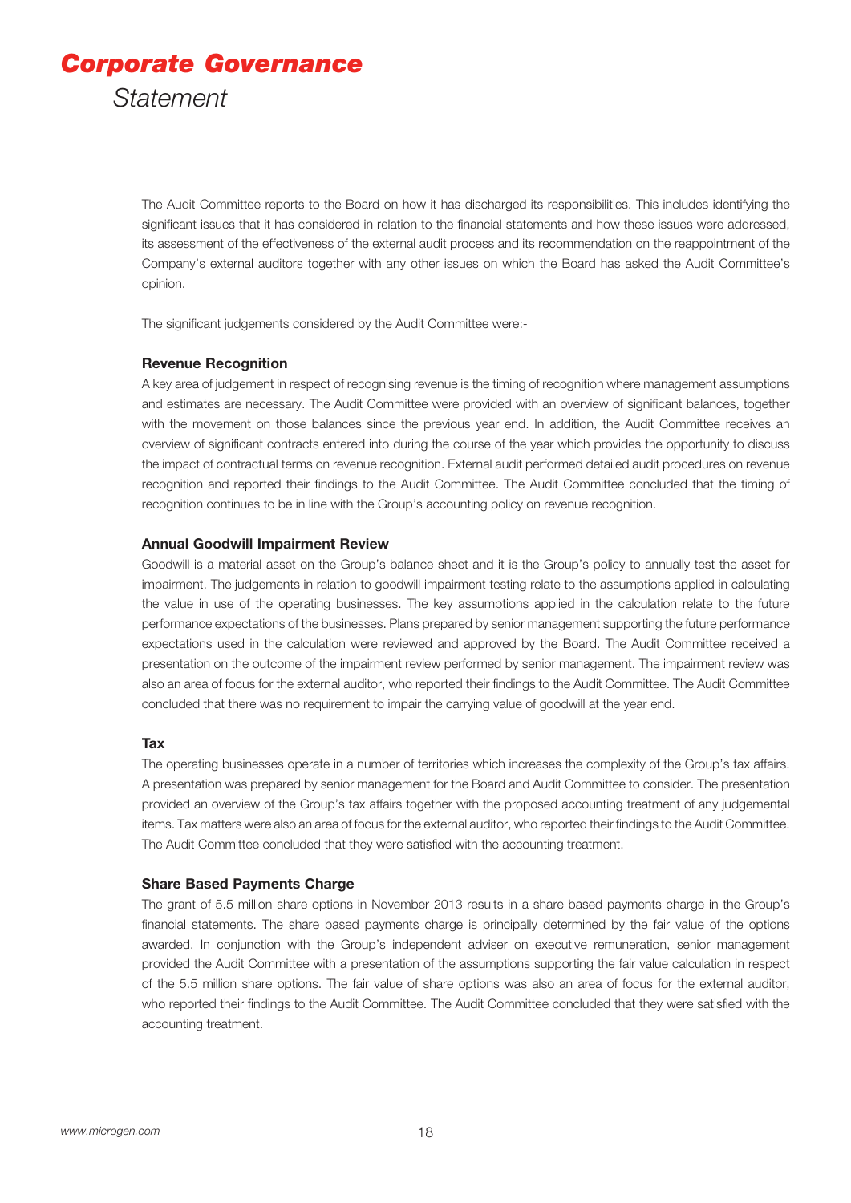The Audit Committee reports to the Board on how it has discharged its responsibilities. This includes identifying the significant issues that it has considered in relation to the financial statements and how these issues were addressed, its assessment of the effectiveness of the external audit process and its recommendation on the reappointment of the Company's external auditors together with any other issues on which the Board has asked the Audit Committee's opinion.

The significant judgements considered by the Audit Committee were:-

**Revenue Recognition**

A key area of judgement in respect of recognising revenue is the timing of recognition where management assumptions and estimates are necessary. The Audit Committee were provided with an overview of significant balances, together with the movement on those balances since the previous year end. In addition, the Audit Committee receives an overview of significant contracts entered into during the course of the year which provides the opportunity to discuss the impact of contractual terms on revenue recognition. External audit performed detailed audit procedures on revenue recognition and reported their findings to the Audit Committee. The Audit Committee concluded that the timing of recognition continues to be in line with the Group's accounting policy on revenue recognition.

**Annual Goodwill Impairment Review**

Goodwill is a material asset on the Group's balance sheet and it is the Group's policy to annually test the asset for impairment. The judgements in relation to goodwill impairment testing relate to the assumptions applied in calculating the value in use of the operating businesses. The key assumptions applied in the calculation relate to the future performance expectations of the businesses. Plans prepared by senior management supporting the future performance expectations used in the calculation were reviewed and approved by the Board. The Audit Committee received a presentation on the outcome of the impairment review performed by senior management. The impairment review was also an area of focus for the external auditor, who reported their findings to the Audit Committee. The Audit Committee concluded that there was no requirement to impair the carrying value of goodwill at the year end.

**Tax**

The operating businesses operate in a number of territories which increases the complexity of the Group's tax affairs. A presentation was prepared by senior management for the Board and Audit Committee to consider. The presentation provided an overview of the Group's tax affairs together with the proposed accounting treatment of any judgemental items. Tax matters were also an area of focus for the external auditor, who reported their findings to the Audit Committee. The Audit Committee concluded that they were satisfied with the accounting treatment.

**Share Based Payments Charge**

The grant of 5.5 million share options in November 2013 results in a share based payments charge in the Group's financial statements. The share based payments charge is principally determined by the fair value of the options awarded. In conjunction with the Group's independent adviser on executive remuneration, senior management provided the Audit Committee with a presentation of the assumptions supporting the fair value calculation in respect of the 5.5 million share options. The fair value of share options was also an area of focus for the external auditor, who reported their findings to the Audit Committee. The Audit Committee concluded that they were satisfied with the accounting treatment.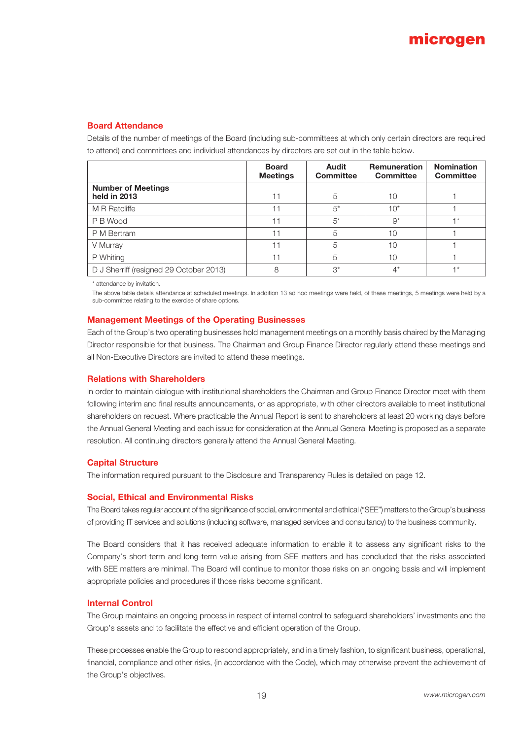## Board Attendance

Details of the number of meetings of the Board (including sub-committees at which only certain directors are required to attend) and committees and individual attendances by directors are set out in the table below.

| | Board Meetings | Audit Committee | Remuneration Committee | Nomination Committee |
|---|---|---|---|---|
| **Number of Meetings held in 2013** | 11 | 5 | 10 | 1 |
| M R Ratcliffe | 11 | 5* | 10* | 1 |
| P B Wood | 11 | 5* | 9* | 1* |
| P M Bertram | 11 | 5 | 10 | 1 |
| V Murray | 11 | 5 | 10 | 1 |
| P Whiting | 11 | 5 | 10 | 1 |
| D J Sherriff (resigned 29 October 2013) | 8 | 3* | 4* | 1* |

\* attendance by invitation.

The above table details attendance at scheduled meetings. In addition 13 ad hoc meetings were held, of these meetings, 5 meetings were held by a sub-committee relating to the exercise of share options.

## Management Meetings of the Operating Businesses

Each of the Group's two operating businesses hold management meetings on a monthly basis chaired by the Managing Director responsible for that business. The Chairman and Group Finance Director regularly attend these meetings and all Non-Executive Directors are invited to attend these meetings.

## Relations with Shareholders

In order to maintain dialogue with institutional shareholders the Chairman and Group Finance Director meet with them following interim and final results announcements, or as appropriate, with other directors available to meet institutional shareholders on request. Where practicable the Annual Report is sent to shareholders at least 20 working days before the Annual General Meeting and each issue for consideration at the Annual General Meeting is proposed as a separate resolution. All continuing directors generally attend the Annual General Meeting.

## Capital Structure

The information required pursuant to the Disclosure and Transparency Rules is detailed on page 12.

## Social, Ethical and Environmental Risks

The Board takes regular account of the significance of social, environmental and ethical ("SEE") matters to the Group's business of providing IT services and solutions (including software, managed services and consultancy) to the business community.

The Board considers that it has received adequate information to enable it to assess any significant risks to the Company's short-term and long-term value arising from SEE matters and has concluded that the risks associated with SEE matters are minimal. The Board will continue to monitor those risks on an ongoing basis and will implement appropriate policies and procedures if those risks become significant.

## Internal Control

The Group maintains an ongoing process in respect of internal control to safeguard shareholders' investments and the Group's assets and to facilitate the effective and efficient operation of the Group.

These processes enable the Group to respond appropriately, and in a timely fashion, to significant business, operational, financial, compliance and other risks, (in accordance with the Code), which may otherwise prevent the achievement of the Group's objectives.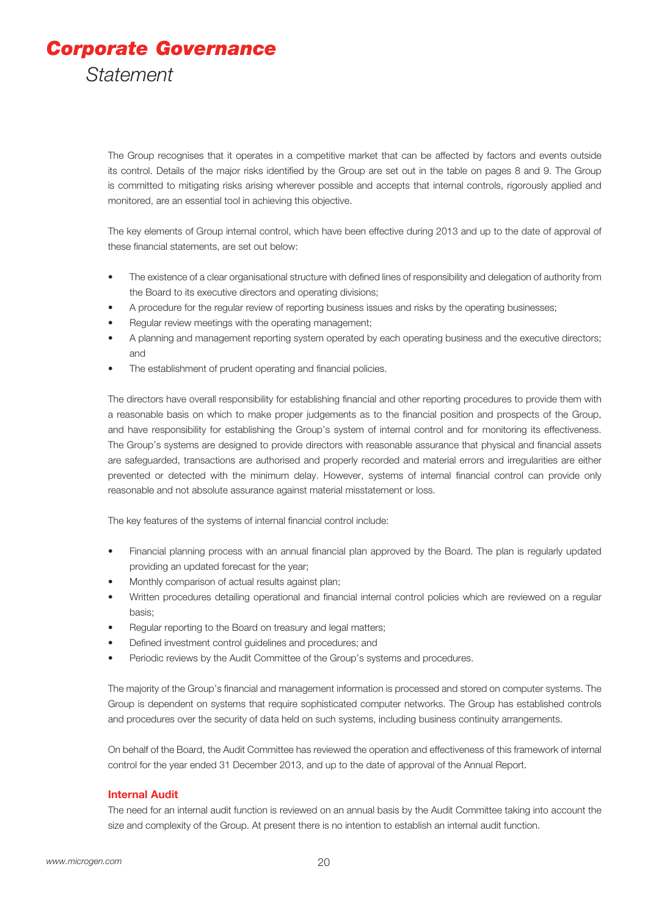# Corporate Governance
## Statement

The Group recognises that it operates in a competitive market that can be affected by factors and events outside its control. Details of the major risks identified by the Group are set out in the table on pages 8 and 9. The Group is committed to mitigating risks arising wherever possible and accepts that internal controls, rigorously applied and monitored, are an essential tool in achieving this objective.

The key elements of Group internal control, which have been effective during 2013 and up to the date of approval of these financial statements, are set out below:

- The existence of a clear organisational structure with defined lines of responsibility and delegation of authority from the Board to its executive directors and operating divisions;
- A procedure for the regular review of reporting business issues and risks by the operating businesses;
- Regular review meetings with the operating management;
- A planning and management reporting system operated by each operating business and the executive directors; and
- The establishment of prudent operating and financial policies.

The directors have overall responsibility for establishing financial and other reporting procedures to provide them with a reasonable basis on which to make proper judgements as to the financial position and prospects of the Group, and have responsibility for establishing the Group's system of internal control and for monitoring its effectiveness. The Group's systems are designed to provide directors with reasonable assurance that physical and financial assets are safeguarded, transactions are authorised and properly recorded and material errors and irregularities are either prevented or detected with the minimum delay. However, systems of internal financial control can provide only reasonable and not absolute assurance against material misstatement or loss.

The key features of the systems of internal financial control include:

- Financial planning process with an annual financial plan approved by the Board. The plan is regularly updated providing an updated forecast for the year;
- Monthly comparison of actual results against plan;
- Written procedures detailing operational and financial internal control policies which are reviewed on a regular basis;
- Regular reporting to the Board on treasury and legal matters;
- Defined investment control guidelines and procedures; and
- Periodic reviews by the Audit Committee of the Group's systems and procedures.

The majority of the Group's financial and management information is processed and stored on computer systems. The Group is dependent on systems that require sophisticated computer networks. The Group has established controls and procedures over the security of data held on such systems, including business continuity arrangements.

On behalf of the Board, the Audit Committee has reviewed the operation and effectiveness of this framework of internal control for the year ended 31 December 2013, and up to the date of approval of the Annual Report.

### Internal Audit

The need for an internal audit function is reviewed on an annual basis by the Audit Committee taking into account the size and complexity of the Group. At present there is no intention to establish an internal audit function.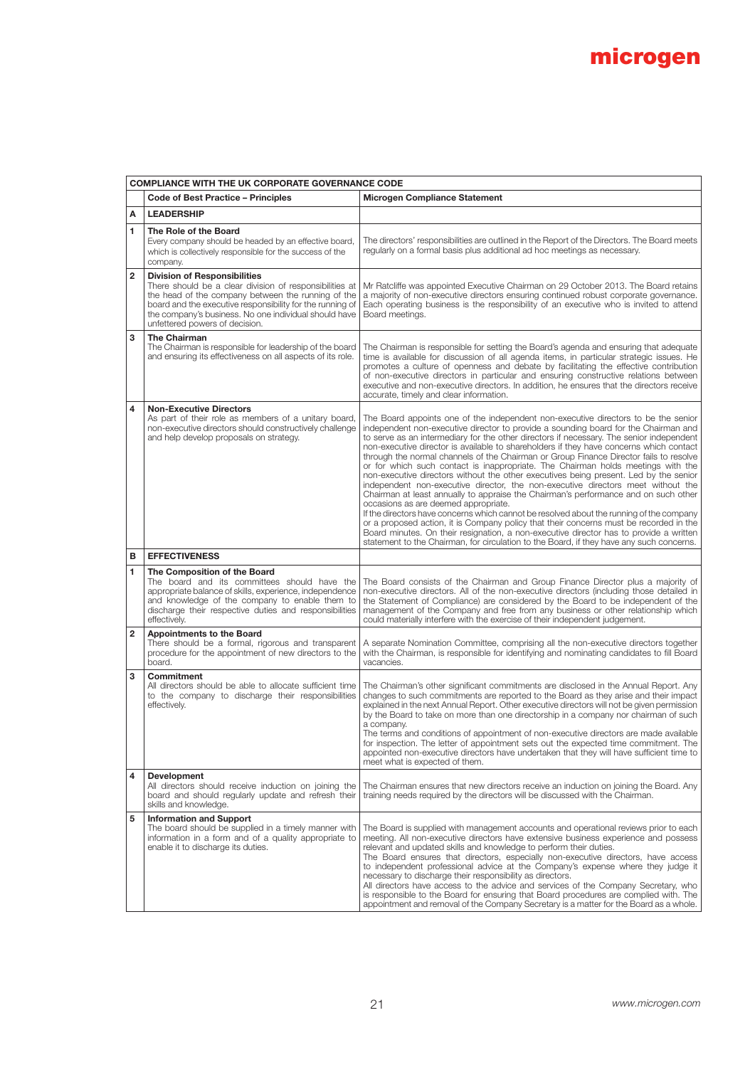| COMPLIANCE WITH THE UK CORPORATE GOVERNANCE CODE | | |
|---|---|---|
| | **Code of Best Practice – Principles** | **Microgen Compliance Statement** |
| **A** | **LEADERSHIP** | |
| **1** | **The Role of the Board** Every company should be headed by an effective board, which is collectively responsible for the success of the company. | The directors' responsibilities are outlined in the Report of the Directors. The Board meets regularly on a formal basis plus additional ad hoc meetings as necessary. |
| **2** | **Division of Responsibilities** There should be a clear division of responsibilities at the head of the company between the running of the board and the executive responsibility for the running of the company's business. No one individual should have unfettered powers of decision. | Mr Ratcliffe was appointed Executive Chairman on 29 October 2013. The Board retains a majority of non-executive directors ensuring continued robust corporate governance. Each operating business is the responsibility of an executive who is invited to attend Board meetings. |
| **3** | **The Chairman** The Chairman is responsible for leadership of the board and ensuring its effectiveness on all aspects of its role. | The Chairman is responsible for setting the Board's agenda and ensuring that adequate time is available for discussion of all agenda items, in particular strategic issues. He promotes a culture of openness and debate by facilitating the effective contribution of non-executive directors in particular and ensuring constructive relations between executive and non-executive directors. In addition, he ensures that the directors receive accurate, timely and clear information. |
| **4** | **Non-Executive Directors** As part of their role as members of a unitary board, non-executive directors should constructively challenge and help develop proposals on strategy. | The Board appoints one of the independent non-executive directors to be the senior independent non-executive director to provide a sounding board for the Chairman and to serve as an intermediary for the other directors if necessary. The senior independent non-executive director is available to shareholders if they have concerns which contact through the normal channels of the Chairman or Group Finance Director fails to resolve or for which such contact is inappropriate. The Chairman holds meetings with the non-executive directors without the other executives being present. Led by the senior independent non-executive director, the non-executive directors meet without the Chairman at least annually to appraise the Chairman's performance and on such other occasions as are deemed appropriate.<br>If the directors have concerns which cannot be resolved about the running of the company or a proposed action, it is Company policy that their concerns must be recorded in the Board minutes. On their resignation, a non-executive director has to provide a written statement to the Chairman, for circulation to the Board, if they have any such concerns. |
| **B** | **EFFECTIVENESS** | |
| **1** | **The Composition of the Board** The board and its committees should have the appropriate balance of skills, experience, independence and knowledge of the company to enable them to discharge their respective duties and responsibilities effectively. | The Board consists of the Chairman and Group Finance Director plus a majority of non-executive directors. All of the non-executive directors (including those detailed in the Statement of Compliance) are considered by the Board to be independent of the management of the Company and free from any business or other relationship which could materially interfere with the exercise of their independent judgement. |
| **2** | **Appointments to the Board** There should be a formal, rigorous and transparent procedure for the appointment of new directors to the board. | A separate Nomination Committee, comprising all the non-executive directors together with the Chairman, is responsible for identifying and nominating candidates to fill Board vacancies. |
| **3** | **Commitment** All directors should be able to allocate sufficient time to the company to discharge their responsibilities effectively. | The Chairman's other significant commitments are disclosed in the Annual Report. Any changes to such commitments are reported to the Board as they arise and their impact explained in the next Annual Report. Other executive directors will not be given permission by the Board to take on more than one directorship in a company nor chairman of such a company.<br>The terms and conditions of appointment of non-executive directors are made available for inspection. The letter of appointment sets out the expected time commitment. The appointed non-executive directors have undertaken that they will have sufficient time to meet what is expected of them. |
| **4** | **Development** All directors should receive induction on joining the board and should regularly update and refresh their skills and knowledge. | The Chairman ensures that new directors receive an induction on joining the Board. Any training needs required by the directors will be discussed with the Chairman. |
| **5** | **Information and Support** The board should be supplied in a timely manner with information in a form and of a quality appropriate to enable it to discharge its duties. | The Board is supplied with management accounts and operational reviews prior to each meeting. All non-executive directors have extensive business experience and possess relevant and updated skills and knowledge to perform their duties.<br>The Board ensures that directors, especially non-executive directors, have access to independent professional advice at the Company's expense where they judge it necessary to discharge their responsibility as directors.<br>All directors have access to the advice and services of the Company Secretary, who is responsible to the Board for ensuring that Board procedures are complied with. The appointment and removal of the Company Secretary is a matter for the Board as a whole. |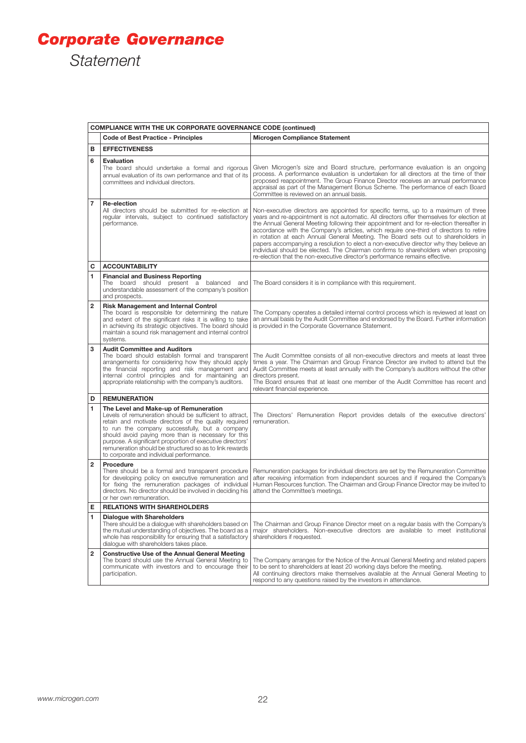# *Corporate Governance*

*Statement*

| COMPLIANCE WITH THE UK CORPORATE GOVERNANCE CODE (continued) | | |
|---|---|---|
| | **Code of Best Practice - Principles** | **Microgen Compliance Statement** |
| **B** | **EFFECTIVENESS** | |
| **6** | **Evaluation**<br>The board should undertake a formal and rigorous annual evaluation of its own performance and that of its committees and individual directors. | Given Microgen's size and Board structure, performance evaluation is an ongoing process. A performance evaluation is undertaken for all directors at the time of their proposed reappointment. The Group Finance Director receives an annual performance appraisal as part of the Management Bonus Scheme. The performance of each Board Committee is reviewed on an annual basis. |
| **7** | **Re-election**<br>All directors should be submitted for re-election at regular intervals, subject to continued satisfactory performance. | Non-executive directors are appointed for specific terms, up to a maximum of three years and re-appointment is not automatic. All directors offer themselves for election at the Annual General Meeting following their appointment and for re-election thereafter in accordance with the Company's articles, which require one-third of directors to retire in rotation at each Annual General Meeting. The Board sets out to shareholders in papers accompanying a resolution to elect a non-executive director why they believe an individual should be elected. The Chairman confirms to shareholders when proposing re-election that the non-executive director's performance remains effective. |
| **C** | **ACCOUNTABILITY** | |
| **1** | **Financial and Business Reporting**<br>The board should present a balanced and understandable assessment of the company's position and prospects. | The Board considers it is in compliance with this requirement. |
| **2** | **Risk Management and Internal Control**<br>The board is responsible for determining the nature and extent of the significant risks it is willing to take in achieving its strategic objectives. The board should maintain a sound risk management and internal control systems. | The Company operates a detailed internal control process which is reviewed at least on an annual basis by the Audit Committee and endorsed by the Board. Further information is provided in the Corporate Governance Statement. |
| **3** | **Audit Committee and Auditors**<br>The board should establish formal and transparent arrangements for considering how they should apply the financial reporting and risk management and internal control principles and for maintaining an appropriate relationship with the company's auditors. | The Audit Committee consists of all non-executive directors and meets at least three times a year. The Chairman and Group Finance Director are invited to attend but the Audit Committee meets at least annually with the Company's auditors without the other directors present.<br>The Board ensures that at least one member of the Audit Committee has recent and relevant financial experience. |
| **D** | **REMUNERATION** | |
| **1** | **The Level and Make-up of Remuneration**<br>Levels of remuneration should be sufficient to attract, retain and motivate directors of the quality required to run the company successfully, but a company should avoid paying more than is necessary for this purpose. A significant proportion of executive directors' remuneration should be structured so as to link rewards to corporate and individual performance. | The Directors' Remuneration Report provides details of the executive directors' remuneration. |
| **2** | **Procedure**<br>There should be a formal and transparent procedure for developing policy on executive remuneration and for fixing the remuneration packages of individual directors. No director should be involved in deciding his or her own remuneration. | Remuneration packages for individual directors are set by the Remuneration Committee after receiving information from independent sources and if required the Company's Human Resources function. The Chairman and Group Finance Director may be invited to attend the Committee's meetings. |
| **E** | **RELATIONS WITH SHAREHOLDERS** | |
| **1** | **Dialogue with Shareholders**<br>There should be a dialogue with shareholders based on the mutual understanding of objectives. The board as a whole has responsibility for ensuring that a satisfactory dialogue with shareholders takes place. | The Chairman and Group Finance Director meet on a regular basis with the Company's major shareholders. Non-executive directors are available to meet institutional shareholders if requested. |
| **2** | **Constructive Use of the Annual General Meeting**<br>The board should use the Annual General Meeting to communicate with investors and to encourage their participation. | The Company arranges for the Notice of the Annual General Meeting and related papers to be sent to shareholders at least 20 working days before the meeting.<br>All continuing directors make themselves available at the Annual General Meeting to respond to any questions raised by the investors in attendance. |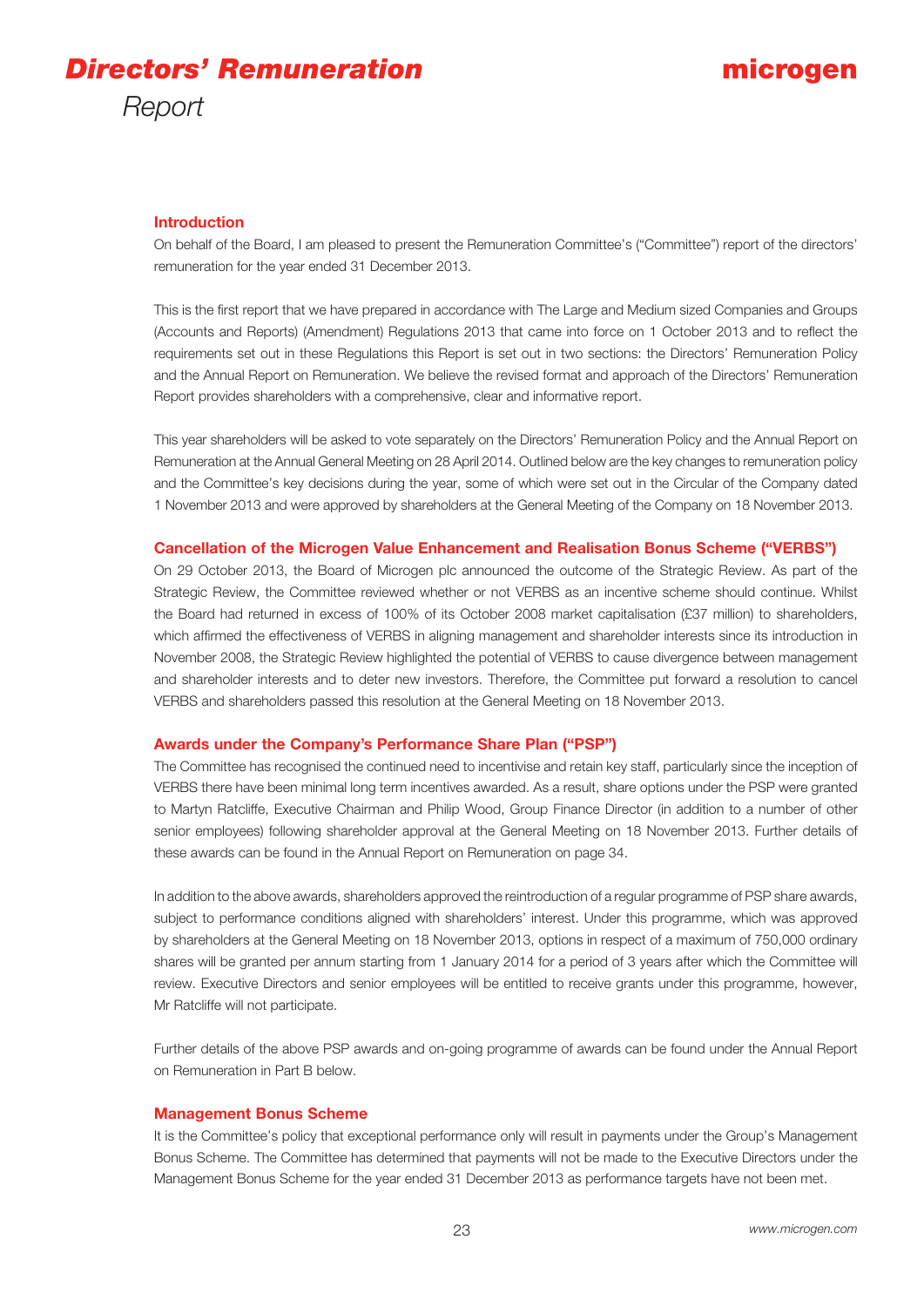# *Directors' Remuneration* Report

## Introduction

On behalf of the Board, I am pleased to present the Remuneration Committee's ("Committee") report of the directors' remuneration for the year ended 31 December 2013.

This is the first report that we have prepared in accordance with The Large and Medium sized Companies and Groups (Accounts and Reports) (Amendment) Regulations 2013 that came into force on 1 October 2013 and to reflect the requirements set out in these Regulations this Report is set out in two sections: the Directors' Remuneration Policy and the Annual Report on Remuneration. We believe the revised format and approach of the Directors' Remuneration Report provides shareholders with a comprehensive, clear and informative report.

This year shareholders will be asked to vote separately on the Directors' Remuneration Policy and the Annual Report on Remuneration at the Annual General Meeting on 28 April 2014. Outlined below are the key changes to remuneration policy and the Committee's key decisions during the year, some of which were set out in the Circular of the Company dated 1 November 2013 and were approved by shareholders at the General Meeting of the Company on 18 November 2013.

## Cancellation of the Microgen Value Enhancement and Realisation Bonus Scheme ("VERBS")

On 29 October 2013, the Board of Microgen plc announced the outcome of the Strategic Review. As part of the Strategic Review, the Committee reviewed whether or not VERBS as an incentive scheme should continue. Whilst the Board had returned in excess of 100% of its October 2008 market capitalisation (£37 million) to shareholders, which affirmed the effectiveness of VERBS in aligning management and shareholder interests since its introduction in November 2008, the Strategic Review highlighted the potential of VERBS to cause divergence between management and shareholder interests and to deter new investors. Therefore, the Committee put forward a resolution to cancel VERBS and shareholders passed this resolution at the General Meeting on 18 November 2013.

## Awards under the Company's Performance Share Plan ("PSP")

The Committee has recognised the continued need to incentivise and retain key staff, particularly since the inception of VERBS there have been minimal long term incentives awarded. As a result, share options under the PSP were granted to Martyn Ratcliffe, Executive Chairman and Philip Wood, Group Finance Director (in addition to a number of other senior employees) following shareholder approval at the General Meeting on 18 November 2013. Further details of these awards can be found in the Annual Report on Remuneration on page 34.

In addition to the above awards, shareholders approved the reintroduction of a regular programme of PSP share awards, subject to performance conditions aligned with shareholders' interest. Under this programme, which was approved by shareholders at the General Meeting on 18 November 2013, options in respect of a maximum of 750,000 ordinary shares will be granted per annum starting from 1 January 2014 for a period of 3 years after which the Committee will review. Executive Directors and senior employees will be entitled to receive grants under this programme, however, Mr Ratcliffe will not participate.

Further details of the above PSP awards and on-going programme of awards can be found under the Annual Report on Remuneration in Part B below.

## Management Bonus Scheme

It is the Committee's policy that exceptional performance only will result in payments under the Group's Management Bonus Scheme. The Committee has determined that payments will not be made to the Executive Directors under the Management Bonus Scheme for the year ended 31 December 2013 as performance targets have not been met.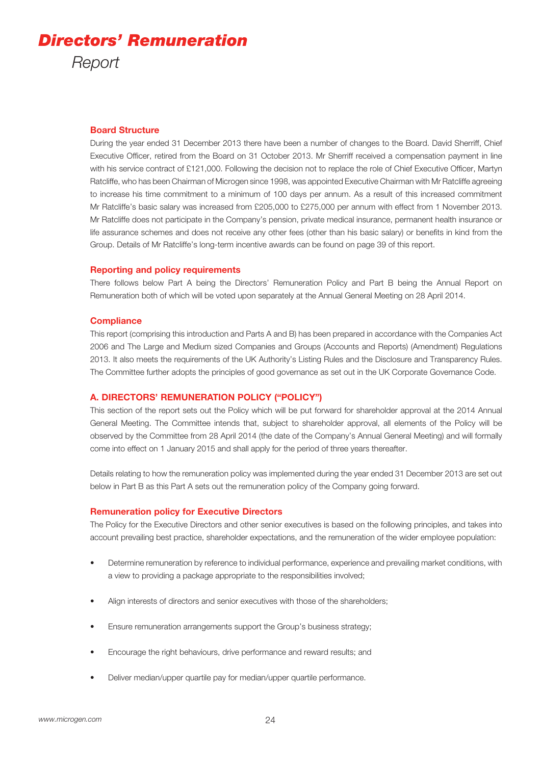# *Directors' Remuneration*

*Report*

## Board Structure

During the year ended 31 December 2013 there have been a number of changes to the Board. David Sherriff, Chief Executive Officer, retired from the Board on 31 October 2013. Mr Sherriff received a compensation payment in line with his service contract of £121,000. Following the decision not to replace the role of Chief Executive Officer, Martyn Ratcliffe, who has been Chairman of Microgen since 1998, was appointed Executive Chairman with Mr Ratcliffe agreeing to increase his time commitment to a minimum of 100 days per annum. As a result of this increased commitment Mr Ratcliffe's basic salary was increased from £205,000 to £275,000 per annum with effect from 1 November 2013. Mr Ratcliffe does not participate in the Company's pension, private medical insurance, permanent health insurance or life assurance schemes and does not receive any other fees (other than his basic salary) or benefits in kind from the Group. Details of Mr Ratcliffe's long-term incentive awards can be found on page 39 of this report.

## Reporting and policy requirements

There follows below Part A being the Directors' Remuneration Policy and Part B being the Annual Report on Remuneration both of which will be voted upon separately at the Annual General Meeting on 28 April 2014.

## Compliance

This report (comprising this introduction and Parts A and B) has been prepared in accordance with the Companies Act 2006 and The Large and Medium sized Companies and Groups (Accounts and Reports) (Amendment) Regulations 2013. It also meets the requirements of the UK Authority's Listing Rules and the Disclosure and Transparency Rules. The Committee further adopts the principles of good governance as set out in the UK Corporate Governance Code.

## A. DIRECTORS' REMUNERATION POLICY ("POLICY")

This section of the report sets out the Policy which will be put forward for shareholder approval at the 2014 Annual General Meeting. The Committee intends that, subject to shareholder approval, all elements of the Policy will be observed by the Committee from 28 April 2014 (the date of the Company's Annual General Meeting) and will formally come into effect on 1 January 2015 and shall apply for the period of three years thereafter.

Details relating to how the remuneration policy was implemented during the year ended 31 December 2013 are set out below in Part B as this Part A sets out the remuneration policy of the Company going forward.

## Remuneration policy for Executive Directors

The Policy for the Executive Directors and other senior executives is based on the following principles, and takes into account prevailing best practice, shareholder expectations, and the remuneration of the wider employee population:

- Determine remuneration by reference to individual performance, experience and prevailing market conditions, with a view to providing a package appropriate to the responsibilities involved;
- Align interests of directors and senior executives with those of the shareholders;
- Ensure remuneration arrangements support the Group's business strategy;
- Encourage the right behaviours, drive performance and reward results; and
- Deliver median/upper quartile pay for median/upper quartile performance.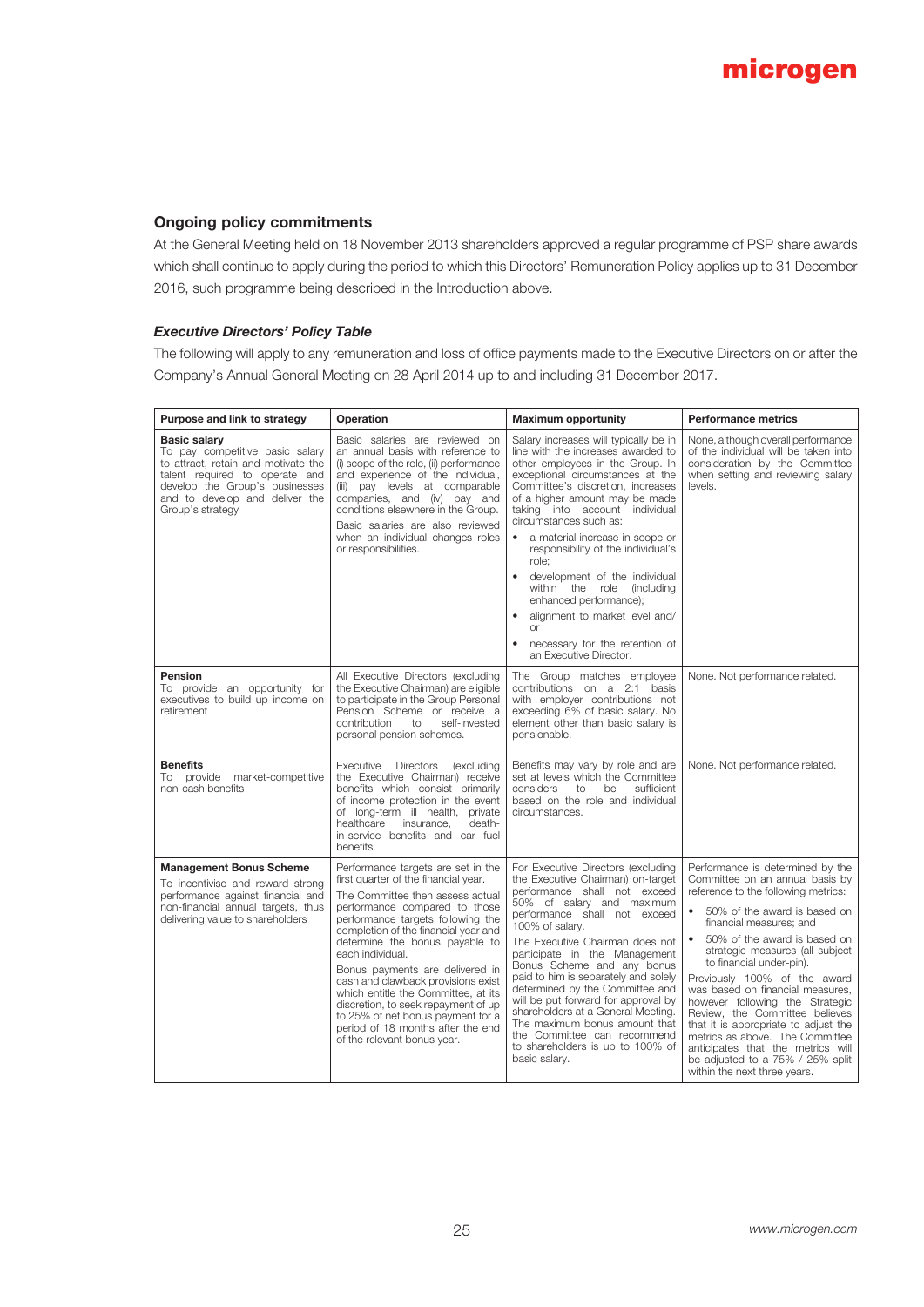## Ongoing policy commitments

At the General Meeting held on 18 November 2013 shareholders approved a regular programme of PSP share awards which shall continue to apply during the period to which this Directors' Remuneration Policy applies up to 31 December 2016, such programme being described in the Introduction above.

### *Executive Directors' Policy Table*

The following will apply to any remuneration and loss of office payments made to the Executive Directors on or after the Company's Annual General Meeting on 28 April 2014 up to and including 31 December 2017.

| Purpose and link to strategy | Operation | Maximum opportunity | Performance metrics |
|---|---|---|---|
| **Basic salary**<br>To pay competitive basic salary to attract, retain and motivate the talent required to operate and develop the Group's businesses and to develop and deliver the Group's strategy | Basic salaries are reviewed on an annual basis with reference to (i) scope of the role, (ii) performance and experience of the individual, (iii) pay levels at comparable companies, and (iv) pay and conditions elsewhere in the Group.<br>Basic salaries are also reviewed when an individual changes roles or responsibilities. | Salary increases will typically be in line with the increases awarded to other employees in the Group. In exceptional circumstances at the Committee's discretion, increases of a higher amount may be made taking into account individual circumstances such as:<br>• a material increase in scope or responsibility of the individual's role;<br>• development of the individual within the role (including enhanced performance);<br>• alignment to market level and/ or<br>• necessary for the retention of an Executive Director. | None, although overall performance of the individual will be taken into consideration by the Committee when setting and reviewing salary levels. |
| **Pension**<br>To provide an opportunity for executives to build up income on retirement | All Executive Directors (excluding the Executive Chairman) are eligible to participate in the Group Personal Pension Scheme or receive a contribution to self-invested personal pension schemes. | The Group matches employee contributions on a 2:1 basis with employer contributions not exceeding 6% of basic salary. No element other than basic salary is pensionable. | None. Not performance related. |
| **Benefits**<br>To provide market-competitive non-cash benefits | Executive Directors (excluding the Executive Chairman) receive benefits which consist primarily of income protection in the event of long-term ill health, private healthcare insurance, death-in-service benefits and car fuel benefits. | Benefits may vary by role and are set at levels which the Committee considers to be sufficient based on the role and individual circumstances. | None. Not performance related. |
| **Management Bonus Scheme**<br>To incentivise and reward strong performance against financial and non-financial annual targets, thus delivering value to shareholders | Performance targets are set in the first quarter of the financial year.<br>The Committee then assess actual performance compared to those performance targets following the completion of the financial year and determine the bonus payable to each individual.<br>Bonus payments are delivered in cash and clawback provisions exist which entitle the Committee, at its discretion, to seek repayment of up to 25% of net bonus payment for a period of 18 months after the end of the relevant bonus year. | For Executive Directors (excluding the Executive Chairman) on-target performance shall not exceed 50% of salary and maximum performance shall not exceed 100% of salary.<br>The Executive Chairman does not participate in the Management Bonus Scheme and any bonus paid to him is separately and solely determined by the Committee and will be put forward for approval by shareholders at a General Meeting. The maximum bonus amount that the Committee can recommend to shareholders is up to 100% of basic salary. | Performance is determined by the Committee on an annual basis by reference to the following metrics:<br>• 50% of the award is based on financial measures; and<br>• 50% of the award is based on strategic measures (all subject to financial under-pin).<br>Previously 100% of the award was based on financial measures, however following the Strategic Review, the Committee believes that it is appropriate to adjust the metrics as above. The Committee anticipates that the metrics will be adjusted to a 75% / 25% split within the next three years. |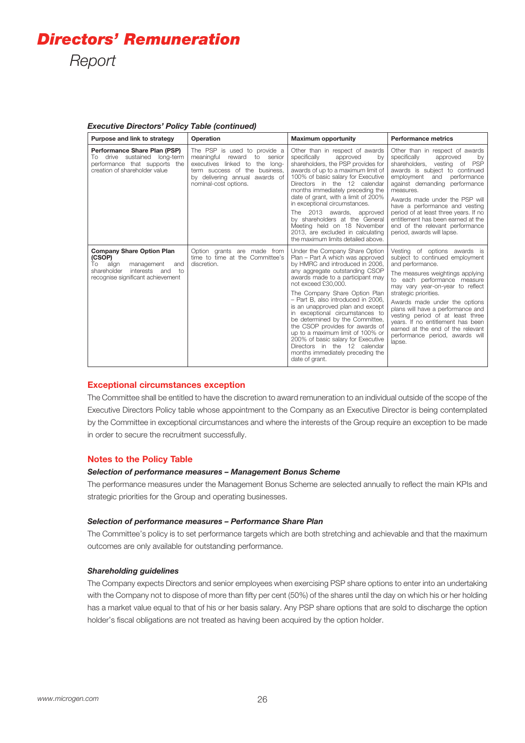# Directors' Remuneration

Report

### *Executive Directors' Policy Table (continued)*

| Purpose and link to strategy | Operation | Maximum opportunity | Performance metrics |
|---|---|---|---|
| **Performance Share Plan (PSP)** To drive sustained long-term performance that supports the creation of shareholder value | The PSP is used to provide a meaningful reward to senior executives linked to the long-term success of the business, by delivering annual awards of nominal-cost options. | Other than in respect of awards specifically approved by shareholders, the PSP provides for awards of up to a maximum limit of 100% of basic salary for Executive Directors in the 12 calendar months immediately preceding the date of grant, with a limit of 200% in exceptional circumstances.<br><br>The 2013 awards, approved by shareholders at the General Meeting held on 18 November 2013, are excluded in calculating the maximum limits detailed above. | Other than in respect of awards specifically approved by shareholders, vesting of PSP awards is subject to continued employment and performance against demanding performance measures.<br><br>Awards made under the PSP will have a performance and vesting period of at least three years. If no entitlement has been earned at the end of the relevant performance period, awards will lapse. |
| **Company Share Option Plan (CSOP)** To align management and shareholder interests and to recognise significant achievement | Option grants are made from time to time at the Committee's discretion. | Under the Company Share Option Plan – Part A which was approved by HMRC and introduced in 2006, any aggregate outstanding CSOP awards made to a participant may not exceed £30,000.<br><br>The Company Share Option Plan – Part B, also introduced in 2006, is an unapproved plan and except in exceptional circumstances to be determined by the Committee, the CSOP provides for awards of up to a maximum limit of 100% or 200% of basic salary for Executive Directors in the 12 calendar months immediately preceding the date of grant. | Vesting of options awards is subject to continued employment and performance.<br><br>The measures weightings applying to each performance measure may vary year-on-year to reflect strategic priorities.<br><br>Awards made under the options plans will have a performance and vesting period of at least three years. If no entitlement has been earned at the end of the relevant performance period, awards will lapse. |

## Exceptional circumstances exception

The Committee shall be entitled to have the discretion to award remuneration to an individual outside of the scope of the Executive Directors Policy table whose appointment to the Company as an Executive Director is being contemplated by the Committee in exceptional circumstances and where the interests of the Group require an exception to be made in order to secure the recruitment successfully.

## Notes to the Policy Table

### *Selection of performance measures – Management Bonus Scheme*

The performance measures under the Management Bonus Scheme are selected annually to reflect the main KPIs and strategic priorities for the Group and operating businesses.

### *Selection of performance measures – Performance Share Plan*

The Committee's policy is to set performance targets which are both stretching and achievable and that the maximum outcomes are only available for outstanding performance.

### *Shareholding guidelines*

The Company expects Directors and senior employees when exercising PSP share options to enter into an undertaking with the Company not to dispose of more than fifty per cent (50%) of the shares until the day on which his or her holding has a market value equal to that of his or her basis salary. Any PSP share options that are sold to discharge the option holder's fiscal obligations are not treated as having been acquired by the option holder.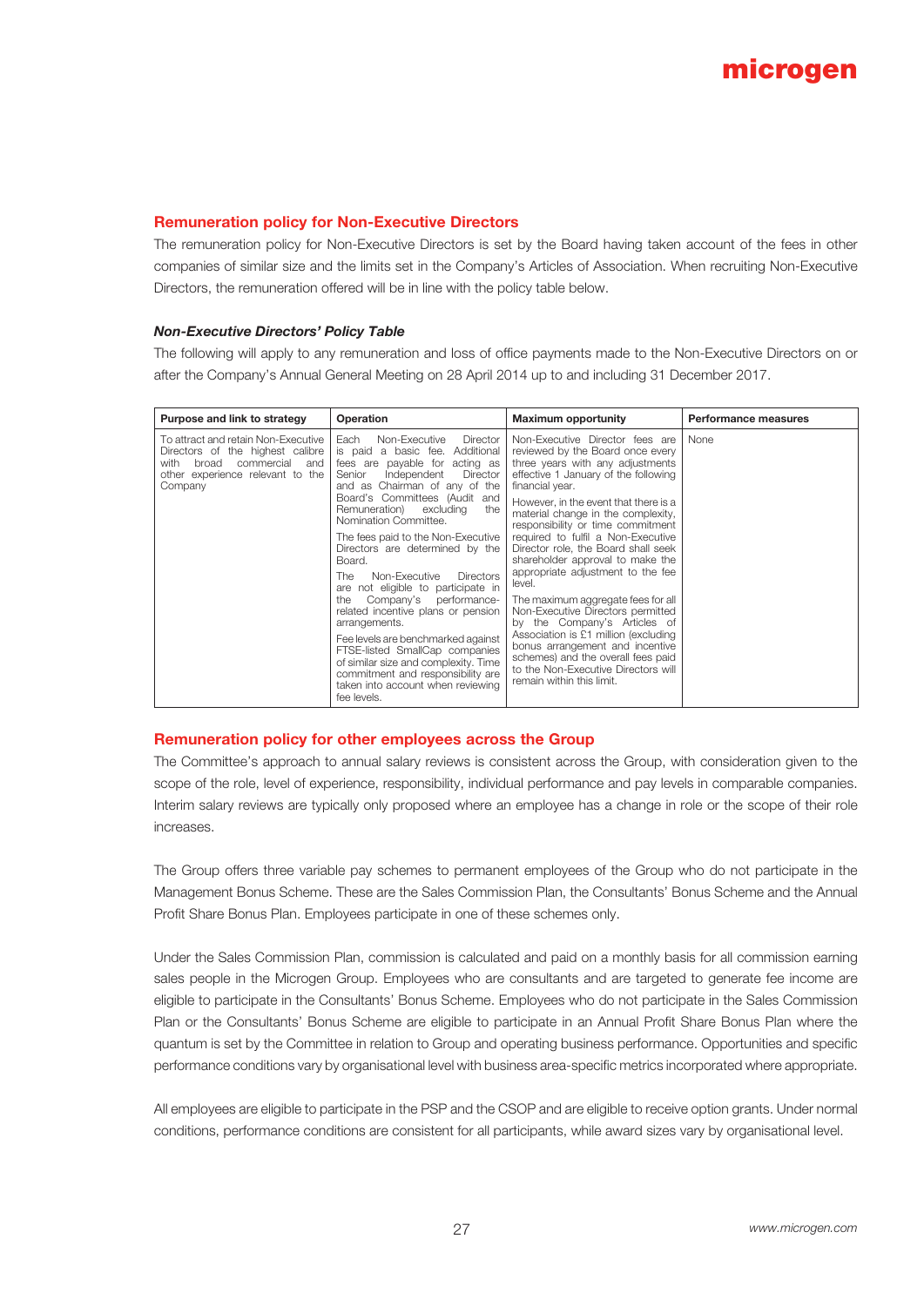## Remuneration policy for Non-Executive Directors

The remuneration policy for Non-Executive Directors is set by the Board having taken account of the fees in other companies of similar size and the limits set in the Company's Articles of Association. When recruiting Non-Executive Directors, the remuneration offered will be in line with the policy table below.

### *Non-Executive Directors' Policy Table*

The following will apply to any remuneration and loss of office payments made to the Non-Executive Directors on or after the Company's Annual General Meeting on 28 April 2014 up to and including 31 December 2017.

| Purpose and link to strategy | Operation | Maximum opportunity | Performance measures |
|---|---|---|---|
| To attract and retain Non-Executive Directors of the highest calibre with broad commercial and other experience relevant to the Company | Each Non-Executive Director is paid a basic fee. Additional fees are payable for acting as Senior Independent Director and as Chairman of any of the Board's Committees (Audit and Remuneration) excluding the Nomination Committee.<br><br>The fees paid to the Non-Executive Directors are determined by the Board.<br><br>The Non-Executive Directors are not eligible to participate in the Company's performance-related incentive plans or pension arrangements.<br><br>Fee levels are benchmarked against FTSE-listed SmallCap companies of similar size and complexity. Time commitment and responsibility are taken into account when reviewing fee levels. | Non-Executive Director fees are reviewed by the Board once every three years with any adjustments effective 1 January of the following financial year.<br><br>However, in the event that there is a material change in the complexity, responsibility or time commitment required to fulfil a Non-Executive Director role, the Board shall seek shareholder approval to make the appropriate adjustment to the fee level.<br><br>The maximum aggregate fees for all Non-Executive Directors permitted by the Company's Articles of Association is £1 million (excluding bonus arrangement and incentive schemes) and the overall fees paid to the Non-Executive Directors will remain within this limit. | None |

## Remuneration policy for other employees across the Group

The Committee's approach to annual salary reviews is consistent across the Group, with consideration given to the scope of the role, level of experience, responsibility, individual performance and pay levels in comparable companies. Interim salary reviews are typically only proposed where an employee has a change in role or the scope of their role increases.

The Group offers three variable pay schemes to permanent employees of the Group who do not participate in the Management Bonus Scheme. These are the Sales Commission Plan, the Consultants' Bonus Scheme and the Annual Profit Share Bonus Plan. Employees participate in one of these schemes only.

Under the Sales Commission Plan, commission is calculated and paid on a monthly basis for all commission earning sales people in the Microgen Group. Employees who are consultants and are targeted to generate fee income are eligible to participate in the Consultants' Bonus Scheme. Employees who do not participate in the Sales Commission Plan or the Consultants' Bonus Scheme are eligible to participate in an Annual Profit Share Bonus Plan where the quantum is set by the Committee in relation to Group and operating business performance. Opportunities and specific performance conditions vary by organisational level with business area-specific metrics incorporated where appropriate.

All employees are eligible to participate in the PSP and the CSOP and are eligible to receive option grants. Under normal conditions, performance conditions are consistent for all participants, while award sizes vary by organisational level.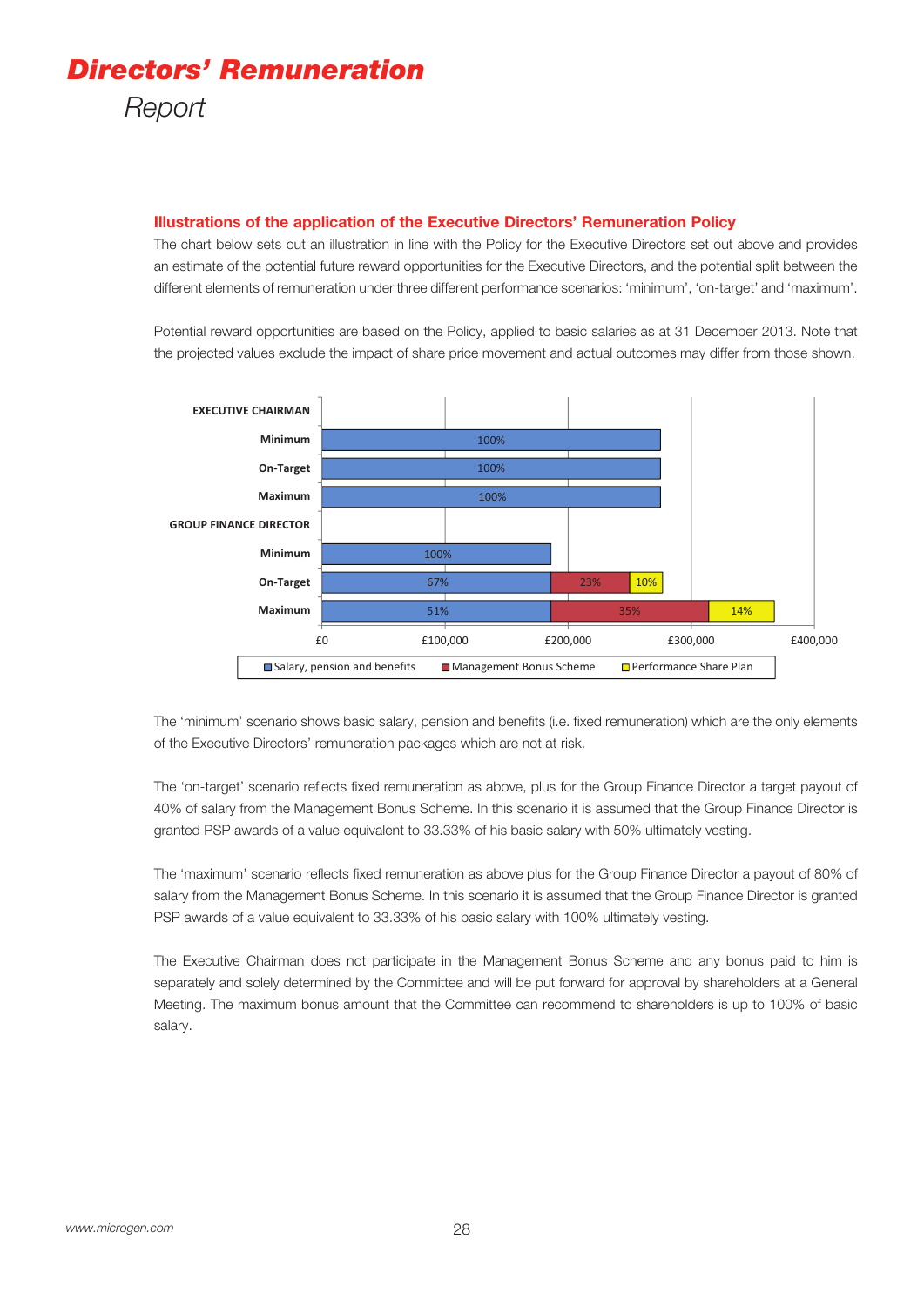# *Directors' Remuneration* Report

### Illustrations of the application of the Executive Directors' Remuneration Policy

The chart below sets out an illustration in line with the Policy for the Executive Directors set out above and provides an estimate of the potential future reward opportunities for the Executive Directors, and the potential split between the different elements of remuneration under three different performance scenarios: 'minimum', 'on-target' and 'maximum'.

Potential reward opportunities are based on the Policy, applied to basic salaries as at 31 December 2013. Note that the projected values exclude the impact of share price movement and actual outcomes may differ from those shown.

| | Salary, pension and benefits | Management Bonus Scheme | Performance Share Plan |
|---|---|---|---|
| **EXECUTIVE CHAIRMAN** | | | |
| Minimum | 100% | | |
| On-Target | 100% | | |
| Maximum | 100% | | |
| **GROUP FINANCE DIRECTOR** | | | |
| Minimum | 100% | | |
| On-Target | 67% | 23% | 10% |
| Maximum | 51% | 35% | 14% |

(Axis: £0, £100,000, £200,000, £300,000, £400,000)

The 'minimum' scenario shows basic salary, pension and benefits (i.e. fixed remuneration) which are the only elements of the Executive Directors' remuneration packages which are not at risk.

The 'on-target' scenario reflects fixed remuneration as above, plus for the Group Finance Director a target payout of 40% of salary from the Management Bonus Scheme. In this scenario it is assumed that the Group Finance Director is granted PSP awards of a value equivalent to 33.33% of his basic salary with 50% ultimately vesting.

The 'maximum' scenario reflects fixed remuneration as above plus for the Group Finance Director a payout of 80% of salary from the Management Bonus Scheme. In this scenario it is assumed that the Group Finance Director is granted PSP awards of a value equivalent to 33.33% of his basic salary with 100% ultimately vesting.

The Executive Chairman does not participate in the Management Bonus Scheme and any bonus paid to him is separately and solely determined by the Committee and will be put forward for approval by shareholders at a General Meeting. The maximum bonus amount that the Committee can recommend to shareholders is up to 100% of basic salary.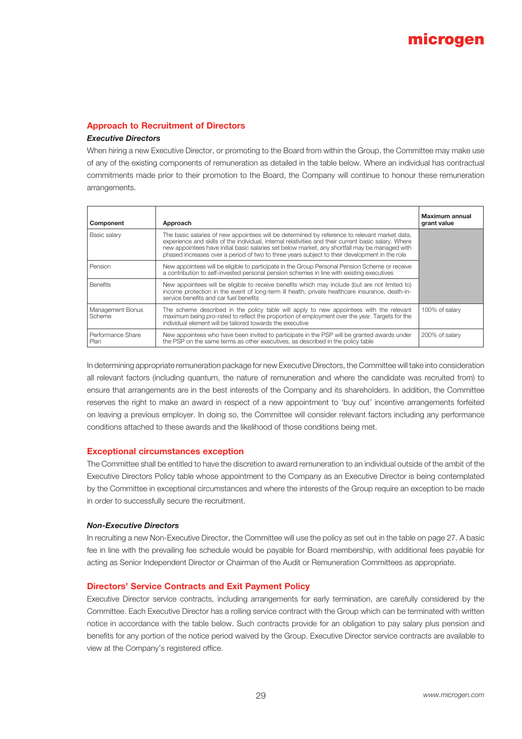## Approach to Recruitment of Directors

### *Executive Directors*

When hiring a new Executive Director, or promoting to the Board from within the Group, the Committee may make use of any of the existing components of remuneration as detailed in the table below. Where an individual has contractual commitments made prior to their promotion to the Board, the Company will continue to honour these remuneration arrangements.

| Component | Approach | Maximum annual grant value |
|---|---|---|
| Basic salary | The basic salaries of new appointees will be determined by reference to relevant market data, experience and skills of the individual, internal relativities and their current basic salary. Where new appointees have initial basic salaries set below market, any shortfall may be managed with phased increases over a period of two to three years subject to their development in the role | |
| Pension | New appointees will be eligible to participate in the Group Personal Pension Scheme or receive a contribution to self-invested personal pension schemes in line with existing executives | |
| Benefits | New appointees will be eligible to receive benefits which may include (but are not limited to) income protection in the event of long-term ill health, private healthcare insurance, death-in-service benefits and car fuel benefits | |
| Management Bonus Scheme | The scheme described in the policy table will apply to new appointees with the relevant maximum being pro-rated to reflect the proportion of employment over the year. Targets for the individual element will be tailored towards the executive | 100% of salary |
| Performance Share Plan | New appointees who have been invited to participate in the PSP will be granted awards under the PSP on the same terms as other executives, as described in the policy table | 200% of salary |

In determining appropriate remuneration package for new Executive Directors, the Committee will take into consideration all relevant factors (including quantum, the nature of remuneration and where the candidate was recruited from) to ensure that arrangements are in the best interests of the Company and its shareholders. In addition, the Committee reserves the right to make an award in respect of a new appointment to 'buy out' incentive arrangements forfeited on leaving a previous employer. In doing so, the Committee will consider relevant factors including any performance conditions attached to these awards and the likelihood of those conditions being met.

## Exceptional circumstances exception

The Committee shall be entitled to have the discretion to award remuneration to an individual outside of the ambit of the Executive Directors Policy table whose appointment to the Company as an Executive Director is being contemplated by the Committee in exceptional circumstances and where the interests of the Group require an exception to be made in order to successfully secure the recruitment.

### *Non-Executive Directors*

In recruiting a new Non-Executive Director, the Committee will use the policy as set out in the table on page 27. A basic fee in line with the prevailing fee schedule would be payable for Board membership, with additional fees payable for acting as Senior Independent Director or Chairman of the Audit or Remuneration Committees as appropriate.

## Directors' Service Contracts and Exit Payment Policy

Executive Director service contracts, including arrangements for early termination, are carefully considered by the Committee. Each Executive Director has a rolling service contract with the Group which can be terminated with written notice in accordance with the table below. Such contracts provide for an obligation to pay salary plus pension and benefits for any portion of the notice period waived by the Group. Executive Director service contracts are available to view at the Company's registered office.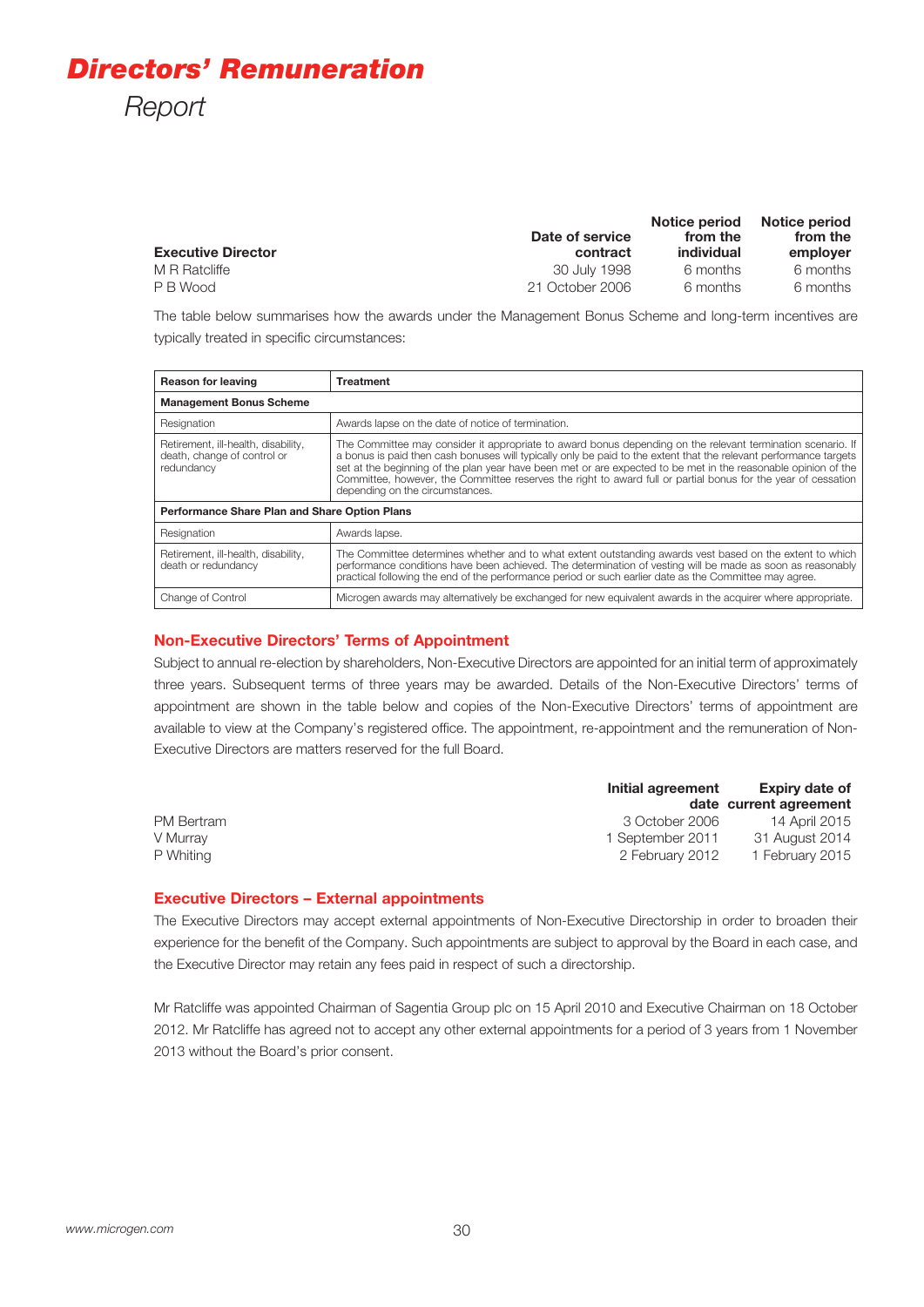# Directors' Remuneration Report

| Executive Director | Date of service contract | Notice period from the individual | Notice period from the employer |
|---|---|---|---|
| M R Ratcliffe | 30 July 1998 | 6 months | 6 months |
| P B Wood | 21 October 2006 | 6 months | 6 months |

The table below summarises how the awards under the Management Bonus Scheme and long-term incentives are typically treated in specific circumstances:

| Reason for leaving | Treatment |
|---|---|
| **Management Bonus Scheme** | |
| Resignation | Awards lapse on the date of notice of termination. |
| Retirement, ill-health, disability, death, change of control or redundancy | The Committee may consider it appropriate to award bonus depending on the relevant termination scenario. If a bonus is paid then cash bonuses will typically only be paid to the extent that the relevant performance targets set at the beginning of the plan year have been met or are expected to be met in the reasonable opinion of the Committee, however, the Committee reserves the right to award full or partial bonus for the year of cessation depending on the circumstances. |
| **Performance Share Plan and Share Option Plans** | |
| Resignation | Awards lapse. |
| Retirement, ill-health, disability, death or redundancy | The Committee determines whether and to what extent outstanding awards vest based on the extent to which performance conditions have been achieved. The determination of vesting will be made as soon as reasonably practical following the end of the performance period or such earlier date as the Committee may agree. |
| Change of Control | Microgen awards may alternatively be exchanged for new equivalent awards in the acquirer where appropriate. |

## Non-Executive Directors' Terms of Appointment

Subject to annual re-election by shareholders, Non-Executive Directors are appointed for an initial term of approximately three years. Subsequent terms of three years may be awarded. Details of the Non-Executive Directors' terms of appointment are shown in the table below and copies of the Non-Executive Directors' terms of appointment are available to view at the Company's registered office. The appointment, re-appointment and the remuneration of Non-Executive Directors are matters reserved for the full Board.

| | Initial agreement date | Expiry date of current agreement |
|---|---|---|
| PM Bertram | 3 October 2006 | 14 April 2015 |
| V Murray | 1 September 2011 | 31 August 2014 |
| P Whiting | 2 February 2012 | 1 February 2015 |

## Executive Directors – External appointments

The Executive Directors may accept external appointments of Non-Executive Directorship in order to broaden their experience for the benefit of the Company. Such appointments are subject to approval by the Board in each case, and the Executive Director may retain any fees paid in respect of such a directorship.

Mr Ratcliffe was appointed Chairman of Sagentia Group plc on 15 April 2010 and Executive Chairman on 18 October 2012. Mr Ratcliffe has agreed not to accept any other external appointments for a period of 3 years from 1 November 2013 without the Board's prior consent.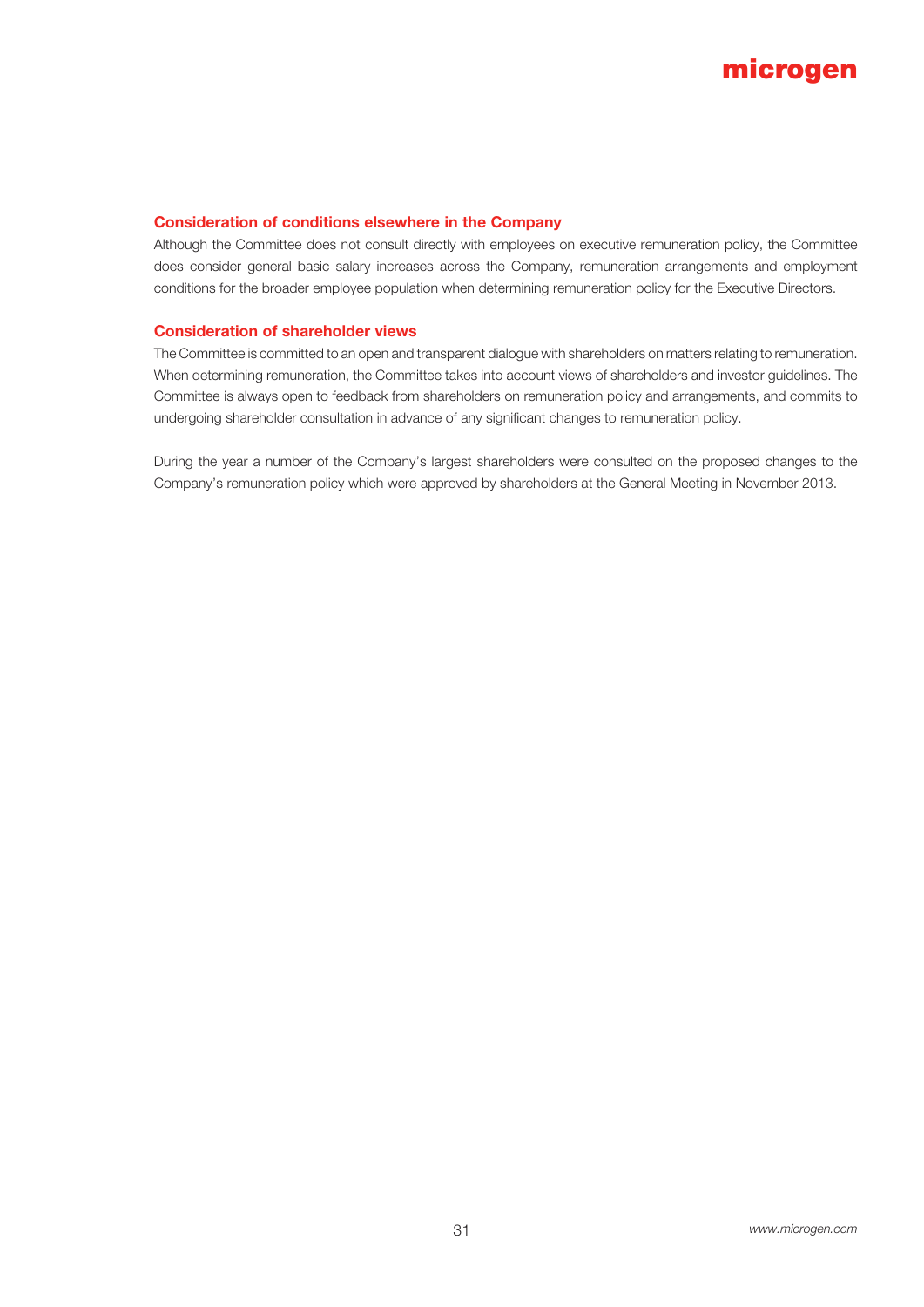### Consideration of conditions elsewhere in the Company

Although the Committee does not consult directly with employees on executive remuneration policy, the Committee does consider general basic salary increases across the Company, remuneration arrangements and employment conditions for the broader employee population when determining remuneration policy for the Executive Directors.

### Consideration of shareholder views

The Committee is committed to an open and transparent dialogue with shareholders on matters relating to remuneration. When determining remuneration, the Committee takes into account views of shareholders and investor guidelines. The Committee is always open to feedback from shareholders on remuneration policy and arrangements, and commits to undergoing shareholder consultation in advance of any significant changes to remuneration policy.

During the year a number of the Company's largest shareholders were consulted on the proposed changes to the Company's remuneration policy which were approved by shareholders at the General Meeting in November 2013.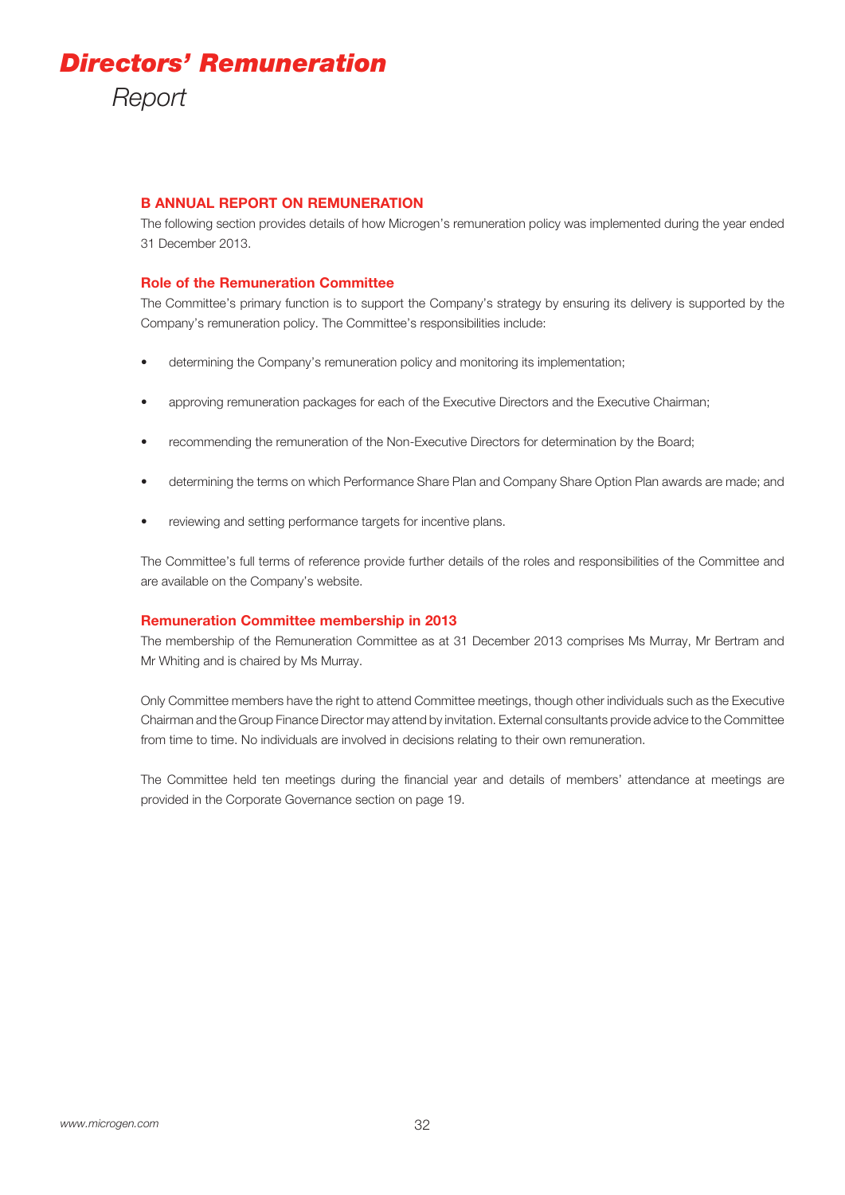# Directors' Remuneration Report

## B ANNUAL REPORT ON REMUNERATION

The following section provides details of how Microgen's remuneration policy was implemented during the year ended 31 December 2013.

### Role of the Remuneration Committee

The Committee's primary function is to support the Company's strategy by ensuring its delivery is supported by the Company's remuneration policy. The Committee's responsibilities include:

- determining the Company's remuneration policy and monitoring its implementation;
- approving remuneration packages for each of the Executive Directors and the Executive Chairman;
- recommending the remuneration of the Non-Executive Directors for determination by the Board;
- determining the terms on which Performance Share Plan and Company Share Option Plan awards are made; and
- reviewing and setting performance targets for incentive plans.

The Committee's full terms of reference provide further details of the roles and responsibilities of the Committee and are available on the Company's website.

### Remuneration Committee membership in 2013

The membership of the Remuneration Committee as at 31 December 2013 comprises Ms Murray, Mr Bertram and Mr Whiting and is chaired by Ms Murray.

Only Committee members have the right to attend Committee meetings, though other individuals such as the Executive Chairman and the Group Finance Director may attend by invitation. External consultants provide advice to the Committee from time to time. No individuals are involved in decisions relating to their own remuneration.

The Committee held ten meetings during the financial year and details of members' attendance at meetings are provided in the Corporate Governance section on page 19.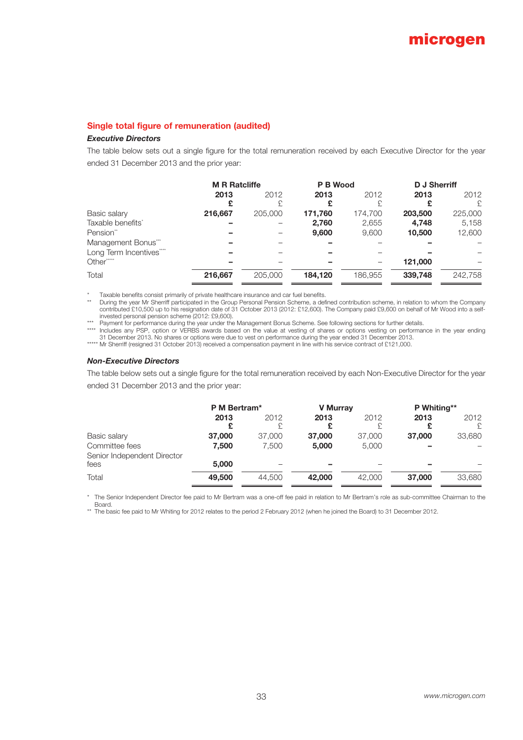## Single total figure of remuneration (audited)

### *Executive Directors*

The table below sets out a single figure for the total remuneration received by each Executive Director for the year ended 31 December 2013 and the prior year:

| | M R Ratcliffe | | P B Wood | | D J Sherriff | |
|---|---|---|---|---|---|---|
| | **2013** | 2012 | **2013** | 2012 | **2013** | 2012 |
| | **£** | £ | **£** | £ | **£** | £ |
| Basic salary | **216,667** | 205,000 | **171,760** | 174,700 | **203,500** | 225,000 |
| Taxable benefits* | **–** | – | **2,760** | 2,655 | **4,748** | 5,158 |
| Pension** | **–** | – | **9,600** | 9,600 | **10,500** | 12,600 |
| Management Bonus*** | **–** | – | **–** | – | **–** | – |
| Long Term Incentives**** | **–** | – | **–** | – | **–** | – |
| Other***** | **–** | – | **–** | – | **121,000** | – |
| Total | **216,667** | 205,000 | **184,120** | 186,955 | **339,748** | 242,758 |

\* Taxable benefits consist primarily of private healthcare insurance and car fuel benefits.

\** During the year Mr Sherriff participated in the Group Personal Pension Scheme, a defined contribution scheme, in relation to whom the Company contributed £10,500 up to his resignation date of 31 October 2013 (2012: £12,600). The Company paid £9,600 on behalf of Mr Wood into a self-invested personal pension scheme (2012: £9,600).

\*** Payment for performance during the year under the Management Bonus Scheme. See following sections for further details.

\**** Includes any PSP, option or VERBS awards based on the value at vesting of shares or options vesting on performance in the year ending 31 December 2013. No shares or options were due to vest on performance during the year ended 31 December 2013.

\***** Mr Sherriff (resigned 31 October 2013) received a compensation payment in line with his service contract of £121,000.

### *Non-Executive Directors*

The table below sets out a single figure for the total remuneration received by each Non-Executive Director for the year ended 31 December 2013 and the prior year:

| | P M Bertram* | | V Murray | | P Whiting** | |
|---|---|---|---|---|---|---|
| | **2013** | 2012 | **2013** | 2012 | **2013** | 2012 |
| | **£** | £ | **£** | £ | **£** | £ |
| Basic salary | **37,000** | 37,000 | **37,000** | 37,000 | **37,000** | 33,680 |
| Committee fees | **7,500** | 7,500 | **5,000** | 5,000 | **–** | – |
| Senior Independent Director fees | **5,000** | – | **–** | – | **–** | – |
| Total | **49,500** | 44,500 | **42,000** | 42,000 | **37,000** | 33,680 |

\* The Senior Independent Director fee paid to Mr Bertram was a one-off fee paid in relation to Mr Bertram's role as sub-committee Chairman to the Board.

\** The basic fee paid to Mr Whiting for 2012 relates to the period 2 February 2012 (when he joined the Board) to 31 December 2012.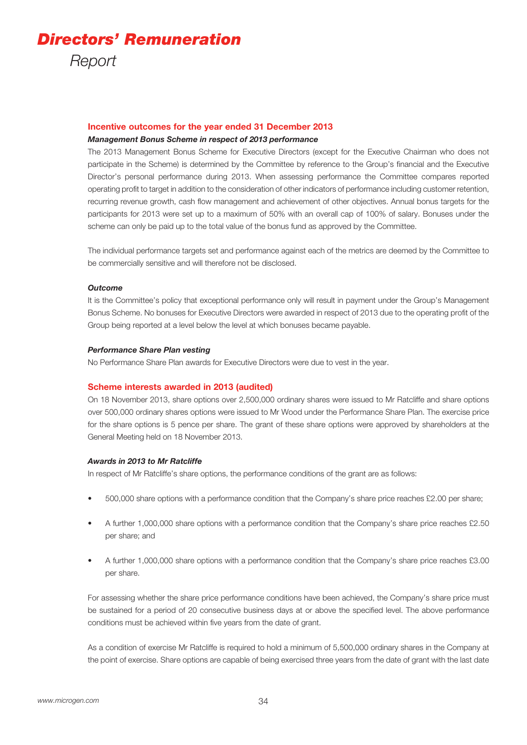# *Directors' Remuneration*

*Report*

## Incentive outcomes for the year ended 31 December 2013

### *Management Bonus Scheme in respect of 2013 performance*

The 2013 Management Bonus Scheme for Executive Directors (except for the Executive Chairman who does not participate in the Scheme) is determined by the Committee by reference to the Group's financial and the Executive Director's personal performance during 2013. When assessing performance the Committee compares reported operating profit to target in addition to the consideration of other indicators of performance including customer retention, recurring revenue growth, cash flow management and achievement of other objectives. Annual bonus targets for the participants for 2013 were set up to a maximum of 50% with an overall cap of 100% of salary. Bonuses under the scheme can only be paid up to the total value of the bonus fund as approved by the Committee.

The individual performance targets set and performance against each of the metrics are deemed by the Committee to be commercially sensitive and will therefore not be disclosed.

### *Outcome*

It is the Committee's policy that exceptional performance only will result in payment under the Group's Management Bonus Scheme. No bonuses for Executive Directors were awarded in respect of 2013 due to the operating profit of the Group being reported at a level below the level at which bonuses became payable.

### *Performance Share Plan vesting*

No Performance Share Plan awards for Executive Directors were due to vest in the year.

## Scheme interests awarded in 2013 (audited)

On 18 November 2013, share options over 2,500,000 ordinary shares were issued to Mr Ratcliffe and share options over 500,000 ordinary shares options were issued to Mr Wood under the Performance Share Plan. The exercise price for the share options is 5 pence per share. The grant of these share options were approved by shareholders at the General Meeting held on 18 November 2013.

### *Awards in 2013 to Mr Ratcliffe*

In respect of Mr Ratcliffe's share options, the performance conditions of the grant are as follows:

- 500,000 share options with a performance condition that the Company's share price reaches £2.00 per share;
- A further 1,000,000 share options with a performance condition that the Company's share price reaches £2.50 per share; and
- A further 1,000,000 share options with a performance condition that the Company's share price reaches £3.00 per share.

For assessing whether the share price performance conditions have been achieved, the Company's share price must be sustained for a period of 20 consecutive business days at or above the specified level. The above performance conditions must be achieved within five years from the date of grant.

As a condition of exercise Mr Ratcliffe is required to hold a minimum of 5,500,000 ordinary shares in the Company at the point of exercise. Share options are capable of being exercised three years from the date of grant with the last date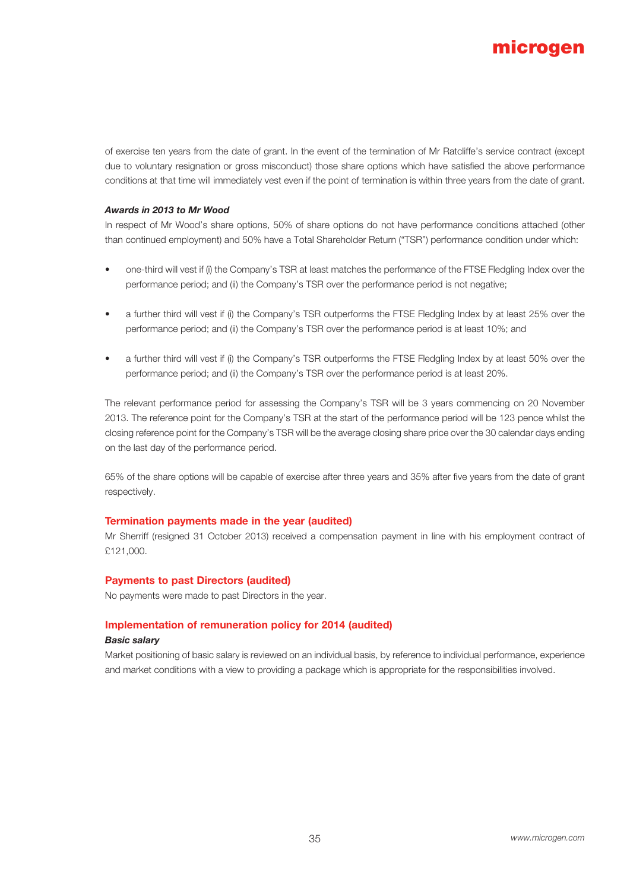of exercise ten years from the date of grant. In the event of the termination of Mr Ratcliffe's service contract (except due to voluntary resignation or gross misconduct) those share options which have satisfied the above performance conditions at that time will immediately vest even if the point of termination is within three years from the date of grant.

***Awards in 2013 to Mr Wood***

In respect of Mr Wood's share options, 50% of share options do not have performance conditions attached (other than continued employment) and 50% have a Total Shareholder Return ("TSR") performance condition under which:

- one-third will vest if (i) the Company's TSR at least matches the performance of the FTSE Fledgling Index over the performance period; and (ii) the Company's TSR over the performance period is not negative;
- a further third will vest if (i) the Company's TSR outperforms the FTSE Fledgling Index by at least 25% over the performance period; and (ii) the Company's TSR over the performance period is at least 10%; and
- a further third will vest if (i) the Company's TSR outperforms the FTSE Fledgling Index by at least 50% over the performance period; and (ii) the Company's TSR over the performance period is at least 20%.

The relevant performance period for assessing the Company's TSR will be 3 years commencing on 20 November 2013. The reference point for the Company's TSR at the start of the performance period will be 123 pence whilst the closing reference point for the Company's TSR will be the average closing share price over the 30 calendar days ending on the last day of the performance period.

65% of the share options will be capable of exercise after three years and 35% after five years from the date of grant respectively.

## Termination payments made in the year (audited)

Mr Sherriff (resigned 31 October 2013) received a compensation payment in line with his employment contract of £121,000.

## Payments to past Directors (audited)

No payments were made to past Directors in the year.

## Implementation of remuneration policy for 2014 (audited)

***Basic salary***

Market positioning of basic salary is reviewed on an individual basis, by reference to individual performance, experience and market conditions with a view to providing a package which is appropriate for the responsibilities involved.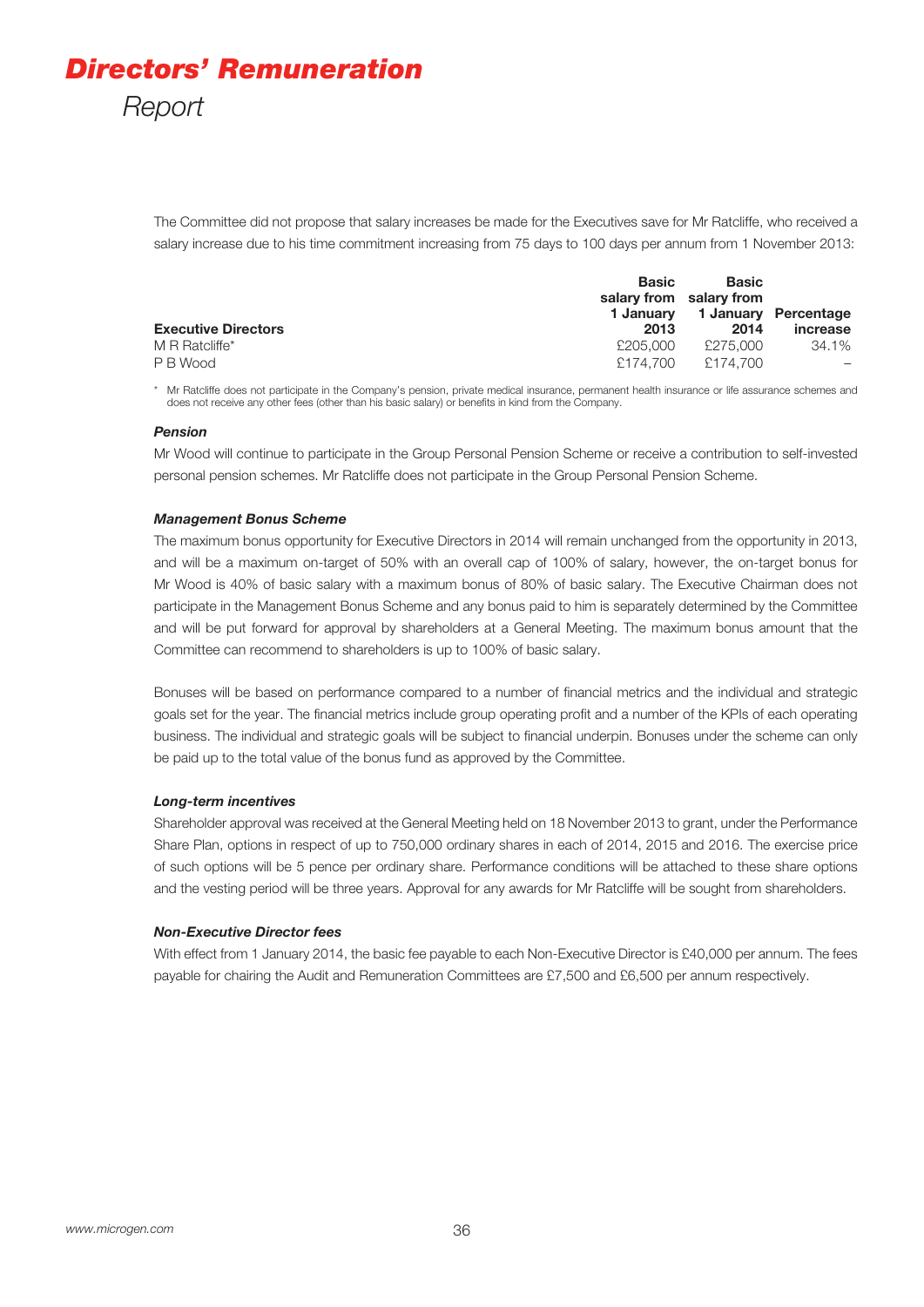# Directors' Remuneration Report

The Committee did not propose that salary increases be made for the Executives save for Mr Ratcliffe, who received a salary increase due to his time commitment increasing from 75 days to 100 days per annum from 1 November 2013:

| Executive Directors | Basic salary from 1 January 2013 | Basic salary from 1 January 2014 | Percentage increase |
|---|---|---|---|
| M R Ratcliffe* | £205,000 | £275,000 | 34.1% |
| P B Wood | £174,700 | £174,700 | – |

\* Mr Ratcliffe does not participate in the Company's pension, private medical insurance, permanent health insurance or life assurance schemes and does not receive any other fees (other than his basic salary) or benefits in kind from the Company.

### *Pension*

Mr Wood will continue to participate in the Group Personal Pension Scheme or receive a contribution to self-invested personal pension schemes. Mr Ratcliffe does not participate in the Group Personal Pension Scheme.

### *Management Bonus Scheme*

The maximum bonus opportunity for Executive Directors in 2014 will remain unchanged from the opportunity in 2013, and will be a maximum on-target of 50% with an overall cap of 100% of salary, however, the on-target bonus for Mr Wood is 40% of basic salary with a maximum bonus of 80% of basic salary. The Executive Chairman does not participate in the Management Bonus Scheme and any bonus paid to him is separately determined by the Committee and will be put forward for approval by shareholders at a General Meeting. The maximum bonus amount that the Committee can recommend to shareholders is up to 100% of basic salary.

Bonuses will be based on performance compared to a number of financial metrics and the individual and strategic goals set for the year. The financial metrics include group operating profit and a number of the KPIs of each operating business. The individual and strategic goals will be subject to financial underpin. Bonuses under the scheme can only be paid up to the total value of the bonus fund as approved by the Committee.

### *Long-term incentives*

Shareholder approval was received at the General Meeting held on 18 November 2013 to grant, under the Performance Share Plan, options in respect of up to 750,000 ordinary shares in each of 2014, 2015 and 2016. The exercise price of such options will be 5 pence per ordinary share. Performance conditions will be attached to these share options and the vesting period will be three years. Approval for any awards for Mr Ratcliffe will be sought from shareholders.

### *Non-Executive Director fees*

With effect from 1 January 2014, the basic fee payable to each Non-Executive Director is £40,000 per annum. The fees payable for chairing the Audit and Remuneration Committees are £7,500 and £6,500 per annum respectively.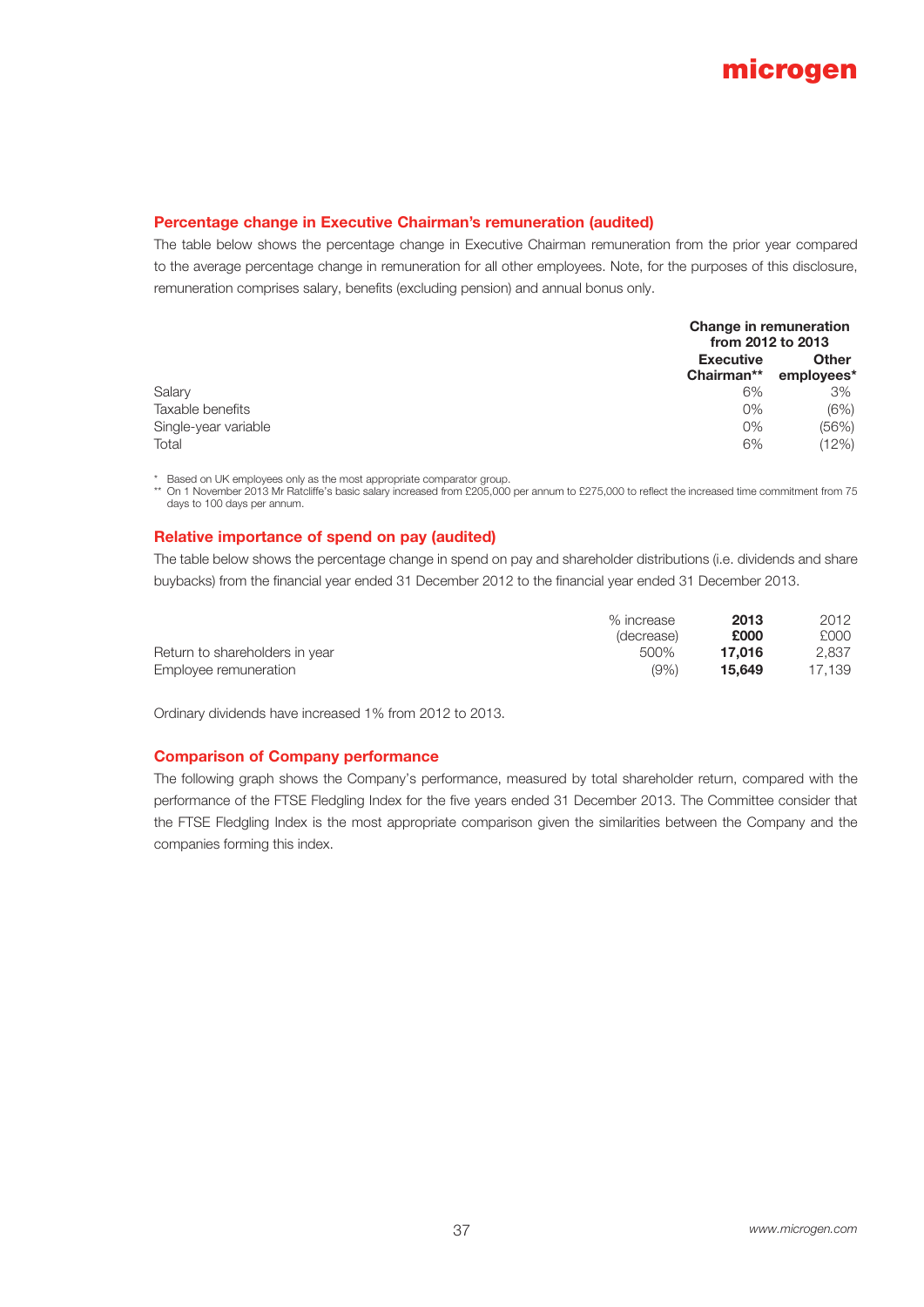### Percentage change in Executive Chairman's remuneration (audited)

The table below shows the percentage change in Executive Chairman remuneration from the prior year compared to the average percentage change in remuneration for all other employees. Note, for the purposes of this disclosure, remuneration comprises salary, benefits (excluding pension) and annual bonus only.

| | Change in remuneration from 2012 to 2013 | |
|---|---|---|
| | **Executive Chairman**** | **Other employees*** |
| Salary | 6% | 3% |
| Taxable benefits | 0% | (6%) |
| Single-year variable | 0% | (56%) |
| Total | 6% | (12%) |

\* Based on UK employees only as the most appropriate comparator group.

** On 1 November 2013 Mr Ratcliffe's basic salary increased from £205,000 per annum to £275,000 to reflect the increased time commitment from 75 days to 100 days per annum.

### Relative importance of spend on pay (audited)

The table below shows the percentage change in spend on pay and shareholder distributions (i.e. dividends and share buybacks) from the financial year ended 31 December 2012 to the financial year ended 31 December 2013.

| | % increase (decrease) | **2013 £000** | 2012 £000 |
|---|---|---|---|
| Return to shareholders in year | 500% | **17,016** | 2,837 |
| Employee remuneration | (9%) | **15,649** | 17,139 |

Ordinary dividends have increased 1% from 2012 to 2013.

### Comparison of Company performance

The following graph shows the Company's performance, measured by total shareholder return, compared with the performance of the FTSE Fledgling Index for the five years ended 31 December 2013. The Committee consider that the FTSE Fledgling Index is the most appropriate comparison given the similarities between the Company and the companies forming this index.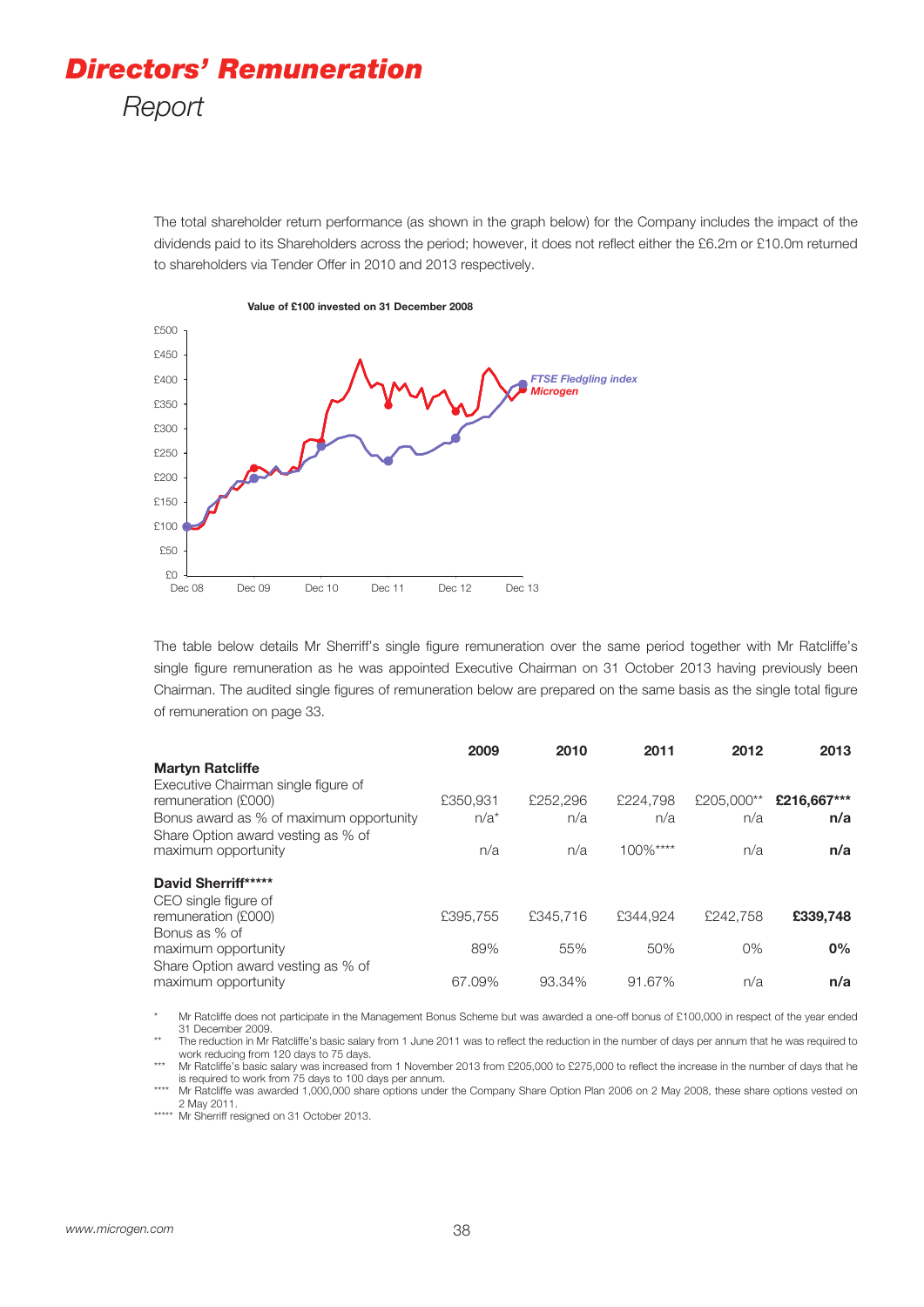# *Directors' Remuneration*

*Report*

The total shareholder return performance (as shown in the graph below) for the Company includes the impact of the dividends paid to its Shareholders across the period; however, it does not reflect either the £6.2m or £10.0m returned to shareholders via Tender Offer in 2010 and 2013 respectively.

**Value of £100 invested on 31 December 2008**

The table below details Mr Sherriff's single figure remuneration over the same period together with Mr Ratcliffe's single figure remuneration as he was appointed Executive Chairman on 31 October 2013 having previously been Chairman. The audited single figures of remuneration below are prepared on the same basis as the single total figure of remuneration on page 33.

| | 2009 | 2010 | 2011 | 2012 | 2013 |
|---|---|---|---|---|---|
| **Martyn Ratcliffe** | | | | | |
| Executive Chairman single figure of remuneration (£000) | £350,931 | £252,296 | £224,798 | £205,000** | **£216,667*** ** |
| Bonus award as % of maximum opportunity | n/a* | n/a | n/a | n/a | **n/a** |
| Share Option award vesting as % of maximum opportunity | n/a | n/a | 100%**** | n/a | **n/a** |
| **David Sherriff******* | | | | | |
| CEO single figure of remuneration (£000) | £395,755 | £345,716 | £344,924 | £242,758 | **£339,748** |
| Bonus as % of maximum opportunity | 89% | 55% | 50% | 0% | **0%** |
| Share Option award vesting as % of maximum opportunity | 67.09% | 93.34% | 91.67% | n/a | **n/a** |

\* Mr Ratcliffe does not participate in the Management Bonus Scheme but was awarded a one-off bonus of £100,000 in respect of the year ended 31 December 2009.

\** The reduction in Mr Ratcliffe's basic salary from 1 June 2011 was to reflect the reduction in the number of days per annum that he was required to work reducing from 120 days to 75 days.

\*** Mr Ratcliffe's basic salary was increased from 1 November 2013 from £205,000 to £275,000 to reflect the increase in the number of days that he is required to work from 75 days to 100 days per annum.

\**** Mr Ratcliffe was awarded 1,000,000 share options under the Company Share Option Plan 2006 on 2 May 2008, these share options vested on 2 May 2011.

\***** Mr Sherriff resigned on 31 October 2013.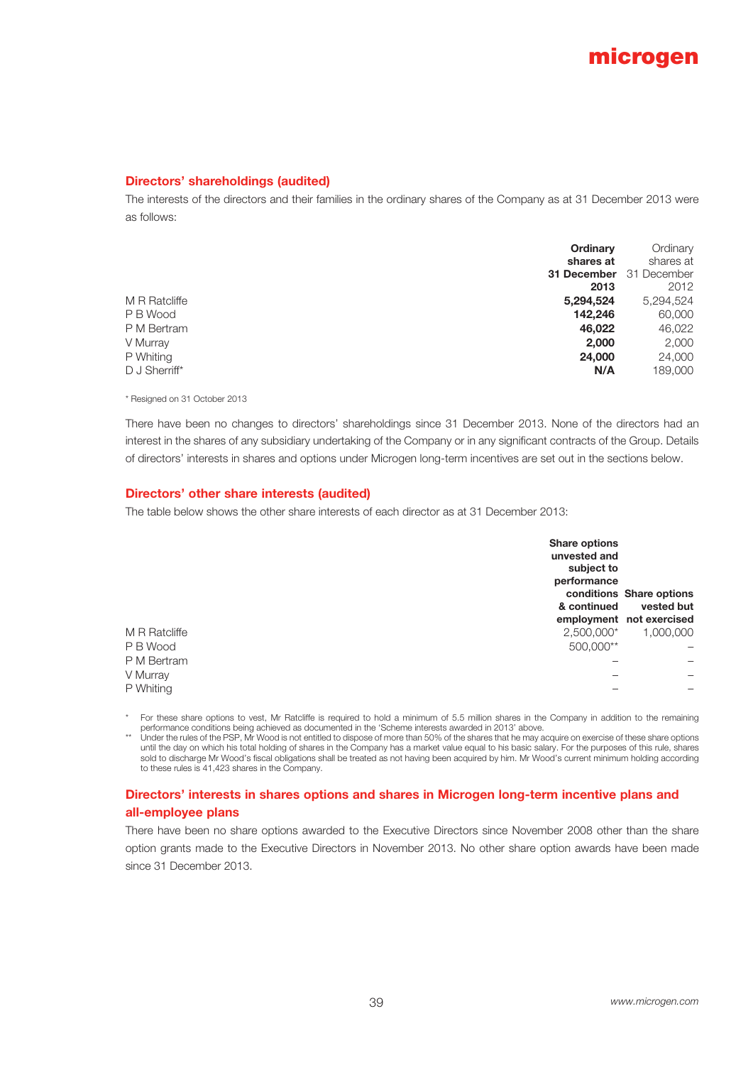## Directors' shareholdings (audited)

The interests of the directors and their families in the ordinary shares of the Company as at 31 December 2013 were as follows:

| | **Ordinary shares at 31 December 2013** | Ordinary shares at 31 December 2012 |
|---|---|---|
| M R Ratcliffe | **5,294,524** | 5,294,524 |
| P B Wood | **142,246** | 60,000 |
| P M Bertram | **46,022** | 46,022 |
| V Murray | **2,000** | 2,000 |
| P Whiting | **24,000** | 24,000 |
| D J Sherriff* | **N/A** | 189,000 |

\* Resigned on 31 October 2013

There have been no changes to directors' shareholdings since 31 December 2013. None of the directors had an interest in the shares of any subsidiary undertaking of the Company or in any significant contracts of the Group. Details of directors' interests in shares and options under Microgen long-term incentives are set out in the sections below.

## Directors' other share interests (audited)

The table below shows the other share interests of each director as at 31 December 2013:

| | **Share options unvested and subject to performance conditions & continued employment** | **Share options vested but not exercised** |
|---|---|---|
| M R Ratcliffe | 2,500,000* | 1,000,000 |
| P B Wood | 500,000** | – |
| P M Bertram | – | – |
| V Murray | – | – |
| P Whiting | – | – |

\* For these share options to vest, Mr Ratcliffe is required to hold a minimum of 5.5 million shares in the Company in addition to the remaining performance conditions being achieved as documented in the 'Scheme interests awarded in 2013' above.

\*\* Under the rules of the PSP, Mr Wood is not entitled to dispose of more than 50% of the shares that he may acquire on exercise of these share options until the day on which his total holding of shares in the Company has a market value equal to his basic salary. For the purposes of this rule, shares sold to discharge Mr Wood's fiscal obligations shall be treated as not having been acquired by him. Mr Wood's current minimum holding according to these rules is 41,423 shares in the Company.

## Directors' interests in shares options and shares in Microgen long-term incentive plans and all-employee plans

There have been no share options awarded to the Executive Directors since November 2008 other than the share option grants made to the Executive Directors in November 2013. No other share option awards have been made since 31 December 2013.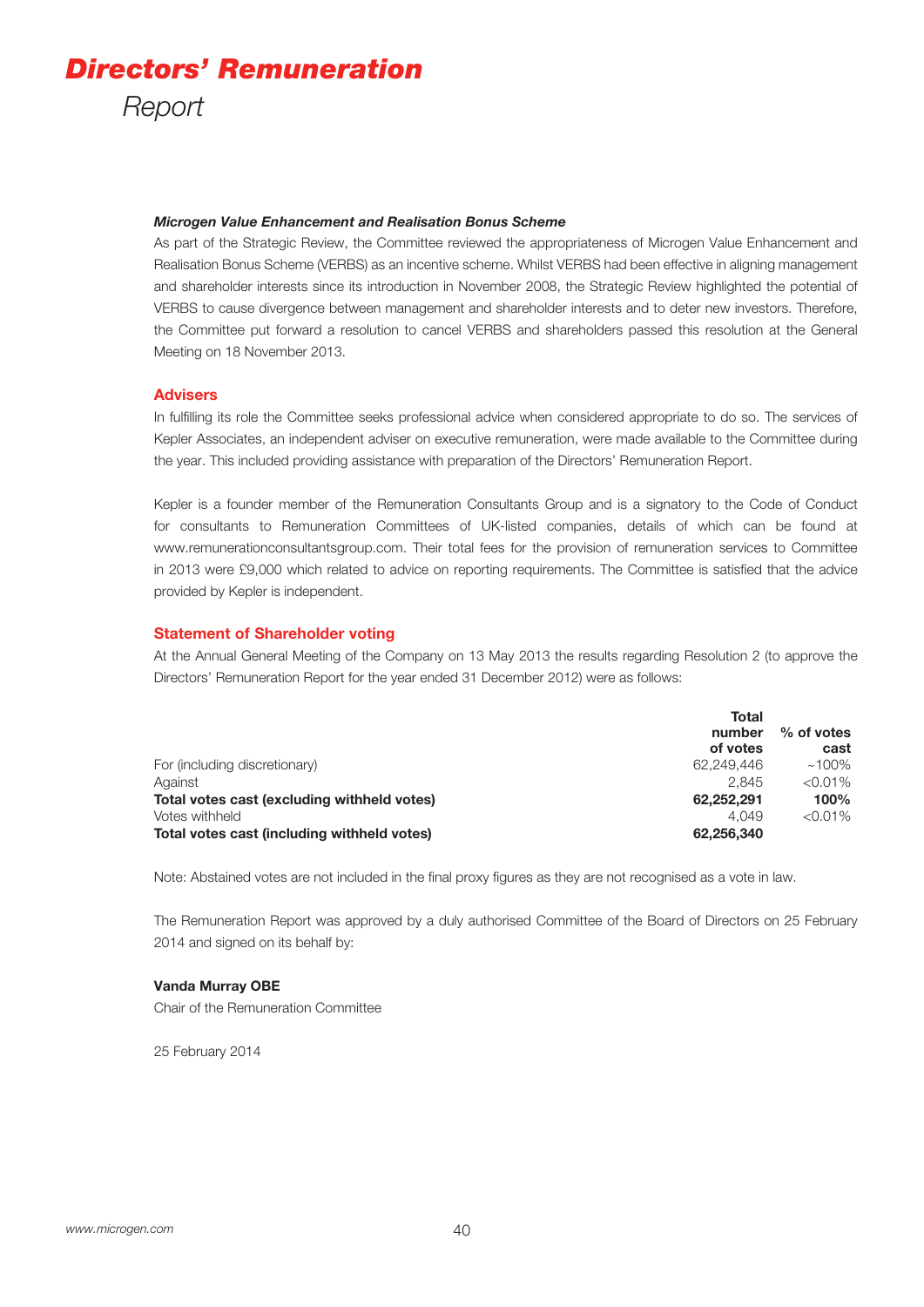# *Directors' Remuneration*

Report

***Microgen Value Enhancement and Realisation Bonus Scheme***

As part of the Strategic Review, the Committee reviewed the appropriateness of Microgen Value Enhancement and Realisation Bonus Scheme (VERBS) as an incentive scheme. Whilst VERBS had been effective in aligning management and shareholder interests since its introduction in November 2008, the Strategic Review highlighted the potential of VERBS to cause divergence between management and shareholder interests and to deter new investors. Therefore, the Committee put forward a resolution to cancel VERBS and shareholders passed this resolution at the General Meeting on 18 November 2013.

## Advisers

In fulfilling its role the Committee seeks professional advice when considered appropriate to do so. The services of Kepler Associates, an independent adviser on executive remuneration, were made available to the Committee during the year. This included providing assistance with preparation of the Directors' Remuneration Report.

Kepler is a founder member of the Remuneration Consultants Group and is a signatory to the Code of Conduct for consultants to Remuneration Committees of UK-listed companies, details of which can be found at www.remunerationconsultantsgroup.com. Their total fees for the provision of remuneration services to Committee in 2013 were £9,000 which related to advice on reporting requirements. The Committee is satisfied that the advice provided by Kepler is independent.

## Statement of Shareholder voting

At the Annual General Meeting of the Company on 13 May 2013 the results regarding Resolution 2 (to approve the Directors' Remuneration Report for the year ended 31 December 2012) were as follows:

| | **Total number of votes** | **% of votes cast** |
|---|---|---|
| For (including discretionary) | 62,249,446 | ~100% |
| Against | 2,845 | <0.01% |
| **Total votes cast (excluding withheld votes)** | **62,252,291** | **100%** |
| Votes withheld | 4,049 | <0.01% |
| **Total votes cast (including withheld votes)** | **62,256,340** | |

Note: Abstained votes are not included in the final proxy figures as they are not recognised as a vote in law.

The Remuneration Report was approved by a duly authorised Committee of the Board of Directors on 25 February 2014 and signed on its behalf by:

**Vanda Murray OBE**

Chair of the Remuneration Committee

25 February 2014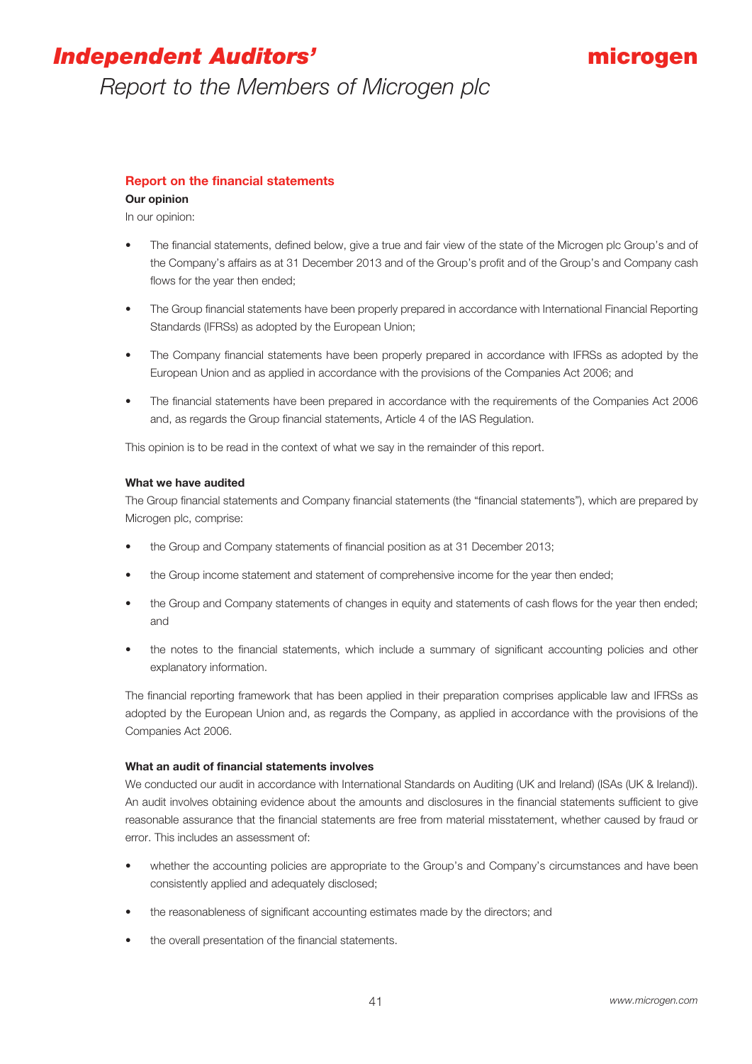# Independent Auditors'

## Report to the Members of Microgen plc

### Report on the financial statements

**Our opinion**

In our opinion:

- The financial statements, defined below, give a true and fair view of the state of the Microgen plc Group's and of the Company's affairs as at 31 December 2013 and of the Group's profit and of the Group's and Company cash flows for the year then ended;
- The Group financial statements have been properly prepared in accordance with International Financial Reporting Standards (IFRSs) as adopted by the European Union;
- The Company financial statements have been properly prepared in accordance with IFRSs as adopted by the European Union and as applied in accordance with the provisions of the Companies Act 2006; and
- The financial statements have been prepared in accordance with the requirements of the Companies Act 2006 and, as regards the Group financial statements, Article 4 of the IAS Regulation.

This opinion is to be read in the context of what we say in the remainder of this report.

**What we have audited**

The Group financial statements and Company financial statements (the "financial statements"), which are prepared by Microgen plc, comprise:

- the Group and Company statements of financial position as at 31 December 2013;
- the Group income statement and statement of comprehensive income for the year then ended;
- the Group and Company statements of changes in equity and statements of cash flows for the year then ended; and
- the notes to the financial statements, which include a summary of significant accounting policies and other explanatory information.

The financial reporting framework that has been applied in their preparation comprises applicable law and IFRSs as adopted by the European Union and, as regards the Company, as applied in accordance with the provisions of the Companies Act 2006.

**What an audit of financial statements involves**

We conducted our audit in accordance with International Standards on Auditing (UK and Ireland) (ISAs (UK & Ireland)). An audit involves obtaining evidence about the amounts and disclosures in the financial statements sufficient to give reasonable assurance that the financial statements are free from material misstatement, whether caused by fraud or error. This includes an assessment of:

- whether the accounting policies are appropriate to the Group's and Company's circumstances and have been consistently applied and adequately disclosed;
- the reasonableness of significant accounting estimates made by the directors; and
- the overall presentation of the financial statements.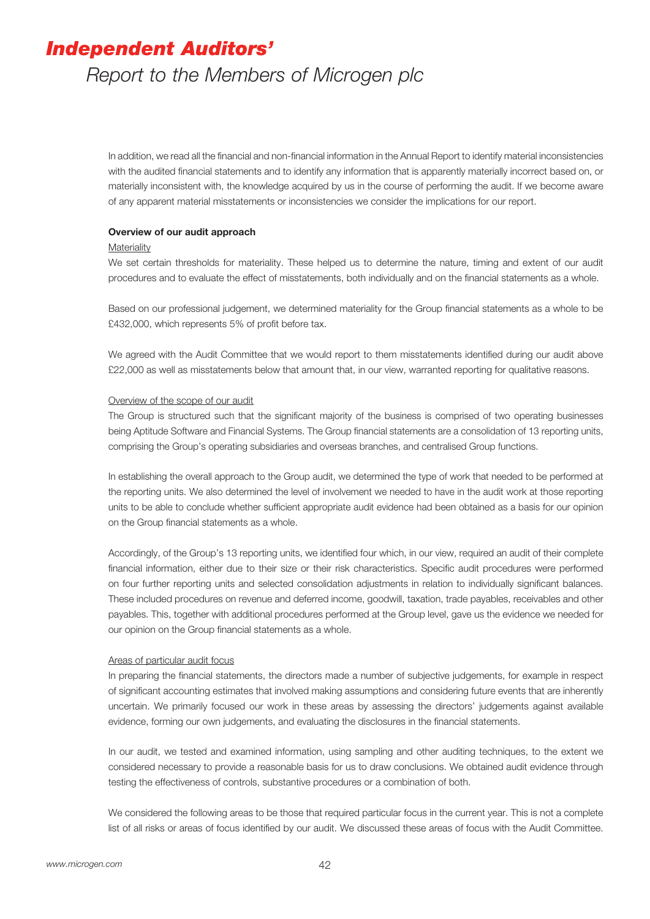# *Independent Auditors'*

*Report to the Members of Microgen plc*

In addition, we read all the financial and non-financial information in the Annual Report to identify material inconsistencies with the audited financial statements and to identify any information that is apparently materially incorrect based on, or materially inconsistent with, the knowledge acquired by us in the course of performing the audit. If we become aware of any apparent material misstatements or inconsistencies we consider the implications for our report.

**Overview of our audit approach**

Materiality

We set certain thresholds for materiality. These helped us to determine the nature, timing and extent of our audit procedures and to evaluate the effect of misstatements, both individually and on the financial statements as a whole.

Based on our professional judgement, we determined materiality for the Group financial statements as a whole to be £432,000, which represents 5% of profit before tax.

We agreed with the Audit Committee that we would report to them misstatements identified during our audit above £22,000 as well as misstatements below that amount that, in our view, warranted reporting for qualitative reasons.

Overview of the scope of our audit

The Group is structured such that the significant majority of the business is comprised of two operating businesses being Aptitude Software and Financial Systems. The Group financial statements are a consolidation of 13 reporting units, comprising the Group's operating subsidiaries and overseas branches, and centralised Group functions.

In establishing the overall approach to the Group audit, we determined the type of work that needed to be performed at the reporting units. We also determined the level of involvement we needed to have in the audit work at those reporting units to be able to conclude whether sufficient appropriate audit evidence had been obtained as a basis for our opinion on the Group financial statements as a whole.

Accordingly, of the Group's 13 reporting units, we identified four which, in our view, required an audit of their complete financial information, either due to their size or their risk characteristics. Specific audit procedures were performed on four further reporting units and selected consolidation adjustments in relation to individually significant balances. These included procedures on revenue and deferred income, goodwill, taxation, trade payables, receivables and other payables. This, together with additional procedures performed at the Group level, gave us the evidence we needed for our opinion on the Group financial statements as a whole.

Areas of particular audit focus

In preparing the financial statements, the directors made a number of subjective judgements, for example in respect of significant accounting estimates that involved making assumptions and considering future events that are inherently uncertain. We primarily focused our work in these areas by assessing the directors' judgements against available evidence, forming our own judgements, and evaluating the disclosures in the financial statements.

In our audit, we tested and examined information, using sampling and other auditing techniques, to the extent we considered necessary to provide a reasonable basis for us to draw conclusions. We obtained audit evidence through testing the effectiveness of controls, substantive procedures or a combination of both.

We considered the following areas to be those that required particular focus in the current year. This is not a complete list of all risks or areas of focus identified by our audit. We discussed these areas of focus with the Audit Committee.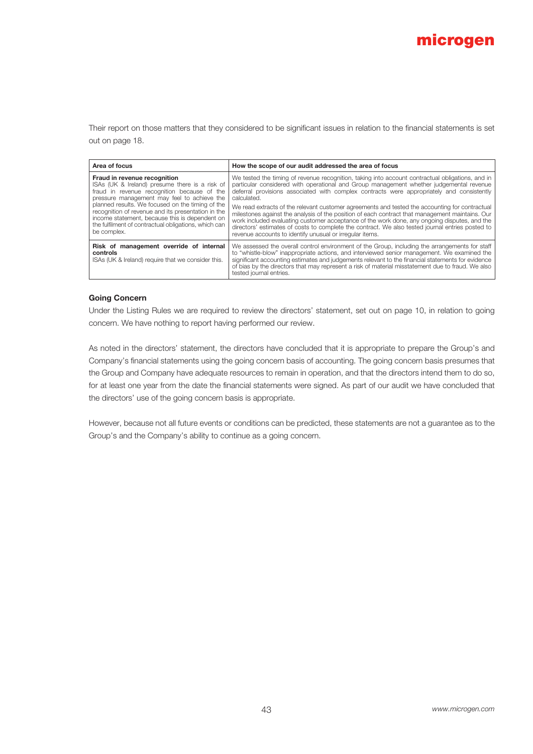Their report on those matters that they considered to be significant issues in relation to the financial statements is set out on page 18.

| Area of focus | How the scope of our audit addressed the area of focus |
| --- | --- |
| **Fraud in revenue recognition**<br>ISAs (UK & Ireland) presume there is a risk of fraud in revenue recognition because of the pressure management may feel to achieve the planned results. We focused on the timing of the recognition of revenue and its presentation in the income statement, because this is dependent on the fulfilment of contractual obligations, which can be complex. | We tested the timing of revenue recognition, taking into account contractual obligations, and in particular considered with operational and Group management whether judgemental revenue deferral provisions associated with complex contracts were appropriately and consistently calculated.<br><br>We read extracts of the relevant customer agreements and tested the accounting for contractual milestones against the analysis of the position of each contract that management maintains. Our work included evaluating customer acceptance of the work done, any ongoing disputes, and the directors' estimates of costs to complete the contract. We also tested journal entries posted to revenue accounts to identify unusual or irregular items. |
| **Risk of management override of internal controls**<br>ISAs (UK & Ireland) require that we consider this. | We assessed the overall control environment of the Group, including the arrangements for staff to "whistle-blow" inappropriate actions, and interviewed senior management. We examined the significant accounting estimates and judgements relevant to the financial statements for evidence of bias by the directors that may represent a risk of material misstatement due to fraud. We also tested journal entries. |

### Going Concern

Under the Listing Rules we are required to review the directors' statement, set out on page 10, in relation to going concern. We have nothing to report having performed our review.

As noted in the directors' statement, the directors have concluded that it is appropriate to prepare the Group's and Company's financial statements using the going concern basis of accounting. The going concern basis presumes that the Group and Company have adequate resources to remain in operation, and that the directors intend them to do so, for at least one year from the date the financial statements were signed. As part of our audit we have concluded that the directors' use of the going concern basis is appropriate.

However, because not all future events or conditions can be predicted, these statements are not a guarantee as to the Group's and the Company's ability to continue as a going concern.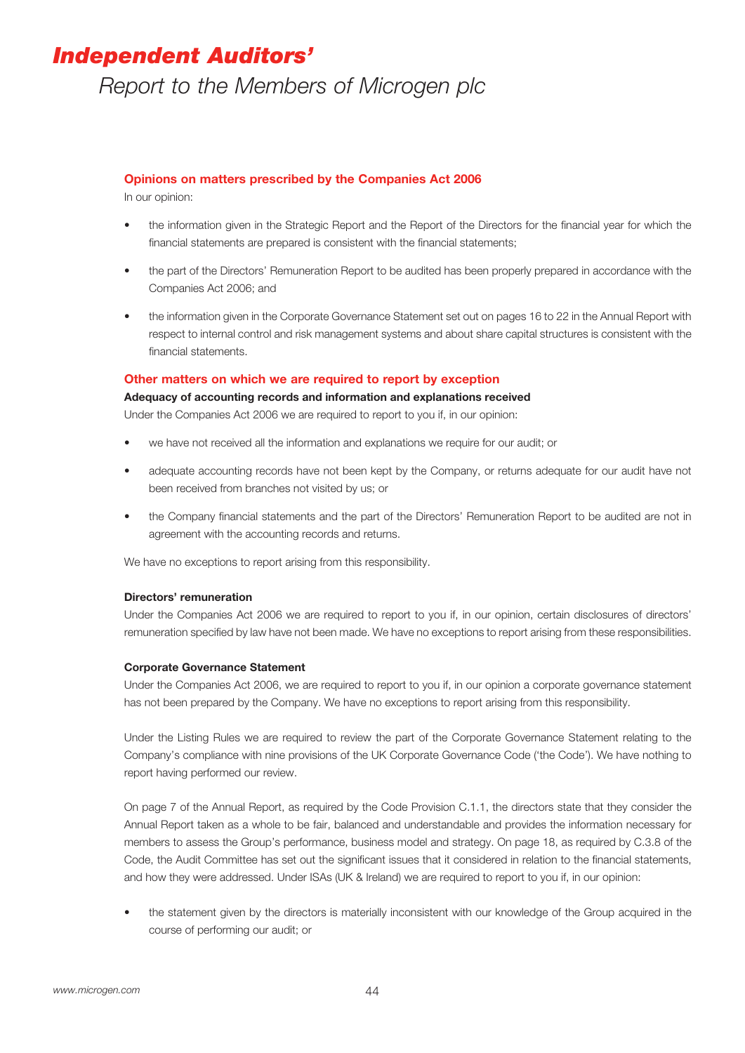# *Independent Auditors'*

*Report to the Members of Microgen plc*

### Opinions on matters prescribed by the Companies Act 2006

In our opinion:

- the information given in the Strategic Report and the Report of the Directors for the financial year for which the financial statements are prepared is consistent with the financial statements;
- the part of the Directors' Remuneration Report to be audited has been properly prepared in accordance with the Companies Act 2006; and
- the information given in the Corporate Governance Statement set out on pages 16 to 22 in the Annual Report with respect to internal control and risk management systems and about share capital structures is consistent with the financial statements.

### Other matters on which we are required to report by exception

**Adequacy of accounting records and information and explanations received**

Under the Companies Act 2006 we are required to report to you if, in our opinion:

- we have not received all the information and explanations we require for our audit; or
- adequate accounting records have not been kept by the Company, or returns adequate for our audit have not been received from branches not visited by us; or
- the Company financial statements and the part of the Directors' Remuneration Report to be audited are not in agreement with the accounting records and returns.

We have no exceptions to report arising from this responsibility.

**Directors' remuneration**

Under the Companies Act 2006 we are required to report to you if, in our opinion, certain disclosures of directors' remuneration specified by law have not been made. We have no exceptions to report arising from these responsibilities.

**Corporate Governance Statement**

Under the Companies Act 2006, we are required to report to you if, in our opinion a corporate governance statement has not been prepared by the Company. We have no exceptions to report arising from this responsibility.

Under the Listing Rules we are required to review the part of the Corporate Governance Statement relating to the Company's compliance with nine provisions of the UK Corporate Governance Code ('the Code'). We have nothing to report having performed our review.

On page 7 of the Annual Report, as required by the Code Provision C.1.1, the directors state that they consider the Annual Report taken as a whole to be fair, balanced and understandable and provides the information necessary for members to assess the Group's performance, business model and strategy. On page 18, as required by C.3.8 of the Code, the Audit Committee has set out the significant issues that it considered in relation to the financial statements, and how they were addressed. Under ISAs (UK & Ireland) we are required to report to you if, in our opinion:

- the statement given by the directors is materially inconsistent with our knowledge of the Group acquired in the course of performing our audit; or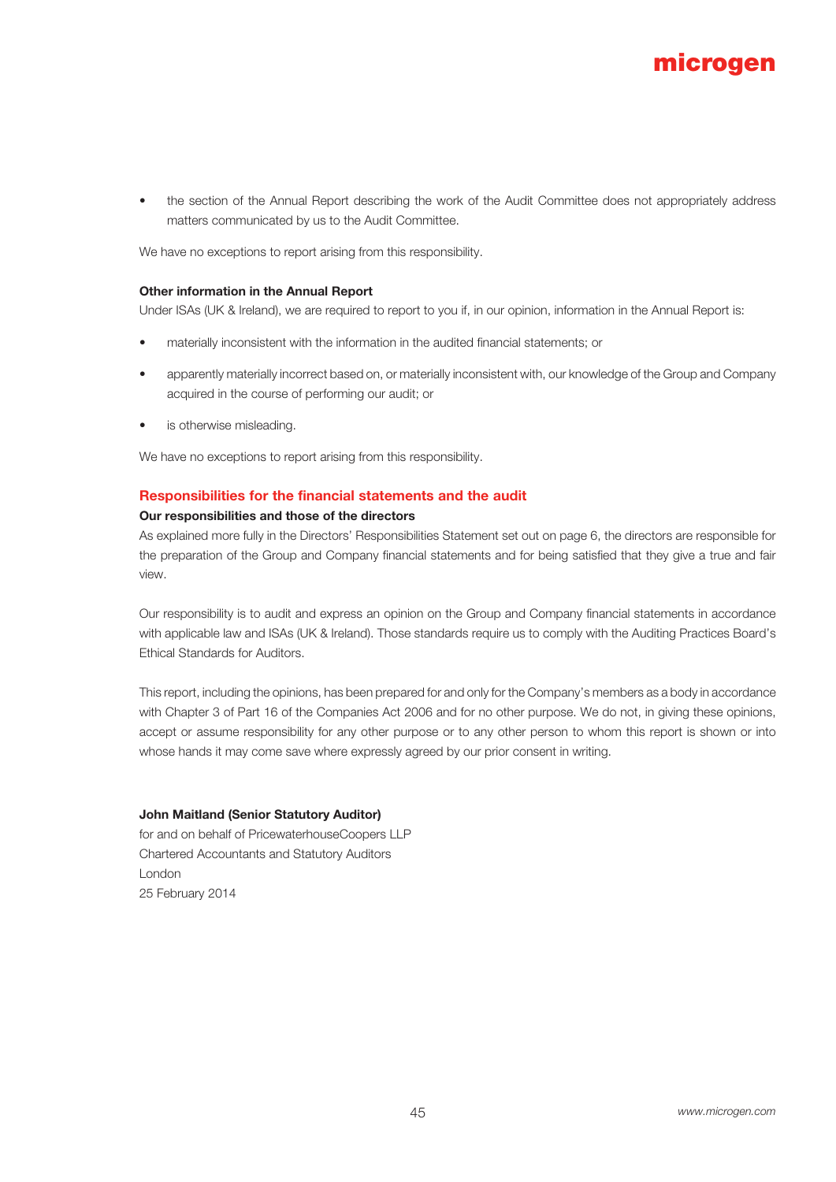- the section of the Annual Report describing the work of the Audit Committee does not appropriately address matters communicated by us to the Audit Committee.

We have no exceptions to report arising from this responsibility.

**Other information in the Annual Report**

Under ISAs (UK & Ireland), we are required to report to you if, in our opinion, information in the Annual Report is:

- materially inconsistent with the information in the audited financial statements; or
- apparently materially incorrect based on, or materially inconsistent with, our knowledge of the Group and Company acquired in the course of performing our audit; or
- is otherwise misleading.

We have no exceptions to report arising from this responsibility.

## Responsibilities for the financial statements and the audit

**Our responsibilities and those of the directors**

As explained more fully in the Directors' Responsibilities Statement set out on page 6, the directors are responsible for the preparation of the Group and Company financial statements and for being satisfied that they give a true and fair view.

Our responsibility is to audit and express an opinion on the Group and Company financial statements in accordance with applicable law and ISAs (UK & Ireland). Those standards require us to comply with the Auditing Practices Board's Ethical Standards for Auditors.

This report, including the opinions, has been prepared for and only for the Company's members as a body in accordance with Chapter 3 of Part 16 of the Companies Act 2006 and for no other purpose. We do not, in giving these opinions, accept or assume responsibility for any other purpose or to any other person to whom this report is shown or into whose hands it may come save where expressly agreed by our prior consent in writing.

**John Maitland (Senior Statutory Auditor)**
for and on behalf of PricewaterhouseCoopers LLP
Chartered Accountants and Statutory Auditors
London
25 February 2014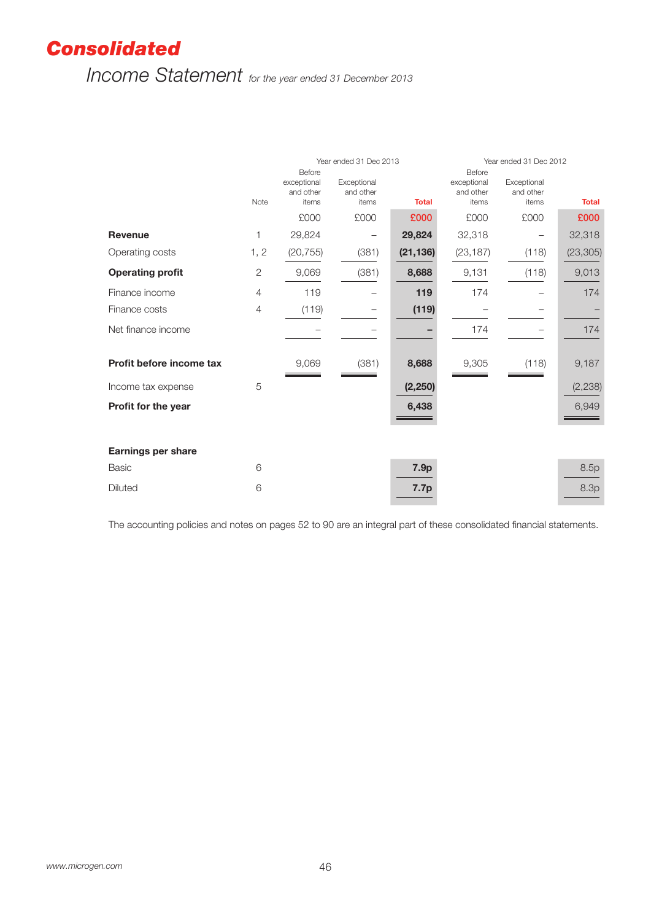# Consolidated

## Income Statement *for the year ended 31 December 2013*

| | | Year ended 31 Dec 2013 | | | Year ended 31 Dec 2012 | | |
|---|---|---|---|---|---|---|---|
| | Note | Before exceptional and other items | Exceptional and other items | Total | Before exceptional and other items | Exceptional and other items | Total |
| | | £000 | £000 | £000 | £000 | £000 | £000 |
| **Revenue** | 1 | 29,824 | – | **29,824** | 32,318 | – | 32,318 |
| Operating costs | 1, 2 | (20,755) | (381) | **(21,136)** | (23,187) | (118) | (23,305) |
| **Operating profit** | 2 | 9,069 | (381) | **8,688** | 9,131 | (118) | 9,013 |
| Finance income | 4 | 119 | – | **119** | 174 | – | 174 |
| Finance costs | 4 | (119) | – | **(119)** | – | – | – |
| Net finance income | | – | – | **–** | 174 | – | 174 |
| **Profit before income tax** | | 9,069 | (381) | **8,688** | 9,305 | (118) | 9,187 |
| Income tax expense | 5 | | | **(2,250)** | | | (2,238) |
| **Profit for the year** | | | | **6,438** | | | 6,949 |
| | | | | | | | |
| **Earnings per share** | | | | | | | |
| Basic | 6 | | | **7.9p** | | | 8.5p |
| Diluted | 6 | | | **7.7p** | | | 8.3p |

The accounting policies and notes on pages 52 to 90 are an integral part of these consolidated financial statements.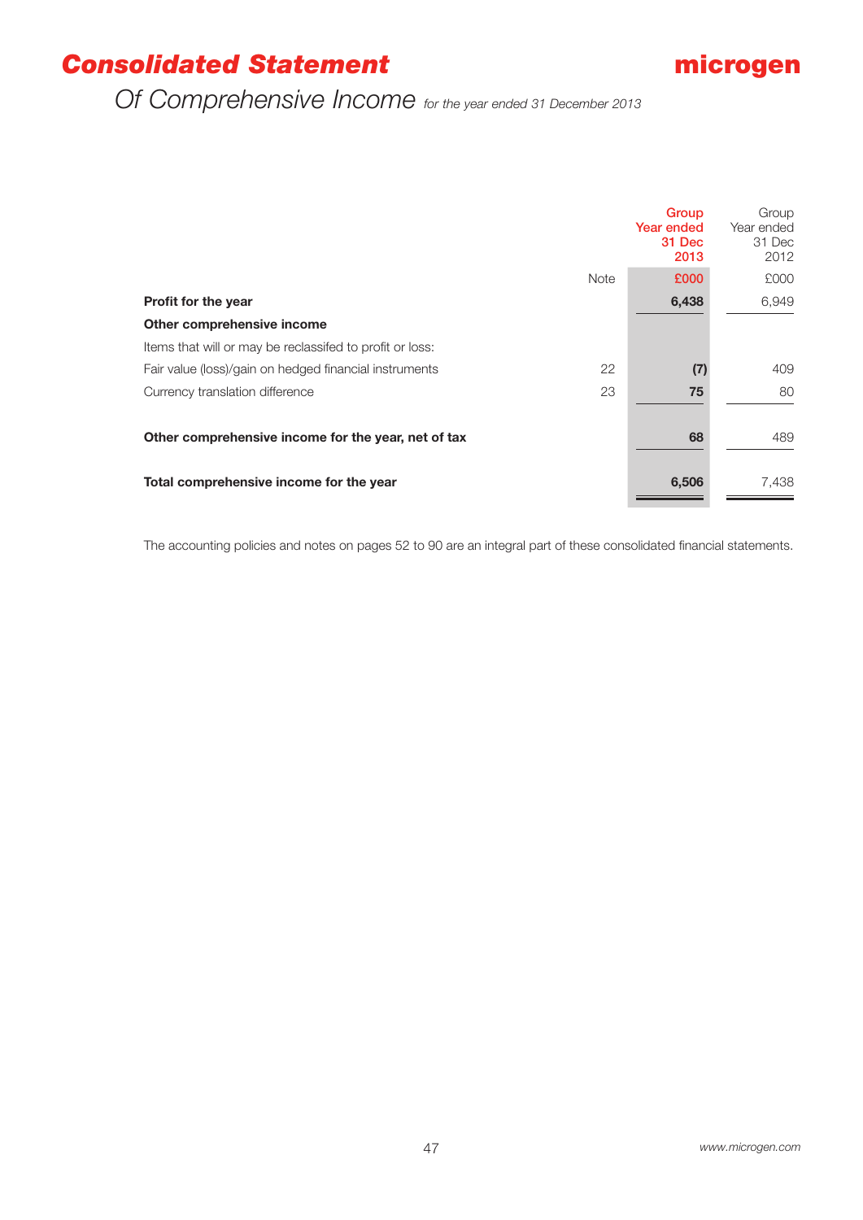# Consolidated Statement

## Of Comprehensive Income *for the year ended 31 December 2013*

| | Note | Group Year ended 31 Dec 2013 | Group Year ended 31 Dec 2012 |
|---|---|---|---|
| | | £000 | £000 |
| **Profit for the year** | | **6,438** | 6,949 |
| **Other comprehensive income** | | | |
| Items that will or may be reclassifed to profit or loss: | | | |
| Fair value (loss)/gain on hedged financial instruments | 22 | **(7)** | 409 |
| Currency translation difference | 23 | **75** | 80 |
| **Other comprehensive income for the year, net of tax** | | **68** | 489 |
| **Total comprehensive income for the year** | | **6,506** | 7,438 |

The accounting policies and notes on pages 52 to 90 are an integral part of these consolidated financial statements.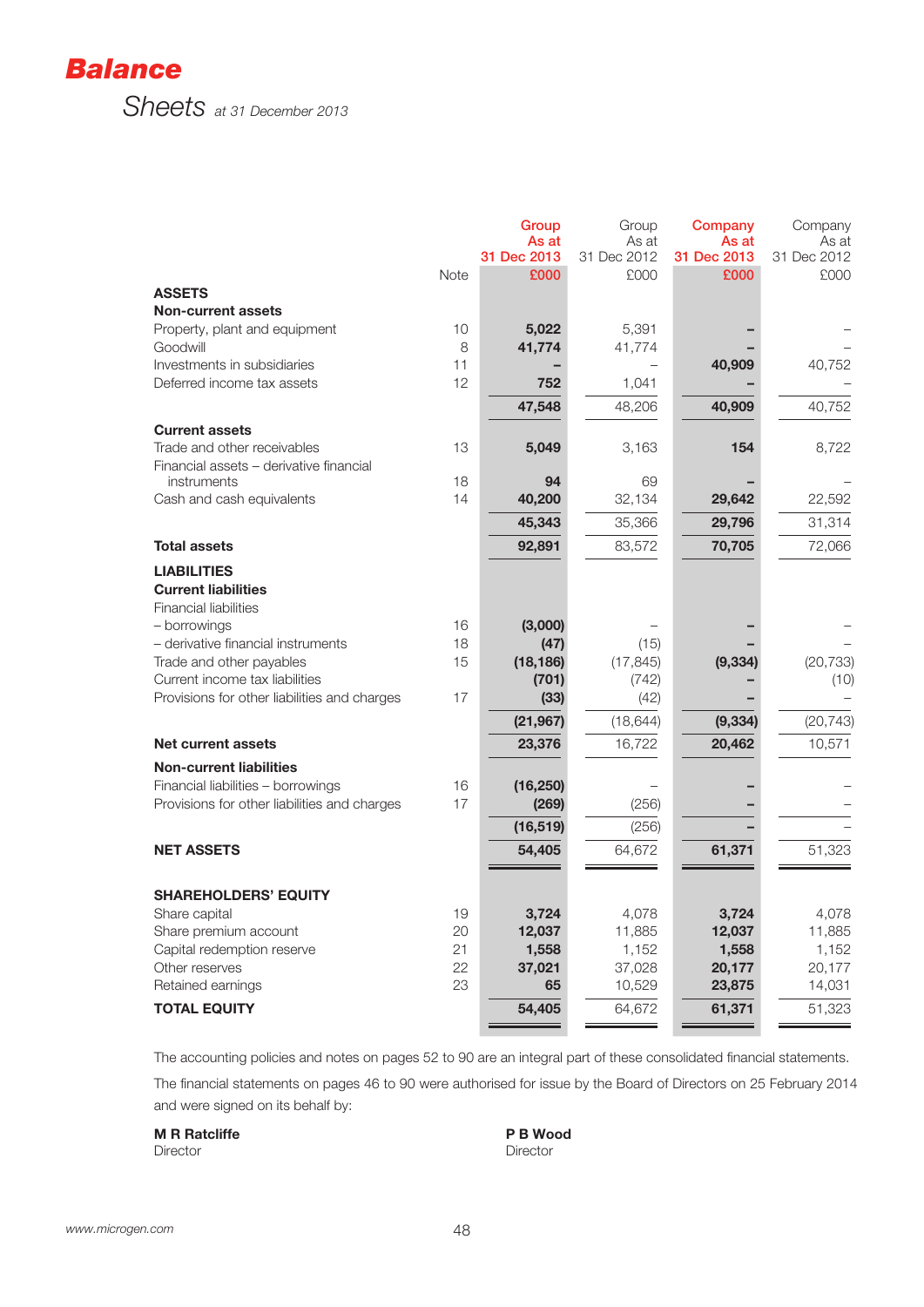# Balance Sheets at 31 December 2013

| | Note | Group As at 31 Dec 2013 £000 | Group As at 31 Dec 2012 £000 | Company As at 31 Dec 2013 £000 | Company As at 31 Dec 2012 £000 |
|---|---|---|---|---|---|
| **ASSETS** | | | | | |
| **Non-current assets** | | | | | |
| Property, plant and equipment | 10 | **5,022** | 5,391 | **–** | – |
| Goodwill | 8 | **41,774** | 41,774 | **–** | – |
| Investments in subsidiaries | 11 | **–** | – | **40,909** | 40,752 |
| Deferred income tax assets | 12 | **752** | 1,041 | **–** | – |
| | | **47,548** | 48,206 | **40,909** | 40,752 |
| **Current assets** | | | | | |
| Trade and other receivables | 13 | **5,049** | 3,163 | **154** | 8,722 |
| Financial assets – derivative financial instruments | 18 | **94** | 69 | **–** | – |
| Cash and cash equivalents | 14 | **40,200** | 32,134 | **29,642** | 22,592 |
| | | **45,343** | 35,366 | **29,796** | 31,314 |
| **Total assets** | | **92,891** | 83,572 | **70,705** | 72,066 |
| **LIABILITIES** | | | | | |
| **Current liabilities** | | | | | |
| Financial liabilities | | | | | |
| – borrowings | 16 | **(3,000)** | – | **–** | – |
| – derivative financial instruments | 18 | **(47)** | (15) | **–** | – |
| Trade and other payables | 15 | **(18,186)** | (17,845) | **(9,334)** | (20,733) |
| Current income tax liabilities | | **(701)** | (742) | **–** | (10) |
| Provisions for other liabilities and charges | 17 | **(33)** | (42) | **–** | – |
| | | **(21,967)** | (18,644) | **(9,334)** | (20,743) |
| **Net current assets** | | **23,376** | 16,722 | **20,462** | 10,571 |
| **Non-current liabilities** | | | | | |
| Financial liabilities – borrowings | 16 | **(16,250)** | – | **–** | – |
| Provisions for other liabilities and charges | 17 | **(269)** | (256) | **–** | – |
| | | **(16,519)** | (256) | **–** | – |
| **NET ASSETS** | | **54,405** | 64,672 | **61,371** | 51,323 |
| **SHAREHOLDERS' EQUITY** | | | | | |
| Share capital | 19 | **3,724** | 4,078 | **3,724** | 4,078 |
| Share premium account | 20 | **12,037** | 11,885 | **12,037** | 11,885 |
| Capital redemption reserve | 21 | **1,558** | 1,152 | **1,558** | 1,152 |
| Other reserves | 22 | **37,021** | 37,028 | **20,177** | 20,177 |
| Retained earnings | 23 | **65** | 10,529 | **23,875** | 14,031 |
| **TOTAL EQUITY** | | **54,405** | 64,672 | **61,371** | 51,323 |

The accounting policies and notes on pages 52 to 90 are an integral part of these consolidated financial statements.

The financial statements on pages 46 to 90 were authorised for issue by the Board of Directors on 25 February 2014 and were signed on its behalf by:

**M R Ratcliffe**
Director

**P B Wood**
Director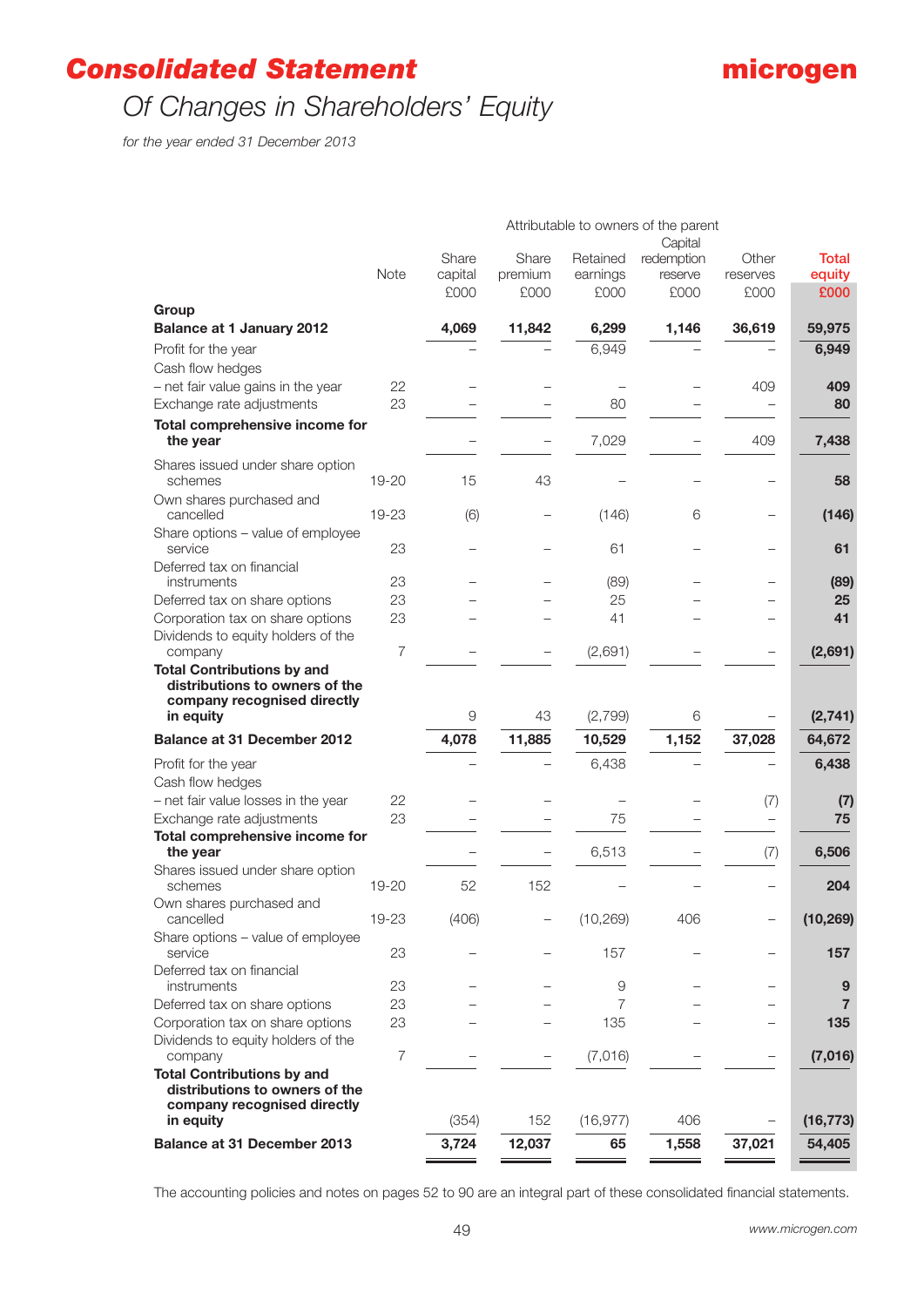# Consolidated Statement

## Of Changes in Shareholders' Equity

*for the year ended 31 December 2013*

| | Note | Attributable to owners of the parent Share capital £000 | Share premium £000 | Retained earnings £000 | Capital redemption reserve £000 | Other reserves £000 | Total equity £000 |
|---|---|---|---|---|---|---|---|
| **Group** | | | | | | | |
| **Balance at 1 January 2012** | | **4,069** | **11,842** | **6,299** | **1,146** | **36,619** | **59,975** |
| Profit for the year | | – | – | 6,949 | – | – | **6,949** |
| Cash flow hedges | | | | | | | |
| – net fair value gains in the year | 22 | – | – | – | – | 409 | **409** |
| Exchange rate adjustments | 23 | – | – | 80 | – | – | **80** |
| **Total comprehensive income for the year** | | – | – | 7,029 | – | 409 | **7,438** |
| Shares issued under share option schemes | 19-20 | 15 | 43 | – | – | – | **58** |
| Own shares purchased and cancelled | 19-23 | (6) | – | (146) | 6 | – | **(146)** |
| Share options – value of employee service | 23 | – | – | 61 | – | – | **61** |
| Deferred tax on financial instruments | 23 | – | – | (89) | – | – | **(89)** |
| Deferred tax on share options | 23 | – | – | 25 | – | – | **25** |
| Corporation tax on share options | 23 | – | – | 41 | – | – | **41** |
| Dividends to equity holders of the company | 7 | – | – | (2,691) | – | – | **(2,691)** |
| **Total Contributions by and distributions to owners of the company recognised directly in equity** | | 9 | 43 | (2,799) | 6 | – | **(2,741)** |
| **Balance at 31 December 2012** | | **4,078** | **11,885** | **10,529** | **1,152** | **37,028** | **64,672** |
| Profit for the year | | – | – | 6,438 | – | – | **6,438** |
| Cash flow hedges | | | | | | | |
| – net fair value losses in the year | 22 | – | – | – | – | (7) | **(7)** |
| Exchange rate adjustments | 23 | – | – | 75 | – | – | **75** |
| **Total comprehensive income for the year** | | – | – | 6,513 | – | (7) | **6,506** |
| Shares issued under share option schemes | 19-20 | 52 | 152 | – | – | – | **204** |
| Own shares purchased and cancelled | 19-23 | (406) | – | (10,269) | 406 | – | **(10,269)** |
| Share options – value of employee service | 23 | – | – | 157 | – | – | **157** |
| Deferred tax on financial instruments | 23 | – | – | 9 | – | – | **9** |
| Deferred tax on share options | 23 | – | – | 7 | – | – | **7** |
| Corporation tax on share options | 23 | – | – | 135 | – | – | **135** |
| Dividends to equity holders of the company | 7 | – | – | (7,016) | – | – | **(7,016)** |
| **Total Contributions by and distributions to owners of the company recognised directly in equity** | | (354) | 152 | (16,977) | 406 | – | **(16,773)** |
| **Balance at 31 December 2013** | | **3,724** | **12,037** | **65** | **1,558** | **37,021** | **54,405** |

The accounting policies and notes on pages 52 to 90 are an integral part of these consolidated financial statements.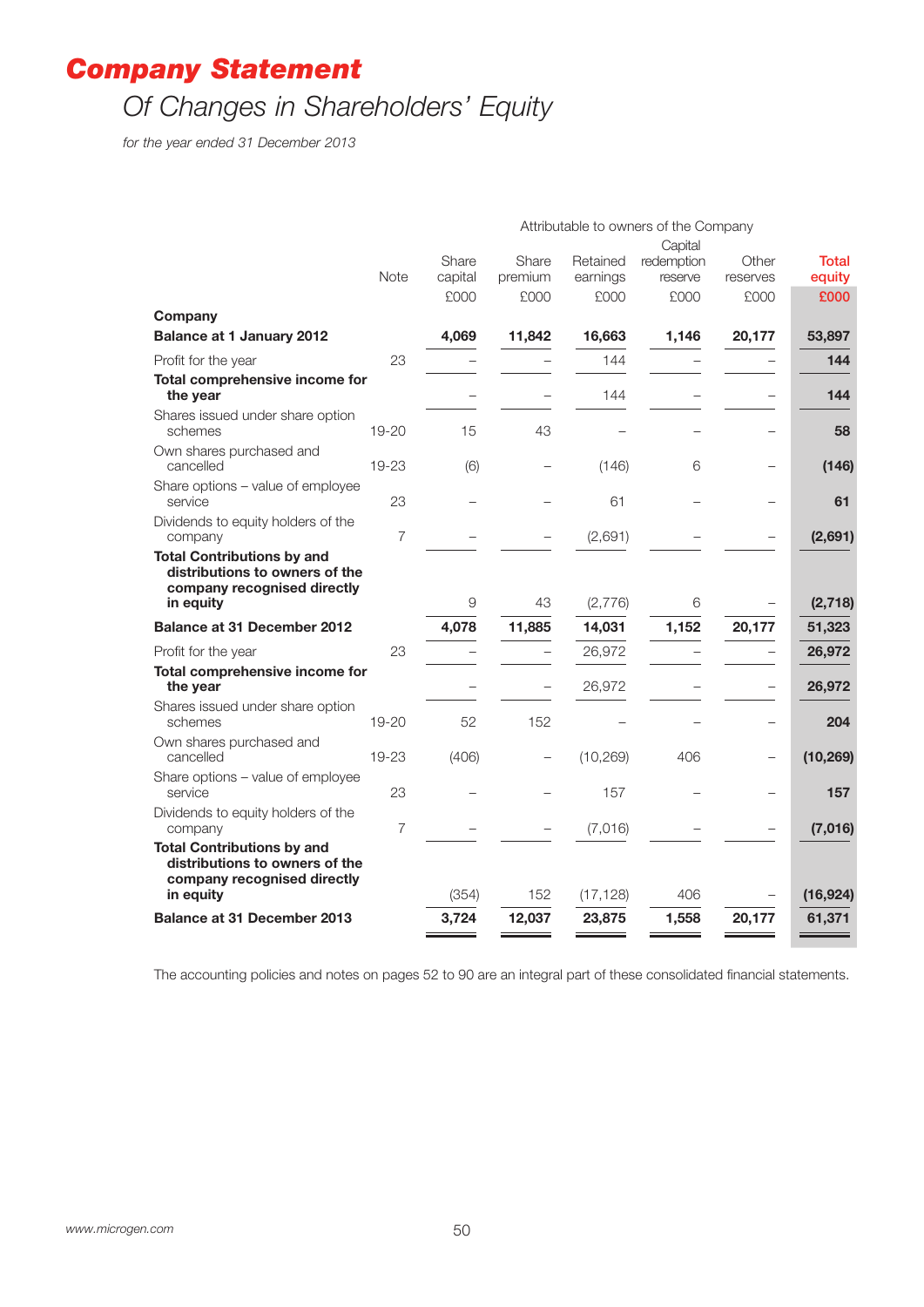# Company Statement

## Of Changes in Shareholders' Equity

*for the year ended 31 December 2013*

| | Note | Share capital £000 | Share premium £000 | Retained earnings £000 | Capital redemption reserve £000 | Other reserves £000 | Total equity £000 |
|---|---|---|---|---|---|---|---|
| | | Attributable to owners of the Company | | | | | |
| **Company** | | | | | | | |
| **Balance at 1 January 2012** | | **4,069** | **11,842** | **16,663** | **1,146** | **20,177** | **53,897** |
| Profit for the year | 23 | – | – | 144 | – | – | **144** |
| **Total comprehensive income for the year** | | – | – | 144 | – | – | **144** |
| Shares issued under share option schemes | 19-20 | 15 | 43 | – | – | – | **58** |
| Own shares purchased and cancelled | 19-23 | (6) | – | (146) | 6 | – | **(146)** |
| Share options – value of employee service | 23 | – | – | 61 | – | – | **61** |
| Dividends to equity holders of the company | 7 | – | – | (2,691) | – | – | **(2,691)** |
| **Total Contributions by and distributions to owners of the company recognised directly in equity** | | 9 | 43 | (2,776) | 6 | – | **(2,718)** |
| **Balance at 31 December 2012** | | **4,078** | **11,885** | **14,031** | **1,152** | **20,177** | **51,323** |
| Profit for the year | 23 | – | – | 26,972 | – | – | **26,972** |
| **Total comprehensive income for the year** | | – | – | 26,972 | – | – | **26,972** |
| Shares issued under share option schemes | 19-20 | 52 | 152 | – | – | – | **204** |
| Own shares purchased and cancelled | 19-23 | (406) | – | (10,269) | 406 | – | **(10,269)** |
| Share options – value of employee service | 23 | – | – | 157 | – | – | **157** |
| Dividends to equity holders of the company | 7 | – | – | (7,016) | – | – | **(7,016)** |
| **Total Contributions by and distributions to owners of the company recognised directly in equity** | | (354) | 152 | (17,128) | 406 | – | **(16,924)** |
| **Balance at 31 December 2013** | | **3,724** | **12,037** | **23,875** | **1,558** | **20,177** | **61,371** |

The accounting policies and notes on pages 52 to 90 are an integral part of these consolidated financial statements.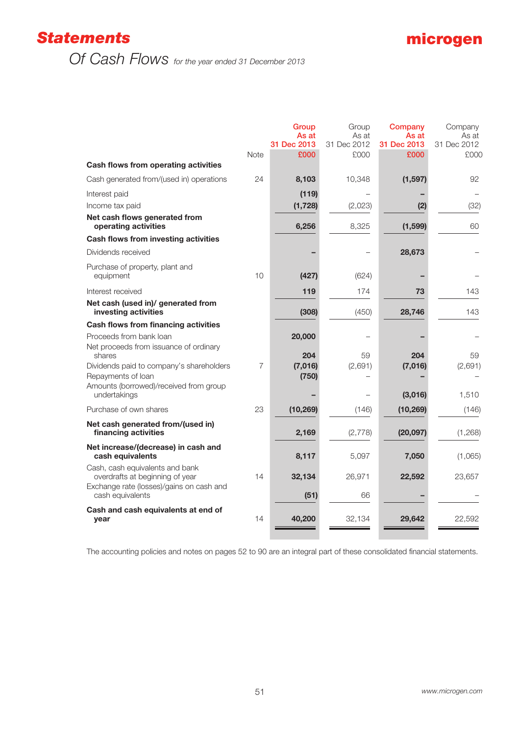# Statements

## Of Cash Flows *for the year ended 31 December 2013*

| | Note | Group As at 31 Dec 2013 £000 | Group As at 31 Dec 2012 £000 | Company As at 31 Dec 2013 £000 | Company As at 31 Dec 2012 £000 |
|---|---|---|---|---|---|
| **Cash flows from operating activities** | | | | | |
| Cash generated from/(used in) operations | 24 | **8,103** | 10,348 | **(1,597)** | 92 |
| Interest paid | | **(119)** | – | **–** | – |
| Income tax paid | | **(1,728)** | (2,023) | **(2)** | (32) |
| **Net cash flows generated from operating activities** | | **6,256** | 8,325 | **(1,599)** | 60 |
| **Cash flows from investing activities** | | | | | |
| Dividends received | | **–** | – | **28,673** | – |
| Purchase of property, plant and equipment | 10 | **(427)** | (624) | **–** | – |
| Interest received | | **119** | 174 | **73** | 143 |
| **Net cash (used in)/ generated from investing activities** | | **(308)** | (450) | **28,746** | 143 |
| **Cash flows from financing activities** | | | | | |
| Proceeds from bank loan | | **20,000** | – | **–** | – |
| Net proceeds from issuance of ordinary shares | | **204** | 59 | **204** | 59 |
| Dividends paid to company's shareholders | 7 | **(7,016)** | (2,691) | **(7,016)** | (2,691) |
| Repayments of loan | | **(750)** | – | **–** | – |
| Amounts (borrowed)/received from group undertakings | | **–** | – | **(3,016)** | 1,510 |
| Purchase of own shares | 23 | **(10,269)** | (146) | **(10,269)** | (146) |
| **Net cash generated from/(used in) financing activities** | | **2,169** | (2,778) | **(20,097)** | (1,268) |
| **Net increase/(decrease) in cash and cash equivalents** | | **8,117** | 5,097 | **7,050** | (1,065) |
| Cash, cash equivalents and bank overdrafts at beginning of year | 14 | **32,134** | 26,971 | **22,592** | 23,657 |
| Exchange rate (losses)/gains on cash and cash equivalents | | **(51)** | 66 | **–** | – |
| **Cash and cash equivalents at end of year** | 14 | **40,200** | 32,134 | **29,642** | 22,592 |

The accounting policies and notes on pages 52 to 90 are an integral part of these consolidated financial statements.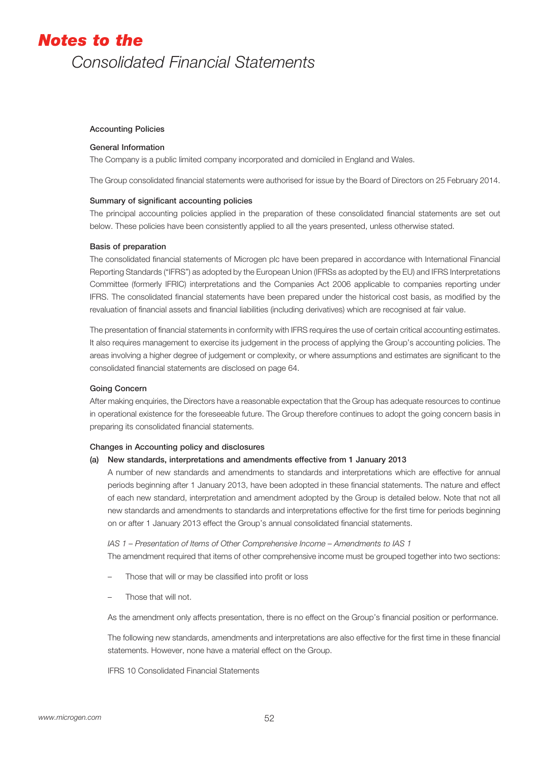# Notes to the Consolidated Financial Statements

## Accounting Policies

### General Information

The Company is a public limited company incorporated and domiciled in England and Wales.

The Group consolidated financial statements were authorised for issue by the Board of Directors on 25 February 2014.

### Summary of significant accounting policies

The principal accounting policies applied in the preparation of these consolidated financial statements are set out below. These policies have been consistently applied to all the years presented, unless otherwise stated.

### Basis of preparation

The consolidated financial statements of Microgen plc have been prepared in accordance with International Financial Reporting Standards ("IFRS") as adopted by the European Union (IFRSs as adopted by the EU) and IFRS Interpretations Committee (formerly IFRIC) interpretations and the Companies Act 2006 applicable to companies reporting under IFRS. The consolidated financial statements have been prepared under the historical cost basis, as modified by the revaluation of financial assets and financial liabilities (including derivatives) which are recognised at fair value.

The presentation of financial statements in conformity with IFRS requires the use of certain critical accounting estimates. It also requires management to exercise its judgement in the process of applying the Group's accounting policies. The areas involving a higher degree of judgement or complexity, or where assumptions and estimates are significant to the consolidated financial statements are disclosed on page 64.

### Going Concern

After making enquiries, the Directors have a reasonable expectation that the Group has adequate resources to continue in operational existence for the foreseeable future. The Group therefore continues to adopt the going concern basis in preparing its consolidated financial statements.

### Changes in Accounting policy and disclosures

**(a) New standards, interpretations and amendments effective from 1 January 2013**

A number of new standards and amendments to standards and interpretations which are effective for annual periods beginning after 1 January 2013, have been adopted in these financial statements. The nature and effect of each new standard, interpretation and amendment adopted by the Group is detailed below. Note that not all new standards and amendments to standards and interpretations effective for the first time for periods beginning on or after 1 January 2013 effect the Group's annual consolidated financial statements.

*IAS 1 – Presentation of Items of Other Comprehensive Income – Amendments to IAS 1*

The amendment required that items of other comprehensive income must be grouped together into two sections:

- Those that will or may be classified into profit or loss
- Those that will not.

As the amendment only affects presentation, there is no effect on the Group's financial position or performance.

The following new standards, amendments and interpretations are also effective for the first time in these financial statements. However, none have a material effect on the Group.

IFRS 10 Consolidated Financial Statements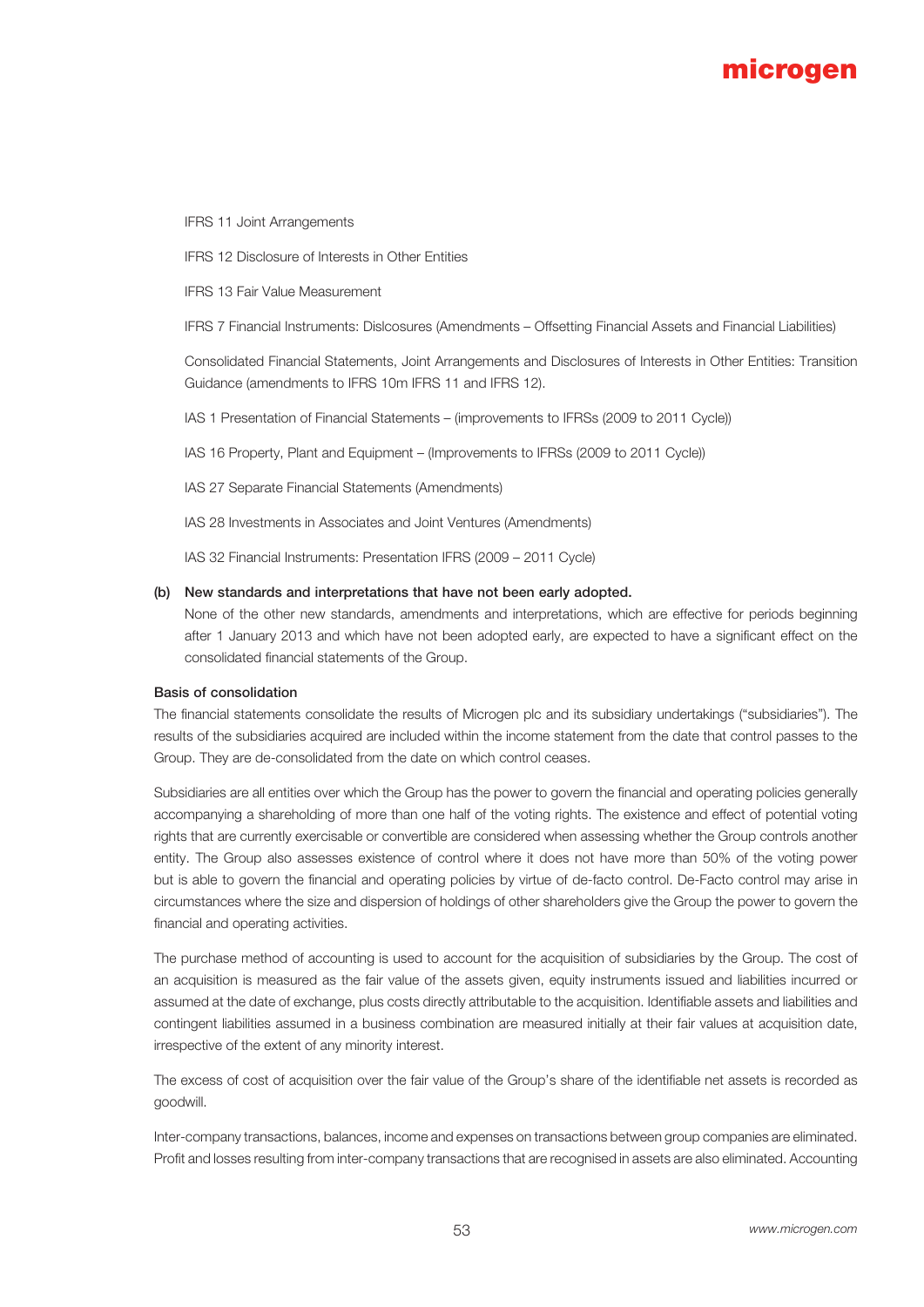IFRS 11 Joint Arrangements

IFRS 12 Disclosure of Interests in Other Entities

IFRS 13 Fair Value Measurement

IFRS 7 Financial Instruments: Dislcosures (Amendments – Offsetting Financial Assets and Financial Liabilities)

Consolidated Financial Statements, Joint Arrangements and Disclosures of Interests in Other Entities: Transition Guidance (amendments to IFRS 10m IFRS 11 and IFRS 12).

IAS 1 Presentation of Financial Statements – (improvements to IFRSs (2009 to 2011 Cycle))

IAS 16 Property, Plant and Equipment – (Improvements to IFRSs (2009 to 2011 Cycle))

IAS 27 Separate Financial Statements (Amendments)

IAS 28 Investments in Associates and Joint Ventures (Amendments)

IAS 32 Financial Instruments: Presentation IFRS (2009 – 2011 Cycle)

**(b) New standards and interpretations that have not been early adopted.**

None of the other new standards, amendments and interpretations, which are effective for periods beginning after 1 January 2013 and which have not been adopted early, are expected to have a significant effect on the consolidated financial statements of the Group.

**Basis of consolidation**

The financial statements consolidate the results of Microgen plc and its subsidiary undertakings ("subsidiaries"). The results of the subsidiaries acquired are included within the income statement from the date that control passes to the Group. They are de-consolidated from the date on which control ceases.

Subsidiaries are all entities over which the Group has the power to govern the financial and operating policies generally accompanying a shareholding of more than one half of the voting rights. The existence and effect of potential voting rights that are currently exercisable or convertible are considered when assessing whether the Group controls another entity. The Group also assesses existence of control where it does not have more than 50% of the voting power but is able to govern the financial and operating policies by virtue of de-facto control. De-Facto control may arise in circumstances where the size and dispersion of holdings of other shareholders give the Group the power to govern the financial and operating activities.

The purchase method of accounting is used to account for the acquisition of subsidiaries by the Group. The cost of an acquisition is measured as the fair value of the assets given, equity instruments issued and liabilities incurred or assumed at the date of exchange, plus costs directly attributable to the acquisition. Identifiable assets and liabilities and contingent liabilities assumed in a business combination are measured initially at their fair values at acquisition date, irrespective of the extent of any minority interest.

The excess of cost of acquisition over the fair value of the Group's share of the identifiable net assets is recorded as goodwill.

Inter-company transactions, balances, income and expenses on transactions between group companies are eliminated. Profit and losses resulting from inter-company transactions that are recognised in assets are also eliminated. Accounting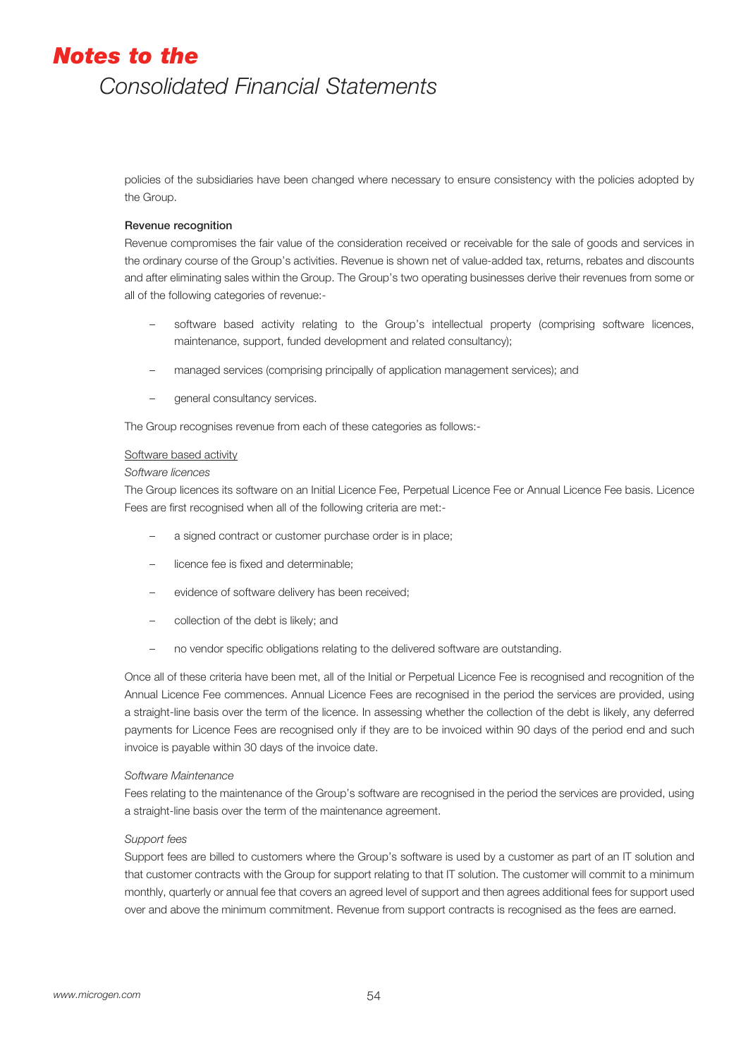policies of the subsidiaries have been changed where necessary to ensure consistency with the policies adopted by the Group.

**Revenue recognition**

Revenue compromises the fair value of the consideration received or receivable for the sale of goods and services in the ordinary course of the Group's activities. Revenue is shown net of value-added tax, returns, rebates and discounts and after eliminating sales within the Group. The Group's two operating businesses derive their revenues from some or all of the following categories of revenue:-

- software based activity relating to the Group's intellectual property (comprising software licences, maintenance, support, funded development and related consultancy);
- managed services (comprising principally of application management services); and
- general consultancy services.

The Group recognises revenue from each of these categories as follows:-

Software based activity

*Software licences*

The Group licences its software on an Initial Licence Fee, Perpetual Licence Fee or Annual Licence Fee basis. Licence Fees are first recognised when all of the following criteria are met:-

- a signed contract or customer purchase order is in place;
- licence fee is fixed and determinable;
- evidence of software delivery has been received;
- collection of the debt is likely; and
- no vendor specific obligations relating to the delivered software are outstanding.

Once all of these criteria have been met, all of the Initial or Perpetual Licence Fee is recognised and recognition of the Annual Licence Fee commences. Annual Licence Fees are recognised in the period the services are provided, using a straight-line basis over the term of the licence. In assessing whether the collection of the debt is likely, any deferred payments for Licence Fees are recognised only if they are to be invoiced within 90 days of the period end and such invoice is payable within 30 days of the invoice date.

*Software Maintenance*

Fees relating to the maintenance of the Group's software are recognised in the period the services are provided, using a straight-line basis over the term of the maintenance agreement.

*Support fees*

Support fees are billed to customers where the Group's software is used by a customer as part of an IT solution and that customer contracts with the Group for support relating to that IT solution. The customer will commit to a minimum monthly, quarterly or annual fee that covers an agreed level of support and then agrees additional fees for support used over and above the minimum commitment. Revenue from support contracts is recognised as the fees are earned.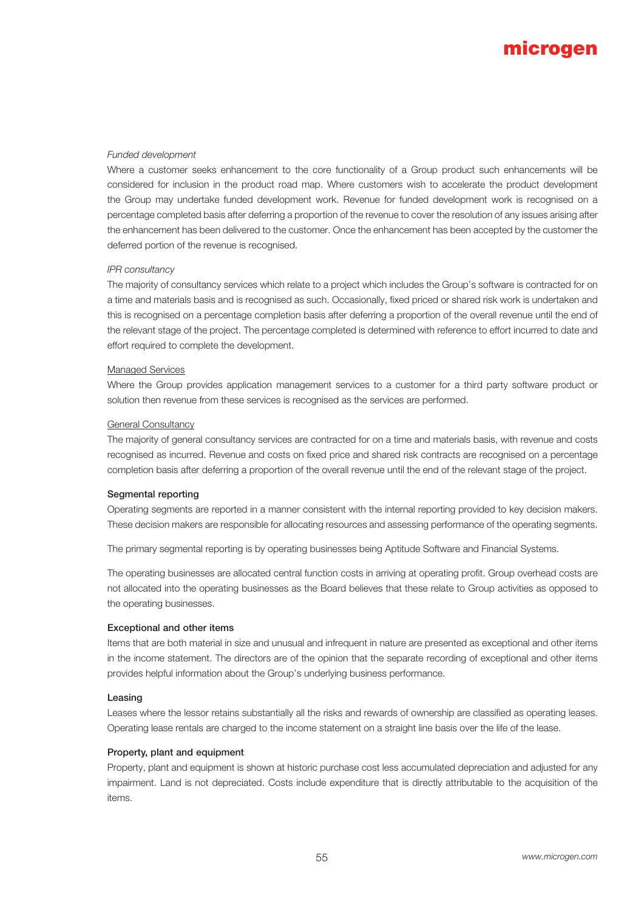*Funded development*

Where a customer seeks enhancement to the core functionality of a Group product such enhancements will be considered for inclusion in the product road map. Where customers wish to accelerate the product development the Group may undertake funded development work. Revenue for funded development work is recognised on a percentage completed basis after deferring a proportion of the revenue to cover the resolution of any issues arising after the enhancement has been delivered to the customer. Once the enhancement has been accepted by the customer the deferred portion of the revenue is recognised.

*IPR consultancy*

The majority of consultancy services which relate to a project which includes the Group's software is contracted for on a time and materials basis and is recognised as such. Occasionally, fixed priced or shared risk work is undertaken and this is recognised on a percentage completion basis after deferring a proportion of the overall revenue until the end of the relevant stage of the project. The percentage completed is determined with reference to effort incurred to date and effort required to complete the development.

Managed Services

Where the Group provides application management services to a customer for a third party software product or solution then revenue from these services is recognised as the services are performed.

General Consultancy

The majority of general consultancy services are contracted for on a time and materials basis, with revenue and costs recognised as incurred. Revenue and costs on fixed price and shared risk contracts are recognised on a percentage completion basis after deferring a proportion of the overall revenue until the end of the relevant stage of the project.

**Segmental reporting**

Operating segments are reported in a manner consistent with the internal reporting provided to key decision makers. These decision makers are responsible for allocating resources and assessing performance of the operating segments.

The primary segmental reporting is by operating businesses being Aptitude Software and Financial Systems.

The operating businesses are allocated central function costs in arriving at operating profit. Group overhead costs are not allocated into the operating businesses as the Board believes that these relate to Group activities as opposed to the operating businesses.

**Exceptional and other items**

Items that are both material in size and unusual and infrequent in nature are presented as exceptional and other items in the income statement. The directors are of the opinion that the separate recording of exceptional and other items provides helpful information about the Group's underlying business performance.

**Leasing**

Leases where the lessor retains substantially all the risks and rewards of ownership are classified as operating leases. Operating lease rentals are charged to the income statement on a straight line basis over the life of the lease.

**Property, plant and equipment**

Property, plant and equipment is shown at historic purchase cost less accumulated depreciation and adjusted for any impairment. Land is not depreciated. Costs include expenditure that is directly attributable to the acquisition of the items.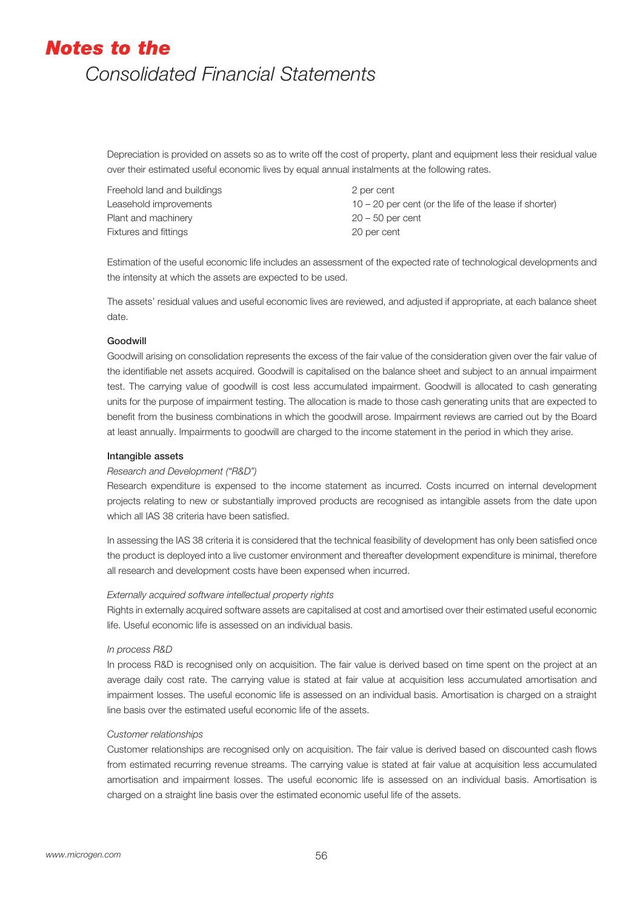Depreciation is provided on assets so as to write off the cost of property, plant and equipment less their residual value over their estimated useful economic lives by equal annual instalments at the following rates.

| | |
|---|---|
| Freehold land and buildings | 2 per cent |
| Leasehold improvements | 10 – 20 per cent (or the life of the lease if shorter) |
| Plant and machinery | 20 – 50 per cent |
| Fixtures and fittings | 20 per cent |

Estimation of the useful economic life includes an assessment of the expected rate of technological developments and the intensity at which the assets are expected to be used.

The assets' residual values and useful economic lives are reviewed, and adjusted if appropriate, at each balance sheet date.

**Goodwill**

Goodwill arising on consolidation represents the excess of the fair value of the consideration given over the fair value of the identifiable net assets acquired. Goodwill is capitalised on the balance sheet and subject to an annual impairment test. The carrying value of goodwill is cost less accumulated impairment. Goodwill is allocated to cash generating units for the purpose of impairment testing. The allocation is made to those cash generating units that are expected to benefit from the business combinations in which the goodwill arose. Impairment reviews are carried out by the Board at least annually. Impairments to goodwill are charged to the income statement in the period in which they arise.

**Intangible assets**

*Research and Development ("R&D")*

Research expenditure is expensed to the income statement as incurred. Costs incurred on internal development projects relating to new or substantially improved products are recognised as intangible assets from the date upon which all IAS 38 criteria have been satisfied.

In assessing the IAS 38 criteria it is considered that the technical feasibility of development has only been satisfied once the product is deployed into a live customer environment and thereafter development expenditure is minimal, therefore all research and development costs have been expensed when incurred.

*Externally acquired software intellectual property rights*

Rights in externally acquired software assets are capitalised at cost and amortised over their estimated useful economic life. Useful economic life is assessed on an individual basis.

*In process R&D*

In process R&D is recognised only on acquisition. The fair value is derived based on time spent on the project at an average daily cost rate. The carrying value is stated at fair value at acquisition less accumulated amortisation and impairment losses. The useful economic life is assessed on an individual basis. Amortisation is charged on a straight line basis over the estimated useful economic life of the assets.

*Customer relationships*

Customer relationships are recognised only on acquisition. The fair value is derived based on discounted cash flows from estimated recurring revenue streams. The carrying value is stated at fair value at acquisition less accumulated amortisation and impairment losses. The useful economic life is assessed on an individual basis. Amortisation is charged on a straight line basis over the estimated economic useful life of the assets.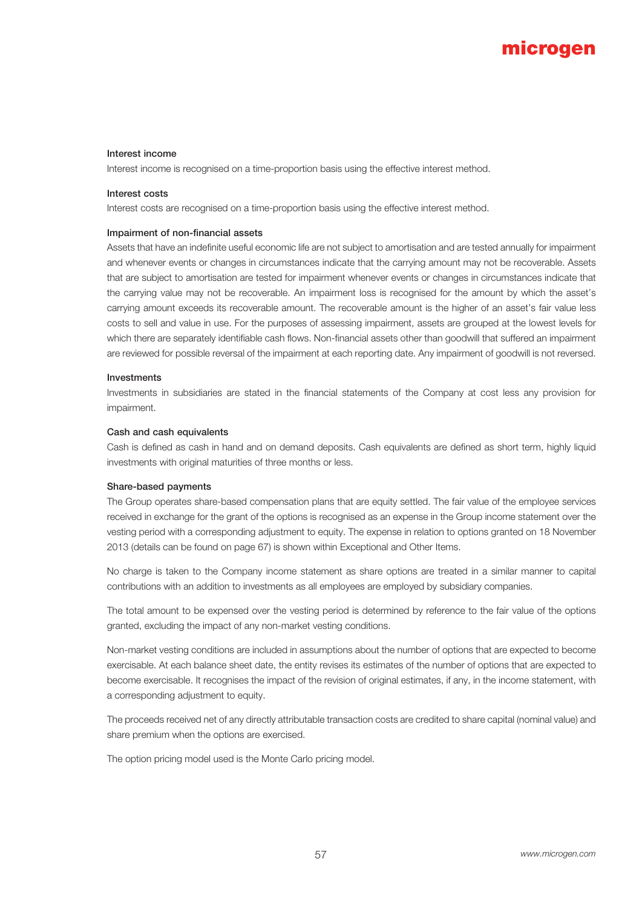### Interest income

Interest income is recognised on a time-proportion basis using the effective interest method.

### Interest costs

Interest costs are recognised on a time-proportion basis using the effective interest method.

### Impairment of non-financial assets

Assets that have an indefinite useful economic life are not subject to amortisation and are tested annually for impairment and whenever events or changes in circumstances indicate that the carrying amount may not be recoverable. Assets that are subject to amortisation are tested for impairment whenever events or changes in circumstances indicate that the carrying value may not be recoverable. An impairment loss is recognised for the amount by which the asset's carrying amount exceeds its recoverable amount. The recoverable amount is the higher of an asset's fair value less costs to sell and value in use. For the purposes of assessing impairment, assets are grouped at the lowest levels for which there are separately identifiable cash flows. Non-financial assets other than goodwill that suffered an impairment are reviewed for possible reversal of the impairment at each reporting date. Any impairment of goodwill is not reversed.

### Investments

Investments in subsidiaries are stated in the financial statements of the Company at cost less any provision for impairment.

### Cash and cash equivalents

Cash is defined as cash in hand and on demand deposits. Cash equivalents are defined as short term, highly liquid investments with original maturities of three months or less.

### Share-based payments

The Group operates share-based compensation plans that are equity settled. The fair value of the employee services received in exchange for the grant of the options is recognised as an expense in the Group income statement over the vesting period with a corresponding adjustment to equity. The expense in relation to options granted on 18 November 2013 (details can be found on page 67) is shown within Exceptional and Other Items.

No charge is taken to the Company income statement as share options are treated in a similar manner to capital contributions with an addition to investments as all employees are employed by subsidiary companies.

The total amount to be expensed over the vesting period is determined by reference to the fair value of the options granted, excluding the impact of any non-market vesting conditions.

Non-market vesting conditions are included in assumptions about the number of options that are expected to become exercisable. At each balance sheet date, the entity revises its estimates of the number of options that are expected to become exercisable. It recognises the impact of the revision of original estimates, if any, in the income statement, with a corresponding adjustment to equity.

The proceeds received net of any directly attributable transaction costs are credited to share capital (nominal value) and share premium when the options are exercised.

The option pricing model used is the Monte Carlo pricing model.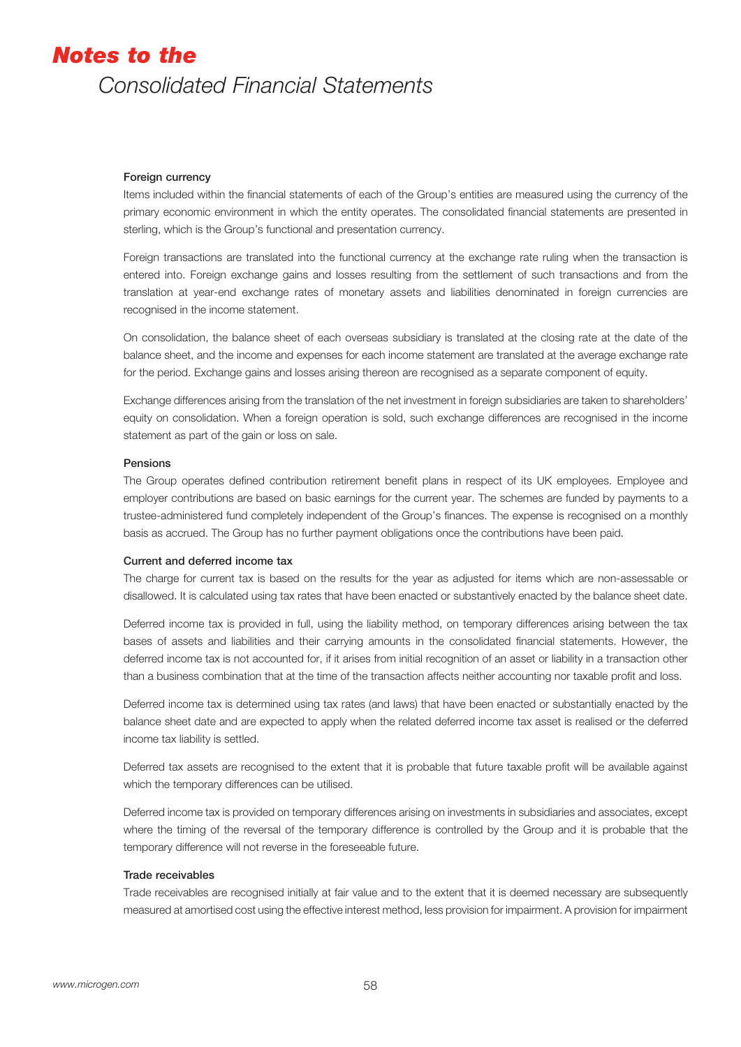#### Foreign currency

Items included within the financial statements of each of the Group's entities are measured using the currency of the primary economic environment in which the entity operates. The consolidated financial statements are presented in sterling, which is the Group's functional and presentation currency.

Foreign transactions are translated into the functional currency at the exchange rate ruling when the transaction is entered into. Foreign exchange gains and losses resulting from the settlement of such transactions and from the translation at year-end exchange rates of monetary assets and liabilities denominated in foreign currencies are recognised in the income statement.

On consolidation, the balance sheet of each overseas subsidiary is translated at the closing rate at the date of the balance sheet, and the income and expenses for each income statement are translated at the average exchange rate for the period. Exchange gains and losses arising thereon are recognised as a separate component of equity.

Exchange differences arising from the translation of the net investment in foreign subsidiaries are taken to shareholders' equity on consolidation. When a foreign operation is sold, such exchange differences are recognised in the income statement as part of the gain or loss on sale.

#### Pensions

The Group operates defined contribution retirement benefit plans in respect of its UK employees. Employee and employer contributions are based on basic earnings for the current year. The schemes are funded by payments to a trustee-administered fund completely independent of the Group's finances. The expense is recognised on a monthly basis as accrued. The Group has no further payment obligations once the contributions have been paid.

#### Current and deferred income tax

The charge for current tax is based on the results for the year as adjusted for items which are non-assessable or disallowed. It is calculated using tax rates that have been enacted or substantively enacted by the balance sheet date.

Deferred income tax is provided in full, using the liability method, on temporary differences arising between the tax bases of assets and liabilities and their carrying amounts in the consolidated financial statements. However, the deferred income tax is not accounted for, if it arises from initial recognition of an asset or liability in a transaction other than a business combination that at the time of the transaction affects neither accounting nor taxable profit and loss.

Deferred income tax is determined using tax rates (and laws) that have been enacted or substantially enacted by the balance sheet date and are expected to apply when the related deferred income tax asset is realised or the deferred income tax liability is settled.

Deferred tax assets are recognised to the extent that it is probable that future taxable profit will be available against which the temporary differences can be utilised.

Deferred income tax is provided on temporary differences arising on investments in subsidiaries and associates, except where the timing of the reversal of the temporary difference is controlled by the Group and it is probable that the temporary difference will not reverse in the foreseeable future.

#### Trade receivables

Trade receivables are recognised initially at fair value and to the extent that it is deemed necessary are subsequently measured at amortised cost using the effective interest method, less provision for impairment. A provision for impairment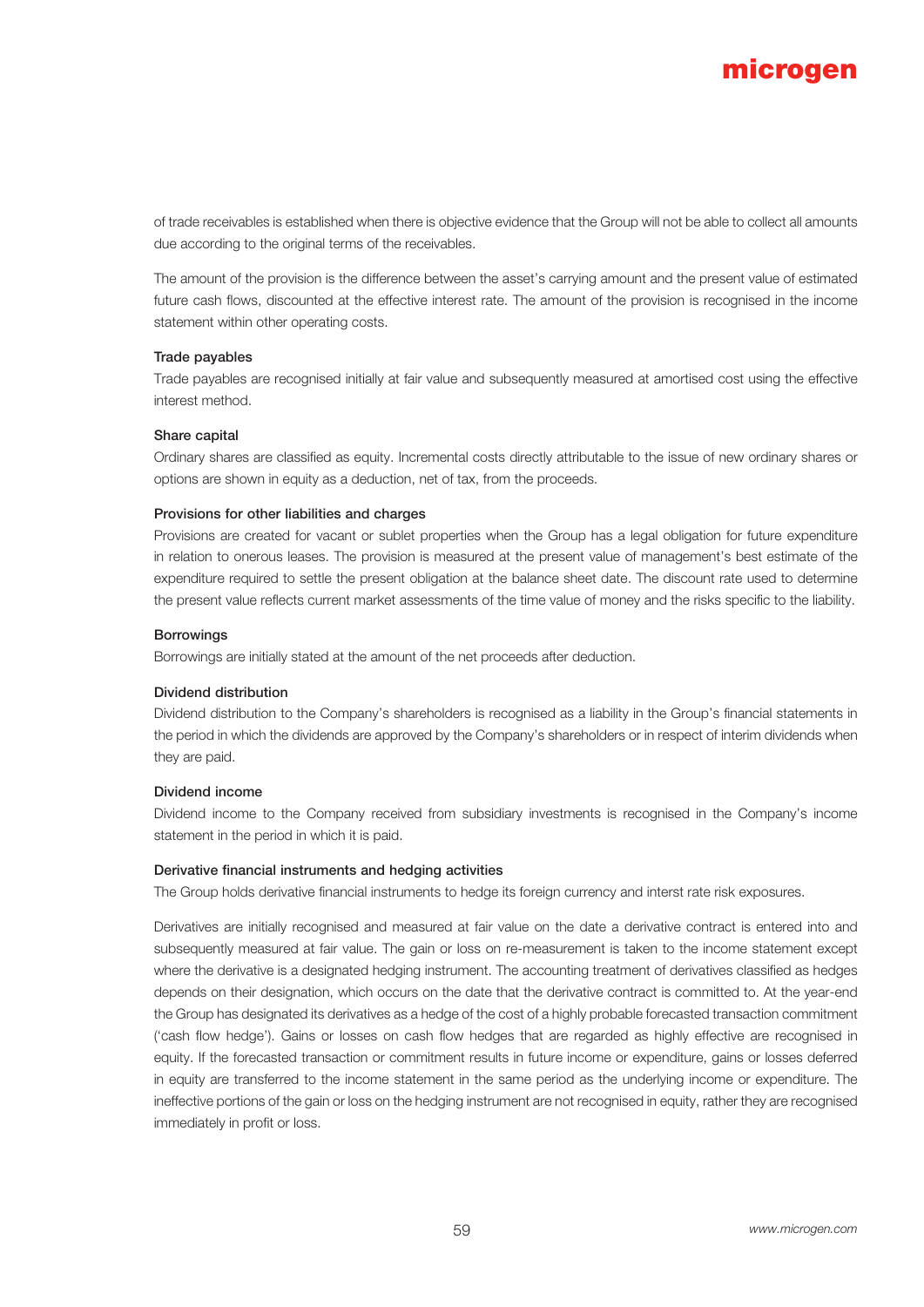of trade receivables is established when there is objective evidence that the Group will not be able to collect all amounts due according to the original terms of the receivables.

The amount of the provision is the difference between the asset's carrying amount and the present value of estimated future cash flows, discounted at the effective interest rate. The amount of the provision is recognised in the income statement within other operating costs.

#### Trade payables

Trade payables are recognised initially at fair value and subsequently measured at amortised cost using the effective interest method.

#### Share capital

Ordinary shares are classified as equity. Incremental costs directly attributable to the issue of new ordinary shares or options are shown in equity as a deduction, net of tax, from the proceeds.

#### Provisions for other liabilities and charges

Provisions are created for vacant or sublet properties when the Group has a legal obligation for future expenditure in relation to onerous leases. The provision is measured at the present value of management's best estimate of the expenditure required to settle the present obligation at the balance sheet date. The discount rate used to determine the present value reflects current market assessments of the time value of money and the risks specific to the liability.

#### Borrowings

Borrowings are initially stated at the amount of the net proceeds after deduction.

#### Dividend distribution

Dividend distribution to the Company's shareholders is recognised as a liability in the Group's financial statements in the period in which the dividends are approved by the Company's shareholders or in respect of interim dividends when they are paid.

#### Dividend income

Dividend income to the Company received from subsidiary investments is recognised in the Company's income statement in the period in which it is paid.

#### Derivative financial instruments and hedging activities

The Group holds derivative financial instruments to hedge its foreign currency and interst rate risk exposures.

Derivatives are initially recognised and measured at fair value on the date a derivative contract is entered into and subsequently measured at fair value. The gain or loss on re-measurement is taken to the income statement except where the derivative is a designated hedging instrument. The accounting treatment of derivatives classified as hedges depends on their designation, which occurs on the date that the derivative contract is committed to. At the year-end the Group has designated its derivatives as a hedge of the cost of a highly probable forecasted transaction commitment ('cash flow hedge'). Gains or losses on cash flow hedges that are regarded as highly effective are recognised in equity. If the forecasted transaction or commitment results in future income or expenditure, gains or losses deferred in equity are transferred to the income statement in the same period as the underlying income or expenditure. The ineffective portions of the gain or loss on the hedging instrument are not recognised in equity, rather they are recognised immediately in profit or loss.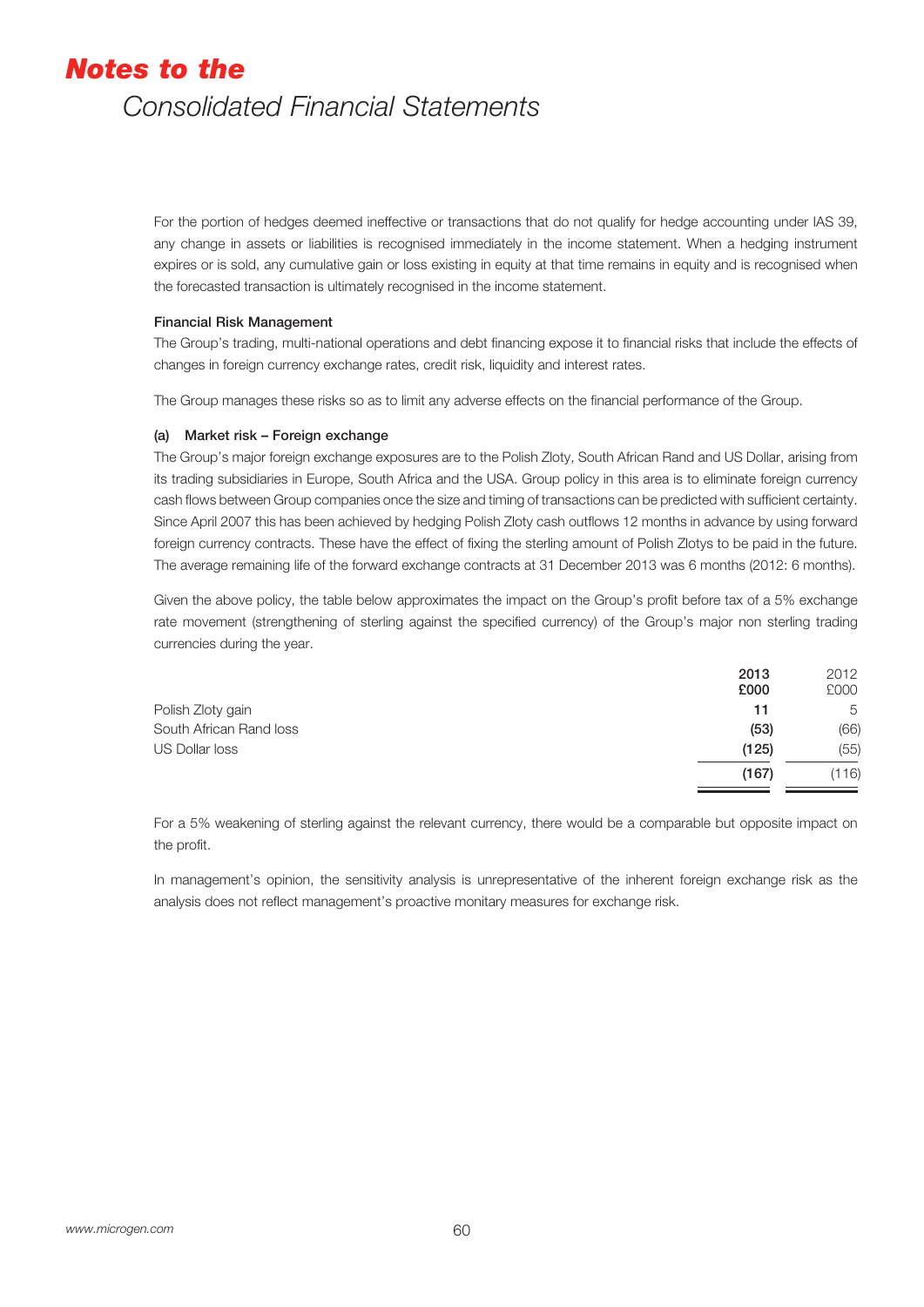For the portion of hedges deemed ineffective or transactions that do not qualify for hedge accounting under IAS 39, any change in assets or liabilities is recognised immediately in the income statement. When a hedging instrument expires or is sold, any cumulative gain or loss existing in equity at that time remains in equity and is recognised when the forecasted transaction is ultimately recognised in the income statement.

**Financial Risk Management**

The Group's trading, multi-national operations and debt financing expose it to financial risks that include the effects of changes in foreign currency exchange rates, credit risk, liquidity and interest rates.

The Group manages these risks so as to limit any adverse effects on the financial performance of the Group.

**(a) Market risk – Foreign exchange**

The Group's major foreign exchange exposures are to the Polish Zloty, South African Rand and US Dollar, arising from its trading subsidiaries in Europe, South Africa and the USA. Group policy in this area is to eliminate foreign currency cash flows between Group companies once the size and timing of transactions can be predicted with sufficient certainty. Since April 2007 this has been achieved by hedging Polish Zloty cash outflows 12 months in advance by using forward foreign currency contracts. These have the effect of fixing the sterling amount of Polish Zlotys to be paid in the future. The average remaining life of the forward exchange contracts at 31 December 2013 was 6 months (2012: 6 months).

Given the above policy, the table below approximates the impact on the Group's profit before tax of a 5% exchange rate movement (strengthening of sterling against the specified currency) of the Group's major non sterling trading currencies during the year.

| | **2013 £000** | 2012 £000 |
|---|---|---|
| Polish Zloty gain | **11** | 5 |
| South African Rand loss | **(53)** | (66) |
| US Dollar loss | **(125)** | (55) |
| | **(167)** | (116) |

For a 5% weakening of sterling against the relevant currency, there would be a comparable but opposite impact on the profit.

In management's opinion, the sensitivity analysis is unrepresentative of the inherent foreign exchange risk as the analysis does not reflect management's proactive monitary measures for exchange risk.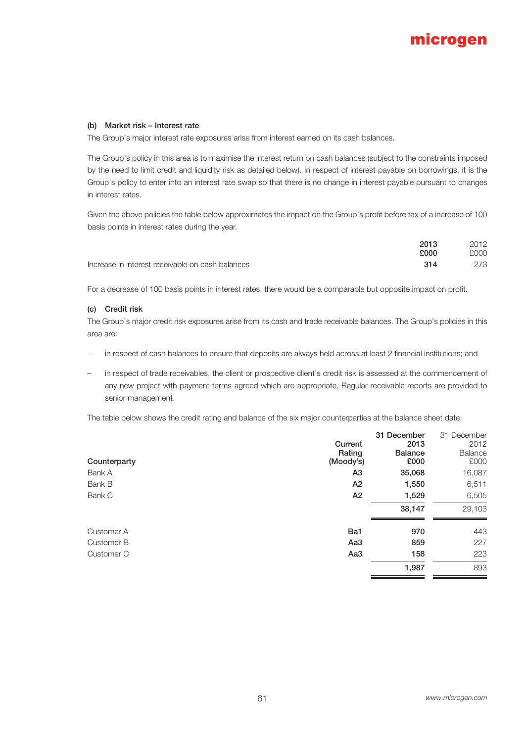### (b) Market risk – Interest rate

The Group's major interest rate exposures arise from interest earned on its cash balances.

The Group's policy in this area is to maximise the interest return on cash balances (subject to the constraints imposed by the need to limit credit and liquidity risk as detailed below). In respect of interest payable on borrowings, it is the Group's policy to enter into an interest rate swap so that there is no change in interest payable pursuant to changes in interest rates.

Given the above policies the table below approximates the impact on the Group's profit before tax of a increase of 100 basis points in interest rates during the year.

| | 2013 £000 | 2012 £000 |
|---|---|---|
| Increase in interest receivable on cash balances | **314** | 273 |

For a decrease of 100 basis points in interest rates, there would be a comparable but opposite impact on profit.

### (c) Credit risk

The Group's major credit risk exposures arise from its cash and trade receivable balances. The Group's policies in this area are:

- in respect of cash balances to ensure that deposits are always held across at least 2 financial institutions; and
- in respect of trade receivables, the client or prospective client's credit risk is assessed at the commencement of any new project with payment terms agreed which are appropriate. Regular receivable reports are provided to senior management.

The table below shows the credit rating and balance of the six major counterparties at the balance sheet date:

| Counterparty | Current Rating (Moody's) | 31 December 2013 Balance £000 | 31 December 2012 Balance £000 |
|---|---|---|---|
| Bank A | A3 | **35,068** | 16,087 |
| Bank B | A2 | **1,550** | 6,511 |
| Bank C | A2 | **1,529** | 6,505 |
| | | **38,147** | 29,103 |
| Customer A | Ba1 | **970** | 443 |
| Customer B | Aa3 | **859** | 227 |
| Customer C | Aa3 | **158** | 223 |
| | | **1,987** | 893 |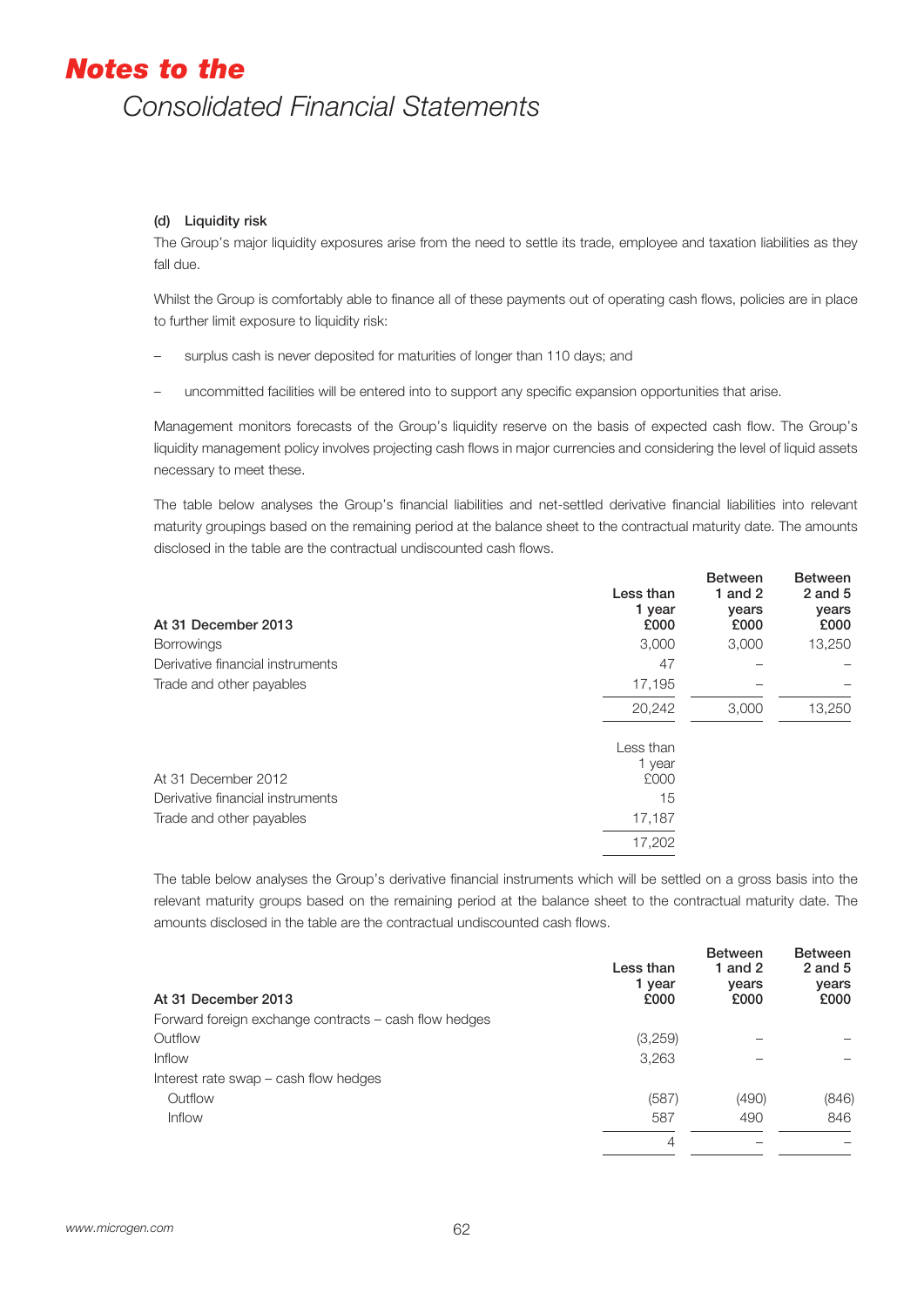# Notes to the

## Consolidated Financial Statements

**(d) Liquidity risk**

The Group's major liquidity exposures arise from the need to settle its trade, employee and taxation liabilities as they fall due.

Whilst the Group is comfortably able to finance all of these payments out of operating cash flows, policies are in place to further limit exposure to liquidity risk:

– surplus cash is never deposited for maturities of longer than 110 days; and

– uncommitted facilities will be entered into to support any specific expansion opportunities that arise.

Management monitors forecasts of the Group's liquidity reserve on the basis of expected cash flow. The Group's liquidity management policy involves projecting cash flows in major currencies and considering the level of liquid assets necessary to meet these.

The table below analyses the Group's financial liabilities and net-settled derivative financial liabilities into relevant maturity groupings based on the remaining period at the balance sheet to the contractual maturity date. The amounts disclosed in the table are the contractual undiscounted cash flows.

| **At 31 December 2013** | **Less than 1 year £000** | **Between 1 and 2 years £000** | **Between 2 and 5 years £000** |
|---|---|---|---|
| Borrowings | 3,000 | 3,000 | 13,250 |
| Derivative financial instruments | 47 | – | – |
| Trade and other payables | 17,195 | – | – |
| | 20,242 | 3,000 | 13,250 |

| At 31 December 2012 | Less than 1 year £000 |
|---|---|
| Derivative financial instruments | 15 |
| Trade and other payables | 17,187 |
| | 17,202 |

The table below analyses the Group's derivative financial instruments which will be settled on a gross basis into the relevant maturity groups based on the remaining period at the balance sheet to the contractual maturity date. The amounts disclosed in the table are the contractual undiscounted cash flows.

| **At 31 December 2013** | **Less than 1 year £000** | **Between 1 and 2 years £000** | **Between 2 and 5 years £000** |
|---|---|---|---|
| Forward foreign exchange contracts – cash flow hedges | | | |
| Outflow | (3,259) | – | – |
| Inflow | 3,263 | – | – |
| Interest rate swap – cash flow hedges | | | |
| Outflow | (587) | (490) | (846) |
| Inflow | 587 | 490 | 846 |
| | 4 | – | – |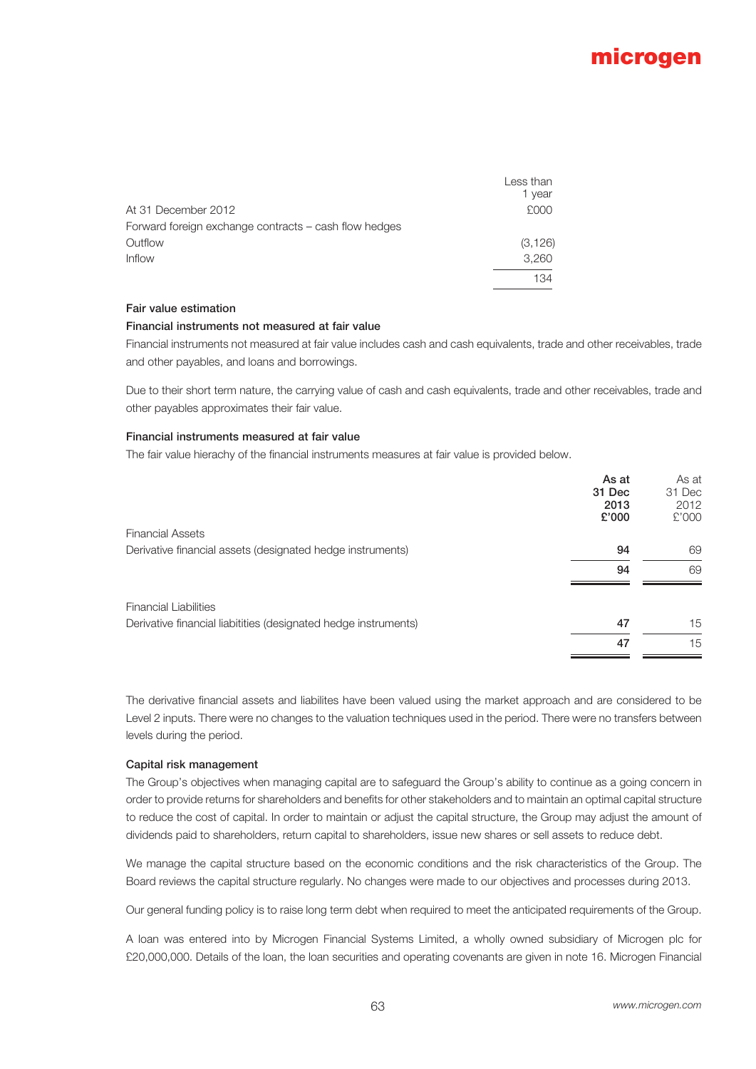| At 31 December 2012 | Less than 1 year £000 |
|---|---|
| Forward foreign exchange contracts – cash flow hedges | |
| Outflow | (3,126) |
| Inflow | 3,260 |
| | 134 |

**Fair value estimation**

**Financial instruments not measured at fair value**

Financial instruments not measured at fair value includes cash and cash equivalents, trade and other receivables, trade and other payables, and loans and borrowings.

Due to their short term nature, the carrying value of cash and cash equivalents, trade and other receivables, trade and other payables approximates their fair value.

**Financial instruments measured at fair value**

The fair value hierachy of the financial instruments measures at fair value is provided below.

| | **As at 31 Dec 2013 £'000** | As at 31 Dec 2012 £'000 |
|---|---|---|
| Financial Assets | | |
| Derivative financial assets (designated hedge instruments) | **94** | 69 |
| | **94** | 69 |
| Financial Liabilities | | |
| Derivative financial liabitities (designated hedge instruments) | **47** | 15 |
| | **47** | 15 |

The derivative financial assets and liabilites have been valued using the market approach and are considered to be Level 2 inputs. There were no changes to the valuation techniques used in the period. There were no transfers between levels during the period.

**Capital risk management**

The Group's objectives when managing capital are to safeguard the Group's ability to continue as a going concern in order to provide returns for shareholders and benefits for other stakeholders and to maintain an optimal capital structure to reduce the cost of capital. In order to maintain or adjust the capital structure, the Group may adjust the amount of dividends paid to shareholders, return capital to shareholders, issue new shares or sell assets to reduce debt.

We manage the capital structure based on the economic conditions and the risk characteristics of the Group. The Board reviews the capital structure regularly. No changes were made to our objectives and processes during 2013.

Our general funding policy is to raise long term debt when required to meet the anticipated requirements of the Group.

A loan was entered into by Microgen Financial Systems Limited, a wholly owned subsidiary of Microgen plc for £20,000,000. Details of the loan, the loan securities and operating covenants are given in note 16. Microgen Financial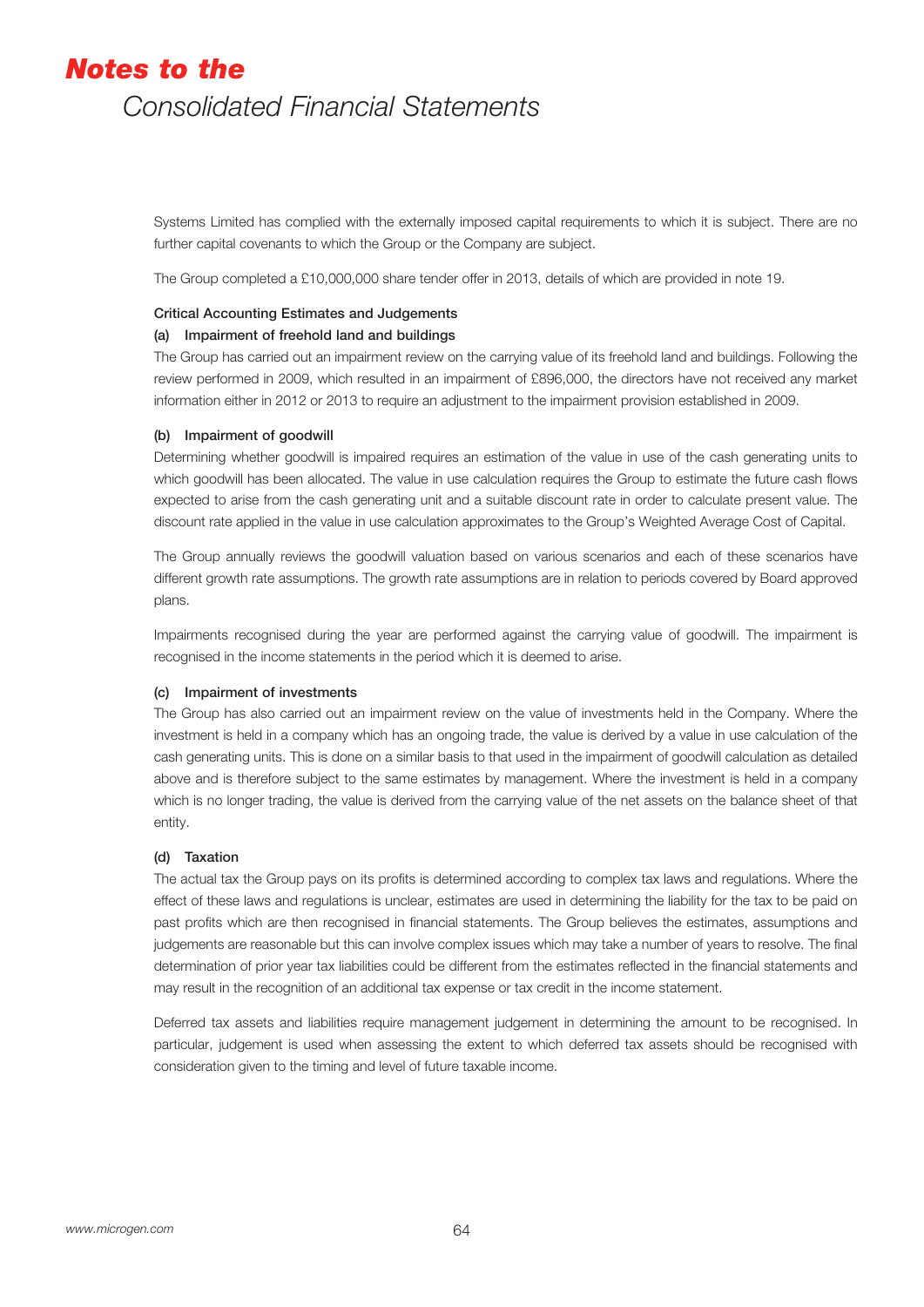Systems Limited has complied with the externally imposed capital requirements to which it is subject. There are no further capital covenants to which the Group or the Company are subject.

The Group completed a £10,000,000 share tender offer in 2013, details of which are provided in note 19.

**Critical Accounting Estimates and Judgements**

**(a) Impairment of freehold land and buildings**

The Group has carried out an impairment review on the carrying value of its freehold land and buildings. Following the review performed in 2009, which resulted in an impairment of £896,000, the directors have not received any market information either in 2012 or 2013 to require an adjustment to the impairment provision established in 2009.

**(b) Impairment of goodwill**

Determining whether goodwill is impaired requires an estimation of the value in use of the cash generating units to which goodwill has been allocated. The value in use calculation requires the Group to estimate the future cash flows expected to arise from the cash generating unit and a suitable discount rate in order to calculate present value. The discount rate applied in the value in use calculation approximates to the Group's Weighted Average Cost of Capital.

The Group annually reviews the goodwill valuation based on various scenarios and each of these scenarios have different growth rate assumptions. The growth rate assumptions are in relation to periods covered by Board approved plans.

Impairments recognised during the year are performed against the carrying value of goodwill. The impairment is recognised in the income statements in the period which it is deemed to arise.

**(c) Impairment of investments**

The Group has also carried out an impairment review on the value of investments held in the Company. Where the investment is held in a company which has an ongoing trade, the value is derived by a value in use calculation of the cash generating units. This is done on a similar basis to that used in the impairment of goodwill calculation as detailed above and is therefore subject to the same estimates by management. Where the investment is held in a company which is no longer trading, the value is derived from the carrying value of the net assets on the balance sheet of that entity.

**(d) Taxation**

The actual tax the Group pays on its profits is determined according to complex tax laws and regulations. Where the effect of these laws and regulations is unclear, estimates are used in determining the liability for the tax to be paid on past profits which are then recognised in financial statements. The Group believes the estimates, assumptions and judgements are reasonable but this can involve complex issues which may take a number of years to resolve. The final determination of prior year tax liabilities could be different from the estimates reflected in the financial statements and may result in the recognition of an additional tax expense or tax credit in the income statement.

Deferred tax assets and liabilities require management judgement in determining the amount to be recognised. In particular, judgement is used when assessing the extent to which deferred tax assets should be recognised with consideration given to the timing and level of future taxable income.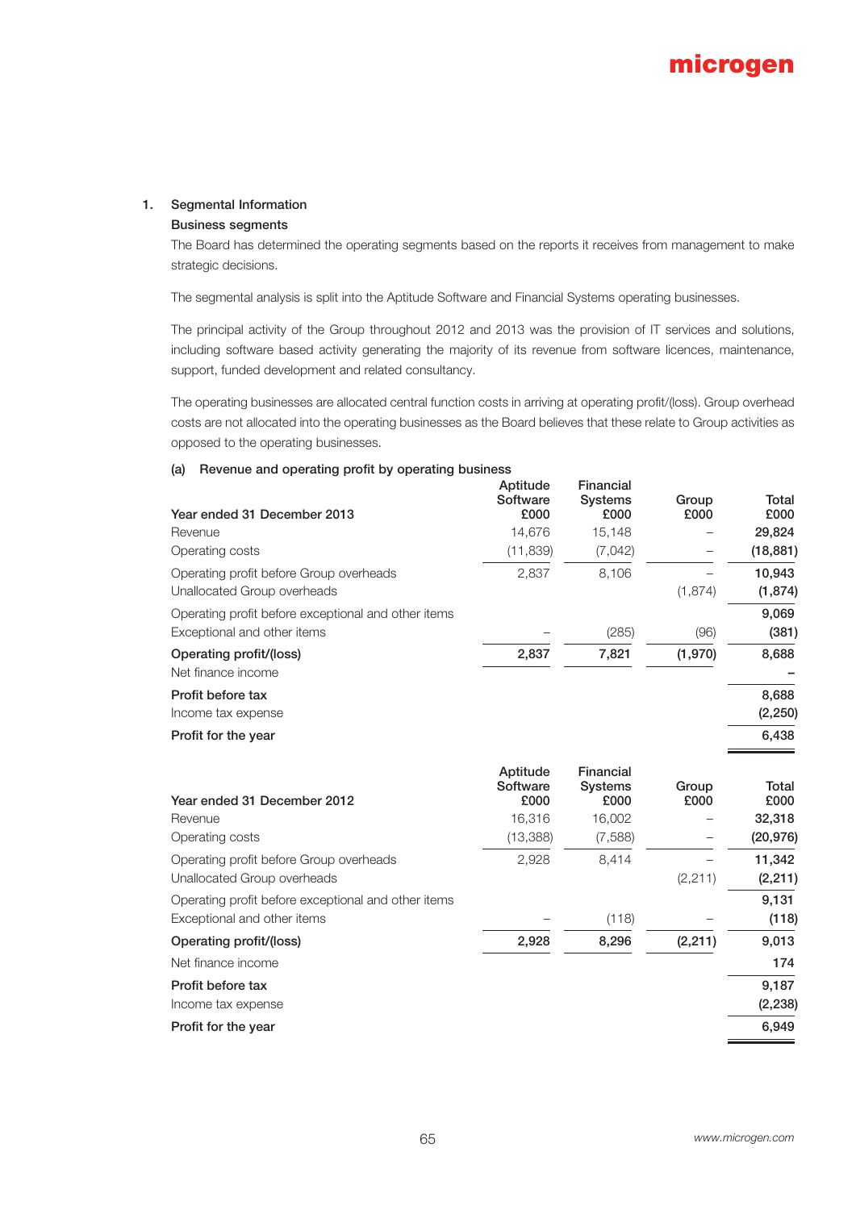## 1. Segmental Information

### Business segments

The Board has determined the operating segments based on the reports it receives from management to make strategic decisions.

The segmental analysis is split into the Aptitude Software and Financial Systems operating businesses.

The principal activity of the Group throughout 2012 and 2013 was the provision of IT services and solutions, including software based activity generating the majority of its revenue from software licences, maintenance, support, funded development and related consultancy.

The operating businesses are allocated central function costs in arriving at operating profit/(loss). Group overhead costs are not allocated into the operating businesses as the Board believes that these relate to Group activities as opposed to the operating businesses.

#### (a) Revenue and operating profit by operating business

| Year ended 31 December 2013 | Aptitude Software £000 | Financial Systems £000 | Group £000 | Total £000 |
|---|---|---|---|---|
| Revenue | 14,676 | 15,148 | – | **29,824** |
| Operating costs | (11,839) | (7,042) | – | **(18,881)** |
| Operating profit before Group overheads | 2,837 | 8,106 | – | **10,943** |
| Unallocated Group overheads | | | (1,874) | **(1,874)** |
| Operating profit before exceptional and other items | | | | **9,069** |
| Exceptional and other items | – | (285) | (96) | **(381)** |
| **Operating profit/(loss)** | **2,837** | **7,821** | **(1,970)** | **8,688** |
| Net finance income | | | | **–** |
| **Profit before tax** | | | | **8,688** |
| Income tax expense | | | | **(2,250)** |
| **Profit for the year** | | | | **6,438** |

| Year ended 31 December 2012 | Aptitude Software £000 | Financial Systems £000 | Group £000 | Total £000 |
|---|---|---|---|---|
| Revenue | 16,316 | 16,002 | – | **32,318** |
| Operating costs | (13,388) | (7,588) | – | **(20,976)** |
| Operating profit before Group overheads | 2,928 | 8,414 | – | **11,342** |
| Unallocated Group overheads | | | (2,211) | **(2,211)** |
| Operating profit before exceptional and other items | | | | **9,131** |
| Exceptional and other items | – | (118) | – | **(118)** |
| **Operating profit/(loss)** | **2,928** | **8,296** | **(2,211)** | **9,013** |
| Net finance income | | | | **174** |
| **Profit before tax** | | | | **9,187** |
| Income tax expense | | | | **(2,238)** |
| **Profit for the year** | | | | **6,949** |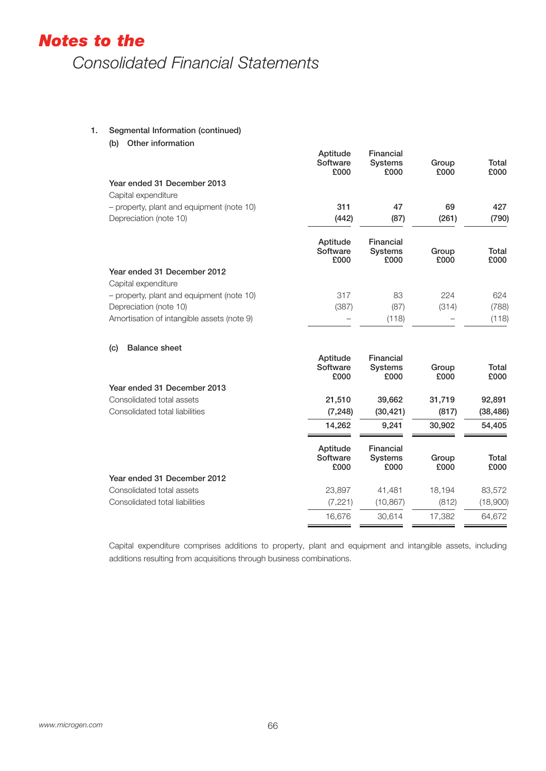# Notes to the

## Consolidated Financial Statements

### 1. Segmental Information (continued)

#### (b) Other information

| | Aptitude Software £000 | Financial Systems £000 | Group £000 | Total £000 |
|---|---|---|---|---|
| **Year ended 31 December 2013** | | | | |
| Capital expenditure | | | | |
| – property, plant and equipment (note 10) | **311** | **47** | **69** | **427** |
| Depreciation (note 10) | **(442)** | **(87)** | **(261)** | **(790)** |

| | Aptitude Software £000 | Financial Systems £000 | Group £000 | Total £000 |
|---|---|---|---|---|
| **Year ended 31 December 2012** | | | | |
| Capital expenditure | | | | |
| – property, plant and equipment (note 10) | 317 | 83 | 224 | 624 |
| Depreciation (note 10) | (387) | (87) | (314) | (788) |
| Amortisation of intangible assets (note 9) | – | (118) | – | (118) |

#### (c) Balance sheet

| | Aptitude Software £000 | Financial Systems £000 | Group £000 | Total £000 |
|---|---|---|---|---|
| **Year ended 31 December 2013** | | | | |
| Consolidated total assets | **21,510** | **39,662** | **31,719** | **92,891** |
| Consolidated total liabilities | **(7,248)** | **(30,421)** | **(817)** | **(38,486)** |
| | **14,262** | **9,241** | **30,902** | **54,405** |

| | Aptitude Software £000 | Financial Systems £000 | Group £000 | Total £000 |
|---|---|---|---|---|
| **Year ended 31 December 2012** | | | | |
| Consolidated total assets | 23,897 | 41,481 | 18,194 | 83,572 |
| Consolidated total liabilities | (7,221) | (10,867) | (812) | (18,900) |
| | 16,676 | 30,614 | 17,382 | 64,672 |

Capital expenditure comprises additions to property, plant and equipment and intangible assets, including additions resulting from acquisitions through business combinations.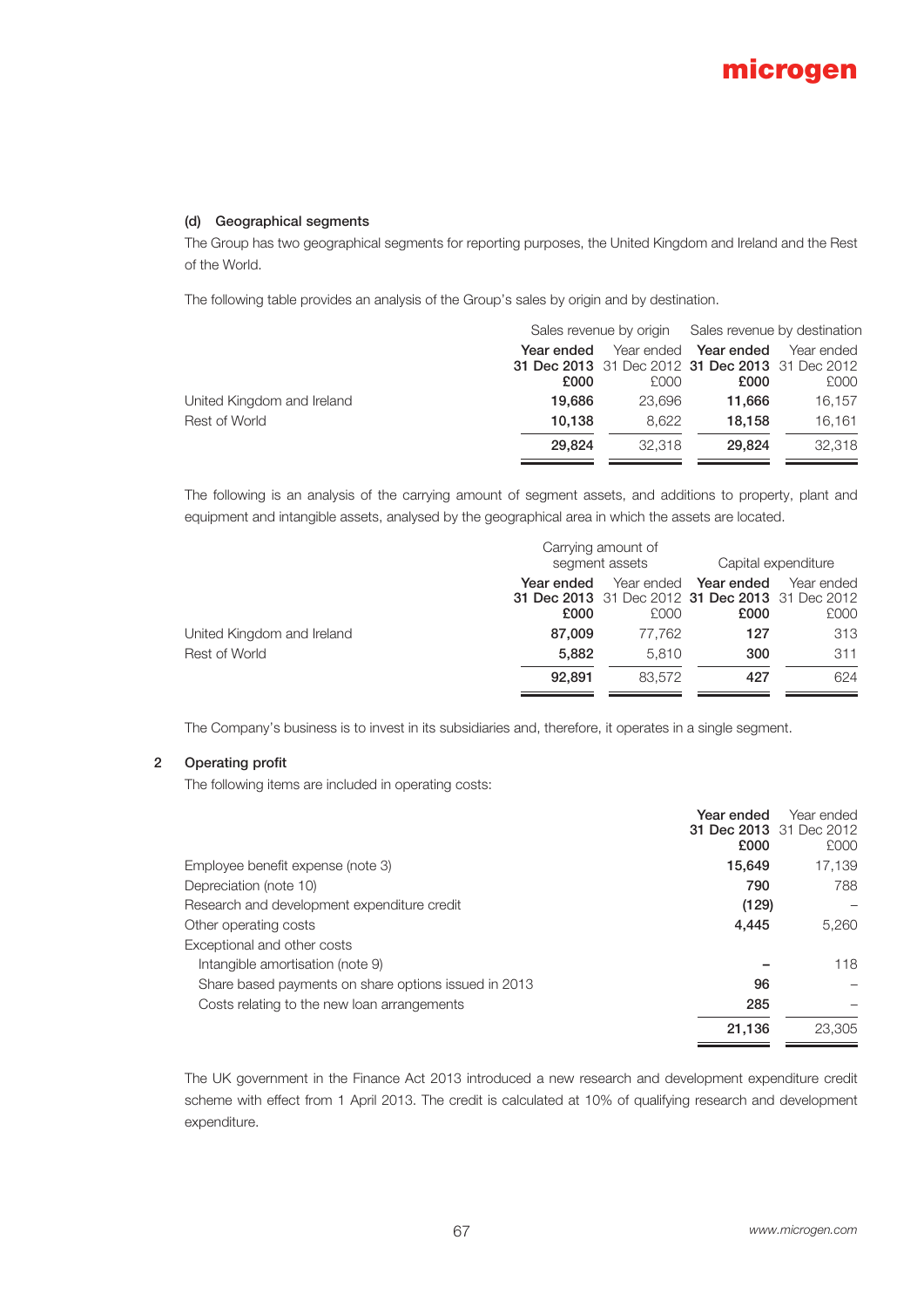#### (d) Geographical segments

The Group has two geographical segments for reporting purposes, the United Kingdom and Ireland and the Rest of the World.

The following table provides an analysis of the Group's sales by origin and by destination.

| | Sales revenue by origin | | Sales revenue by destination | |
|---|---|---|---|---|
| | **Year ended 31 Dec 2013 £000** | Year ended 31 Dec 2012 £000 | **Year ended 31 Dec 2013 £000** | Year ended 31 Dec 2012 £000 |
| United Kingdom and Ireland | **19,686** | 23,696 | **11,666** | 16,157 |
| Rest of World | **10,138** | 8,622 | **18,158** | 16,161 |
| | **29,824** | 32,318 | **29,824** | 32,318 |

The following is an analysis of the carrying amount of segment assets, and additions to property, plant and equipment and intangible assets, analysed by the geographical area in which the assets are located.

| | Carrying amount of segment assets | | Capital expenditure | |
|---|---|---|---|---|
| | **Year ended 31 Dec 2013 £000** | Year ended 31 Dec 2012 £000 | **Year ended 31 Dec 2013 £000** | Year ended 31 Dec 2012 £000 |
| United Kingdom and Ireland | **87,009** | 77,762 | **127** | 313 |
| Rest of World | **5,882** | 5,810 | **300** | 311 |
| | **92,891** | 83,572 | **427** | 624 |

The Company's business is to invest in its subsidiaries and, therefore, it operates in a single segment.

## 2 Operating profit

The following items are included in operating costs:

| | **Year ended 31 Dec 2013 £000** | Year ended 31 Dec 2012 £000 |
|---|---|---|
| Employee benefit expense (note 3) | **15,649** | 17,139 |
| Depreciation (note 10) | **790** | 788 |
| Research and development expenditure credit | **(129)** | – |
| Other operating costs | **4,445** | 5,260 |
| Exceptional and other costs | | |
| Intangible amortisation (note 9) | **–** | 118 |
| Share based payments on share options issued in 2013 | **96** | – |
| Costs relating to the new loan arrangements | **285** | – |
| | **21,136** | 23,305 |

The UK government in the Finance Act 2013 introduced a new research and development expenditure credit scheme with effect from 1 April 2013. The credit is calculated at 10% of qualifying research and development expenditure.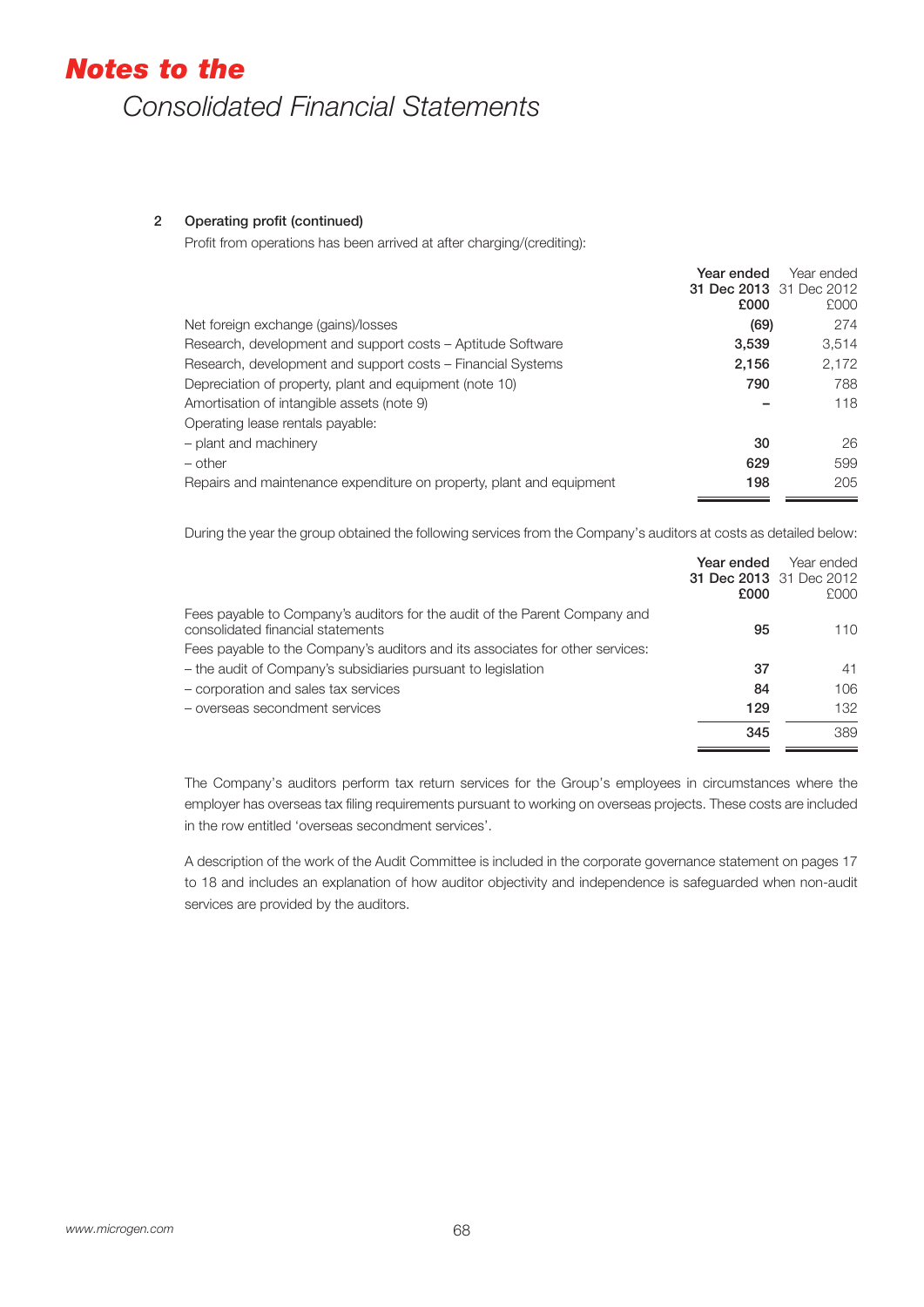# *Notes to the*

## Consolidated Financial Statements

### 2 Operating profit (continued)

Profit from operations has been arrived at after charging/(crediting):

| | **Year ended 31 Dec 2013 £000** | Year ended 31 Dec 2012 £000 |
|---|---|---|
| Net foreign exchange (gains)/losses | **(69)** | 274 |
| Research, development and support costs – Aptitude Software | **3,539** | 3,514 |
| Research, development and support costs – Financial Systems | **2,156** | 2,172 |
| Depreciation of property, plant and equipment (note 10) | **790** | 788 |
| Amortisation of intangible assets (note 9) | **–** | 118 |
| Operating lease rentals payable: | | |
| – plant and machinery | **30** | 26 |
| – other | **629** | 599 |
| Repairs and maintenance expenditure on property, plant and equipment | **198** | 205 |

During the year the group obtained the following services from the Company's auditors at costs as detailed below:

| | **Year ended 31 Dec 2013 £000** | Year ended 31 Dec 2012 £000 |
|---|---|---|
| Fees payable to Company's auditors for the audit of the Parent Company and consolidated financial statements | **95** | 110 |
| Fees payable to the Company's auditors and its associates for other services: | | |
| – the audit of Company's subsidiaries pursuant to legislation | **37** | 41 |
| – corporation and sales tax services | **84** | 106 |
| – overseas secondment services | **129** | 132 |
| | **345** | 389 |

The Company's auditors perform tax return services for the Group's employees in circumstances where the employer has overseas tax filing requirements pursuant to working on overseas projects. These costs are included in the row entitled 'overseas secondment services'.

A description of the work of the Audit Committee is included in the corporate governance statement on pages 17 to 18 and includes an explanation of how auditor objectivity and independence is safeguarded when non-audit services are provided by the auditors.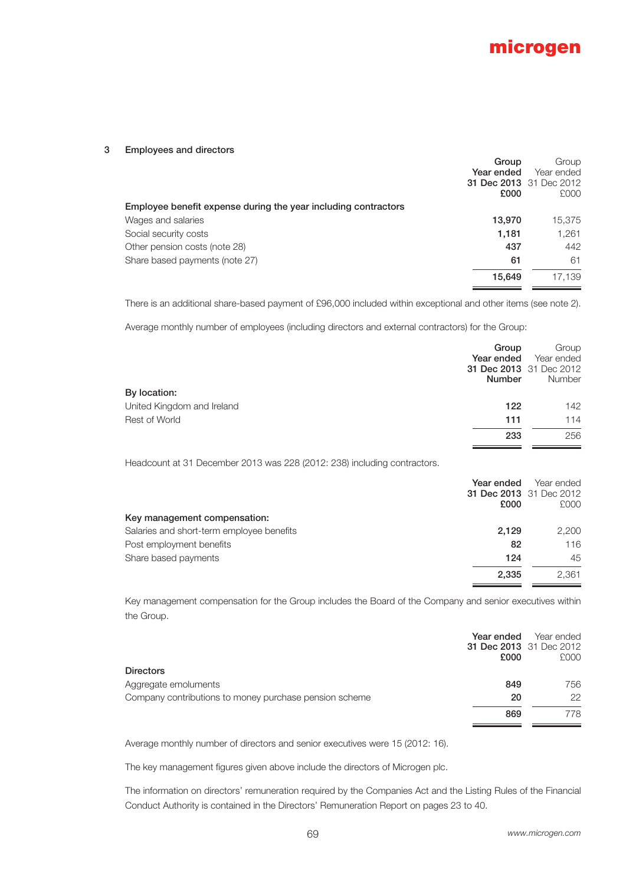## 3 Employees and directors

| | Group Year ended 31 Dec 2013 £000 | Group Year ended 31 Dec 2012 £000 |
|---|---|---|
| **Employee benefit expense during the year including contractors** | | |
| Wages and salaries | 13,970 | 15,375 |
| Social security costs | 1,181 | 1,261 |
| Other pension costs (note 28) | 437 | 442 |
| Share based payments (note 27) | 61 | 61 |
| | 15,649 | 17,139 |

There is an additional share-based payment of £96,000 included within exceptional and other items (see note 2).

Average monthly number of employees (including directors and external contractors) for the Group:

| | Group Year ended 31 Dec 2013 Number | Group Year ended 31 Dec 2012 Number |
|---|---|---|
| **By location:** | | |
| United Kingdom and Ireland | 122 | 142 |
| Rest of World | 111 | 114 |
| | 233 | 256 |

Headcount at 31 December 2013 was 228 (2012: 238) including contractors.

| | Year ended 31 Dec 2013 £000 | Year ended 31 Dec 2012 £000 |
|---|---|---|
| **Key management compensation:** | | |
| Salaries and short-term employee benefits | 2,129 | 2,200 |
| Post employment benefits | 82 | 116 |
| Share based payments | 124 | 45 |
| | 2,335 | 2,361 |

Key management compensation for the Group includes the Board of the Company and senior executives within the Group.

| | Year ended 31 Dec 2013 £000 | Year ended 31 Dec 2012 £000 |
|---|---|---|
| **Directors** | | |
| Aggregate emoluments | 849 | 756 |
| Company contributions to money purchase pension scheme | 20 | 22 |
| | 869 | 778 |

Average monthly number of directors and senior executives were 15 (2012: 16).

The key management figures given above include the directors of Microgen plc.

The information on directors' remuneration required by the Companies Act and the Listing Rules of the Financial Conduct Authority is contained in the Directors' Remuneration Report on pages 23 to 40.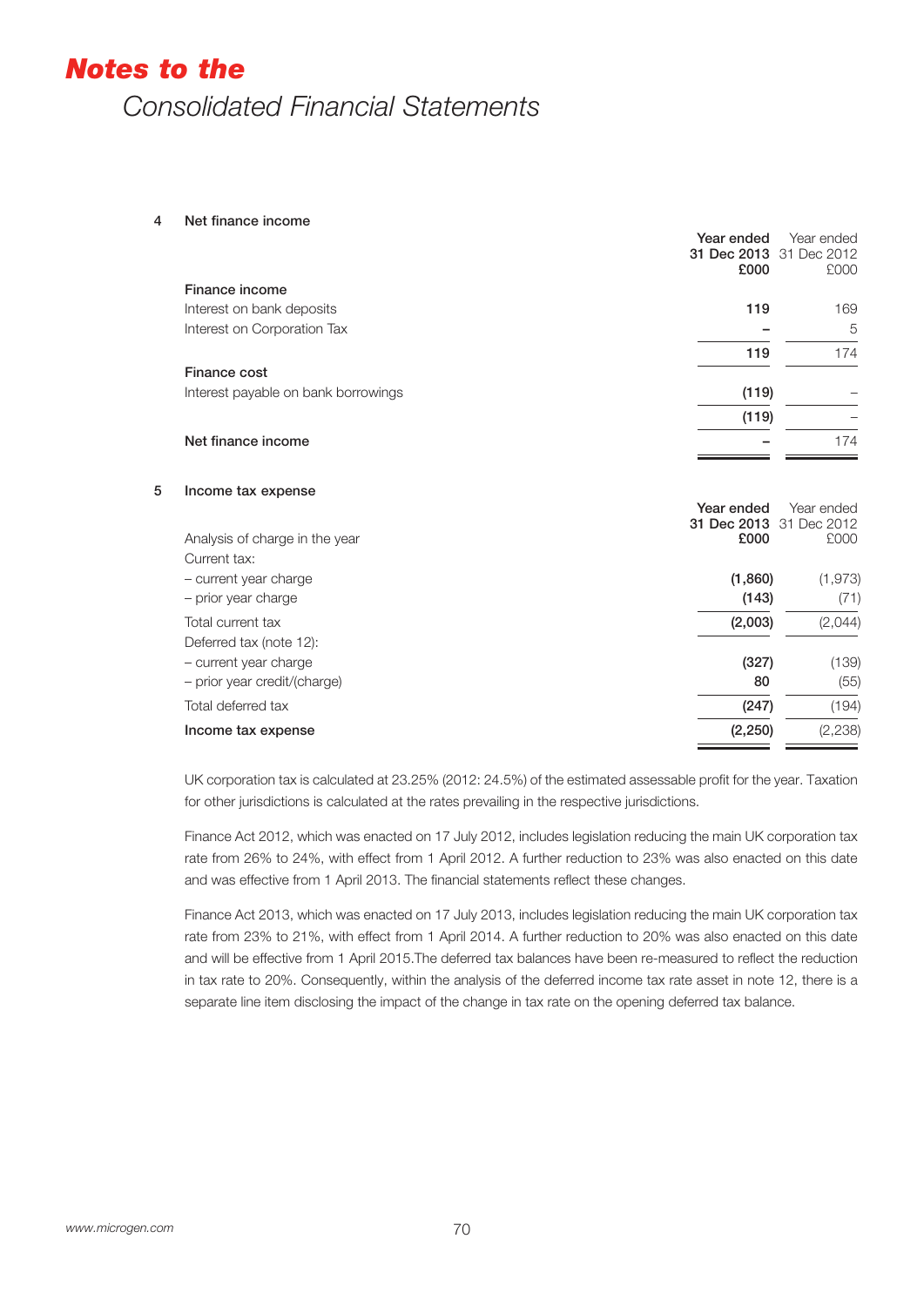# Notes to the Consolidated Financial Statements

## 4 Net finance income

| | Year ended 31 Dec 2013 £000 | Year ended 31 Dec 2012 £000 |
|---|---|---|
| **Finance income** | | |
| Interest on bank deposits | **119** | 169 |
| Interest on Corporation Tax | **–** | 5 |
| | **119** | 174 |
| **Finance cost** | | |
| Interest payable on bank borrowings | **(119)** | – |
| | **(119)** | – |
| **Net finance income** | **–** | 174 |

## 5 Income tax expense

| Analysis of charge in the year | Year ended 31 Dec 2013 £000 | Year ended 31 Dec 2012 £000 |
|---|---|---|
| Current tax: | | |
| – current year charge | **(1,860)** | (1,973) |
| – prior year charge | **(143)** | (71) |
| Total current tax | **(2,003)** | (2,044) |
| Deferred tax (note 12): | | |
| – current year charge | **(327)** | (139) |
| – prior year credit/(charge) | **80** | (55) |
| Total deferred tax | **(247)** | (194) |
| **Income tax expense** | **(2,250)** | (2,238) |

UK corporation tax is calculated at 23.25% (2012: 24.5%) of the estimated assessable profit for the year. Taxation for other jurisdictions is calculated at the rates prevailing in the respective jurisdictions.

Finance Act 2012, which was enacted on 17 July 2012, includes legislation reducing the main UK corporation tax rate from 26% to 24%, with effect from 1 April 2012. A further reduction to 23% was also enacted on this date and was effective from 1 April 2013. The financial statements reflect these changes.

Finance Act 2013, which was enacted on 17 July 2013, includes legislation reducing the main UK corporation tax rate from 23% to 21%, with effect from 1 April 2014. A further reduction to 20% was also enacted on this date and will be effective from 1 April 2015.The deferred tax balances have been re-measured to reflect the reduction in tax rate to 20%. Consequently, within the analysis of the deferred income tax rate asset in note 12, there is a separate line item disclosing the impact of the change in tax rate on the opening deferred tax balance.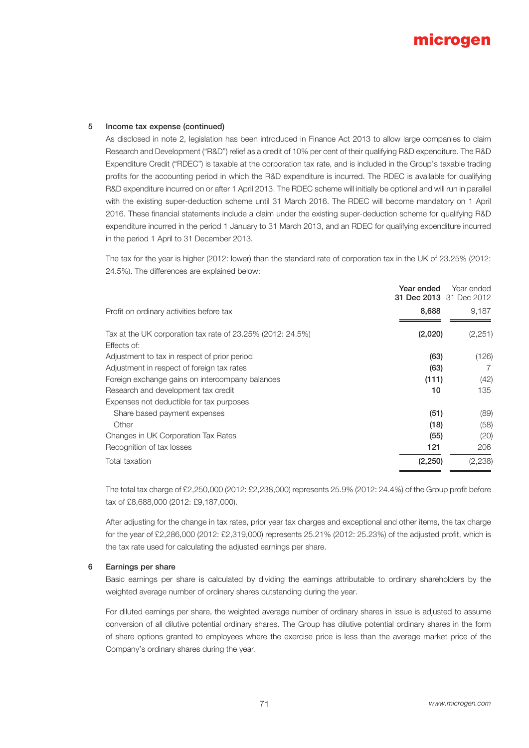### 5 Income tax expense (continued)

As disclosed in note 2, legislation has been introduced in Finance Act 2013 to allow large companies to claim Research and Development ("R&D") relief as a credit of 10% per cent of their qualifying R&D expenditure. The R&D Expenditure Credit ("RDEC") is taxable at the corporation tax rate, and is included in the Group's taxable trading profits for the accounting period in which the R&D expenditure is incurred. The RDEC is available for qualifying R&D expenditure incurred on or after 1 April 2013. The RDEC scheme will initially be optional and will run in parallel with the existing super-deduction scheme until 31 March 2016. The RDEC will become mandatory on 1 April 2016. These financial statements include a claim under the existing super-deduction scheme for qualifying R&D expenditure incurred in the period 1 January to 31 March 2013, and an RDEC for qualifying expenditure incurred in the period 1 April to 31 December 2013.

The tax for the year is higher (2012: lower) than the standard rate of corporation tax in the UK of 23.25% (2012: 24.5%). The differences are explained below:

| | **Year ended 31 Dec 2013** | Year ended 31 Dec 2012 |
|---|---|---|
| Profit on ordinary activities before tax | **8,688** | 9,187 |
| Tax at the UK corporation tax rate of 23.25% (2012: 24.5%) | **(2,020)** | (2,251) |
| Effects of: | | |
| Adjustment to tax in respect of prior period | **(63)** | (126) |
| Adjustment in respect of foreign tax rates | **(63)** | 7 |
| Foreign exchange gains on intercompany balances | **(111)** | (42) |
| Research and development tax credit | **10** | 135 |
| Expenses not deductible for tax purposes | | |
| Share based payment expenses | **(51)** | (89) |
| Other | **(18)** | (58) |
| Changes in UK Corporation Tax Rates | **(55)** | (20) |
| Recognition of tax losses | **121** | 206 |
| Total taxation | **(2,250)** | (2,238) |

The total tax charge of £2,250,000 (2012: £2,238,000) represents 25.9% (2012: 24.4%) of the Group profit before tax of £8,688,000 (2012: £9,187,000).

After adjusting for the change in tax rates, prior year tax charges and exceptional and other items, the tax charge for the year of £2,286,000 (2012: £2,319,000) represents 25.21% (2012: 25.23%) of the adjusted profit, which is the tax rate used for calculating the adjusted earnings per share.

### 6 Earnings per share

Basic earnings per share is calculated by dividing the earnings attributable to ordinary shareholders by the weighted average number of ordinary shares outstanding during the year.

For diluted earnings per share, the weighted average number of ordinary shares in issue is adjusted to assume conversion of all dilutive potential ordinary shares. The Group has dilutive potential ordinary shares in the form of share options granted to employees where the exercise price is less than the average market price of the Company's ordinary shares during the year.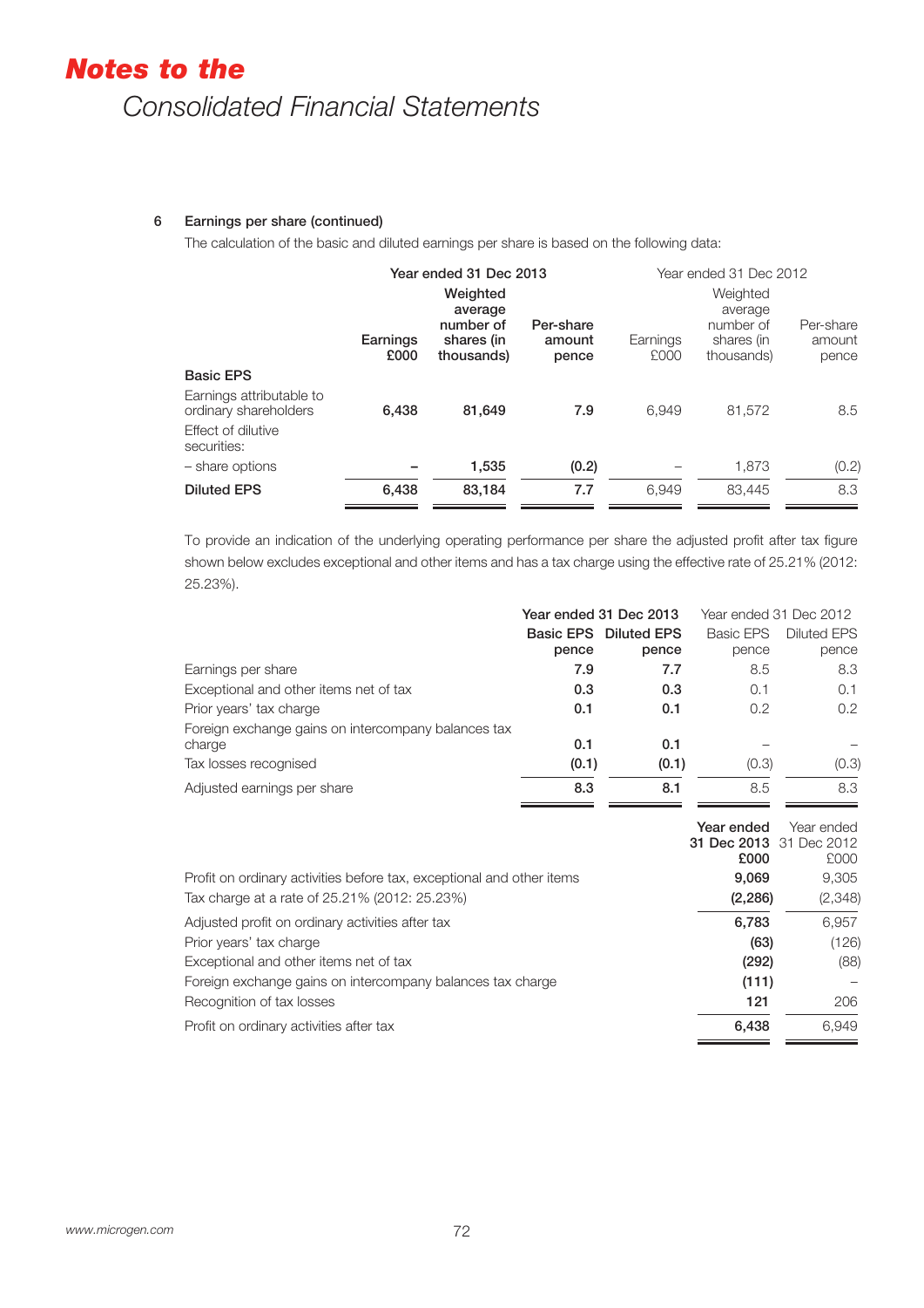# Notes to the Consolidated Financial Statements

### 6 Earnings per share (continued)

The calculation of the basic and diluted earnings per share is based on the following data:

| | Year ended 31 Dec 2013 | | | Year ended 31 Dec 2012 | | |
|---|---|---|---|---|---|---|
| | **Earnings £000** | **Weighted average number of shares (in thousands)** | **Per-share amount pence** | Earnings £000 | Weighted average number of shares (in thousands) | Per-share amount pence |
| **Basic EPS** | | | | | | |
| Earnings attributable to ordinary shareholders | **6,438** | **81,649** | **7.9** | 6,949 | 81,572 | 8.5 |
| Effect of dilutive securities: | | | | | | |
| – share options | **–** | **1,535** | **(0.2)** | – | 1,873 | (0.2) |
| **Diluted EPS** | **6,438** | **83,184** | **7.7** | 6,949 | 83,445 | 8.3 |

To provide an indication of the underlying operating performance per share the adjusted profit after tax figure shown below excludes exceptional and other items and has a tax charge using the effective rate of 25.21% (2012: 25.23%).

| | Year ended 31 Dec 2013 | | Year ended 31 Dec 2012 | |
|---|---|---|---|---|
| | **Basic EPS pence** | **Diluted EPS pence** | Basic EPS pence | Diluted EPS pence |
| Earnings per share | **7.9** | **7.7** | 8.5 | 8.3 |
| Exceptional and other items net of tax | **0.3** | **0.3** | 0.1 | 0.1 |
| Prior years' tax charge | **0.1** | **0.1** | 0.2 | 0.2 |
| Foreign exchange gains on intercompany balances tax charge | **0.1** | **0.1** | – | – |
| Tax losses recognised | **(0.1)** | **(0.1)** | (0.3) | (0.3) |
| Adjusted earnings per share | **8.3** | **8.1** | 8.5 | 8.3 |

| | **Year ended 31 Dec 2013 £000** | Year ended 31 Dec 2012 £000 |
|---|---|---|
| Profit on ordinary activities before tax, exceptional and other items | **9,069** | 9,305 |
| Tax charge at a rate of 25.21% (2012: 25.23%) | **(2,286)** | (2,348) |
| Adjusted profit on ordinary activities after tax | **6,783** | 6,957 |
| Prior years' tax charge | **(63)** | (126) |
| Exceptional and other items net of tax | **(292)** | (88) |
| Foreign exchange gains on intercompany balances tax charge | **(111)** | – |
| Recognition of tax losses | **121** | 206 |
| Profit on ordinary activities after tax | **6,438** | 6,949 |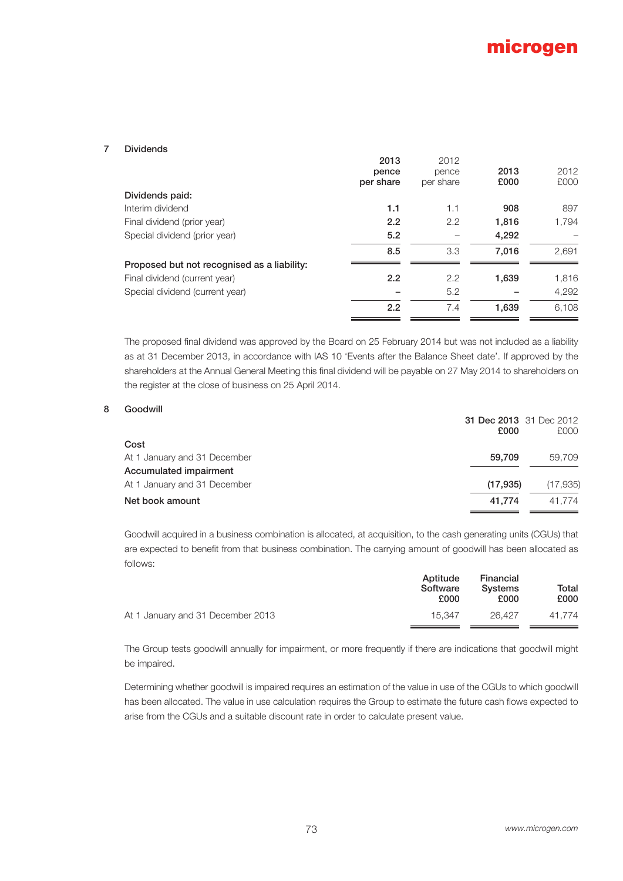## 7 Dividends

| | 2013 pence per share | 2012 pence per share | 2013 £000 | 2012 £000 |
|---|---|---|---|---|
| **Dividends paid:** | | | | |
| Interim dividend | **1.1** | 1.1 | **908** | 897 |
| Final dividend (prior year) | **2.2** | 2.2 | **1,816** | 1,794 |
| Special dividend (prior year) | **5.2** | – | **4,292** | – |
| | **8.5** | 3.3 | **7,016** | 2,691 |
| **Proposed but not recognised as a liability:** | | | | |
| Final dividend (current year) | **2.2** | 2.2 | **1,639** | 1,816 |
| Special dividend (current year) | **–** | 5.2 | **–** | 4,292 |
| | **2.2** | 7.4 | **1,639** | 6,108 |

The proposed final dividend was approved by the Board on 25 February 2014 but was not included as a liability as at 31 December 2013, in accordance with IAS 10 'Events after the Balance Sheet date'. If approved by the shareholders at the Annual General Meeting this final dividend will be payable on 27 May 2014 to shareholders on the register at the close of business on 25 April 2014.

## 8 Goodwill

| | 31 Dec 2013 £000 | 31 Dec 2012 £000 |
|---|---|---|
| **Cost** | | |
| At 1 January and 31 December | **59,709** | 59,709 |
| **Accumulated impairment** | | |
| At 1 January and 31 December | **(17,935)** | (17,935) |
| **Net book amount** | **41,774** | 41,774 |

Goodwill acquired in a business combination is allocated, at acquisition, to the cash generating units (CGUs) that are expected to benefit from that business combination. The carrying amount of goodwill has been allocated as follows:

| | Aptitude Software £000 | Financial Systems £000 | Total £000 |
|---|---|---|---|
| At 1 January and 31 December 2013 | 15,347 | 26,427 | 41,774 |

The Group tests goodwill annually for impairment, or more frequently if there are indications that goodwill might be impaired.

Determining whether goodwill is impaired requires an estimation of the value in use of the CGUs to which goodwill has been allocated. The value in use calculation requires the Group to estimate the future cash flows expected to arise from the CGUs and a suitable discount rate in order to calculate present value.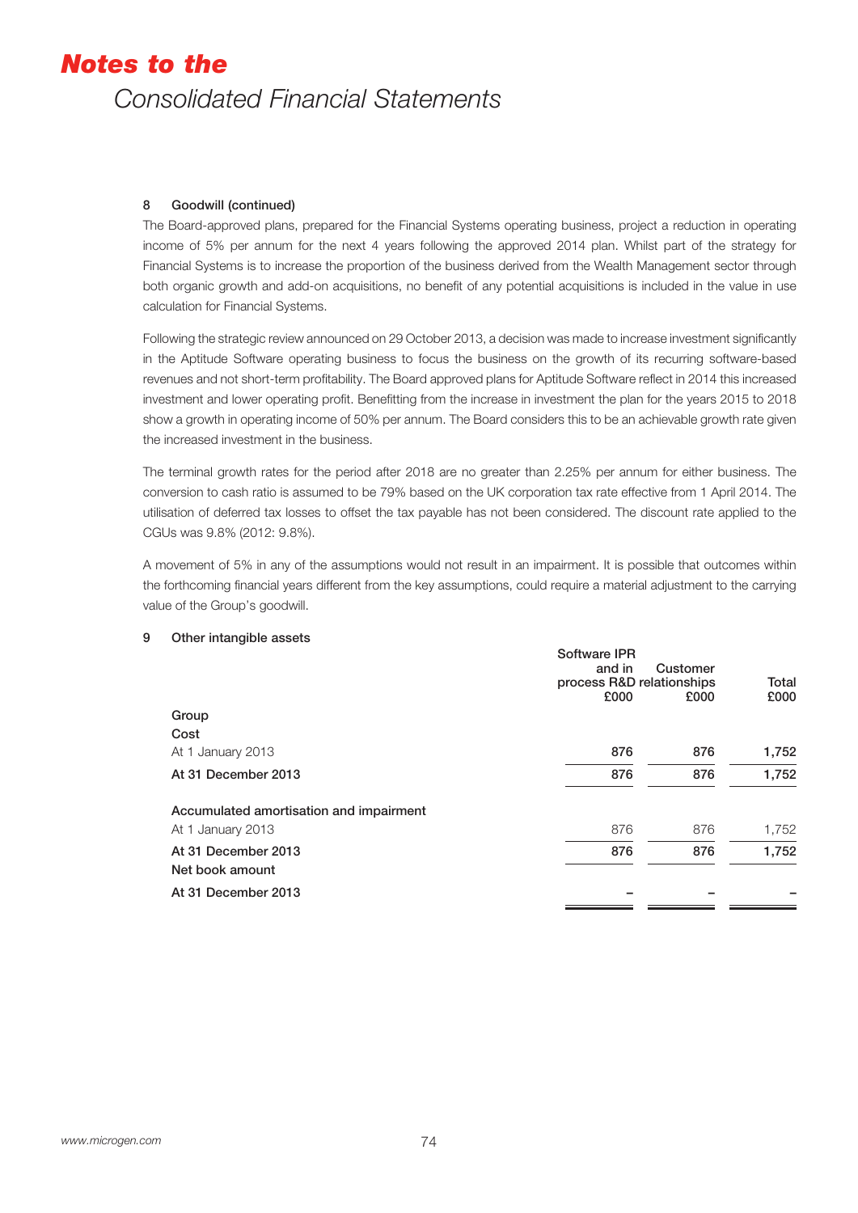### 8 Goodwill (continued)

The Board-approved plans, prepared for the Financial Systems operating business, project a reduction in operating income of 5% per annum for the next 4 years following the approved 2014 plan. Whilst part of the strategy for Financial Systems is to increase the proportion of the business derived from the Wealth Management sector through both organic growth and add-on acquisitions, no benefit of any potential acquisitions is included in the value in use calculation for Financial Systems.

Following the strategic review announced on 29 October 2013, a decision was made to increase investment significantly in the Aptitude Software operating business to focus the business on the growth of its recurring software-based revenues and not short-term profitability. The Board approved plans for Aptitude Software reflect in 2014 this increased investment and lower operating profit. Benefitting from the increase in investment the plan for the years 2015 to 2018 show a growth in operating income of 50% per annum. The Board considers this to be an achievable growth rate given the increased investment in the business.

The terminal growth rates for the period after 2018 are no greater than 2.25% per annum for either business. The conversion to cash ratio is assumed to be 79% based on the UK corporation tax rate effective from 1 April 2014. The utilisation of deferred tax losses to offset the tax payable has not been considered. The discount rate applied to the CGUs was 9.8% (2012: 9.8%).

A movement of 5% in any of the assumptions would not result in an impairment. It is possible that outcomes within the forthcoming financial years different from the key assumptions, could require a material adjustment to the carrying value of the Group's goodwill.

### 9 Other intangible assets

| | Software IPR and in process R&D £000 | Customer relationships £000 | Total £000 |
|---|---|---|---|
| **Group** | | | |
| **Cost** | | | |
| At 1 January 2013 | **876** | **876** | **1,752** |
| **At 31 December 2013** | **876** | **876** | **1,752** |
| **Accumulated amortisation and impairment** | | | |
| At 1 January 2013 | 876 | 876 | 1,752 |
| **At 31 December 2013** | **876** | **876** | **1,752** |
| **Net book amount** | | | |
| **At 31 December 2013** | – | – | – |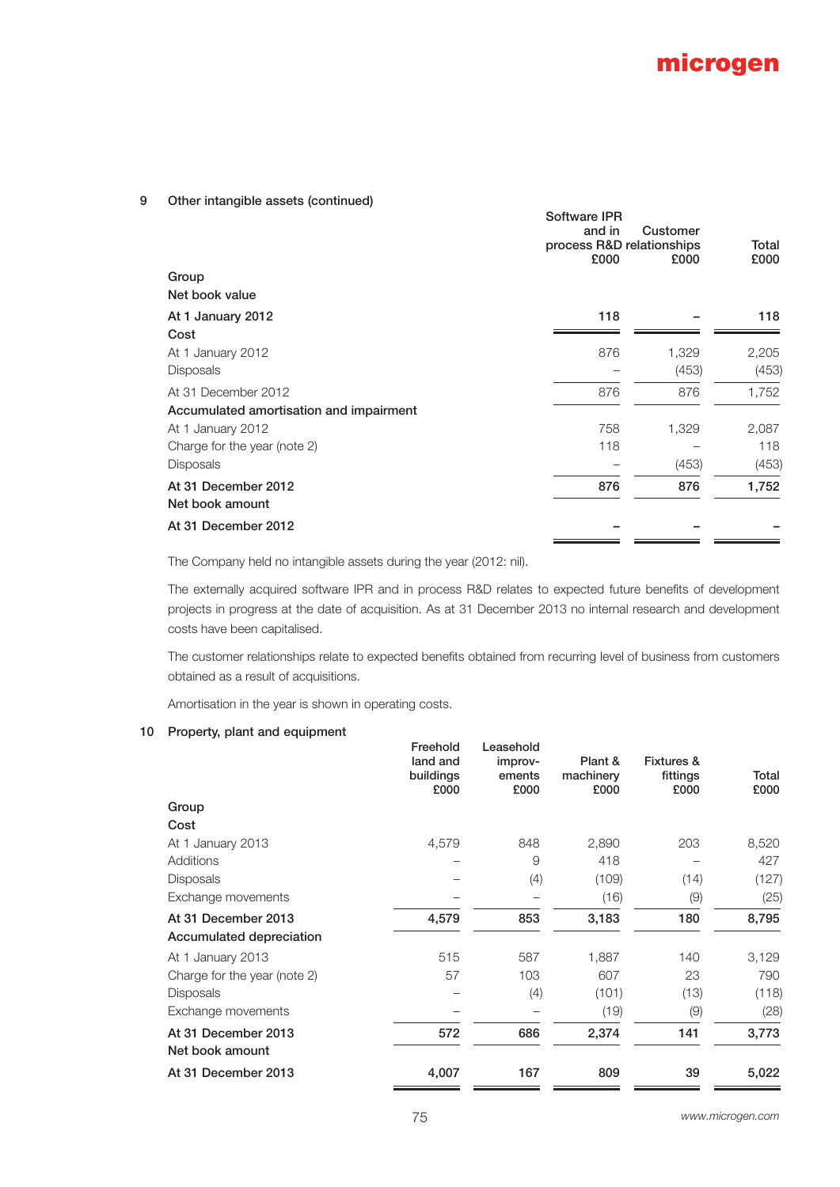## 9 Other intangible assets (continued)

| | Software IPR and in process R&D £000 | Customer relationships £000 | Total £000 |
|---|---|---|---|
| **Group** | | | |
| **Net book value** | | | |
| **At 1 January 2012** | **118** | **–** | **118** |
| **Cost** | | | |
| At 1 January 2012 | 876 | 1,329 | 2,205 |
| Disposals | – | (453) | (453) |
| At 31 December 2012 | 876 | 876 | 1,752 |
| **Accumulated amortisation and impairment** | | | |
| At 1 January 2012 | 758 | 1,329 | 2,087 |
| Charge for the year (note 2) | 118 | – | 118 |
| Disposals | – | (453) | (453) |
| **At 31 December 2012** | **876** | **876** | **1,752** |
| **Net book amount** | | | |
| **At 31 December 2012** | **–** | **–** | **–** |

The Company held no intangible assets during the year (2012: nil).

The externally acquired software IPR and in process R&D relates to expected future benefits of development projects in progress at the date of acquisition. As at 31 December 2013 no internal research and development costs have been capitalised.

The customer relationships relate to expected benefits obtained from recurring level of business from customers obtained as a result of acquisitions.

Amortisation in the year is shown in operating costs.

## 10 Property, plant and equipment

| | Freehold land and buildings £000 | Leasehold improvements £000 | Plant & machinery £000 | Fixtures & fittings £000 | Total £000 |
|---|---|---|---|---|---|
| **Group** | | | | | |
| **Cost** | | | | | |
| At 1 January 2013 | 4,579 | 848 | 2,890 | 203 | 8,520 |
| Additions | – | 9 | 418 | – | 427 |
| Disposals | – | (4) | (109) | (14) | (127) |
| Exchange movements | – | – | (16) | (9) | (25) |
| **At 31 December 2013** | **4,579** | **853** | **3,183** | **180** | **8,795** |
| **Accumulated depreciation** | | | | | |
| At 1 January 2013 | 515 | 587 | 1,887 | 140 | 3,129 |
| Charge for the year (note 2) | 57 | 103 | 607 | 23 | 790 |
| Disposals | – | (4) | (101) | (13) | (118) |
| Exchange movements | – | – | (19) | (9) | (28) |
| **At 31 December 2013** | **572** | **686** | **2,374** | **141** | **3,773** |
| **Net book amount** | | | | | |
| **At 31 December 2013** | **4,007** | **167** | **809** | **39** | **5,022** |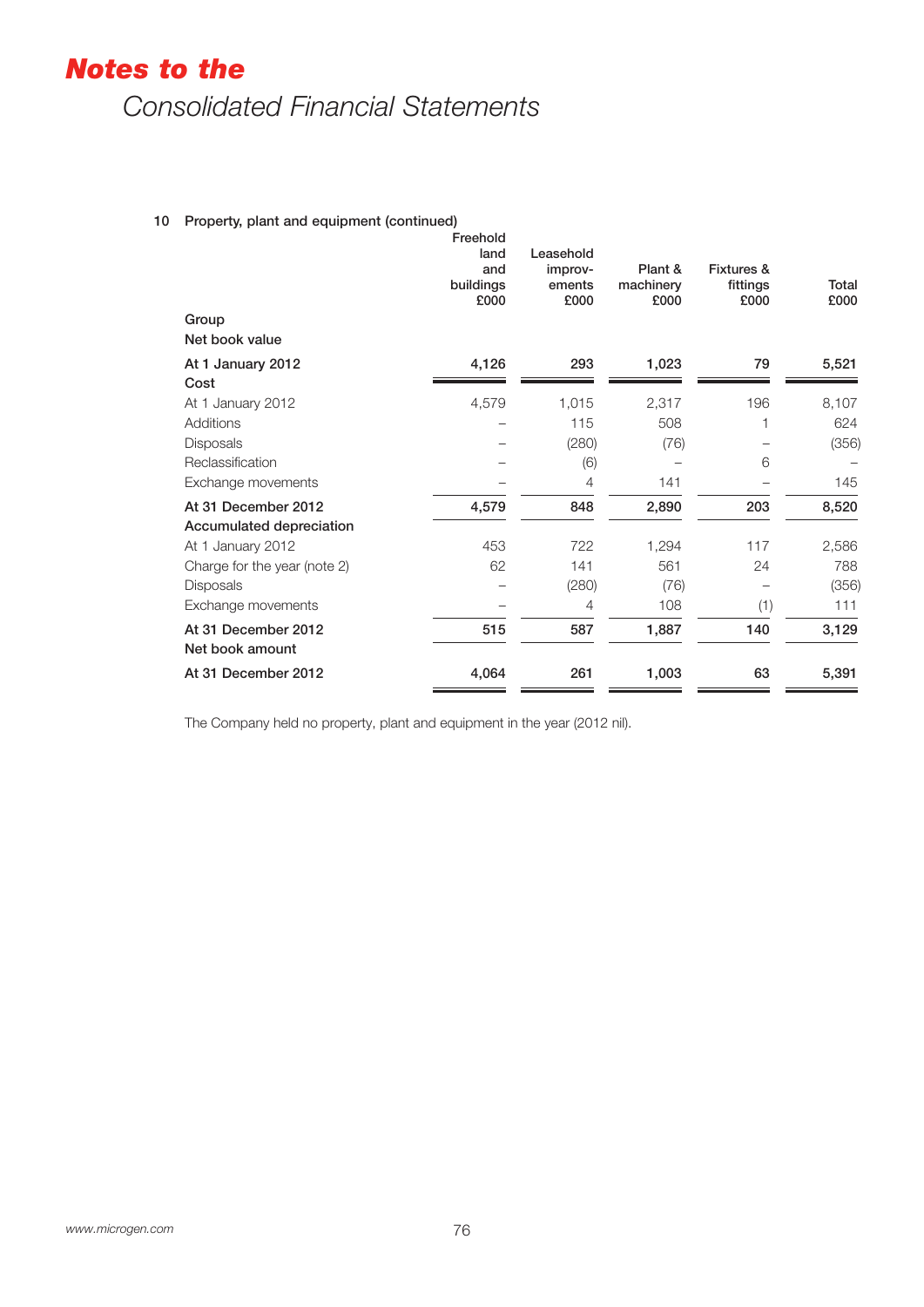# Notes to the

## Consolidated Financial Statements

### 10 Property, plant and equipment (continued)

| | Freehold land and buildings £000 | Leasehold improv-ements £000 | Plant & machinery £000 | Fixtures & fittings £000 | Total £000 |
|---|---|---|---|---|---|
| **Group** | | | | | |
| **Net book value** | | | | | |
| **At 1 January 2012** | **4,126** | **293** | **1,023** | **79** | **5,521** |
| **Cost** | | | | | |
| At 1 January 2012 | 4,579 | 1,015 | 2,317 | 196 | 8,107 |
| Additions | – | 115 | 508 | 1 | 624 |
| Disposals | – | (280) | (76) | – | (356) |
| Reclassification | – | (6) | – | 6 | – |
| Exchange movements | – | 4 | 141 | – | 145 |
| **At 31 December 2012** | **4,579** | **848** | **2,890** | **203** | **8,520** |
| **Accumulated depreciation** | | | | | |
| At 1 January 2012 | 453 | 722 | 1,294 | 117 | 2,586 |
| Charge for the year (note 2) | 62 | 141 | 561 | 24 | 788 |
| Disposals | – | (280) | (76) | – | (356) |
| Exchange movements | – | 4 | 108 | (1) | 111 |
| **At 31 December 2012** | **515** | **587** | **1,887** | **140** | **3,129** |
| **Net book amount** | | | | | |
| **At 31 December 2012** | **4,064** | **261** | **1,003** | **63** | **5,391** |

The Company held no property, plant and equipment in the year (2012 nil).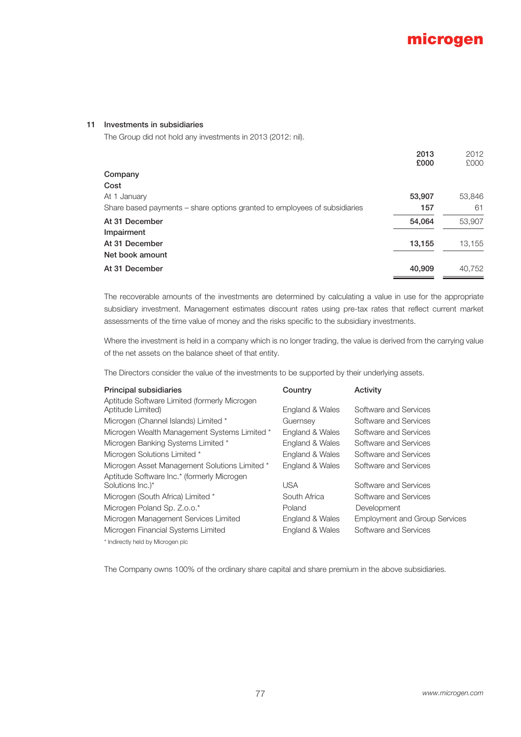## 11 Investments in subsidiaries

The Group did not hold any investments in 2013 (2012: nil).

| | 2013 £000 | 2012 £000 |
|---|---|---|
| **Company** | | |
| **Cost** | | |
| At 1 January | **53,907** | 53,846 |
| Share based payments – share options granted to employees of subsidiaries | **157** | 61 |
| **At 31 December** | **54,064** | 53,907 |
| **Impairment** | | |
| **At 31 December** | **13,155** | 13,155 |
| **Net book amount** | | |
| **At 31 December** | **40,909** | 40,752 |

The recoverable amounts of the investments are determined by calculating a value in use for the appropriate subsidiary investment. Management estimates discount rates using pre-tax rates that reflect current market assessments of the time value of money and the risks specific to the subsidiary investments.

Where the investment is held in a company which is no longer trading, the value is derived from the carrying value of the net assets on the balance sheet of that entity.

The Directors consider the value of the investments to be supported by their underlying assets.

| Principal subsidiaries | Country | Activity |
|---|---|---|
| Aptitude Software Limited (formerly Microgen Aptitude Limited) | England & Wales | Software and Services |
| Microgen (Channel Islands) Limited * | Guernsey | Software and Services |
| Microgen Wealth Management Systems Limited * | England & Wales | Software and Services |
| Microgen Banking Systems Limited * | England & Wales | Software and Services |
| Microgen Solutions Limited * | England & Wales | Software and Services |
| Microgen Asset Management Solutions Limited * | England & Wales | Software and Services |
| Aptitude Software Inc.* (formerly Microgen Solutions Inc.)* | USA | Software and Services |
| Microgen (South Africa) Limited * | South Africa | Software and Services |
| Microgen Poland Sp. Z.o.o.* | Poland | Development |
| Microgen Management Services Limited | England & Wales | Employment and Group Services |
| Microgen Financial Systems Limited | England & Wales | Software and Services |

* Indirectly held by Microgen plc

The Company owns 100% of the ordinary share capital and share premium in the above subsidiaries.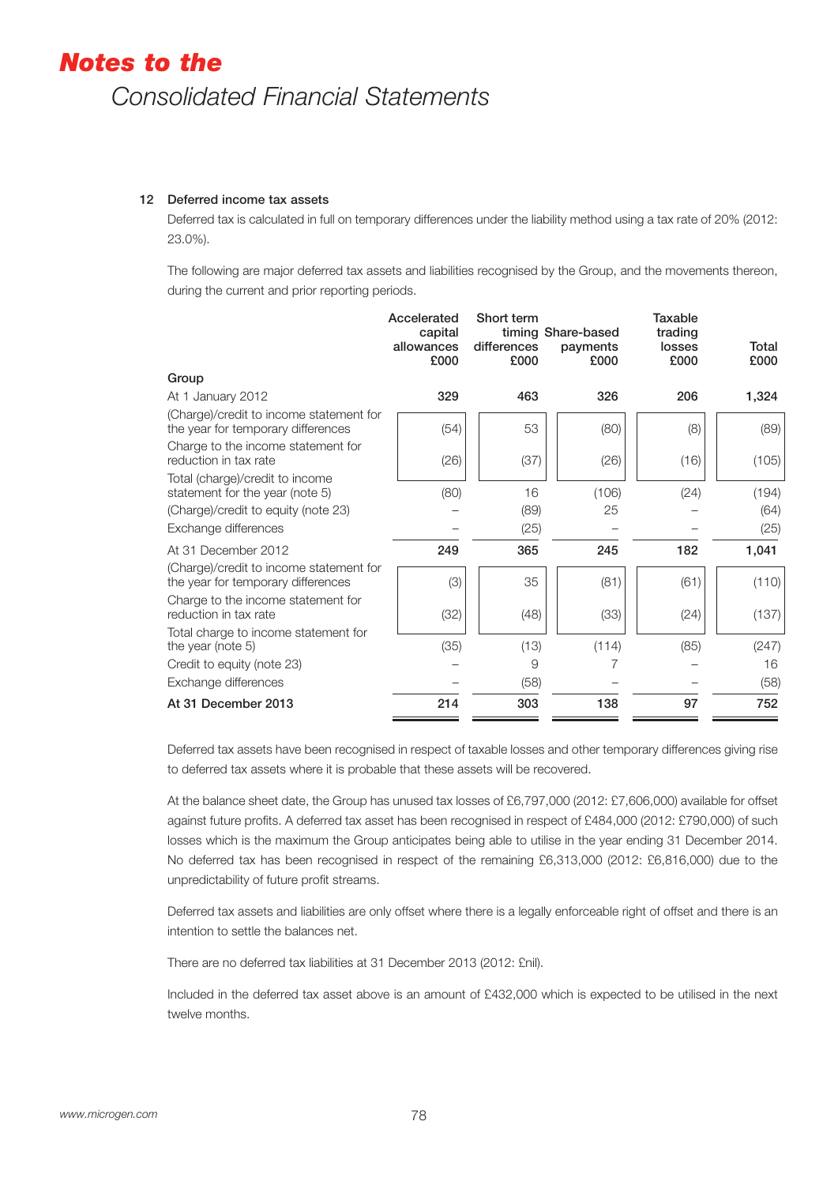# Notes to the Consolidated Financial Statements

## 12 Deferred income tax assets

Deferred tax is calculated in full on temporary differences under the liability method using a tax rate of 20% (2012: 23.0%).

The following are major deferred tax assets and liabilities recognised by the Group, and the movements thereon, during the current and prior reporting periods.

| | Accelerated capital allowances £000 | Short term timing differences £000 | Share-based payments £000 | Taxable trading losses £000 | Total £000 |
|---|---|---|---|---|---|
| **Group** | | | | | |
| At 1 January 2012 | **329** | **463** | **326** | **206** | **1,324** |
| (Charge)/credit to income statement for the year for temporary differences | (54) | 53 | (80) | (8) | (89) |
| Charge to the income statement for reduction in tax rate | (26) | (37) | (26) | (16) | (105) |
| Total (charge)/credit to income statement for the year (note 5) | (80) | 16 | (106) | (24) | (194) |
| (Charge)/credit to equity (note 23) | – | (89) | 25 | – | (64) |
| Exchange differences | – | (25) | – | – | (25) |
| At 31 December 2012 | **249** | **365** | **245** | **182** | **1,041** |
| (Charge)/credit to income statement for the year for temporary differences | (3) | 35 | (81) | (61) | (110) |
| Charge to the income statement for reduction in tax rate | (32) | (48) | (33) | (24) | (137) |
| Total charge to income statement for the year (note 5) | (35) | (13) | (114) | (85) | (247) |
| Credit to equity (note 23) | – | 9 | 7 | – | 16 |
| Exchange differences | – | (58) | – | – | (58) |
| **At 31 December 2013** | **214** | **303** | **138** | **97** | **752** |

Deferred tax assets have been recognised in respect of taxable losses and other temporary differences giving rise to deferred tax assets where it is probable that these assets will be recovered.

At the balance sheet date, the Group has unused tax losses of £6,797,000 (2012: £7,606,000) available for offset against future profits. A deferred tax asset has been recognised in respect of £484,000 (2012: £790,000) of such losses which is the maximum the Group anticipates being able to utilise in the year ending 31 December 2014. No deferred tax has been recognised in respect of the remaining £6,313,000 (2012: £6,816,000) due to the unpredictability of future profit streams.

Deferred tax assets and liabilities are only offset where there is a legally enforceable right of offset and there is an intention to settle the balances net.

There are no deferred tax liabilities at 31 December 2013 (2012: £nil).

Included in the deferred tax asset above is an amount of £432,000 which is expected to be utilised in the next twelve months.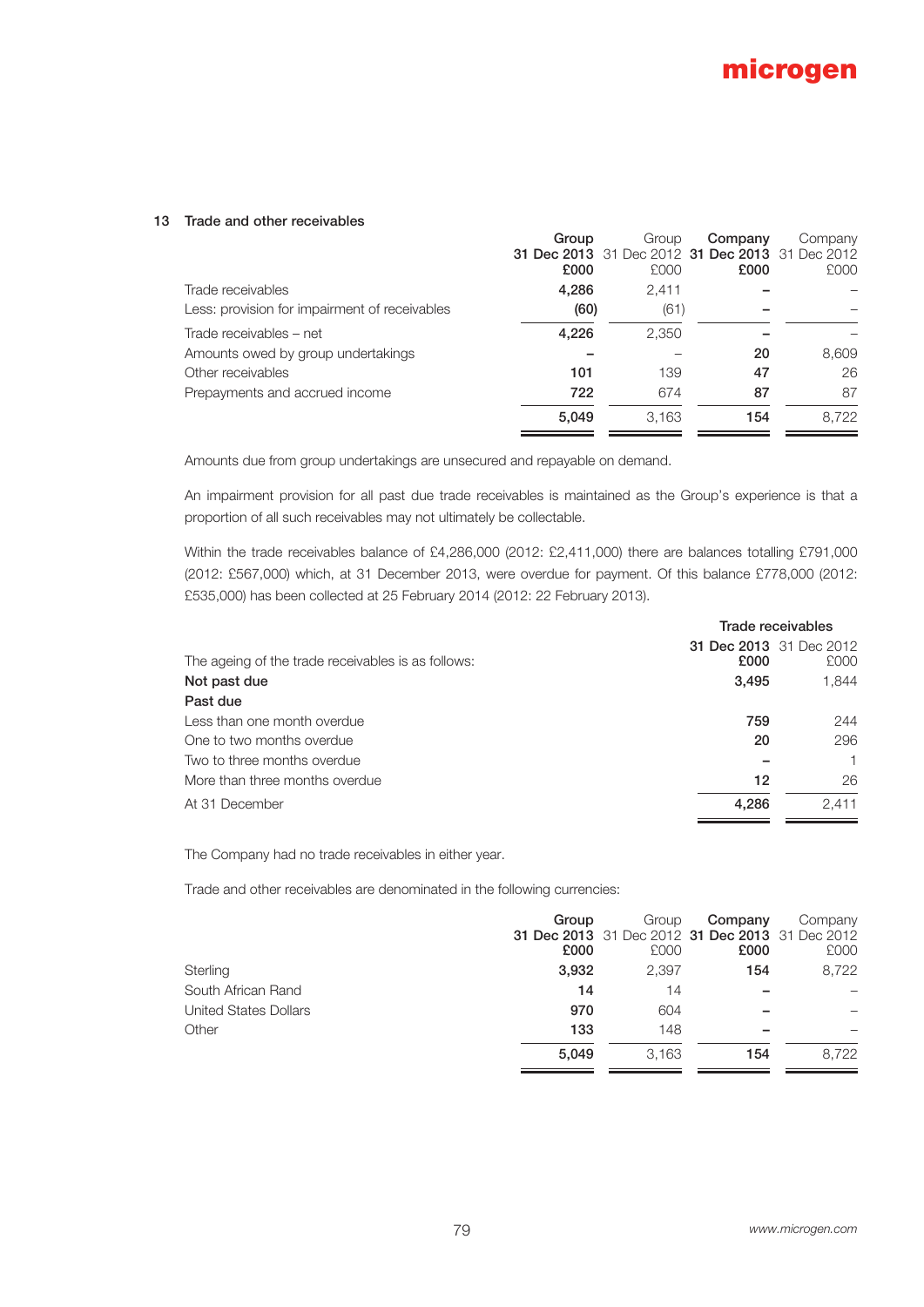## 13 Trade and other receivables

| | Group 31 Dec 2013 £000 | Group 31 Dec 2012 £000 | Company 31 Dec 2013 £000 | Company 31 Dec 2012 £000 |
|---|---|---|---|---|
| Trade receivables | **4,286** | 2,411 | **–** | – |
| Less: provision for impairment of receivables | **(60)** | (61) | **–** | – |
| Trade receivables – net | **4,226** | 2,350 | **–** | – |
| Amounts owed by group undertakings | **–** | – | **20** | 8,609 |
| Other receivables | **101** | 139 | **47** | 26 |
| Prepayments and accrued income | **722** | 674 | **87** | 87 |
| | **5,049** | 3,163 | **154** | 8,722 |

Amounts due from group undertakings are unsecured and repayable on demand.

An impairment provision for all past due trade receivables is maintained as the Group's experience is that a proportion of all such receivables may not ultimately be collectable.

Within the trade receivables balance of £4,286,000 (2012: £2,411,000) there are balances totalling £791,000 (2012: £567,000) which, at 31 December 2013, were overdue for payment. Of this balance £778,000 (2012: £535,000) has been collected at 25 February 2014 (2012: 22 February 2013).

| | Trade receivables | |
|---|---|---|
| The ageing of the trade receivables is as follows: | 31 Dec 2013 £000 | 31 Dec 2012 £000 |
| **Not past due** | **3,495** | 1,844 |
| **Past due** | | |
| Less than one month overdue | **759** | 244 |
| One to two months overdue | **20** | 296 |
| Two to three months overdue | **–** | 1 |
| More than three months overdue | **12** | 26 |
| At 31 December | **4,286** | 2,411 |

The Company had no trade receivables in either year.

Trade and other receivables are denominated in the following currencies:

| | Group 31 Dec 2013 £000 | Group 31 Dec 2012 £000 | Company 31 Dec 2013 £000 | Company 31 Dec 2012 £000 |
|---|---|---|---|---|
| Sterling | **3,932** | 2,397 | **154** | 8,722 |
| South African Rand | **14** | 14 | **–** | – |
| United States Dollars | **970** | 604 | **–** | – |
| Other | **133** | 148 | **–** | – |
| | **5,049** | 3,163 | **154** | 8,722 |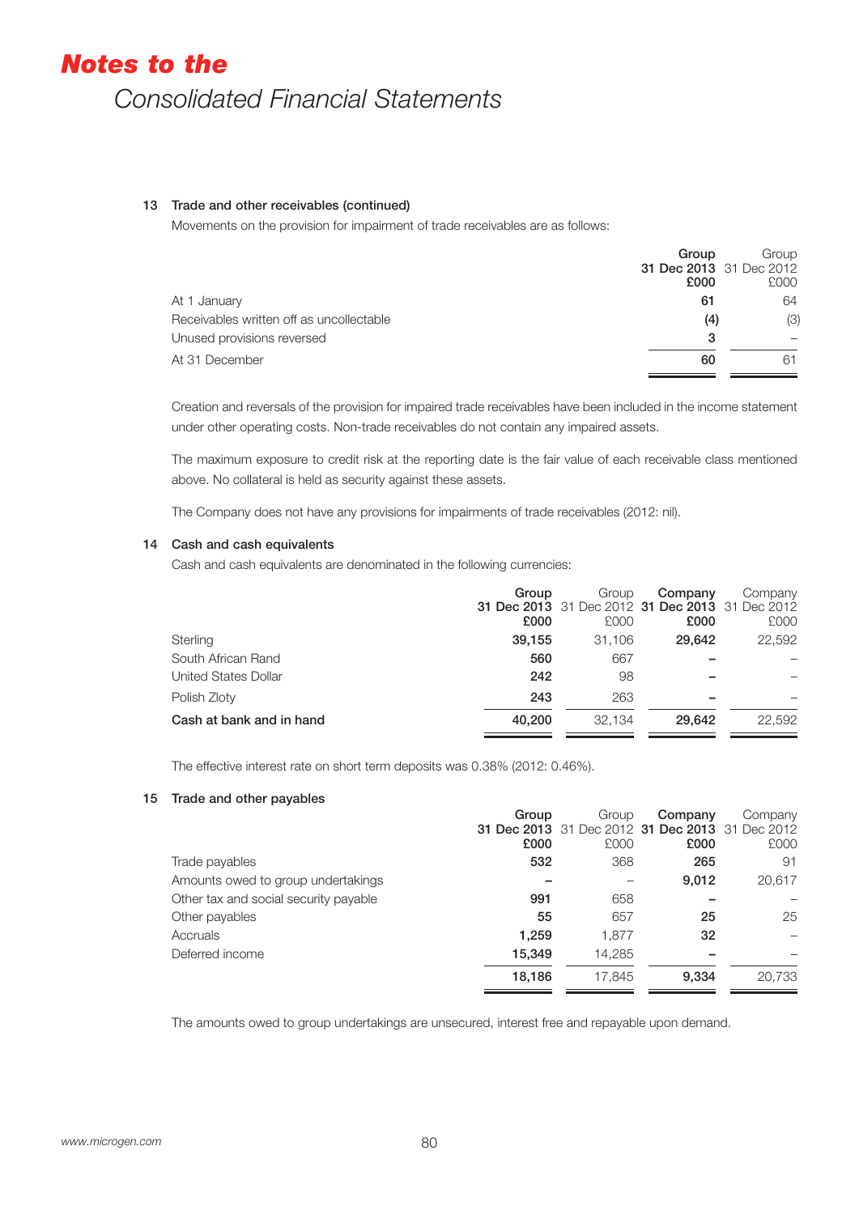# Notes to the Consolidated Financial Statements

### 13 Trade and other receivables (continued)

Movements on the provision for impairment of trade receivables are as follows:

| | Group 31 Dec 2013 £000 | Group 31 Dec 2012 £000 |
|---|---|---|
| At 1 January | **61** | 64 |
| Receivables written off as uncollectable | **(4)** | (3) |
| Unused provisions reversed | **3** | – |
| At 31 December | **60** | 61 |

Creation and reversals of the provision for impaired trade receivables have been included in the income statement under other operating costs. Non-trade receivables do not contain any impaired assets.

The maximum exposure to credit risk at the reporting date is the fair value of each receivable class mentioned above. No collateral is held as security against these assets.

The Company does not have any provisions for impairments of trade receivables (2012: nil).

### 14 Cash and cash equivalents

Cash and cash equivalents are denominated in the following currencies:

| | Group 31 Dec 2013 £000 | Group 31 Dec 2012 £000 | Company 31 Dec 2013 £000 | Company 31 Dec 2012 £000 |
|---|---|---|---|---|
| Sterling | **39,155** | 31,106 | **29,642** | 22,592 |
| South African Rand | **560** | 667 | **–** | – |
| United States Dollar | **242** | 98 | **–** | – |
| Polish Zloty | **243** | 263 | **–** | – |
| **Cash at bank and in hand** | **40,200** | 32,134 | **29,642** | 22,592 |

The effective interest rate on short term deposits was 0.38% (2012: 0.46%).

### 15 Trade and other payables

| | Group 31 Dec 2013 £000 | Group 31 Dec 2012 £000 | Company 31 Dec 2013 £000 | Company 31 Dec 2012 £000 |
|---|---|---|---|---|
| Trade payables | **532** | 368 | **265** | 91 |
| Amounts owed to group undertakings | **–** | – | **9,012** | 20,617 |
| Other tax and social security payable | **991** | 658 | **–** | – |
| Other payables | **55** | 657 | **25** | 25 |
| Accruals | **1,259** | 1,877 | **32** | – |
| Deferred income | **15,349** | 14,285 | **–** | – |
| | **18,186** | 17,845 | **9,334** | 20,733 |

The amounts owed to group undertakings are unsecured, interest free and repayable upon demand.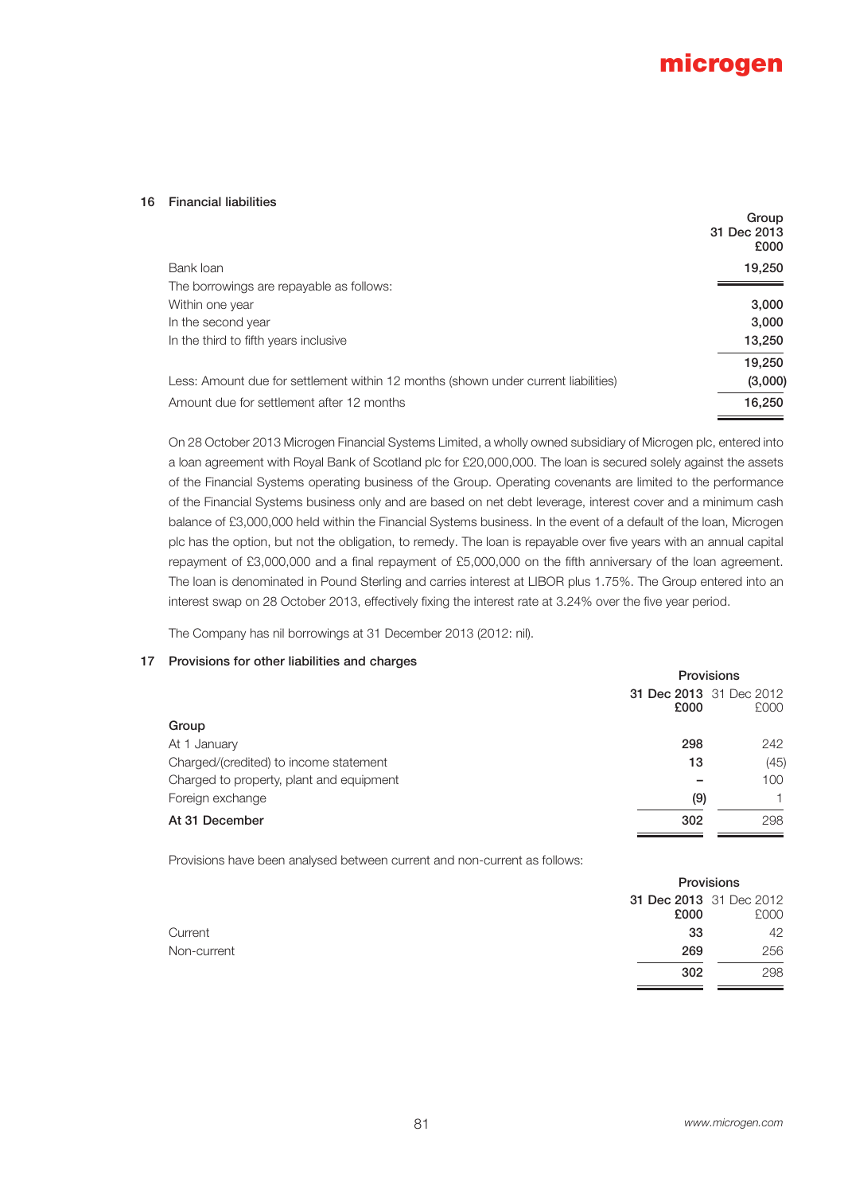## 16 Financial liabilities

| | Group 31 Dec 2013 £000 |
|---|---|
| Bank loan | **19,250** |
| The borrowings are repayable as follows: | |
| Within one year | **3,000** |
| In the second year | **3,000** |
| In the third to fifth years inclusive | **13,250** |
| | **19,250** |
| Less: Amount due for settlement within 12 months (shown under current liabilities) | **(3,000)** |
| Amount due for settlement after 12 months | **16,250** |

On 28 October 2013 Microgen Financial Systems Limited, a wholly owned subsidiary of Microgen plc, entered into a loan agreement with Royal Bank of Scotland plc for £20,000,000. The loan is secured solely against the assets of the Financial Systems operating business of the Group. Operating covenants are limited to the performance of the Financial Systems business only and are based on net debt leverage, interest cover and a minimum cash balance of £3,000,000 held within the Financial Systems business. In the event of a default of the loan, Microgen plc has the option, but not the obligation, to remedy. The loan is repayable over five years with an annual capital repayment of £3,000,000 and a final repayment of £5,000,000 on the fifth anniversary of the loan agreement. The loan is denominated in Pound Sterling and carries interest at LIBOR plus 1.75%. The Group entered into an interest swap on 28 October 2013, effectively fixing the interest rate at 3.24% over the five year period.

The Company has nil borrowings at 31 December 2013 (2012: nil).

## 17 Provisions for other liabilities and charges

| | Provisions | |
|---|---|---|
| | **31 Dec 2013 £000** | 31 Dec 2012 £000 |
| **Group** | | |
| At 1 January | **298** | 242 |
| Charged/(credited) to income statement | **13** | (45) |
| Charged to property, plant and equipment | **–** | 100 |
| Foreign exchange | **(9)** | 1 |
| **At 31 December** | **302** | 298 |

Provisions have been analysed between current and non-current as follows:

| | Provisions | |
|---|---|---|
| | **31 Dec 2013 £000** | 31 Dec 2012 £000 |
| Current | **33** | 42 |
| Non-current | **269** | 256 |
| | **302** | 298 |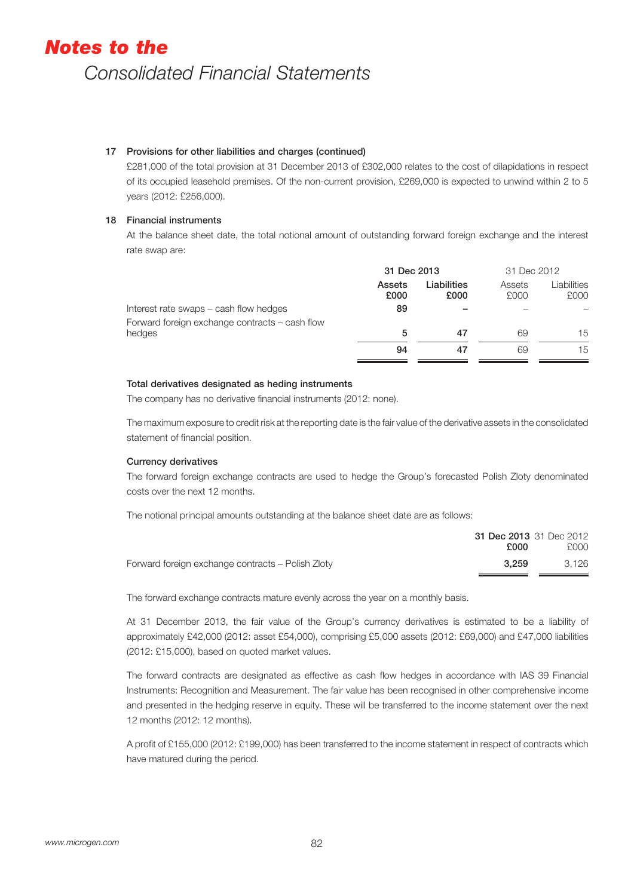## 17 Provisions for other liabilities and charges (continued)

£281,000 of the total provision at 31 December 2013 of £302,000 relates to the cost of dilapidations in respect of its occupied leasehold premises. Of the non-current provision, £269,000 is expected to unwind within 2 to 5 years (2012: £256,000).

## 18 Financial instruments

At the balance sheet date, the total notional amount of outstanding forward foreign exchange and the interest rate swap are:

| | 31 Dec 2013 | | 31 Dec 2012 | |
|---|---|---|---|---|
| | **Assets £000** | **Liabilities £000** | Assets £000 | Liabilities £000 |
| Interest rate swaps – cash flow hedges | **89** | **–** | – | – |
| Forward foreign exchange contracts – cash flow hedges | **5** | **47** | 69 | 15 |
| | **94** | **47** | 69 | 15 |

### Total derivatives designated as heding instruments

The company has no derivative financial instruments (2012: none).

The maximum exposure to credit risk at the reporting date is the fair value of the derivative assets in the consolidated statement of financial position.

### Currency derivatives

The forward foreign exchange contracts are used to hedge the Group's forecasted Polish Zloty denominated costs over the next 12 months.

The notional principal amounts outstanding at the balance sheet date are as follows:

| | **31 Dec 2013 £000** | 31 Dec 2012 £000 |
|---|---|---|
| Forward foreign exchange contracts – Polish Zloty | **3,259** | 3,126 |

The forward exchange contracts mature evenly across the year on a monthly basis.

At 31 December 2013, the fair value of the Group's currency derivatives is estimated to be a liability of approximately £42,000 (2012: asset £54,000), comprising £5,000 assets (2012: £69,000) and £47,000 liabilities (2012: £15,000), based on quoted market values.

The forward contracts are designated as effective as cash flow hedges in accordance with IAS 39 Financial Instruments: Recognition and Measurement. The fair value has been recognised in other comprehensive income and presented in the hedging reserve in equity. These will be transferred to the income statement over the next 12 months (2012: 12 months).

A profit of £155,000 (2012: £199,000) has been transferred to the income statement in respect of contracts which have matured during the period.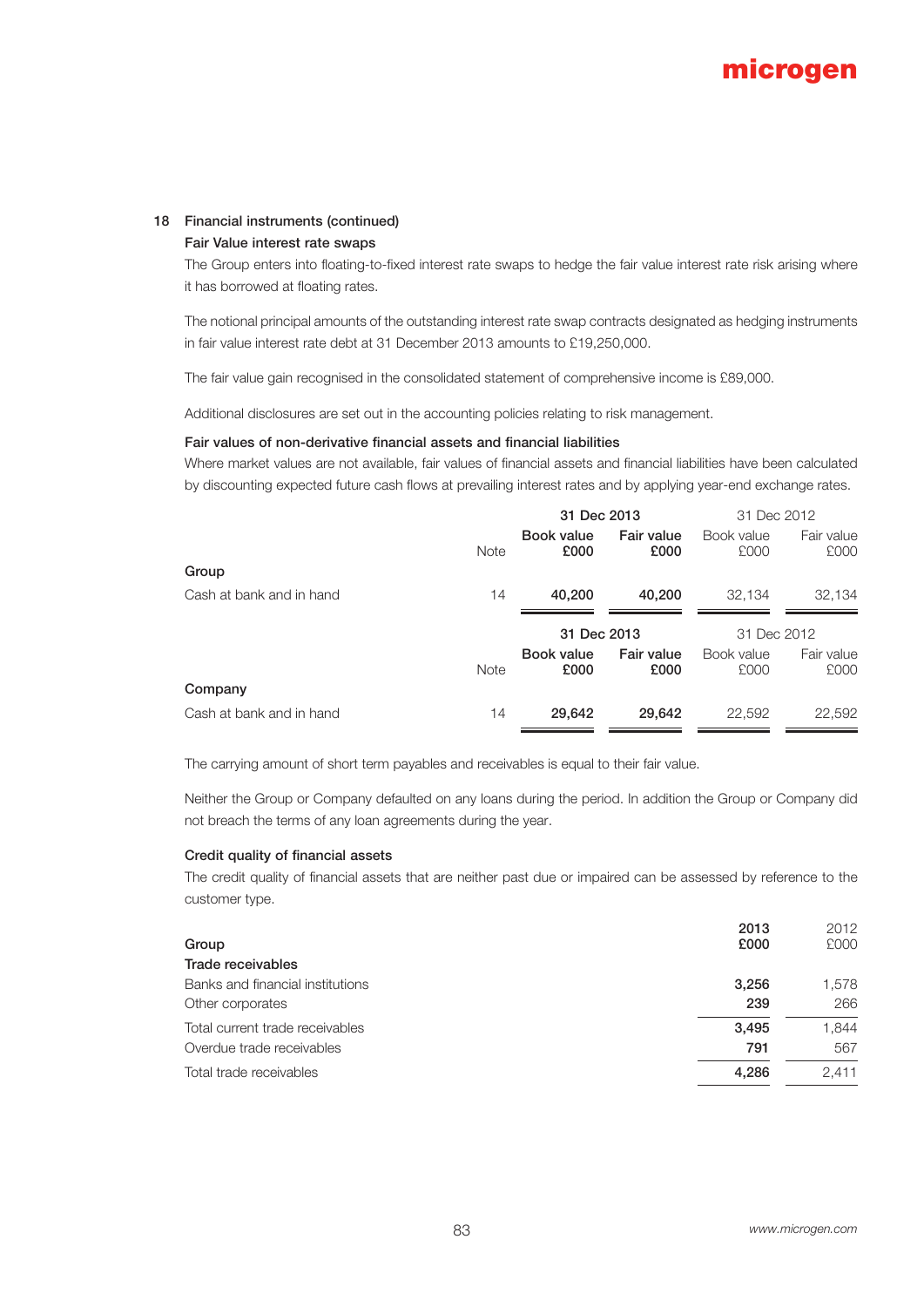## 18 Financial instruments (continued)

### Fair Value interest rate swaps

The Group enters into floating-to-fixed interest rate swaps to hedge the fair value interest rate risk arising where it has borrowed at floating rates.

The notional principal amounts of the outstanding interest rate swap contracts designated as hedging instruments in fair value interest rate debt at 31 December 2013 amounts to £19,250,000.

The fair value gain recognised in the consolidated statement of comprehensive income is £89,000.

Additional disclosures are set out in the accounting policies relating to risk management.

### Fair values of non-derivative financial assets and financial liabilities

Where market values are not available, fair values of financial assets and financial liabilities have been calculated by discounting expected future cash flows at prevailing interest rates and by applying year-end exchange rates.

| | | 31 Dec 2013 | | 31 Dec 2012 | |
|---|---|---|---|---|---|
| | Note | Book value £000 | Fair value £000 | Book value £000 | Fair value £000 |
| **Group** | | | | | |
| Cash at bank and in hand | 14 | **40,200** | **40,200** | 32,134 | 32,134 |

| | | 31 Dec 2013 | | 31 Dec 2012 | |
|---|---|---|---|---|---|
| | Note | Book value £000 | Fair value £000 | Book value £000 | Fair value £000 |
| **Company** | | | | | |
| Cash at bank and in hand | 14 | **29,642** | **29,642** | 22,592 | 22,592 |

The carrying amount of short term payables and receivables is equal to their fair value.

Neither the Group or Company defaulted on any loans during the period. In addition the Group or Company did not breach the terms of any loan agreements during the year.

### Credit quality of financial assets

The credit quality of financial assets that are neither past due or impaired can be assessed by reference to the customer type.

| Group | 2013 £000 | 2012 £000 |
|---|---|---|
| **Trade receivables** | | |
| Banks and financial institutions | **3,256** | 1,578 |
| Other corporates | **239** | 266 |
| Total current trade receivables | **3,495** | 1,844 |
| Overdue trade receivables | **791** | 567 |
| Total trade receivables | **4,286** | 2,411 |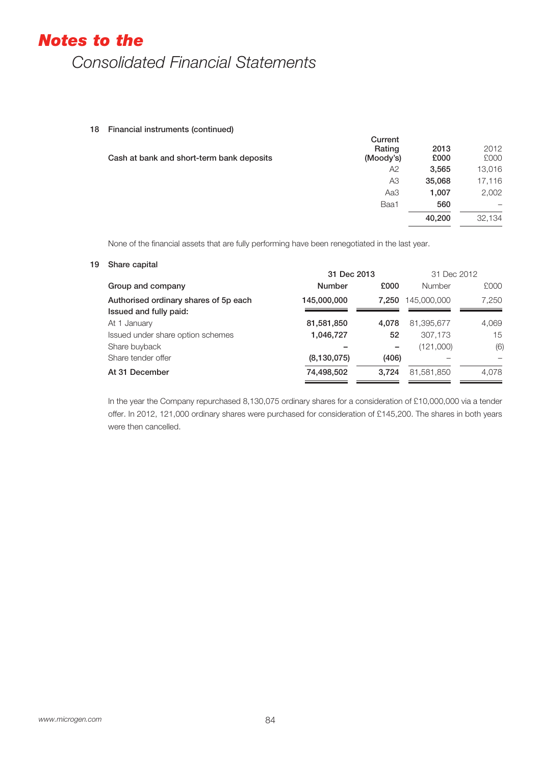## 18 Financial instruments (continued)

| Cash at bank and short-term bank deposits | Current Rating (Moody's) | 2013 £000 | 2012 £000 |
|---|---|---|---|
| | A2 | **3,565** | 13,016 |
| | A3 | **35,068** | 17,116 |
| | Aa3 | **1,007** | 2,002 |
| | Baa1 | **560** | – |
| | | **40,200** | 32,134 |

None of the financial assets that are fully performing have been renegotiated in the last year.

## 19 Share capital

| | 31 Dec 2013 | | 31 Dec 2012 | |
|---|---|---|---|---|
| **Group and company** | **Number** | **£000** | Number | £000 |
| **Authorised ordinary shares of 5p each** | **145,000,000** | **7,250** | 145,000,000 | 7,250 |
| **Issued and fully paid:** | | | | |
| At 1 January | **81,581,850** | **4,078** | 81,395,677 | 4,069 |
| Issued under share option schemes | **1,046,727** | **52** | 307,173 | 15 |
| Share buyback | **–** | **–** | (121,000) | (6) |
| Share tender offer | **(8,130,075)** | **(406)** | – | – |
| **At 31 December** | **74,498,502** | **3,724** | 81,581,850 | 4,078 |

In the year the Company repurchased 8,130,075 ordinary shares for a consideration of £10,000,000 via a tender offer. In 2012, 121,000 ordinary shares were purchased for consideration of £145,200. The shares in both years were then cancelled.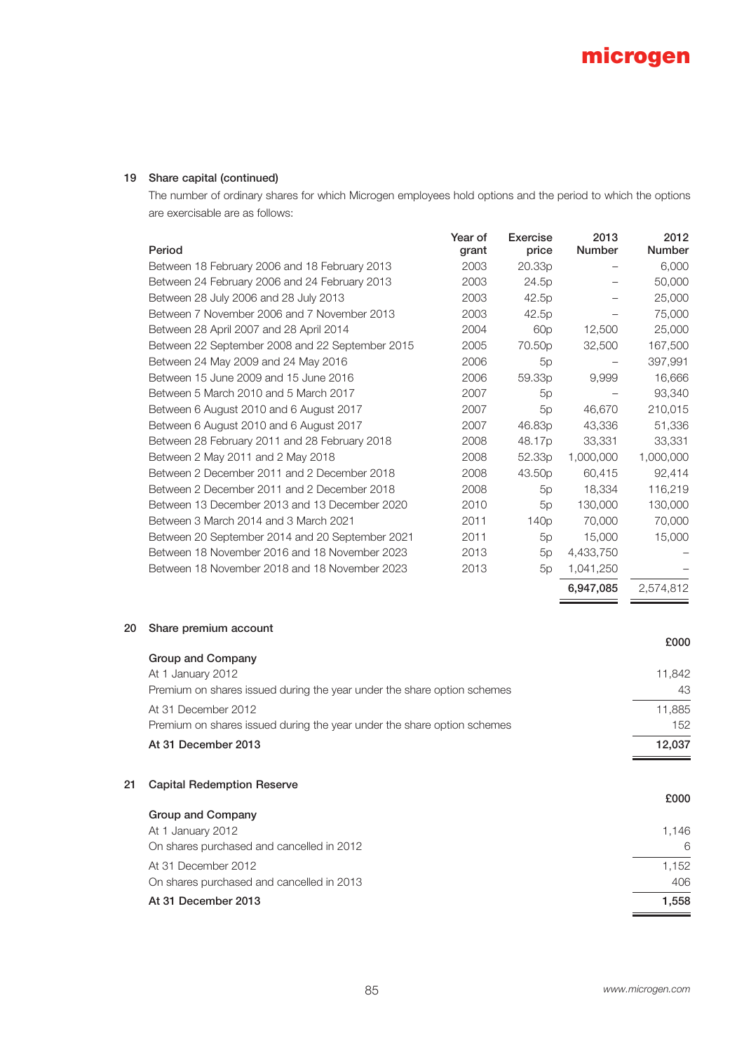## 19 Share capital (continued)

The number of ordinary shares for which Microgen employees hold options and the period to which the options are exercisable are as follows:

| Period | Year of grant | Exercise price | 2013 Number | 2012 Number |
|---|---|---|---|---|
| Between 18 February 2006 and 18 February 2013 | 2003 | 20.33p | – | 6,000 |
| Between 24 February 2006 and 24 February 2013 | 2003 | 24.5p | – | 50,000 |
| Between 28 July 2006 and 28 July 2013 | 2003 | 42.5p | – | 25,000 |
| Between 7 November 2006 and 7 November 2013 | 2003 | 42.5p | – | 75,000 |
| Between 28 April 2007 and 28 April 2014 | 2004 | 60p | 12,500 | 25,000 |
| Between 22 September 2008 and 22 September 2015 | 2005 | 70.50p | 32,500 | 167,500 |
| Between 24 May 2009 and 24 May 2016 | 2006 | 5p | – | 397,991 |
| Between 15 June 2009 and 15 June 2016 | 2006 | 59.33p | 9,999 | 16,666 |
| Between 5 March 2010 and 5 March 2017 | 2007 | 5p | – | 93,340 |
| Between 6 August 2010 and 6 August 2017 | 2007 | 5p | 46,670 | 210,015 |
| Between 6 August 2010 and 6 August 2017 | 2007 | 46.83p | 43,336 | 51,336 |
| Between 28 February 2011 and 28 February 2018 | 2008 | 48.17p | 33,331 | 33,331 |
| Between 2 May 2011 and 2 May 2018 | 2008 | 52.33p | 1,000,000 | 1,000,000 |
| Between 2 December 2011 and 2 December 2018 | 2008 | 43.50p | 60,415 | 92,414 |
| Between 2 December 2011 and 2 December 2018 | 2008 | 5p | 18,334 | 116,219 |
| Between 13 December 2013 and 13 December 2020 | 2010 | 5p | 130,000 | 130,000 |
| Between 3 March 2014 and 3 March 2021 | 2011 | 140p | 70,000 | 70,000 |
| Between 20 September 2014 and 20 September 2021 | 2011 | 5p | 15,000 | 15,000 |
| Between 18 November 2016 and 18 November 2023 | 2013 | 5p | 4,433,750 | – |
| Between 18 November 2018 and 18 November 2023 | 2013 | 5p | 1,041,250 | – |
| | | | **6,947,085** | 2,574,812 |

## 20 Share premium account

| | £000 |
|---|---|
| **Group and Company** | |
| At 1 January 2012 | 11,842 |
| Premium on shares issued during the year under the share option schemes | 43 |
| At 31 December 2012 | 11,885 |
| Premium on shares issued during the year under the share option schemes | 152 |
| **At 31 December 2013** | **12,037** |

## 21 Capital Redemption Reserve

| | £000 |
|---|---|
| **Group and Company** | |
| At 1 January 2012 | 1,146 |
| On shares purchased and cancelled in 2012 | 6 |
| At 31 December 2012 | 1,152 |
| On shares purchased and cancelled in 2013 | 406 |
| **At 31 December 2013** | **1,558** |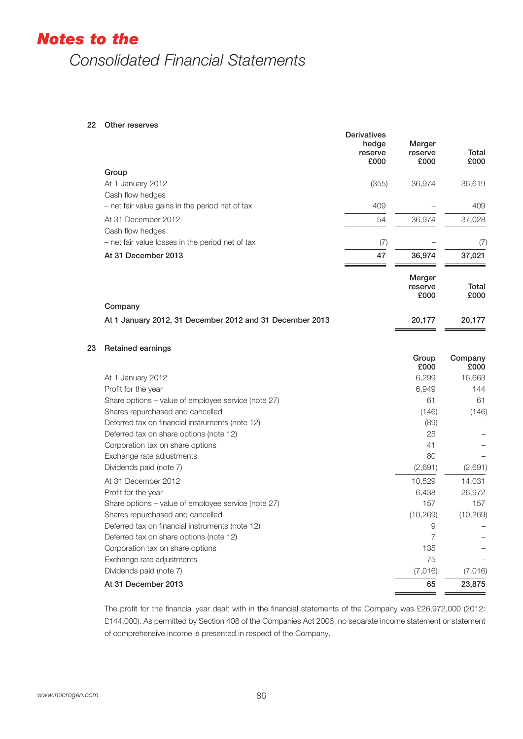# Notes to the Consolidated Financial Statements

## 22 Other reserves

| | Derivatives hedge reserve £000 | Merger reserve £000 | Total £000 |
|---|---|---|---|
| **Group** | | | |
| At 1 January 2012 | (355) | 36,974 | 36,619 |
| Cash flow hedges | | | |
| – net fair value gains in the period net of tax | 409 | – | 409 |
| At 31 December 2012 | 54 | 36,974 | 37,028 |
| Cash flow hedges | | | |
| – net fair value losses in the period net of tax | (7) | – | (7) |
| **At 31 December 2013** | **47** | **36,974** | **37,021** |

| | Merger reserve £000 | Total £000 |
|---|---|---|
| **Company** | | |
| **At 1 January 2012, 31 December 2012 and 31 December 2013** | **20,177** | **20,177** |

## 23 Retained earnings

| | Group £000 | Company £000 |
|---|---|---|
| At 1 January 2012 | 6,299 | 16,663 |
| Profit for the year | 6,949 | 144 |
| Share options – value of employee service (note 27) | 61 | 61 |
| Shares repurchased and cancelled | (146) | (146) |
| Deferred tax on financial instruments (note 12) | (89) | – |
| Deferred tax on share options (note 12) | 25 | – |
| Corporation tax on share options | 41 | – |
| Exchange rate adjustments | 80 | – |
| Dividends paid (note 7) | (2,691) | (2,691) |
| At 31 December 2012 | 10,529 | 14,031 |
| Profit for the year | 6,438 | 26,972 |
| Share options – value of employee service (note 27) | 157 | 157 |
| Shares repurchased and cancelled | (10,269) | (10,269) |
| Deferred tax on financial instruments (note 12) | 9 | – |
| Deferred tax on share options (note 12) | 7 | – |
| Corporation tax on share options | 135 | – |
| Exchange rate adjustments | 75 | – |
| Dividends paid (note 7) | (7,016) | (7,016) |
| **At 31 December 2013** | **65** | **23,875** |

The profit for the financial year dealt with in the financial statements of the Company was £26,972,000 (2012: £144,000). As permitted by Section 408 of the Companies Act 2006, no separate income statement or statement of comprehensive income is presented in respect of the Company.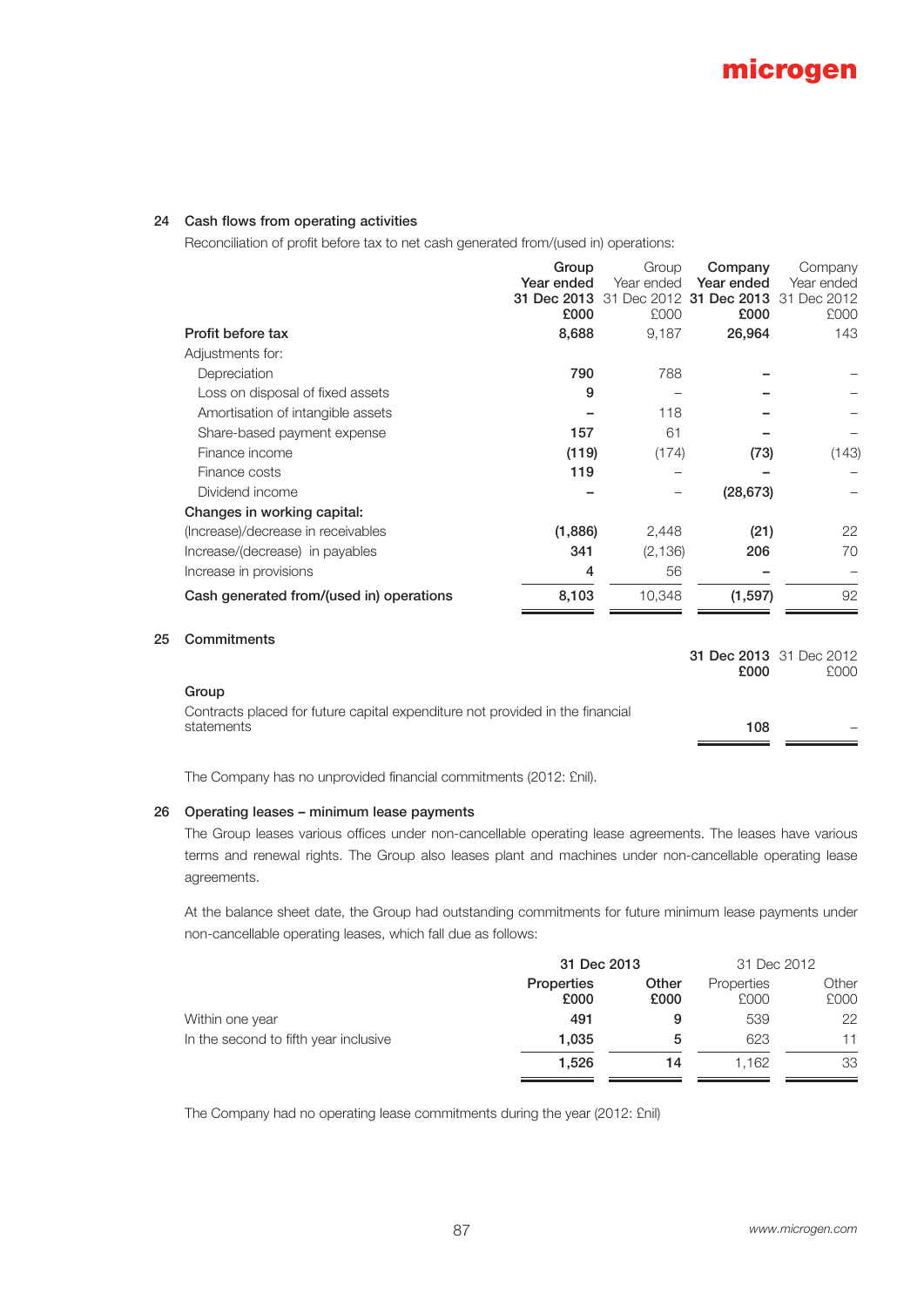## 24 Cash flows from operating activities

Reconciliation of profit before tax to net cash generated from/(used in) operations:

| | Group Year ended 31 Dec 2013 £000 | Group Year ended 31 Dec 2012 £000 | Company Year ended 31 Dec 2013 £000 | Company Year ended 31 Dec 2012 £000 |
|---|---|---|---|---|
| **Profit before tax** | **8,688** | 9,187 | **26,964** | 143 |
| Adjustments for: | | | | |
| Depreciation | **790** | 788 | **–** | – |
| Loss on disposal of fixed assets | **9** | – | **–** | – |
| Amortisation of intangible assets | **–** | 118 | **–** | – |
| Share-based payment expense | **157** | 61 | **–** | – |
| Finance income | **(119)** | (174) | **(73)** | (143) |
| Finance costs | **119** | – | **–** | – |
| Dividend income | **–** | – | **(28,673)** | – |
| **Changes in working capital:** | | | | |
| (Increase)/decrease in receivables | **(1,886)** | 2,448 | **(21)** | 22 |
| Increase/(decrease) in payables | **341** | (2,136) | **206** | 70 |
| Increase in provisions | **4** | 56 | **–** | – |
| **Cash generated from/(used in) operations** | **8,103** | 10,348 | **(1,597)** | 92 |

## 25 Commitments

| | 31 Dec 2013 £000 | 31 Dec 2012 £000 |
|---|---|---|
| **Group** | | |
| Contracts placed for future capital expenditure not provided in the financial statements | **108** | – |

The Company has no unprovided financial commitments (2012: £nil).

## 26 Operating leases – minimum lease payments

The Group leases various offices under non-cancellable operating lease agreements. The leases have various terms and renewal rights. The Group also leases plant and machines under non-cancellable operating lease agreements.

At the balance sheet date, the Group had outstanding commitments for future minimum lease payments under non-cancellable operating leases, which fall due as follows:

| | 31 Dec 2013 | | 31 Dec 2012 | |
|---|---|---|---|---|
| | Properties £000 | Other £000 | Properties £000 | Other £000 |
| Within one year | **491** | **9** | 539 | 22 |
| In the second to fifth year inclusive | **1,035** | **5** | 623 | 11 |
| | **1,526** | **14** | 1,162 | 33 |

The Company had no operating lease commitments during the year (2012: £nil)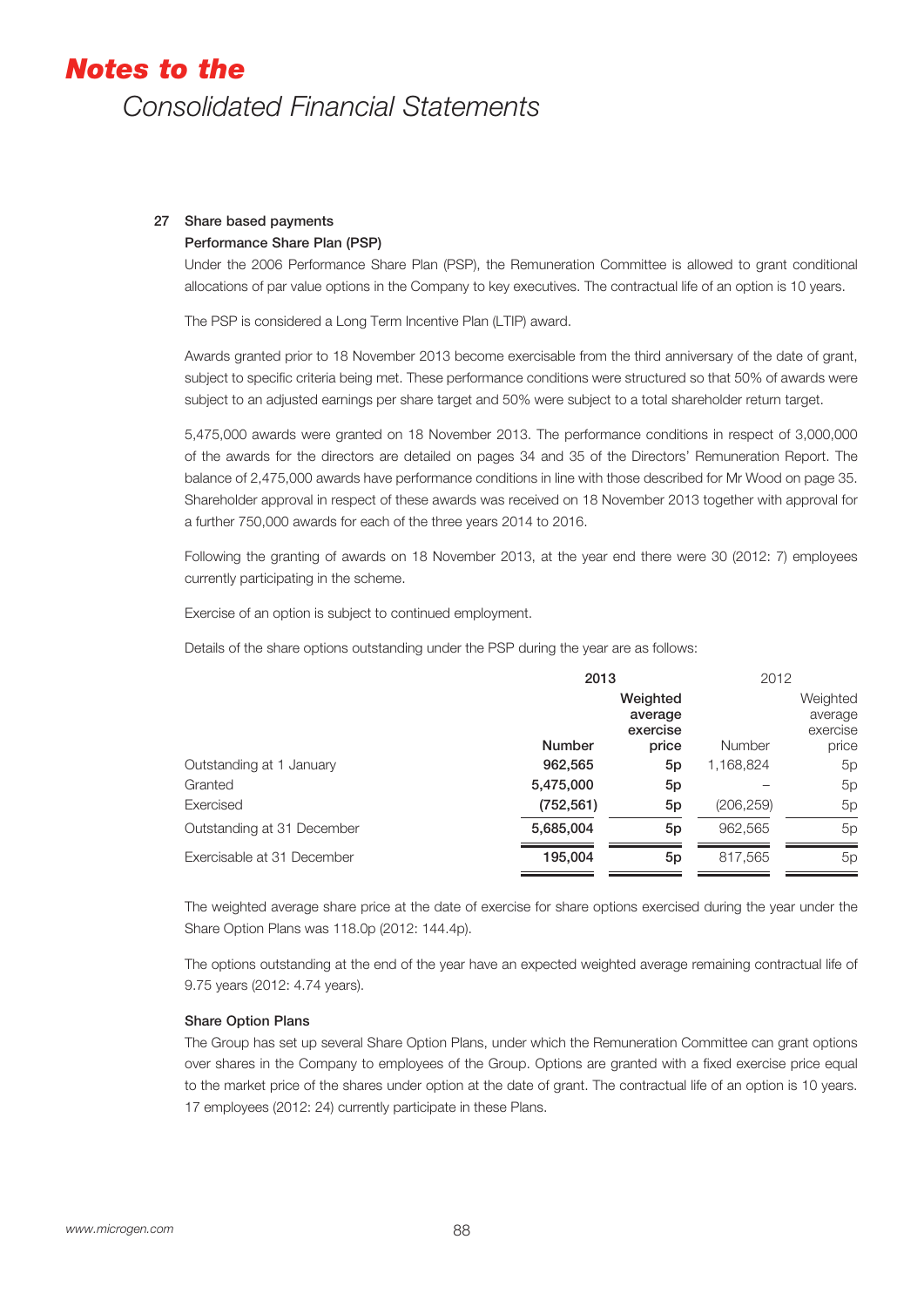# Notes to the Consolidated Financial Statements

## 27 Share based payments

### Performance Share Plan (PSP)

Under the 2006 Performance Share Plan (PSP), the Remuneration Committee is allowed to grant conditional allocations of par value options in the Company to key executives. The contractual life of an option is 10 years.

The PSP is considered a Long Term Incentive Plan (LTIP) award.

Awards granted prior to 18 November 2013 become exercisable from the third anniversary of the date of grant, subject to specific criteria being met. These performance conditions were structured so that 50% of awards were subject to an adjusted earnings per share target and 50% were subject to a total shareholder return target.

5,475,000 awards were granted on 18 November 2013. The performance conditions in respect of 3,000,000 of the awards for the directors are detailed on pages 34 and 35 of the Directors' Remuneration Report. The balance of 2,475,000 awards have performance conditions in line with those described for Mr Wood on page 35. Shareholder approval in respect of these awards was received on 18 November 2013 together with approval for a further 750,000 awards for each of the three years 2014 to 2016.

Following the granting of awards on 18 November 2013, at the year end there were 30 (2012: 7) employees currently participating in the scheme.

Exercise of an option is subject to continued employment.

Details of the share options outstanding under the PSP during the year are as follows:

| | **2013** | | 2012 | |
|---|---|---|---|---|
| | **Number** | **Weighted average exercise price** | Number | Weighted average exercise price |
| Outstanding at 1 January | **962,565** | **5p** | 1,168,824 | 5p |
| Granted | **5,475,000** | **5p** | – | 5p |
| Exercised | **(752,561)** | **5p** | (206,259) | 5p |
| Outstanding at 31 December | **5,685,004** | **5p** | 962,565 | 5p |
| Exercisable at 31 December | **195,004** | **5p** | 817,565 | 5p |

The weighted average share price at the date of exercise for share options exercised during the year under the Share Option Plans was 118.0p (2012: 144.4p).

The options outstanding at the end of the year have an expected weighted average remaining contractual life of 9.75 years (2012: 4.74 years).

### Share Option Plans

The Group has set up several Share Option Plans, under which the Remuneration Committee can grant options over shares in the Company to employees of the Group. Options are granted with a fixed exercise price equal to the market price of the shares under option at the date of grant. The contractual life of an option is 10 years. 17 employees (2012: 24) currently participate in these Plans.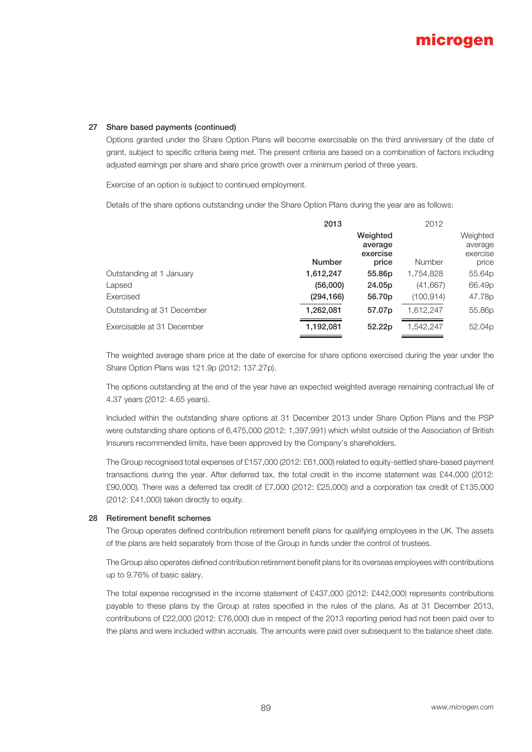## 27 Share based payments (continued)

Options granted under the Share Option Plans will become exercisable on the third anniversary of the date of grant, subject to specific criteria being met. The present criteria are based on a combination of factors including adjusted earnings per share and share price growth over a minimum period of three years.

Exercise of an option is subject to continued employment.

Details of the share options outstanding under the Share Option Plans during the year are as follows:

| | 2013 | | 2012 | |
|---|---|---|---|---|
| | **Number** | **Weighted average exercise price** | Number | Weighted average exercise price |
| Outstanding at 1 January | **1,612,247** | **55.86p** | 1,754,828 | 55.64p |
| Lapsed | **(56,000)** | **24.05p** | (41,667) | 66.49p |
| Exercised | **(294,166)** | **56.70p** | (100,914) | 47.78p |
| Outstanding at 31 December | **1,262,081** | **57.07p** | 1,612,247 | 55.86p |
| Exercisable at 31 December | **1,192,081** | **52.22p** | 1,542,247 | 52.04p |

The weighted average share price at the date of exercise for share options exercised during the year under the Share Option Plans was 121.9p (2012: 137.27p).

The options outstanding at the end of the year have an expected weighted average remaining contractual life of 4.37 years (2012: 4.65 years).

Included within the outstanding share options at 31 December 2013 under Share Option Plans and the PSP were outstanding share options of 6,475,000 (2012: 1,397,991) which whilst outside of the Association of British Insurers recommended limits, have been approved by the Company's shareholders.

The Group recognised total expenses of £157,000 (2012: £61,000) related to equity-settled share-based payment transactions during the year. After deferred tax, the total credit in the income statement was £44,000 (2012: £90,000). There was a deferred tax credit of £7,000 (2012: £25,000) and a corporation tax credit of £135,000 (2012: £41,000) taken directly to equity.

## 28 Retirement benefit schemes

The Group operates defined contribution retirement benefit plans for qualifying employees in the UK. The assets of the plans are held separately from those of the Group in funds under the control of trustees.

The Group also operates defined contribution retirement benefit plans for its overseas employees with contributions up to 9.76% of basic salary.

The total expense recognised in the income statement of £437,000 (2012: £442,000) represents contributions payable to these plans by the Group at rates specified in the rules of the plans. As at 31 December 2013, contributions of £22,000 (2012: £76,000) due in respect of the 2013 reporting period had not been paid over to the plans and were included within accruals. The amounts were paid over subsequent to the balance sheet date.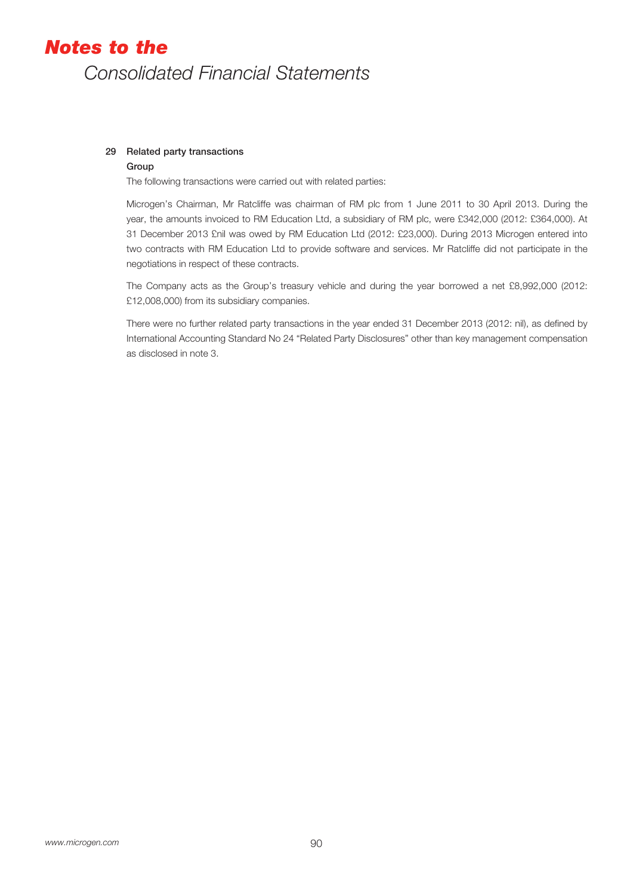## 29 Related party transactions

### Group

The following transactions were carried out with related parties:

Microgen's Chairman, Mr Ratcliffe was chairman of RM plc from 1 June 2011 to 30 April 2013. During the year, the amounts invoiced to RM Education Ltd, a subsidiary of RM plc, were £342,000 (2012: £364,000). At 31 December 2013 £nil was owed by RM Education Ltd (2012: £23,000). During 2013 Microgen entered into two contracts with RM Education Ltd to provide software and services. Mr Ratcliffe did not participate in the negotiations in respect of these contracts.

The Company acts as the Group's treasury vehicle and during the year borrowed a net £8,992,000 (2012: £12,008,000) from its subsidiary companies.

There were no further related party transactions in the year ended 31 December 2013 (2012: nil), as defined by International Accounting Standard No 24 "Related Party Disclosures" other than key management compensation as disclosed in note 3.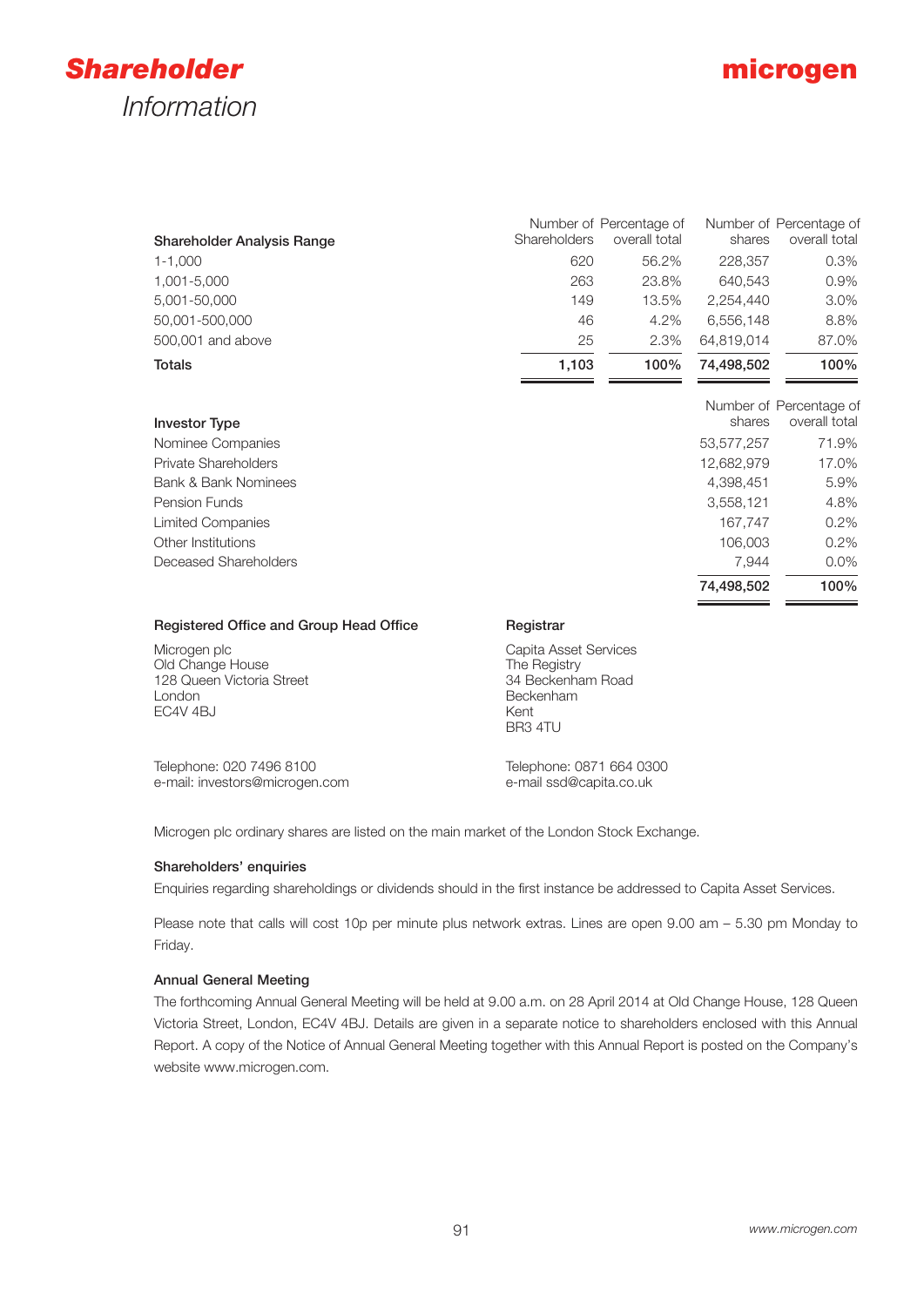# *Shareholder* Information

| Shareholder Analysis Range | Number of Shareholders | Percentage of overall total | Number of shares | Percentage of overall total |
|---|---|---|---|---|
| 1-1,000 | 620 | 56.2% | 228,357 | 0.3% |
| 1,001-5,000 | 263 | 23.8% | 640,543 | 0.9% |
| 5,001-50,000 | 149 | 13.5% | 2,254,440 | 3.0% |
| 50,001-500,000 | 46 | 4.2% | 6,556,148 | 8.8% |
| 500,001 and above | 25 | 2.3% | 64,819,014 | 87.0% |
| **Totals** | **1,103** | **100%** | **74,498,502** | **100%** |

| Investor Type | Number of shares | Percentage of overall total |
|---|---|---|
| Nominee Companies | 53,577,257 | 71.9% |
| Private Shareholders | 12,682,979 | 17.0% |
| Bank & Bank Nominees | 4,398,451 | 5.9% |
| Pension Funds | 3,558,121 | 4.8% |
| Limited Companies | 167,747 | 0.2% |
| Other Institutions | 106,003 | 0.2% |
| Deceased Shareholders | 7,944 | 0.0% |
| | **74,498,502** | **100%** |

**Registered Office and Group Head Office**

Microgen plc
Old Change House
128 Queen Victoria Street
London
EC4V 4BJ

Telephone: 020 7496 8100
e-mail: investors@microgen.com

**Registrar**

Capita Asset Services
The Registry
34 Beckenham Road
Beckenham
Kent
BR3 4TU

Telephone: 0871 664 0300
e-mail ssd@capita.co.uk

Microgen plc ordinary shares are listed on the main market of the London Stock Exchange.

**Shareholders' enquiries**

Enquiries regarding shareholdings or dividends should in the first instance be addressed to Capita Asset Services.

Please note that calls will cost 10p per minute plus network extras. Lines are open 9.00 am – 5.30 pm Monday to Friday.

**Annual General Meeting**

The forthcoming Annual General Meeting will be held at 9.00 a.m. on 28 April 2014 at Old Change House, 128 Queen Victoria Street, London, EC4V 4BJ. Details are given in a separate notice to shareholders enclosed with this Annual Report. A copy of the Notice of Annual General Meeting together with this Annual Report is posted on the Company's website www.microgen.com.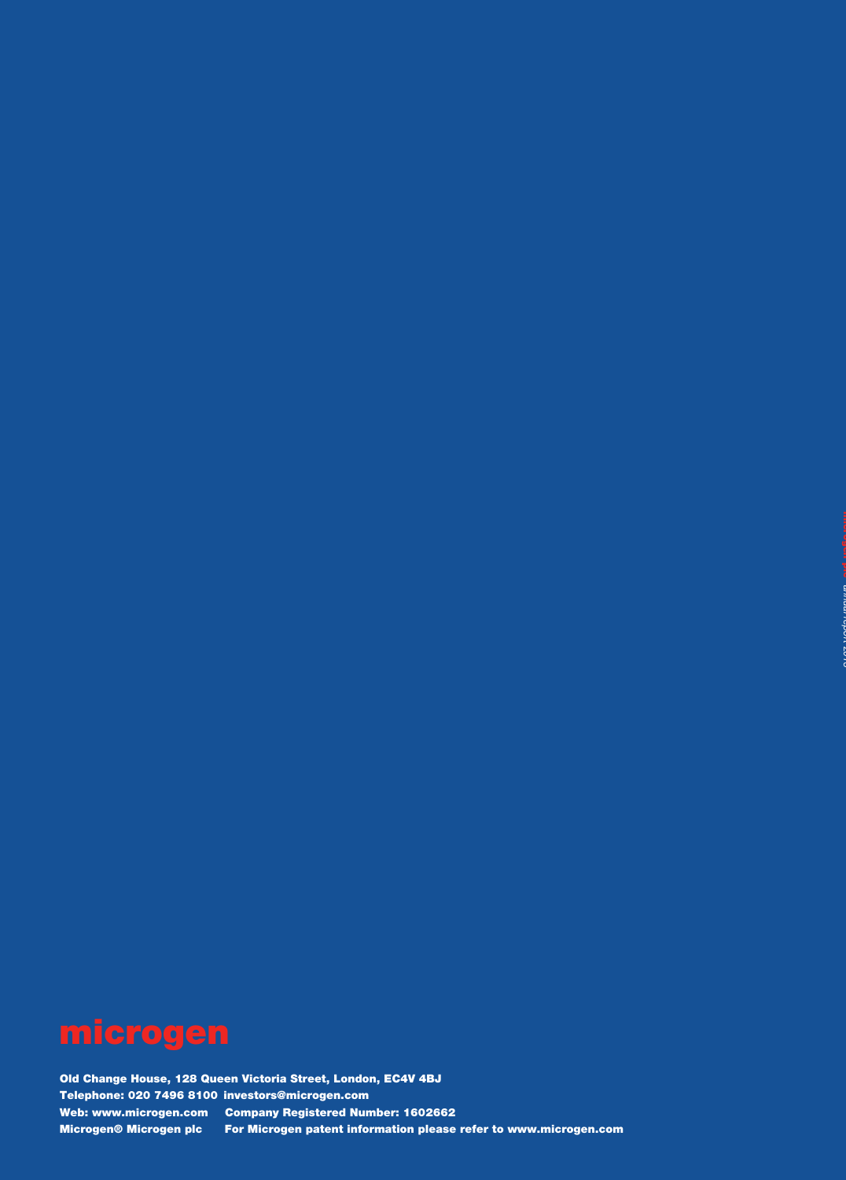microgen

**Old Change House, 128 Queen Victoria Street, London, EC4V 4BJ**
**Telephone: 020 7496 8100 investors@microgen.com**
**Web: www.microgen.com Company Registered Number: 1602662**
**Microgen® Microgen plc For Microgen patent information please refer to www.microgen.com**